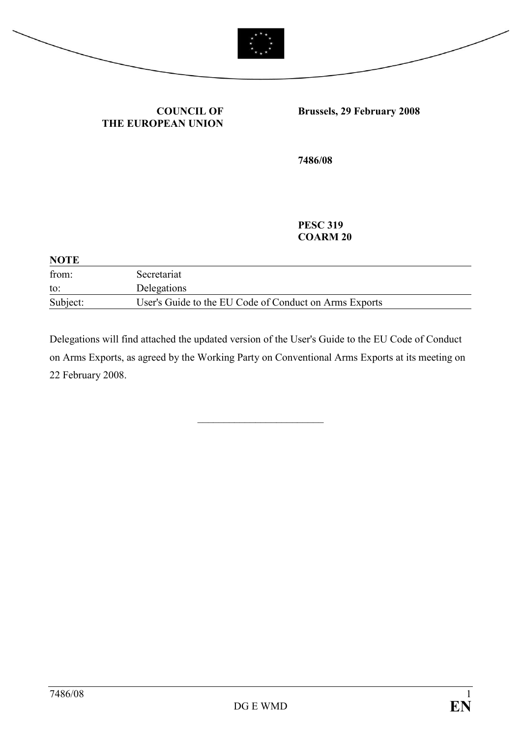**COUNCIL OF THE EUROPEAN UNION**

**Brussels, 29 February 2008**

**7486/08**

**PESC 319**
**COARM 20**

**NOTE**

| | |
|---|---|
| from: | Secretariat |
| to: | Delegations |
| Subject: | User's Guide to the EU Code of Conduct on Arms Exports |

Delegations will find attached the updated version of the User's Guide to the EU Code of Conduct on Arms Exports, as agreed by the Working Party on Conventional Arms Exports at its meeting on 22 February 2008.

---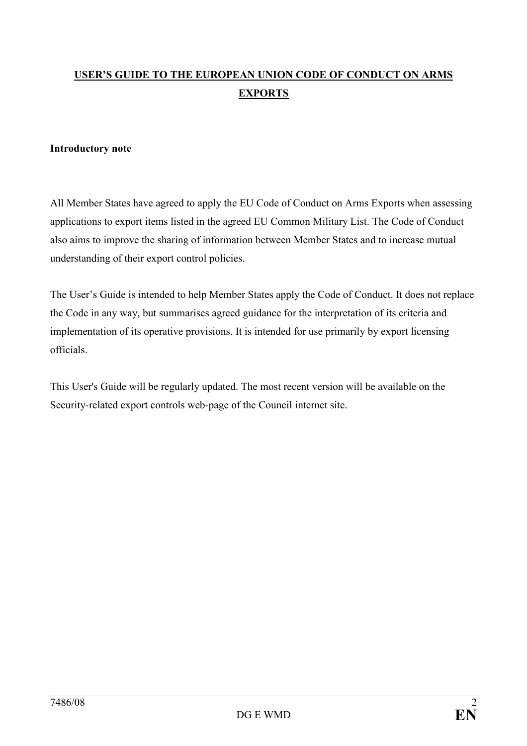# USER'S GUIDE TO THE EUROPEAN UNION CODE OF CONDUCT ON ARMS EXPORTS

**Introductory note**

All Member States have agreed to apply the EU Code of Conduct on Arms Exports when assessing applications to export items listed in the agreed EU Common Military List. The Code of Conduct also aims to improve the sharing of information between Member States and to increase mutual understanding of their export control policies.

The User's Guide is intended to help Member States apply the Code of Conduct. It does not replace the Code in any way, but summarises agreed guidance for the interpretation of its criteria and implementation of its operative provisions. It is intended for use primarily by export licensing officials.

This User's Guide will be regularly updated. The most recent version will be available on the Security-related export controls web-page of the Council internet site.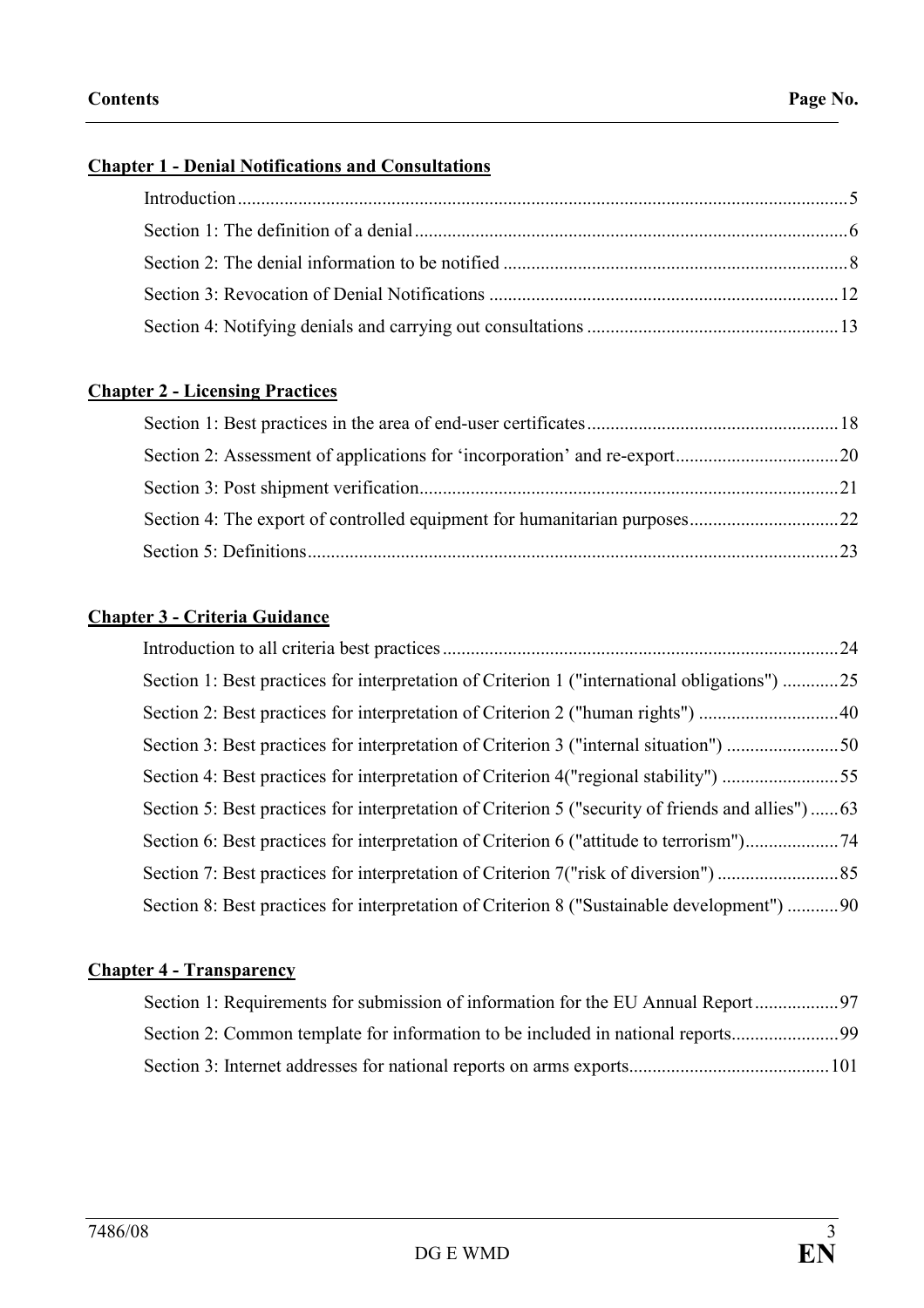| Contents | Page No. |
|---|---|

**Chapter 1 - Denial Notifications and Consultations**

| | |
|---|---|
| Introduction | 5 |
| Section 1: The definition of a denial | 6 |
| Section 2: The denial information to be notified | 8 |
| Section 3: Revocation of Denial Notifications | 12 |
| Section 4: Notifying denials and carrying out consultations | 13 |

**Chapter 2 - Licensing Practices**

| | |
|---|---|
| Section 1: Best practices in the area of end-user certificates | 18 |
| Section 2: Assessment of applications for 'incorporation' and re-export | 20 |
| Section 3: Post shipment verification | 21 |
| Section 4: The export of controlled equipment for humanitarian purposes | 22 |
| Section 5: Definitions | 23 |

**Chapter 3 - Criteria Guidance**

| | |
|---|---|
| Introduction to all criteria best practices | 24 |
| Section 1: Best practices for interpretation of Criterion 1 ("international obligations") | 25 |
| Section 2: Best practices for interpretation of Criterion 2 ("human rights") | 40 |
| Section 3: Best practices for interpretation of Criterion 3 ("internal situation") | 50 |
| Section 4: Best practices for interpretation of Criterion 4("regional stability") | 55 |
| Section 5: Best practices for interpretation of Criterion 5 ("security of friends and allies") | 63 |
| Section 6: Best practices for interpretation of Criterion 6 ("attitude to terrorism") | 74 |
| Section 7: Best practices for interpretation of Criterion 7("risk of diversion") | 85 |
| Section 8: Best practices for interpretation of Criterion 8 ("Sustainable development") | 90 |

**Chapter 4 - Transparency**

| | |
|---|---|
| Section 1: Requirements for submission of information for the EU Annual Report | 97 |
| Section 2: Common template for information to be included in national reports | 99 |
| Section 3: Internet addresses for national reports on arms exports | 101 |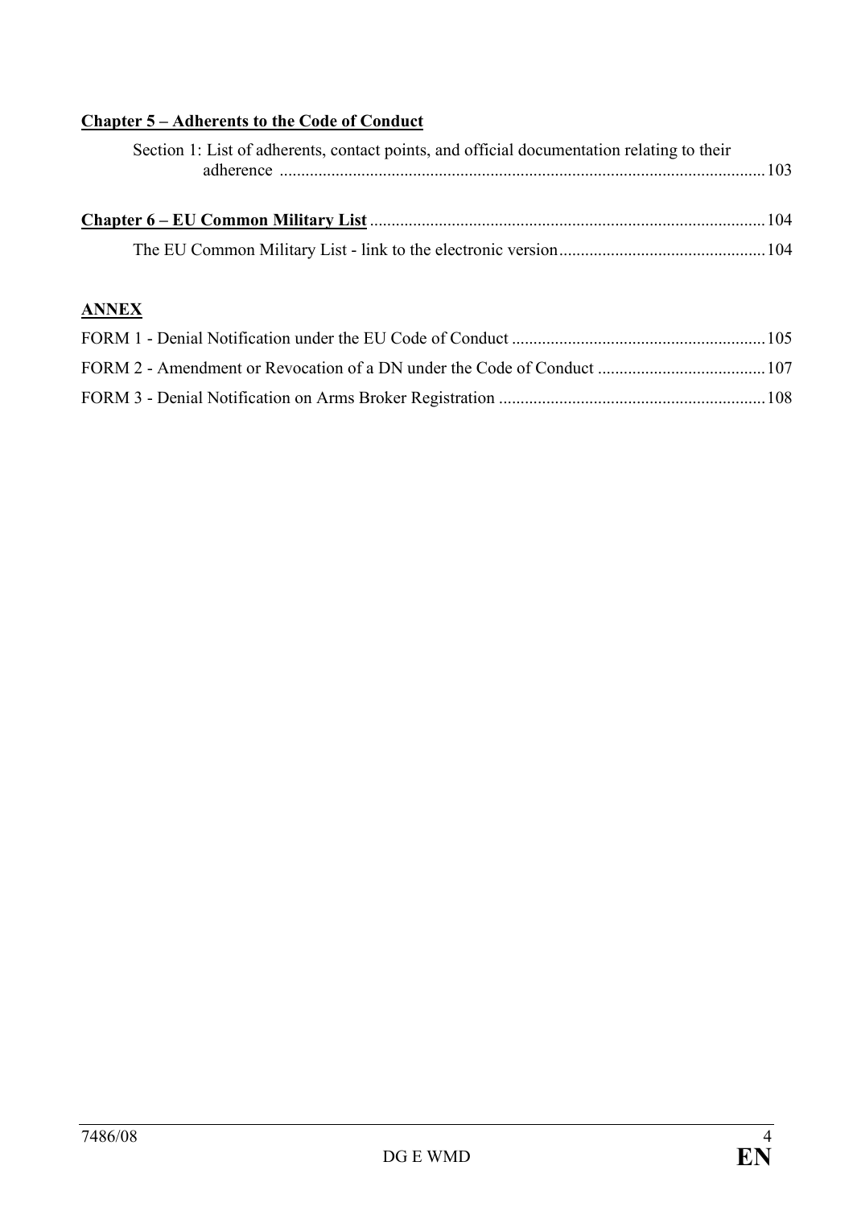**Chapter 5 – Adherents to the Code of Conduct**

Section 1: List of adherents, contact points, and official documentation relating to their adherence ....103

**Chapter 6 – EU Common Military List** ....104

The EU Common Military List - link to the electronic version ....104

**ANNEX**

FORM 1 - Denial Notification under the EU Code of Conduct ....105

FORM 2 - Amendment or Revocation of a DN under the Code of Conduct ....107

FORM 3 - Denial Notification on Arms Broker Registration ....108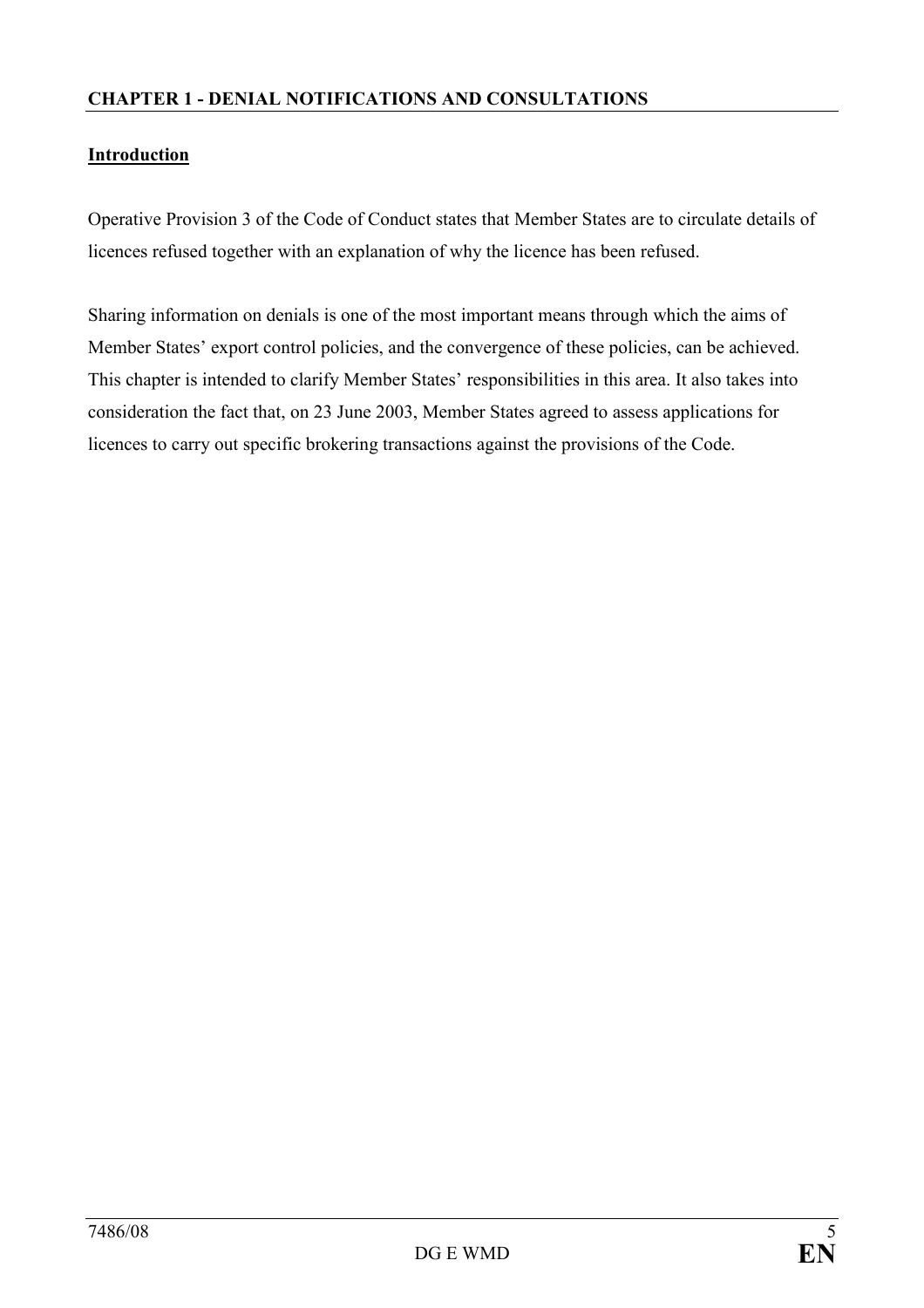## CHAPTER 1 - DENIAL NOTIFICATIONS AND CONSULTATIONS

### Introduction

Operative Provision 3 of the Code of Conduct states that Member States are to circulate details of licences refused together with an explanation of why the licence has been refused.

Sharing information on denials is one of the most important means through which the aims of Member States' export control policies, and the convergence of these policies, can be achieved. This chapter is intended to clarify Member States' responsibilities in this area. It also takes into consideration the fact that, on 23 June 2003, Member States agreed to assess applications for licences to carry out specific brokering transactions against the provisions of the Code.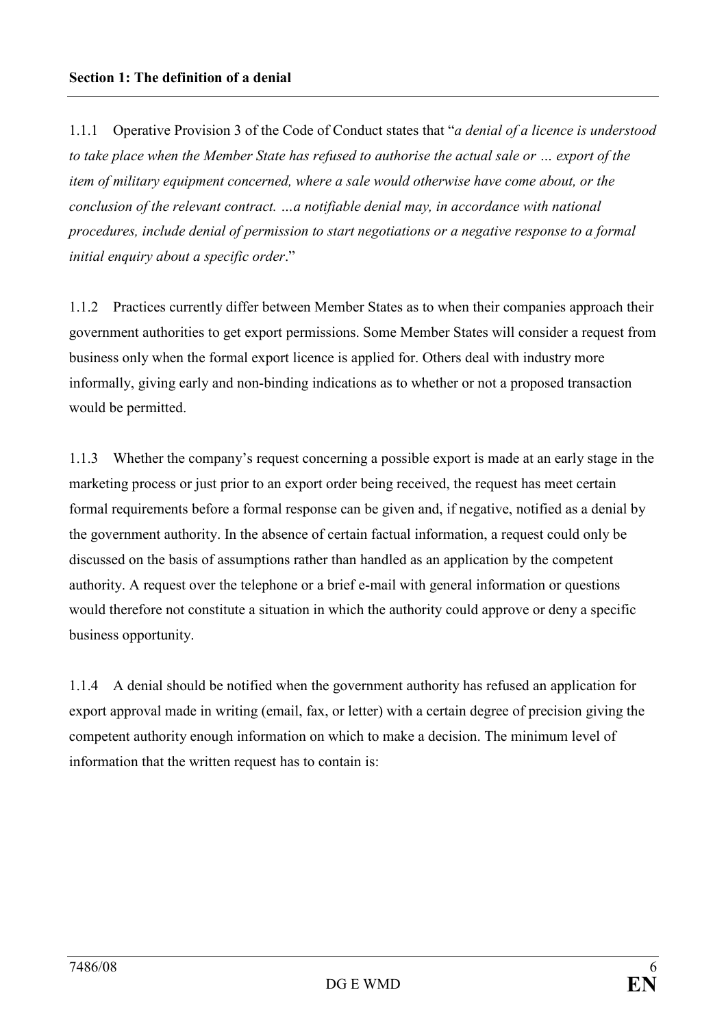**Section 1: The definition of a denial**

1.1.1 Operative Provision 3 of the Code of Conduct states that "*a denial of a licence is understood to take place when the Member State has refused to authorise the actual sale or … export of the item of military equipment concerned, where a sale would otherwise have come about, or the conclusion of the relevant contract. …a notifiable denial may, in accordance with national procedures, include denial of permission to start negotiations or a negative response to a formal initial enquiry about a specific order*."

1.1.2 Practices currently differ between Member States as to when their companies approach their government authorities to get export permissions. Some Member States will consider a request from business only when the formal export licence is applied for. Others deal with industry more informally, giving early and non-binding indications as to whether or not a proposed transaction would be permitted.

1.1.3 Whether the company's request concerning a possible export is made at an early stage in the marketing process or just prior to an export order being received, the request has meet certain formal requirements before a formal response can be given and, if negative, notified as a denial by the government authority. In the absence of certain factual information, a request could only be discussed on the basis of assumptions rather than handled as an application by the competent authority. A request over the telephone or a brief e-mail with general information or questions would therefore not constitute a situation in which the authority could approve or deny a specific business opportunity.

1.1.4 A denial should be notified when the government authority has refused an application for export approval made in writing (email, fax, or letter) with a certain degree of precision giving the competent authority enough information on which to make a decision. The minimum level of information that the written request has to contain is: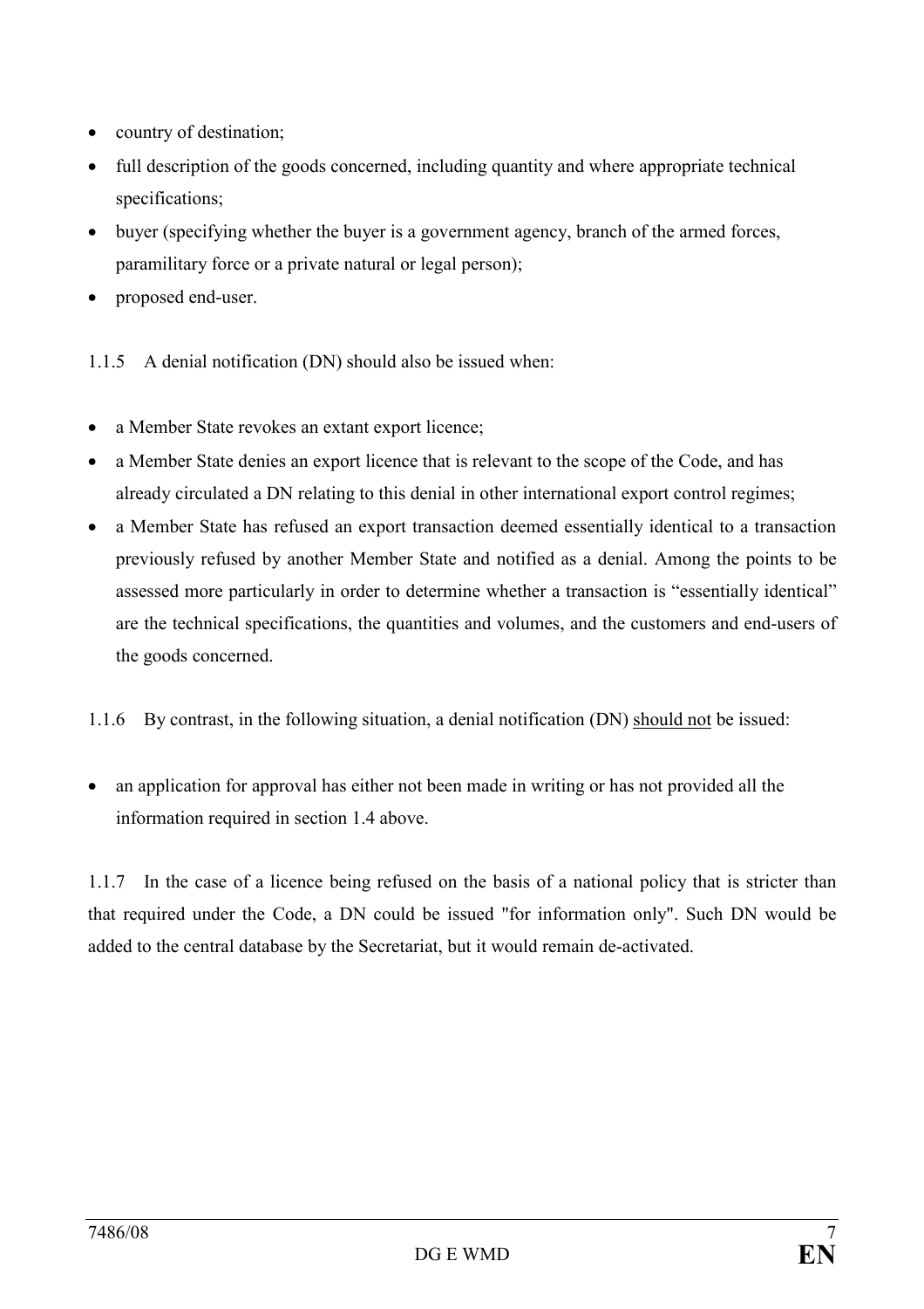- country of destination;
- full description of the goods concerned, including quantity and where appropriate technical specifications;
- buyer (specifying whether the buyer is a government agency, branch of the armed forces, paramilitary force or a private natural or legal person);
- proposed end-user.

1.1.5 A denial notification (DN) should also be issued when:

- a Member State revokes an extant export licence;
- a Member State denies an export licence that is relevant to the scope of the Code, and has already circulated a DN relating to this denial in other international export control regimes;
- a Member State has refused an export transaction deemed essentially identical to a transaction previously refused by another Member State and notified as a denial. Among the points to be assessed more particularly in order to determine whether a transaction is "essentially identical" are the technical specifications, the quantities and volumes, and the customers and end-users of the goods concerned.

1.1.6 By contrast, in the following situation, a denial notification (DN) <u>should not</u> be issued:

- an application for approval has either not been made in writing or has not provided all the information required in section 1.4 above.

1.1.7 In the case of a licence being refused on the basis of a national policy that is stricter than that required under the Code, a DN could be issued "for information only". Such DN would be added to the central database by the Secretariat, but it would remain de-activated.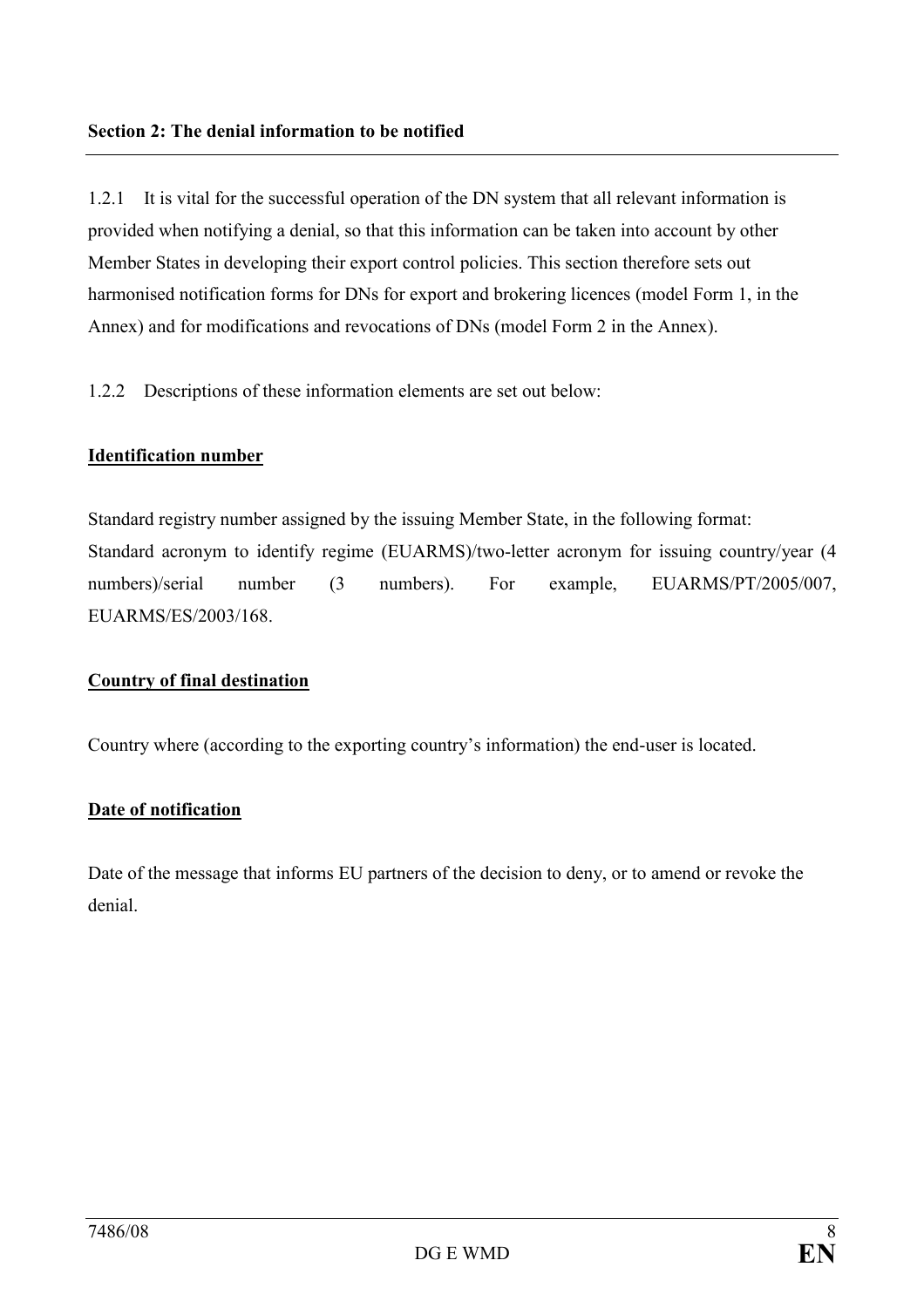## Section 2: The denial information to be notified

1.2.1 It is vital for the successful operation of the DN system that all relevant information is provided when notifying a denial, so that this information can be taken into account by other Member States in developing their export control policies. This section therefore sets out harmonised notification forms for DNs for export and brokering licences (model Form 1, in the Annex) and for modifications and revocations of DNs (model Form 2 in the Annex).

1.2.2 Descriptions of these information elements are set out below:

**Identification number**

Standard registry number assigned by the issuing Member State, in the following format:
Standard acronym to identify regime (EUARMS)/two-letter acronym for issuing country/year (4 numbers)/serial number (3 numbers). For example, EUARMS/PT/2005/007, EUARMS/ES/2003/168.

**Country of final destination**

Country where (according to the exporting country's information) the end-user is located.

**Date of notification**

Date of the message that informs EU partners of the decision to deny, or to amend or revoke the denial.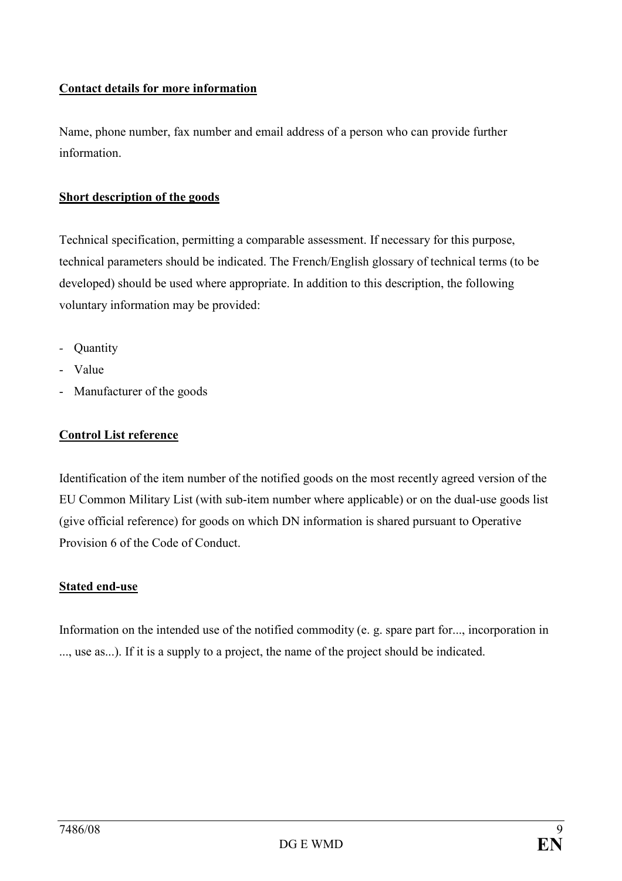**Contact details for more information**

Name, phone number, fax number and email address of a person who can provide further information.

**Short description of the goods**

Technical specification, permitting a comparable assessment. If necessary for this purpose, technical parameters should be indicated. The French/English glossary of technical terms (to be developed) should be used where appropriate. In addition to this description, the following voluntary information may be provided:

- Quantity
- Value
- Manufacturer of the goods

**Control List reference**

Identification of the item number of the notified goods on the most recently agreed version of the EU Common Military List (with sub-item number where applicable) or on the dual-use goods list (give official reference) for goods on which DN information is shared pursuant to Operative Provision 6 of the Code of Conduct.

**Stated end-use**

Information on the intended use of the notified commodity (e. g. spare part for..., incorporation in ..., use as...). If it is a supply to a project, the name of the project should be indicated.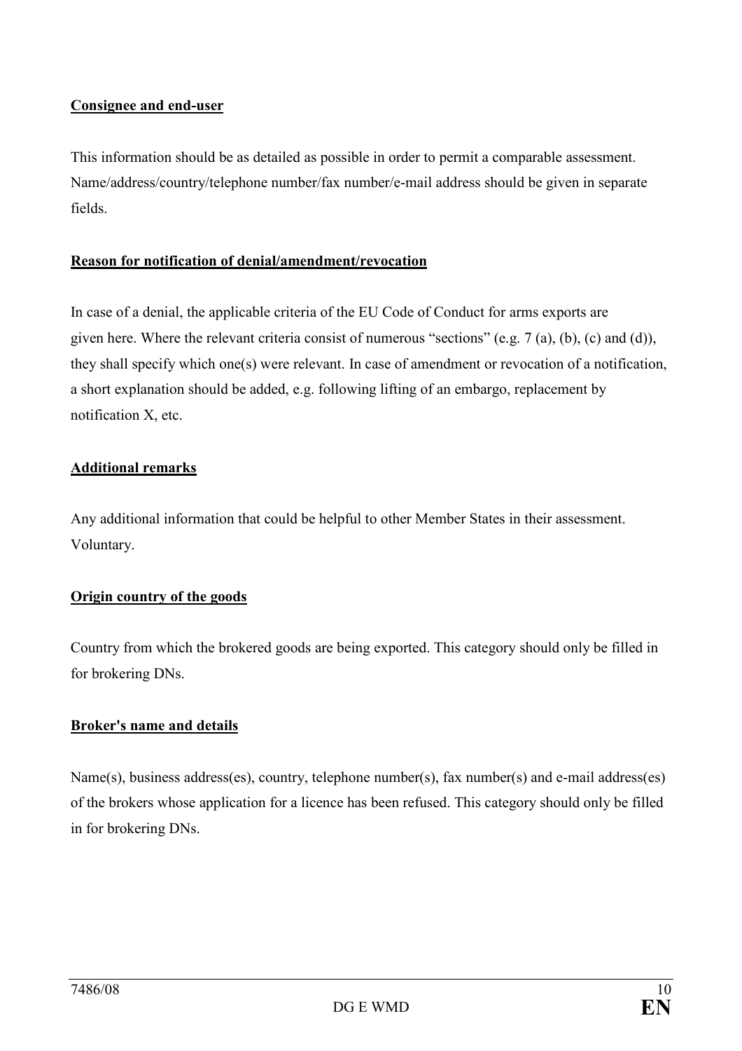**Consignee and end-user**

This information should be as detailed as possible in order to permit a comparable assessment. Name/address/country/telephone number/fax number/e-mail address should be given in separate fields.

**Reason for notification of denial/amendment/revocation**

In case of a denial, the applicable criteria of the EU Code of Conduct for arms exports are given here. Where the relevant criteria consist of numerous "sections" (e.g. 7 (a), (b), (c) and (d)), they shall specify which one(s) were relevant. In case of amendment or revocation of a notification, a short explanation should be added, e.g. following lifting of an embargo, replacement by notification X, etc.

**Additional remarks**

Any additional information that could be helpful to other Member States in their assessment. Voluntary.

**Origin country of the goods**

Country from which the brokered goods are being exported. This category should only be filled in for brokering DNs.

**Broker's name and details**

Name(s), business address(es), country, telephone number(s), fax number(s) and e-mail address(es) of the brokers whose application for a licence has been refused. This category should only be filled in for brokering DNs.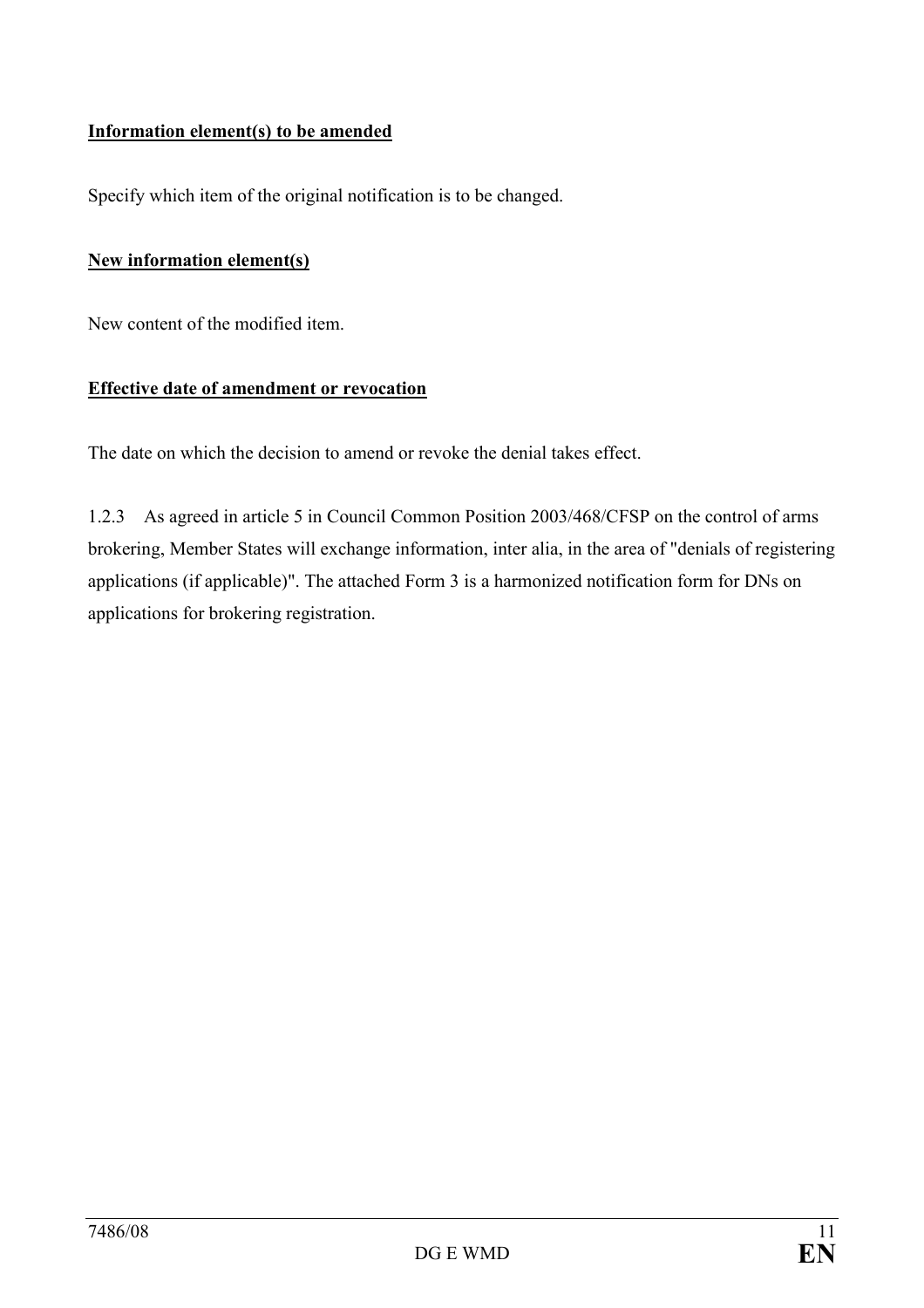**Information element(s) to be amended**

Specify which item of the original notification is to be changed.

**New information element(s)**

New content of the modified item.

**Effective date of amendment or revocation**

The date on which the decision to amend or revoke the denial takes effect.

1.2.3 As agreed in article 5 in Council Common Position 2003/468/CFSP on the control of arms brokering, Member States will exchange information, inter alia, in the area of "denials of registering applications (if applicable)". The attached Form 3 is a harmonized notification form for DNs on applications for brokering registration.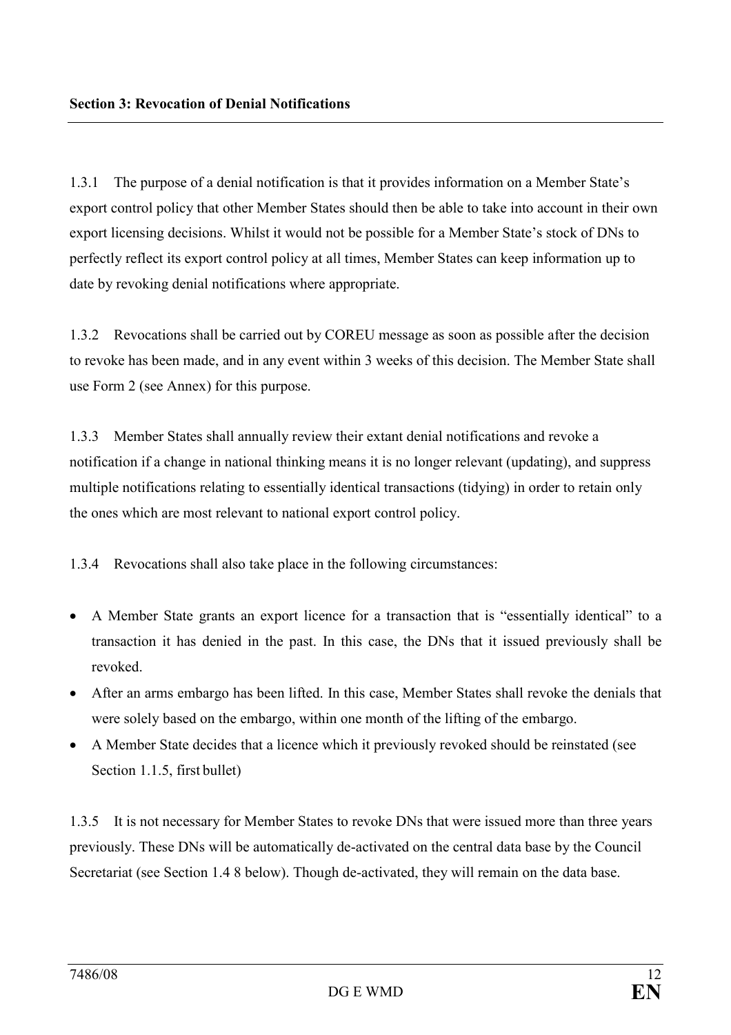**Section 3: Revocation of Denial Notifications**

1.3.1 The purpose of a denial notification is that it provides information on a Member State's export control policy that other Member States should then be able to take into account in their own export licensing decisions. Whilst it would not be possible for a Member State's stock of DNs to perfectly reflect its export control policy at all times, Member States can keep information up to date by revoking denial notifications where appropriate.

1.3.2 Revocations shall be carried out by COREU message as soon as possible after the decision to revoke has been made, and in any event within 3 weeks of this decision. The Member State shall use Form 2 (see Annex) for this purpose.

1.3.3 Member States shall annually review their extant denial notifications and revoke a notification if a change in national thinking means it is no longer relevant (updating), and suppress multiple notifications relating to essentially identical transactions (tidying) in order to retain only the ones which are most relevant to national export control policy.

1.3.4 Revocations shall also take place in the following circumstances:

- A Member State grants an export licence for a transaction that is "essentially identical" to a transaction it has denied in the past. In this case, the DNs that it issued previously shall be revoked.
- After an arms embargo has been lifted. In this case, Member States shall revoke the denials that were solely based on the embargo, within one month of the lifting of the embargo.
- A Member State decides that a licence which it previously revoked should be reinstated (see Section 1.1.5, first bullet)

1.3.5 It is not necessary for Member States to revoke DNs that were issued more than three years previously. These DNs will be automatically de-activated on the central data base by the Council Secretariat (see Section 1.4 8 below). Though de-activated, they will remain on the data base.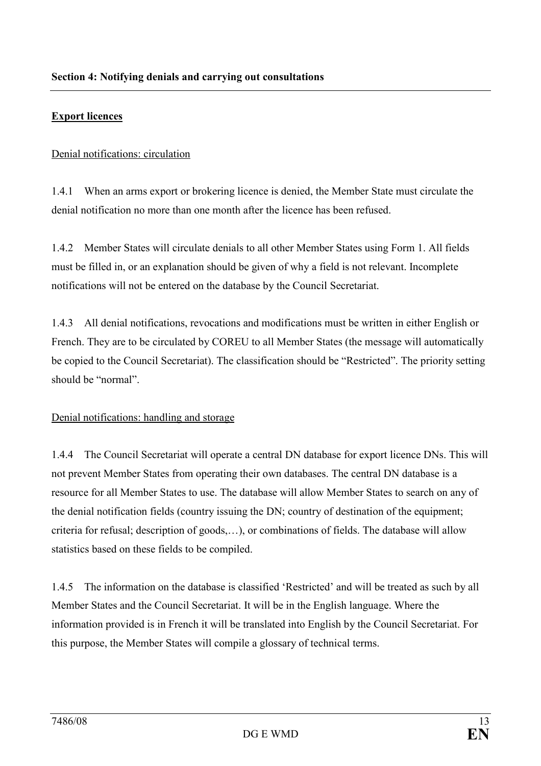**Section 4: Notifying denials and carrying out consultations**

---

**Export licences**

Denial notifications: circulation

1.4.1 When an arms export or brokering licence is denied, the Member State must circulate the denial notification no more than one month after the licence has been refused.

1.4.2 Member States will circulate denials to all other Member States using Form 1. All fields must be filled in, or an explanation should be given of why a field is not relevant. Incomplete notifications will not be entered on the database by the Council Secretariat.

1.4.3 All denial notifications, revocations and modifications must be written in either English or French. They are to be circulated by COREU to all Member States (the message will automatically be copied to the Council Secretariat). The classification should be "Restricted". The priority setting should be "normal".

Denial notifications: handling and storage

1.4.4 The Council Secretariat will operate a central DN database for export licence DNs. This will not prevent Member States from operating their own databases. The central DN database is a resource for all Member States to use. The database will allow Member States to search on any of the denial notification fields (country issuing the DN; country of destination of the equipment; criteria for refusal; description of goods,…), or combinations of fields. The database will allow statistics based on these fields to be compiled.

1.4.5 The information on the database is classified 'Restricted' and will be treated as such by all Member States and the Council Secretariat. It will be in the English language. Where the information provided is in French it will be translated into English by the Council Secretariat. For this purpose, the Member States will compile a glossary of technical terms.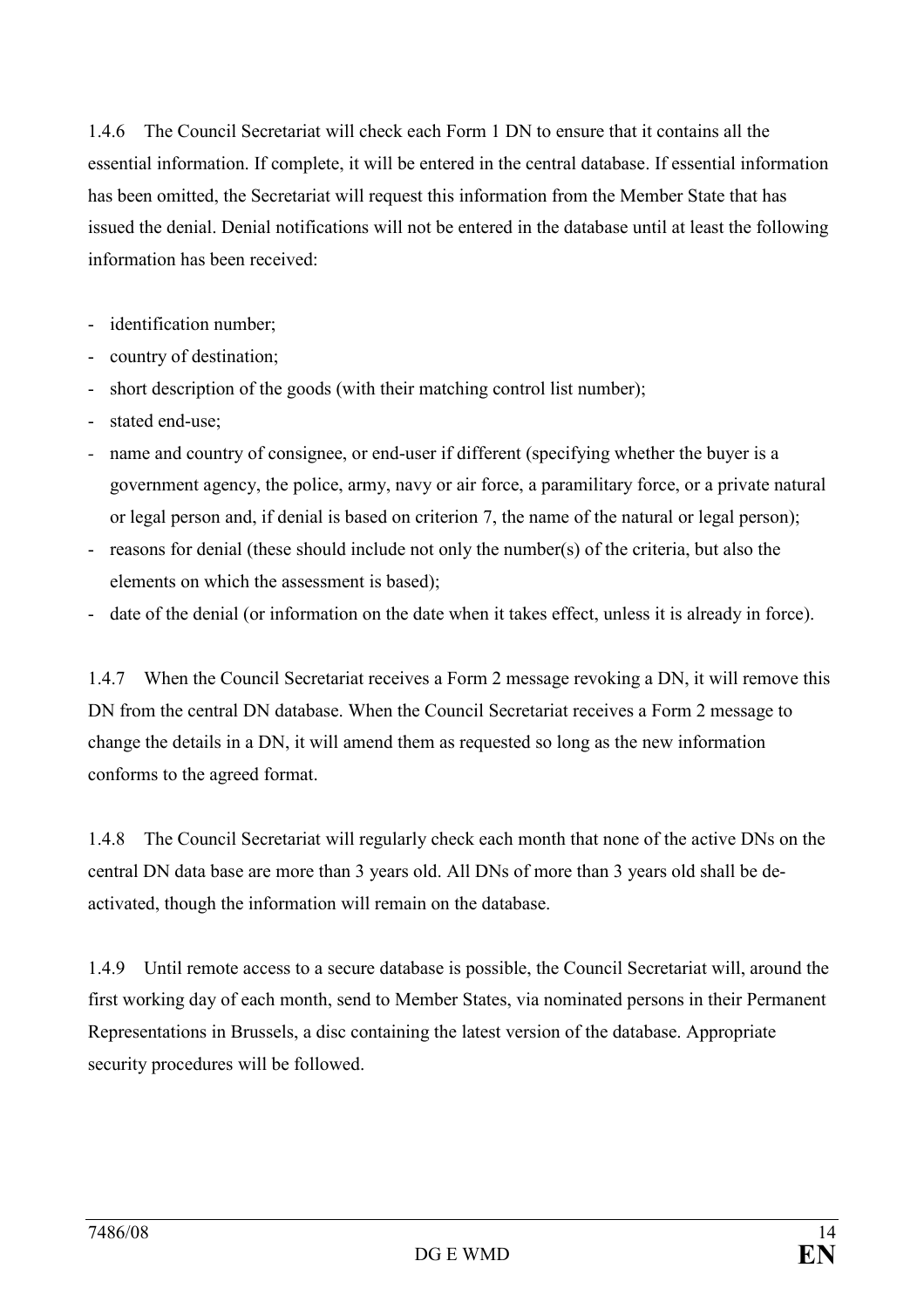1.4.6 The Council Secretariat will check each Form 1 DN to ensure that it contains all the essential information. If complete, it will be entered in the central database. If essential information has been omitted, the Secretariat will request this information from the Member State that has issued the denial. Denial notifications will not be entered in the database until at least the following information has been received:

- identification number;
- country of destination;
- short description of the goods (with their matching control list number);
- stated end-use;
- name and country of consignee, or end-user if different (specifying whether the buyer is a government agency, the police, army, navy or air force, a paramilitary force, or a private natural or legal person and, if denial is based on criterion 7, the name of the natural or legal person);
- reasons for denial (these should include not only the number(s) of the criteria, but also the elements on which the assessment is based);
- date of the denial (or information on the date when it takes effect, unless it is already in force).

1.4.7 When the Council Secretariat receives a Form 2 message revoking a DN, it will remove this DN from the central DN database. When the Council Secretariat receives a Form 2 message to change the details in a DN, it will amend them as requested so long as the new information conforms to the agreed format.

1.4.8 The Council Secretariat will regularly check each month that none of the active DNs on the central DN data base are more than 3 years old. All DNs of more than 3 years old shall be de-activated, though the information will remain on the database.

1.4.9 Until remote access to a secure database is possible, the Council Secretariat will, around the first working day of each month, send to Member States, via nominated persons in their Permanent Representations in Brussels, a disc containing the latest version of the database. Appropriate security procedures will be followed.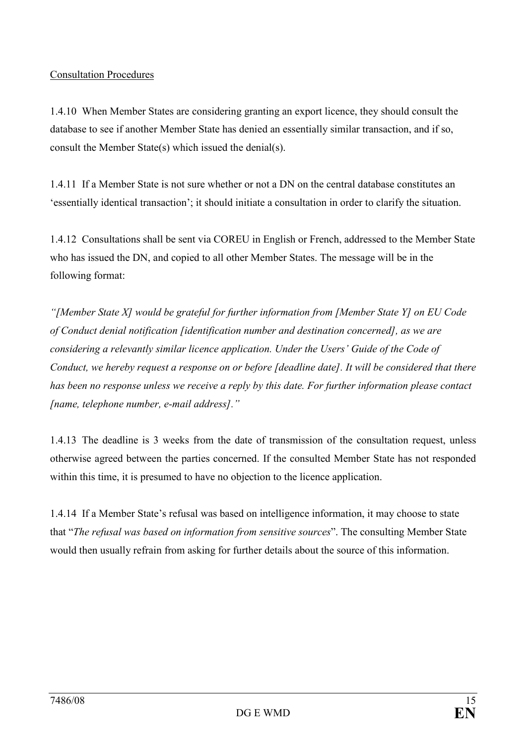Consultation Procedures

1.4.10 When Member States are considering granting an export licence, they should consult the database to see if another Member State has denied an essentially similar transaction, and if so, consult the Member State(s) which issued the denial(s).

1.4.11 If a Member State is not sure whether or not a DN on the central database constitutes an 'essentially identical transaction'; it should initiate a consultation in order to clarify the situation.

1.4.12 Consultations shall be sent via COREU in English or French, addressed to the Member State who has issued the DN, and copied to all other Member States. The message will be in the following format:

*"[Member State X] would be grateful for further information from [Member State Y] on EU Code of Conduct denial notification [identification number and destination concerned], as we are considering a relevantly similar licence application. Under the Users' Guide of the Code of Conduct, we hereby request a response on or before [deadline date]. It will be considered that there has been no response unless we receive a reply by this date. For further information please contact [name, telephone number, e-mail address]."*

1.4.13 The deadline is 3 weeks from the date of transmission of the consultation request, unless otherwise agreed between the parties concerned. If the consulted Member State has not responded within this time, it is presumed to have no objection to the licence application.

1.4.14 If a Member State's refusal was based on intelligence information, it may choose to state that "*The refusal was based on information from sensitive sources*". The consulting Member State would then usually refrain from asking for further details about the source of this information.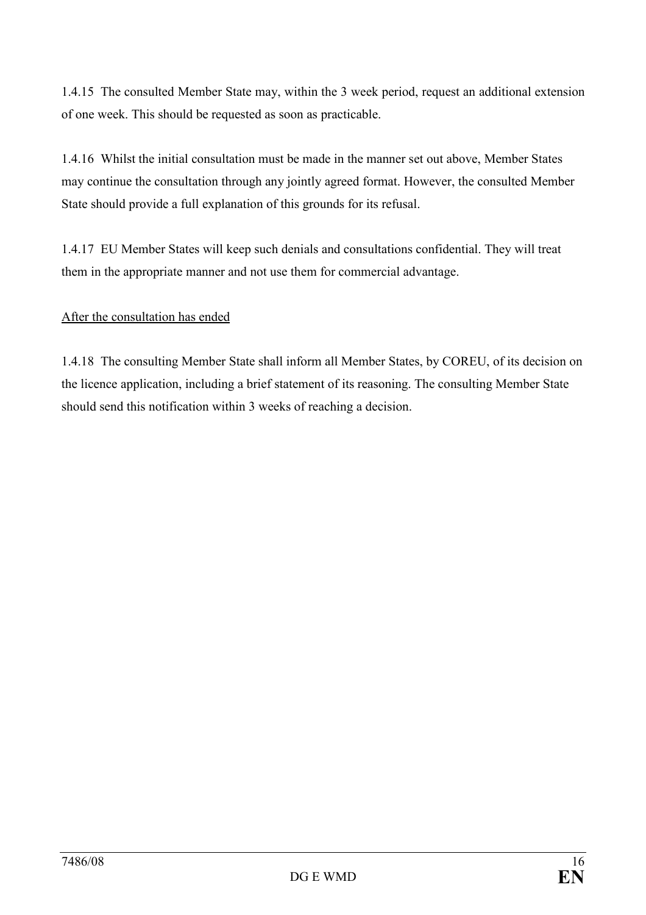1.4.15 The consulted Member State may, within the 3 week period, request an additional extension of one week. This should be requested as soon as practicable.

1.4.16 Whilst the initial consultation must be made in the manner set out above, Member States may continue the consultation through any jointly agreed format. However, the consulted Member State should provide a full explanation of this grounds for its refusal.

1.4.17 EU Member States will keep such denials and consultations confidential. They will treat them in the appropriate manner and not use them for commercial advantage.

<u>After the consultation has ended</u>

1.4.18 The consulting Member State shall inform all Member States, by COREU, of its decision on the licence application, including a brief statement of its reasoning. The consulting Member State should send this notification within 3 weeks of reaching a decision.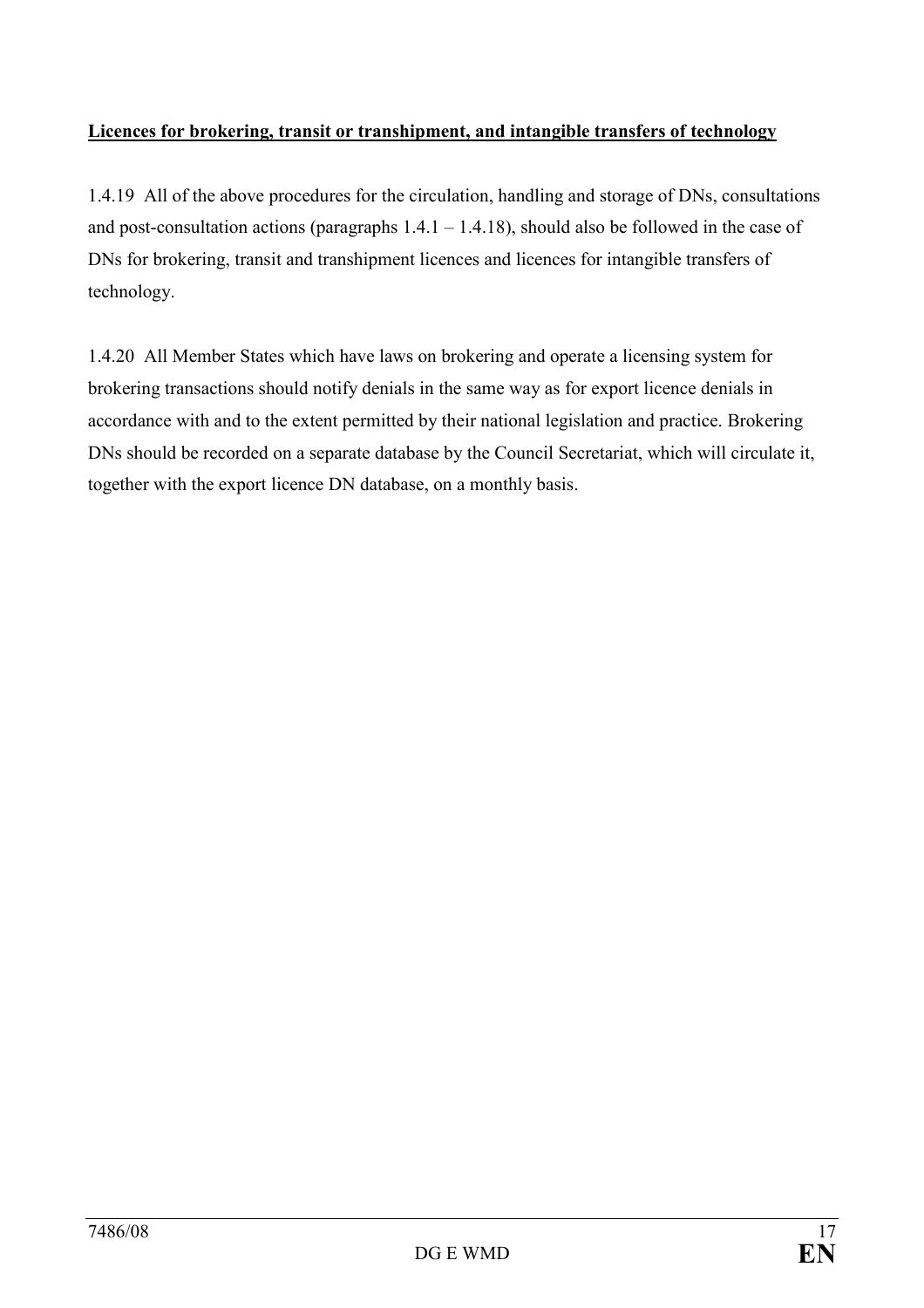**Licences for brokering, transit or transhipment, and intangible transfers of technology**

1.4.19 All of the above procedures for the circulation, handling and storage of DNs, consultations and post-consultation actions (paragraphs 1.4.1 – 1.4.18), should also be followed in the case of DNs for brokering, transit and transhipment licences and licences for intangible transfers of technology.

1.4.20 All Member States which have laws on brokering and operate a licensing system for brokering transactions should notify denials in the same way as for export licence denials in accordance with and to the extent permitted by their national legislation and practice. Brokering DNs should be recorded on a separate database by the Council Secretariat, which will circulate it, together with the export licence DN database, on a monthly basis.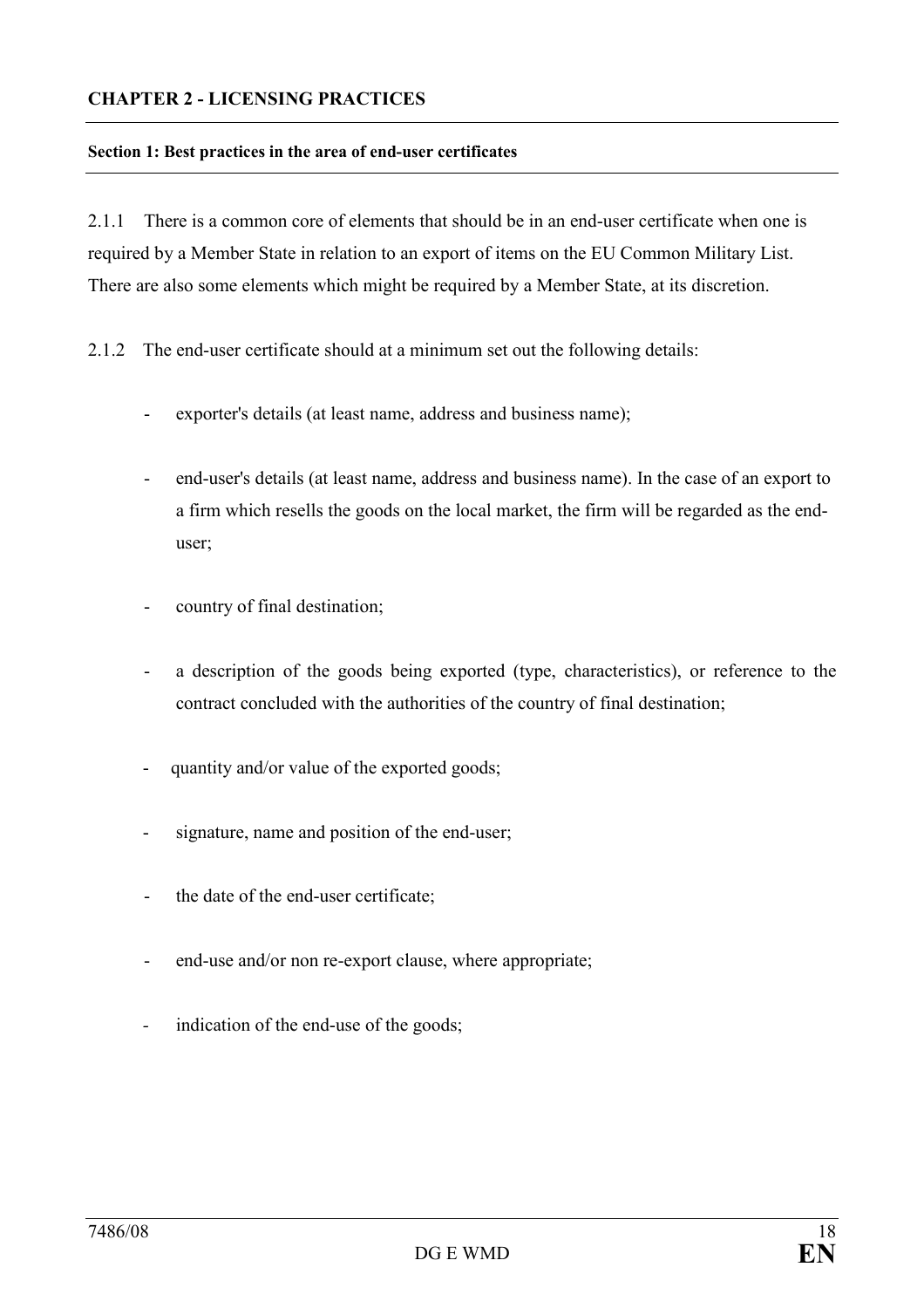## CHAPTER 2 - LICENSING PRACTICES

### Section 1: Best practices in the area of end-user certificates

2.1.1 There is a common core of elements that should be in an end-user certificate when one is required by a Member State in relation to an export of items on the EU Common Military List. There are also some elements which might be required by a Member State, at its discretion.

2.1.2 The end-user certificate should at a minimum set out the following details:

- exporter's details (at least name, address and business name);
- end-user's details (at least name, address and business name). In the case of an export to a firm which resells the goods on the local market, the firm will be regarded as the end-user;
- country of final destination;
- a description of the goods being exported (type, characteristics), or reference to the contract concluded with the authorities of the country of final destination;
- quantity and/or value of the exported goods;
- signature, name and position of the end-user;
- the date of the end-user certificate;
- end-use and/or non re-export clause, where appropriate;
- indication of the end-use of the goods;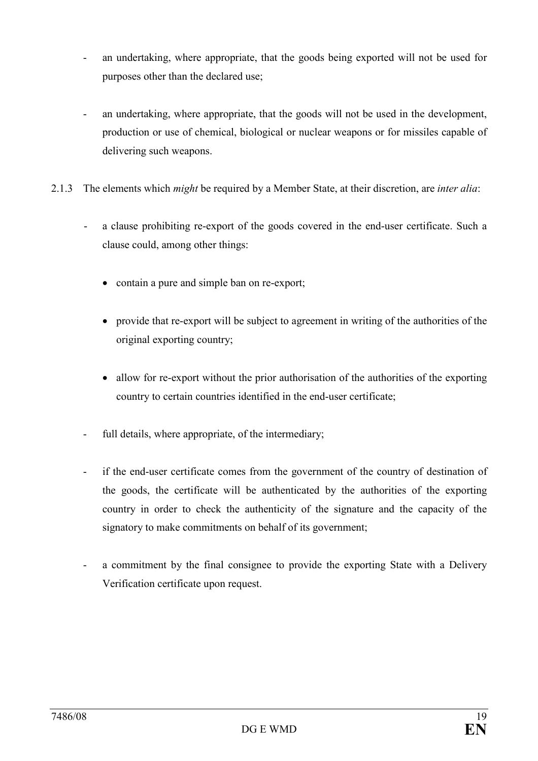- an undertaking, where appropriate, that the goods being exported will not be used for purposes other than the declared use;

- an undertaking, where appropriate, that the goods will not be used in the development, production or use of chemical, biological or nuclear weapons or for missiles capable of delivering such weapons.

2.1.3 The elements which *might* be required by a Member State, at their discretion, are *inter alia*:

- a clause prohibiting re-export of the goods covered in the end-user certificate. Such a clause could, among other things:

    - contain a pure and simple ban on re-export;

    - provide that re-export will be subject to agreement in writing of the authorities of the original exporting country;

    - allow for re-export without the prior authorisation of the authorities of the exporting country to certain countries identified in the end-user certificate;

- full details, where appropriate, of the intermediary;

- if the end-user certificate comes from the government of the country of destination of the goods, the certificate will be authenticated by the authorities of the exporting country in order to check the authenticity of the signature and the capacity of the signatory to make commitments on behalf of its government;

- a commitment by the final consignee to provide the exporting State with a Delivery Verification certificate upon request.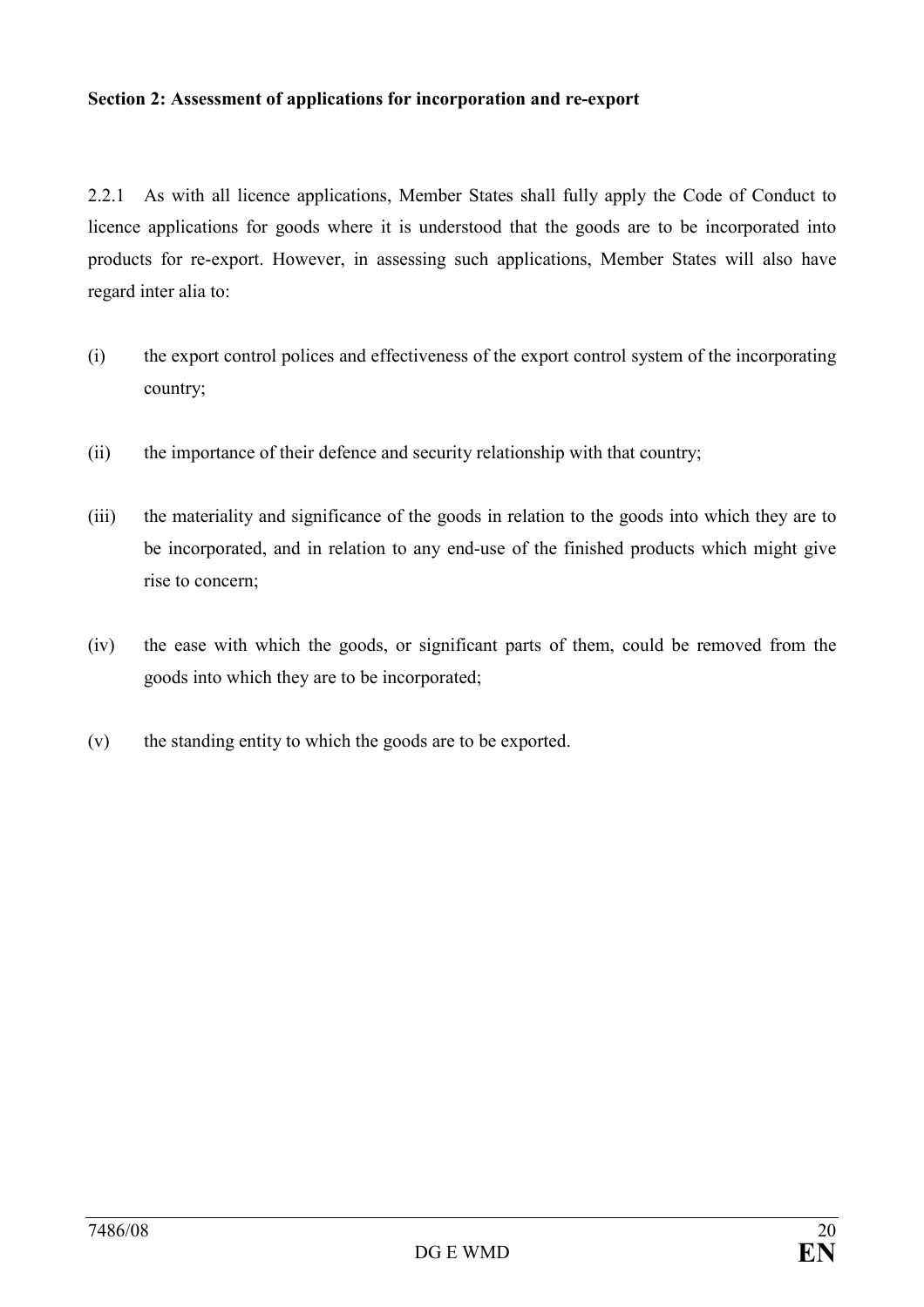**Section 2: Assessment of applications for incorporation and re-export**

2.2.1 As with all licence applications, Member States shall fully apply the Code of Conduct to licence applications for goods where it is understood that the goods are to be incorporated into products for re-export. However, in assessing such applications, Member States will also have regard inter alia to:

(i) the export control polices and effectiveness of the export control system of the incorporating country;

(ii) the importance of their defence and security relationship with that country;

(iii) the materiality and significance of the goods in relation to the goods into which they are to be incorporated, and in relation to any end-use of the finished products which might give rise to concern;

(iv) the ease with which the goods, or significant parts of them, could be removed from the goods into which they are to be incorporated;

(v) the standing entity to which the goods are to be exported.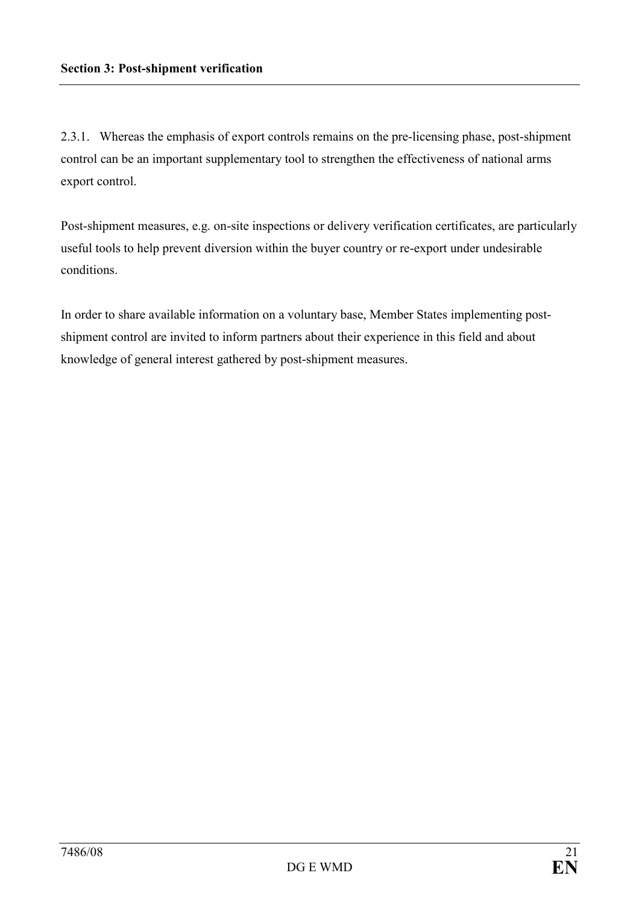**Section 3: Post-shipment verification**

2.3.1. Whereas the emphasis of export controls remains on the pre-licensing phase, post-shipment control can be an important supplementary tool to strengthen the effectiveness of national arms export control.

Post-shipment measures, e.g. on-site inspections or delivery verification certificates, are particularly useful tools to help prevent diversion within the buyer country or re-export under undesirable conditions.

In order to share available information on a voluntary base, Member States implementing post-shipment control are invited to inform partners about their experience in this field and about knowledge of general interest gathered by post-shipment measures.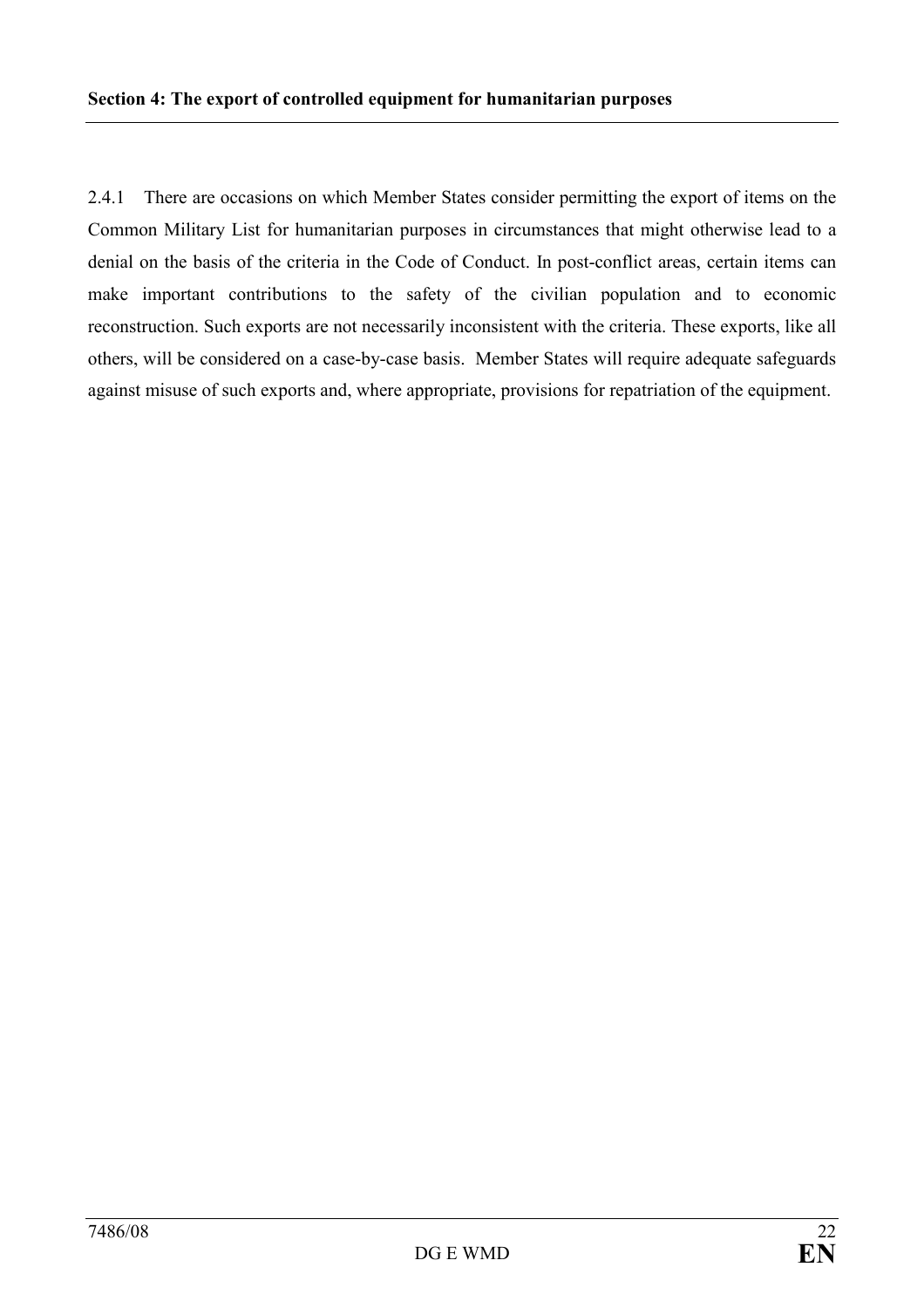**Section 4: The export of controlled equipment for humanitarian purposes**

2.4.1 There are occasions on which Member States consider permitting the export of items on the Common Military List for humanitarian purposes in circumstances that might otherwise lead to a denial on the basis of the criteria in the Code of Conduct. In post-conflict areas, certain items can make important contributions to the safety of the civilian population and to economic reconstruction. Such exports are not necessarily inconsistent with the criteria. These exports, like all others, will be considered on a case-by-case basis. Member States will require adequate safeguards against misuse of such exports and, where appropriate, provisions for repatriation of the equipment.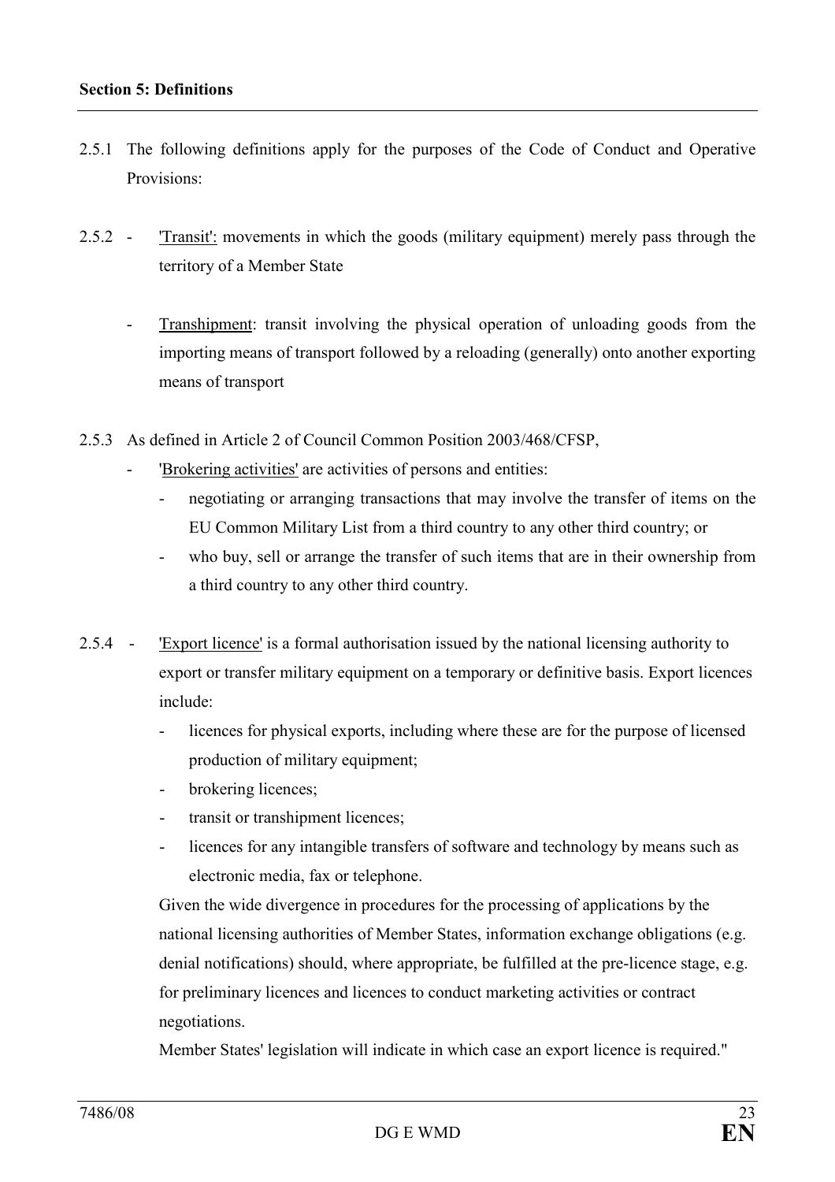**Section 5: Definitions**

2.5.1 The following definitions apply for the purposes of the Code of Conduct and Operative Provisions:

2.5.2 - 'Transit': movements in which the goods (military equipment) merely pass through the territory of a Member State

- Transhipment: transit involving the physical operation of unloading goods from the importing means of transport followed by a reloading (generally) onto another exporting means of transport

2.5.3 As defined in Article 2 of Council Common Position 2003/468/CFSP,

- 'Brokering activities' are activities of persons and entities:
  - negotiating or arranging transactions that may involve the transfer of items on the EU Common Military List from a third country to any other third country; or
  - who buy, sell or arrange the transfer of such items that are in their ownership from a third country to any other third country.

2.5.4 - 'Export licence' is a formal authorisation issued by the national licensing authority to export or transfer military equipment on a temporary or definitive basis. Export licences include:

  - licences for physical exports, including where these are for the purpose of licensed production of military equipment;
  - brokering licences;
  - transit or transhipment licences;
  - licences for any intangible transfers of software and technology by means such as electronic media, fax or telephone.

  Given the wide divergence in procedures for the processing of applications by the national licensing authorities of Member States, information exchange obligations (e.g. denial notifications) should, where appropriate, be fulfilled at the pre-licence stage, e.g. for preliminary licences and licences to conduct marketing activities or contract negotiations.

  Member States' legislation will indicate in which case an export licence is required."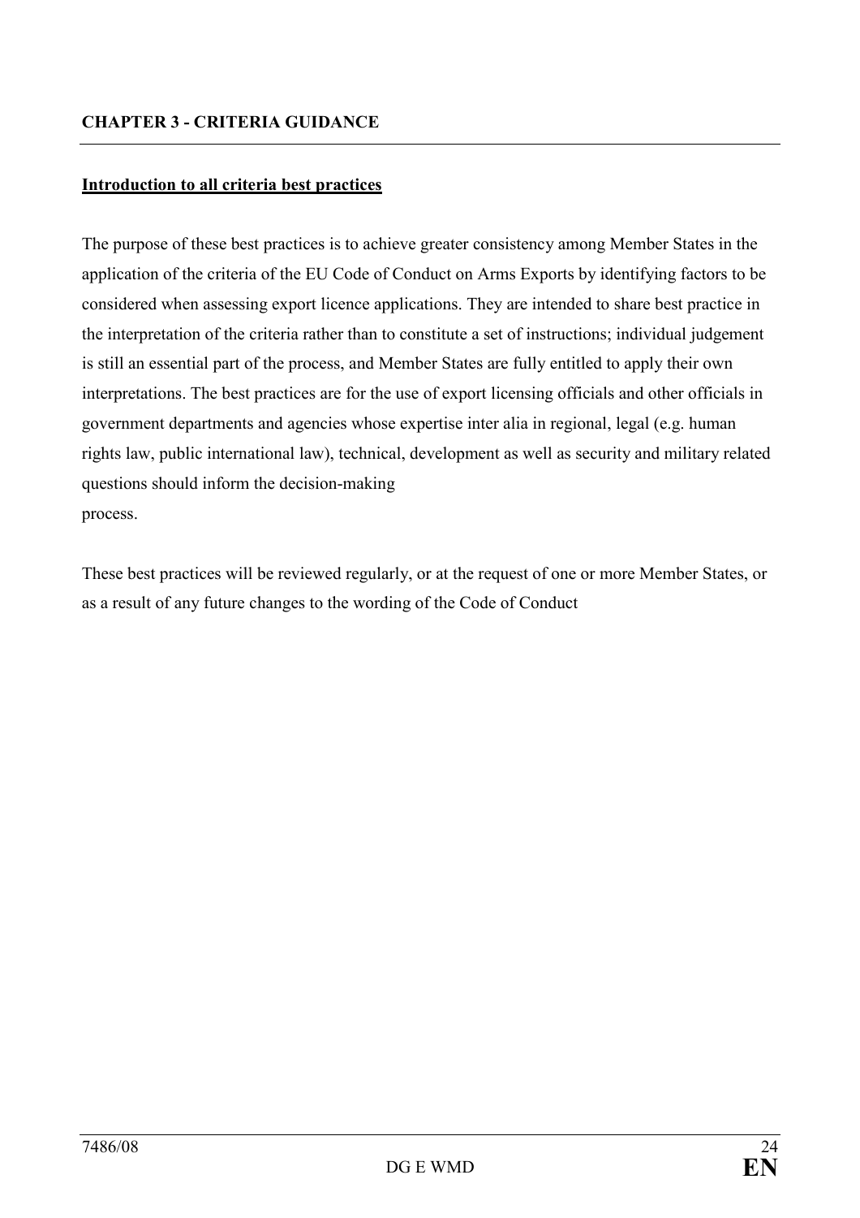## CHAPTER 3 - CRITERIA GUIDANCE

**Introduction to all criteria best practices**

The purpose of these best practices is to achieve greater consistency among Member States in the application of the criteria of the EU Code of Conduct on Arms Exports by identifying factors to be considered when assessing export licence applications. They are intended to share best practice in the interpretation of the criteria rather than to constitute a set of instructions; individual judgement is still an essential part of the process, and Member States are fully entitled to apply their own interpretations. The best practices are for the use of export licensing officials and other officials in government departments and agencies whose expertise inter alia in regional, legal (e.g. human rights law, public international law), technical, development as well as security and military related questions should inform the decision-making process.

These best practices will be reviewed regularly, or at the request of one or more Member States, or as a result of any future changes to the wording of the Code of Conduct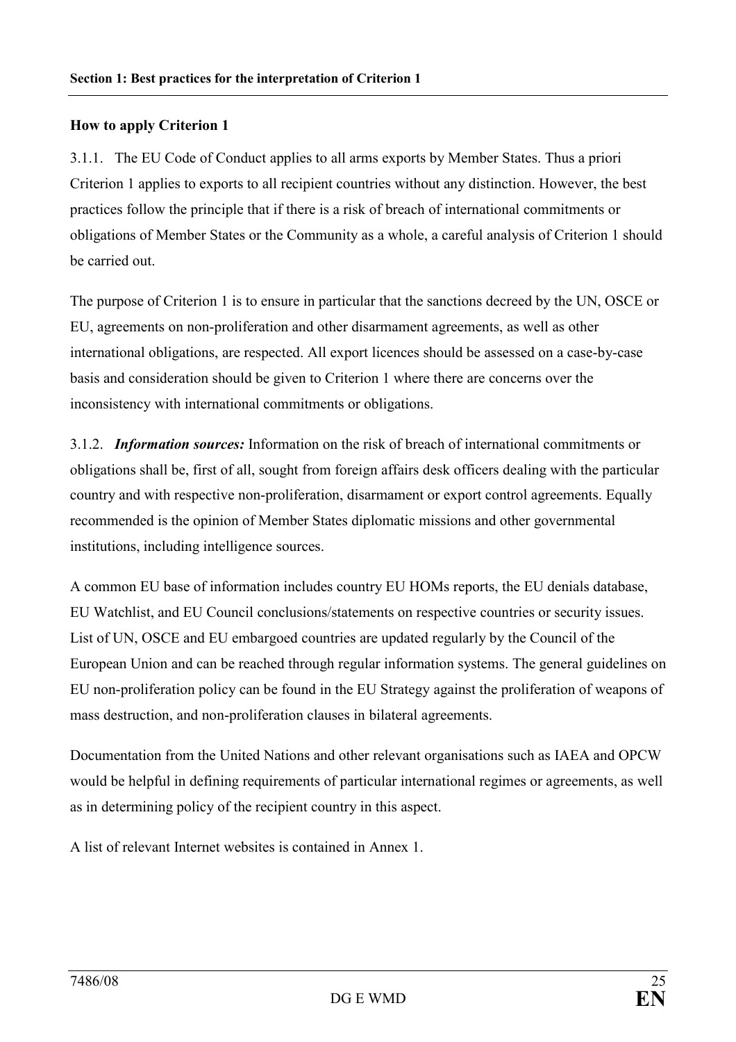**Section 1: Best practices for the interpretation of Criterion 1**

**How to apply Criterion 1**

3.1.1. The EU Code of Conduct applies to all arms exports by Member States. Thus a priori Criterion 1 applies to exports to all recipient countries without any distinction. However, the best practices follow the principle that if there is a risk of breach of international commitments or obligations of Member States or the Community as a whole, a careful analysis of Criterion 1 should be carried out.

The purpose of Criterion 1 is to ensure in particular that the sanctions decreed by the UN, OSCE or EU, agreements on non-proliferation and other disarmament agreements, as well as other international obligations, are respected. All export licences should be assessed on a case-by-case basis and consideration should be given to Criterion 1 where there are concerns over the inconsistency with international commitments or obligations.

3.1.2. ***Information sources:*** Information on the risk of breach of international commitments or obligations shall be, first of all, sought from foreign affairs desk officers dealing with the particular country and with respective non-proliferation, disarmament or export control agreements. Equally recommended is the opinion of Member States diplomatic missions and other governmental institutions, including intelligence sources.

A common EU base of information includes country EU HOMs reports, the EU denials database, EU Watchlist, and EU Council conclusions/statements on respective countries or security issues. List of UN, OSCE and EU embargoed countries are updated regularly by the Council of the European Union and can be reached through regular information systems. The general guidelines on EU non-proliferation policy can be found in the EU Strategy against the proliferation of weapons of mass destruction, and non-proliferation clauses in bilateral agreements.

Documentation from the United Nations and other relevant organisations such as IAEA and OPCW would be helpful in defining requirements of particular international regimes or agreements, as well as in determining policy of the recipient country in this aspect.

A list of relevant Internet websites is contained in Annex 1.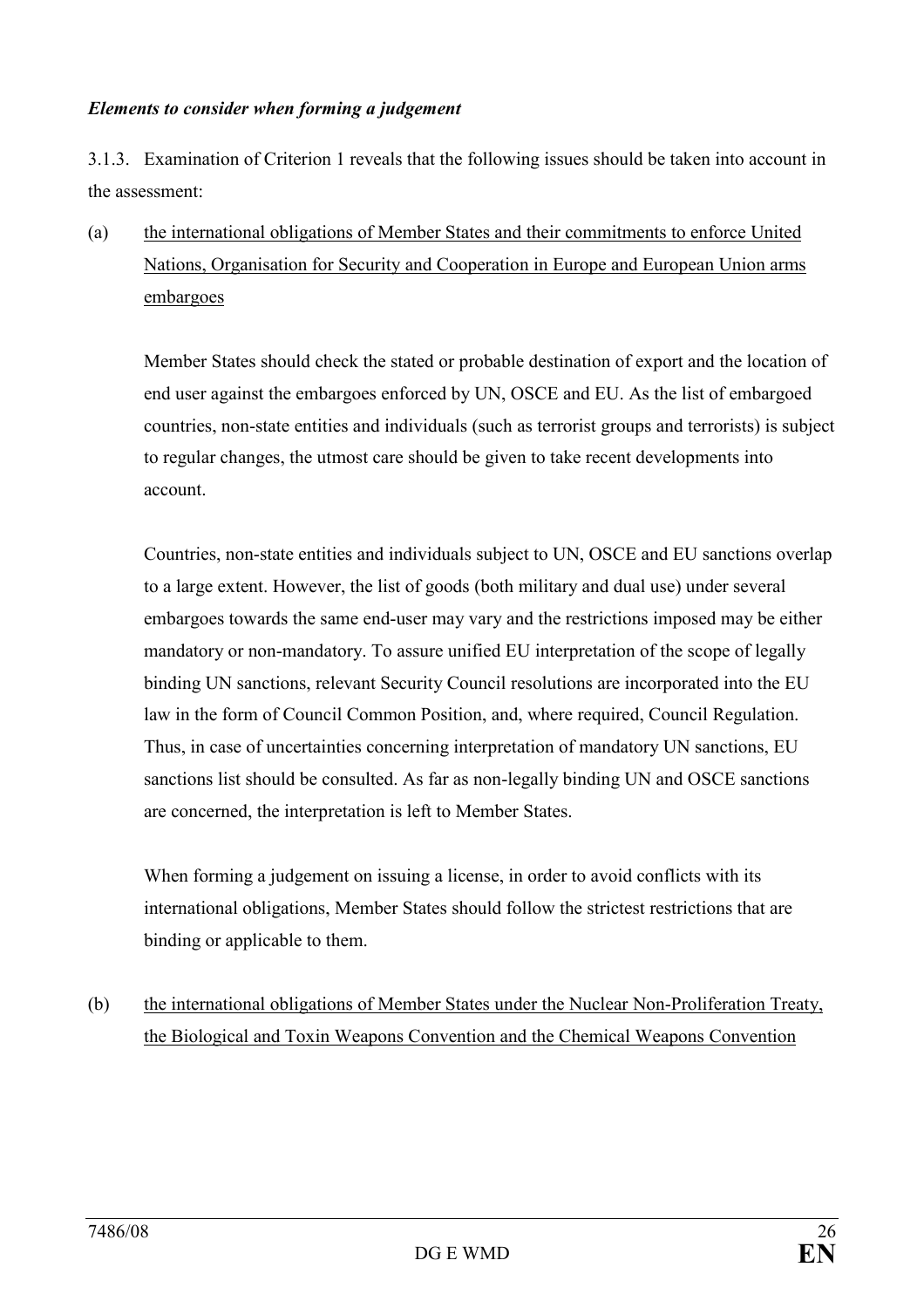***Elements to consider when forming a judgement***

3.1.3. Examination of Criterion 1 reveals that the following issues should be taken into account in the assessment:

(a) <u>the international obligations of Member States and their commitments to enforce United Nations, Organisation for Security and Cooperation in Europe and European Union arms embargoes</u>

Member States should check the stated or probable destination of export and the location of end user against the embargoes enforced by UN, OSCE and EU. As the list of embargoed countries, non-state entities and individuals (such as terrorist groups and terrorists) is subject to regular changes, the utmost care should be given to take recent developments into account.

Countries, non-state entities and individuals subject to UN, OSCE and EU sanctions overlap to a large extent. However, the list of goods (both military and dual use) under several embargoes towards the same end-user may vary and the restrictions imposed may be either mandatory or non-mandatory. To assure unified EU interpretation of the scope of legally binding UN sanctions, relevant Security Council resolutions are incorporated into the EU law in the form of Council Common Position, and, where required, Council Regulation. Thus, in case of uncertainties concerning interpretation of mandatory UN sanctions, EU sanctions list should be consulted. As far as non-legally binding UN and OSCE sanctions are concerned, the interpretation is left to Member States.

When forming a judgement on issuing a license, in order to avoid conflicts with its international obligations, Member States should follow the strictest restrictions that are binding or applicable to them.

(b) <u>the international obligations of Member States under the Nuclear Non-Proliferation Treaty, the Biological and Toxin Weapons Convention and the Chemical Weapons Convention</u>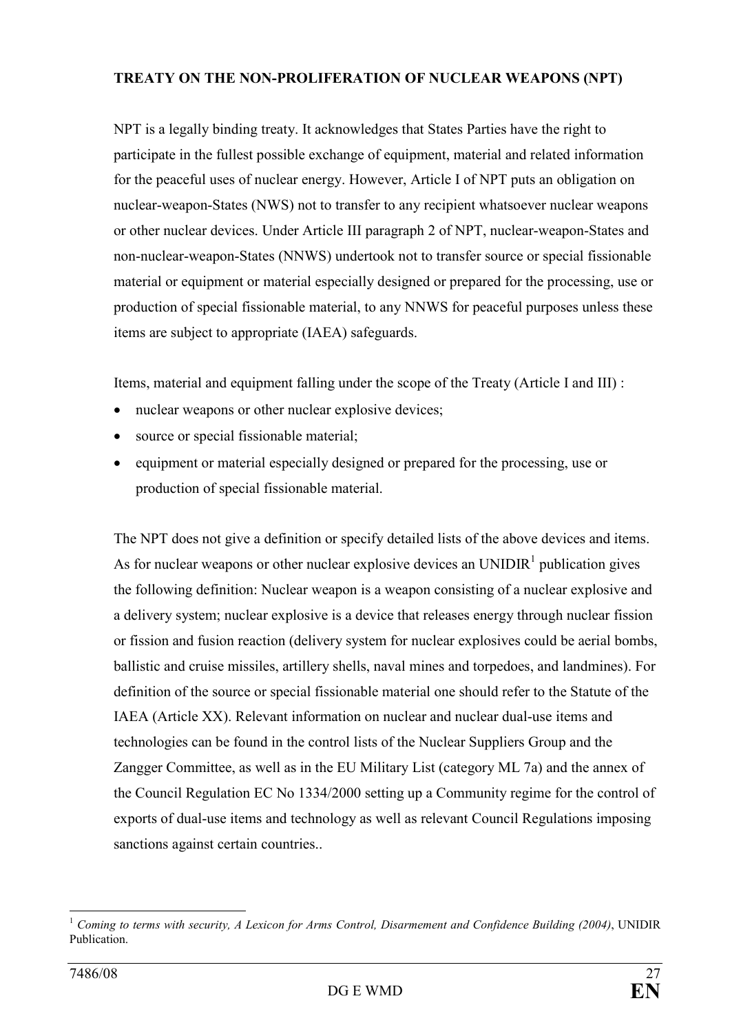**TREATY ON THE NON-PROLIFERATION OF NUCLEAR WEAPONS (NPT)**

NPT is a legally binding treaty. It acknowledges that States Parties have the right to participate in the fullest possible exchange of equipment, material and related information for the peaceful uses of nuclear energy. However, Article I of NPT puts an obligation on nuclear-weapon-States (NWS) not to transfer to any recipient whatsoever nuclear weapons or other nuclear devices. Under Article III paragraph 2 of NPT, nuclear-weapon-States and non-nuclear-weapon-States (NNWS) undertook not to transfer source or special fissionable material or equipment or material especially designed or prepared for the processing, use or production of special fissionable material, to any NNWS for peaceful purposes unless these items are subject to appropriate (IAEA) safeguards.

Items, material and equipment falling under the scope of the Treaty (Article I and III) :

- nuclear weapons or other nuclear explosive devices;
- source or special fissionable material;
- equipment or material especially designed or prepared for the processing, use or production of special fissionable material.

The NPT does not give a definition or specify detailed lists of the above devices and items. As for nuclear weapons or other nuclear explosive devices an UNIDIR[1] publication gives the following definition: Nuclear weapon is a weapon consisting of a nuclear explosive and a delivery system; nuclear explosive is a device that releases energy through nuclear fission or fission and fusion reaction (delivery system for nuclear explosives could be aerial bombs, ballistic and cruise missiles, artillery shells, naval mines and torpedoes, and landmines). For definition of the source or special fissionable material one should refer to the Statute of the IAEA (Article XX). Relevant information on nuclear and nuclear dual-use items and technologies can be found in the control lists of the Nuclear Suppliers Group and the Zangger Committee, as well as in the EU Military List (category ML 7a) and the annex of the Council Regulation EC No 1334/2000 setting up a Community regime for the control of exports of dual-use items and technology as well as relevant Council Regulations imposing sanctions against certain countries..

[1] *Coming to terms with security, A Lexicon for Arms Control, Disarmement and Confidence Building (2004)*, UNIDIR Publication.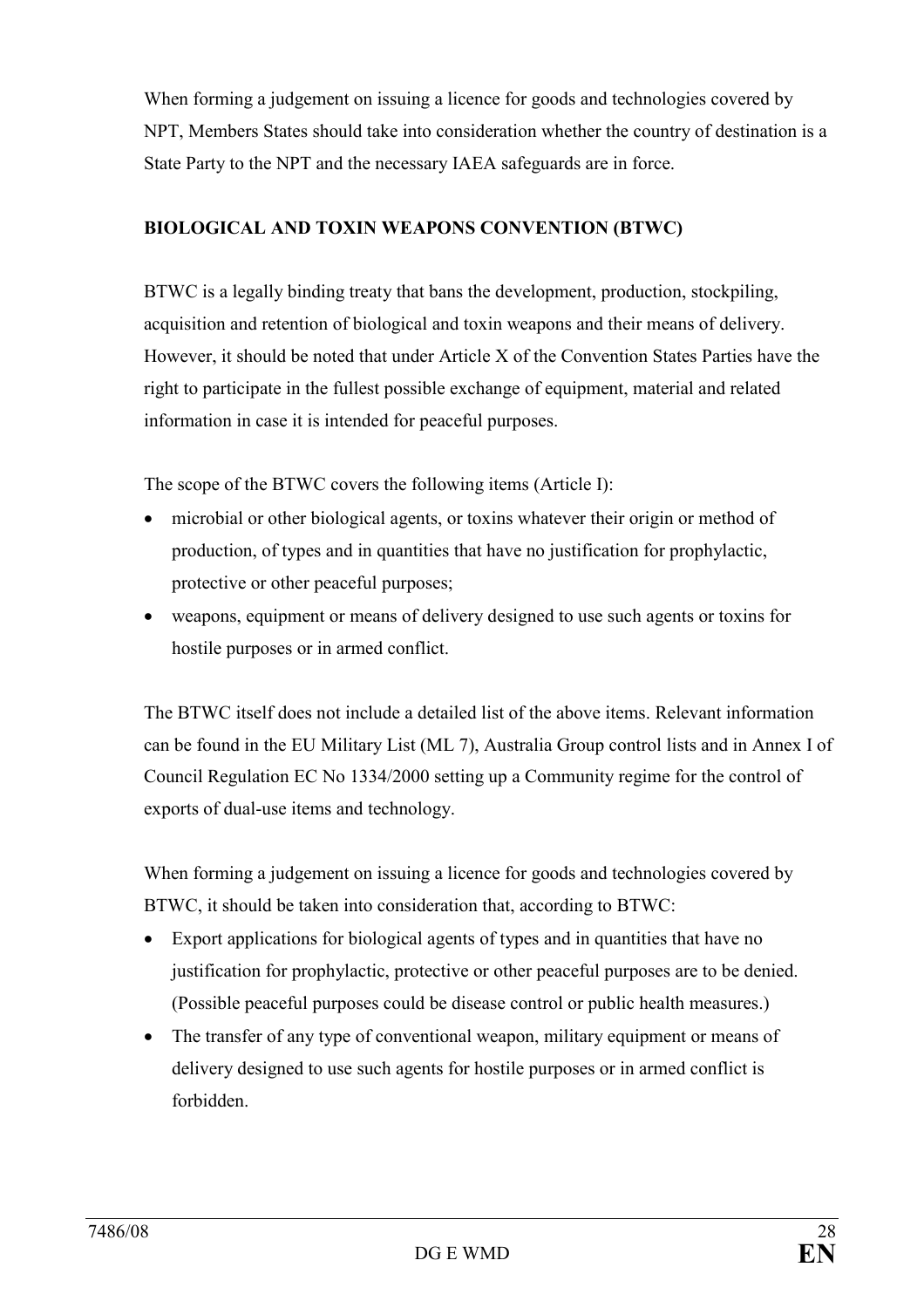When forming a judgement on issuing a licence for goods and technologies covered by NPT, Members States should take into consideration whether the country of destination is a State Party to the NPT and the necessary IAEA safeguards are in force.

**BIOLOGICAL AND TOXIN WEAPONS CONVENTION (BTWC)**

BTWC is a legally binding treaty that bans the development, production, stockpiling, acquisition and retention of biological and toxin weapons and their means of delivery. However, it should be noted that under Article X of the Convention States Parties have the right to participate in the fullest possible exchange of equipment, material and related information in case it is intended for peaceful purposes.

The scope of the BTWC covers the following items (Article I):

- microbial or other biological agents, or toxins whatever their origin or method of production, of types and in quantities that have no justification for prophylactic, protective or other peaceful purposes;
- weapons, equipment or means of delivery designed to use such agents or toxins for hostile purposes or in armed conflict.

The BTWC itself does not include a detailed list of the above items. Relevant information can be found in the EU Military List (ML 7), Australia Group control lists and in Annex I of Council Regulation EC No 1334/2000 setting up a Community regime for the control of exports of dual-use items and technology.

When forming a judgement on issuing a licence for goods and technologies covered by BTWC, it should be taken into consideration that, according to BTWC:

- Export applications for biological agents of types and in quantities that have no justification for prophylactic, protective or other peaceful purposes are to be denied. (Possible peaceful purposes could be disease control or public health measures.)
- The transfer of any type of conventional weapon, military equipment or means of delivery designed to use such agents for hostile purposes or in armed conflict is forbidden.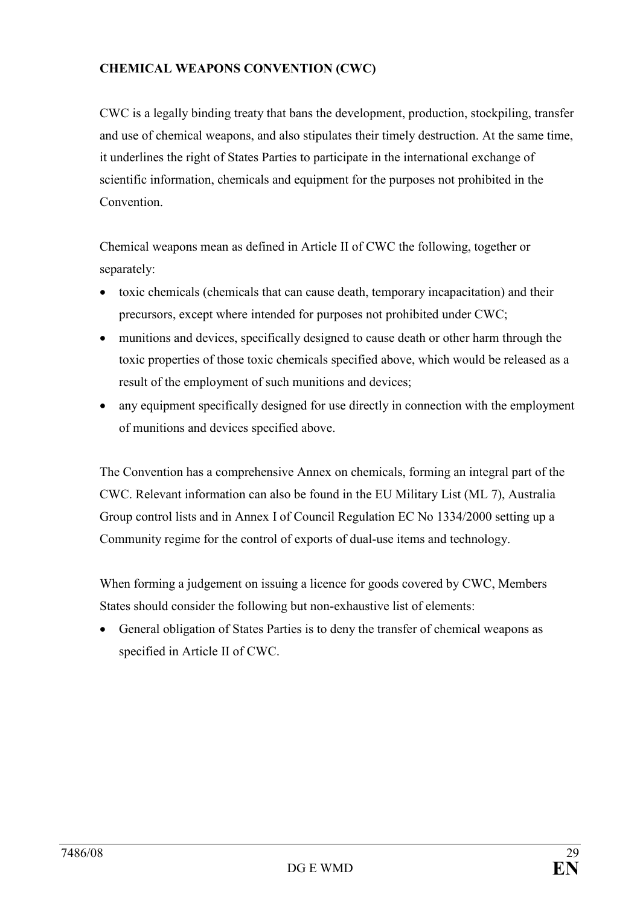**CHEMICAL WEAPONS CONVENTION (CWC)**

CWC is a legally binding treaty that bans the development, production, stockpiling, transfer and use of chemical weapons, and also stipulates their timely destruction. At the same time, it underlines the right of States Parties to participate in the international exchange of scientific information, chemicals and equipment for the purposes not prohibited in the Convention.

Chemical weapons mean as defined in Article II of CWC the following, together or separately:

- toxic chemicals (chemicals that can cause death, temporary incapacitation) and their precursors, except where intended for purposes not prohibited under CWC;
- munitions and devices, specifically designed to cause death or other harm through the toxic properties of those toxic chemicals specified above, which would be released as a result of the employment of such munitions and devices;
- any equipment specifically designed for use directly in connection with the employment of munitions and devices specified above.

The Convention has a comprehensive Annex on chemicals, forming an integral part of the CWC. Relevant information can also be found in the EU Military List (ML 7), Australia Group control lists and in Annex I of Council Regulation EC No 1334/2000 setting up a Community regime for the control of exports of dual-use items and technology.

When forming a judgement on issuing a licence for goods covered by CWC, Members States should consider the following but non-exhaustive list of elements:

- General obligation of States Parties is to deny the transfer of chemical weapons as specified in Article II of CWC.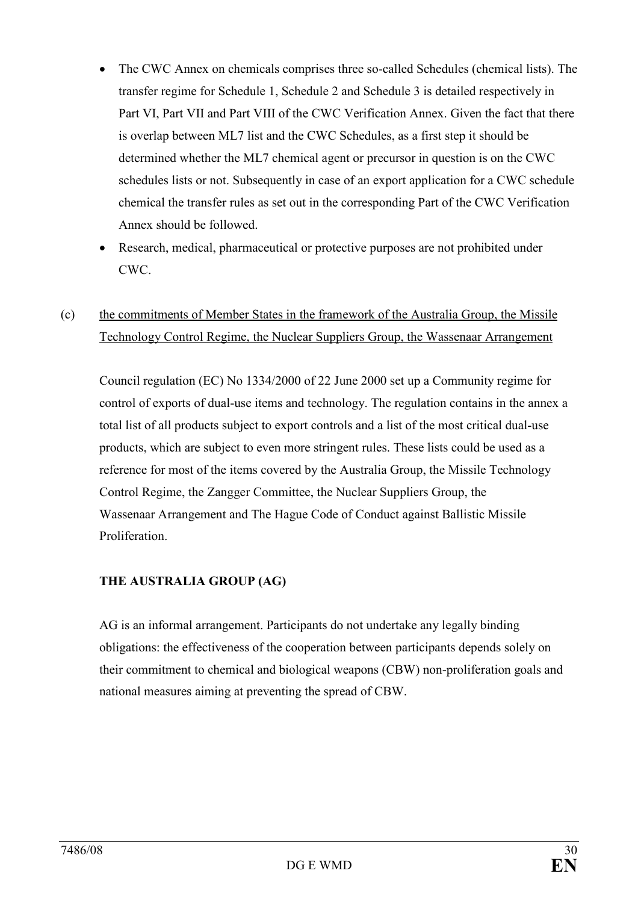- The CWC Annex on chemicals comprises three so-called Schedules (chemical lists). The transfer regime for Schedule 1, Schedule 2 and Schedule 3 is detailed respectively in Part VI, Part VII and Part VIII of the CWC Verification Annex. Given the fact that there is overlap between ML7 list and the CWC Schedules, as a first step it should be determined whether the ML7 chemical agent or precursor in question is on the CWC schedules lists or not. Subsequently in case of an export application for a CWC schedule chemical the transfer rules as set out in the corresponding Part of the CWC Verification Annex should be followed.
- Research, medical, pharmaceutical or protective purposes are not prohibited under CWC.

(c) <u>the commitments of Member States in the framework of the Australia Group, the Missile Technology Control Regime, the Nuclear Suppliers Group, the Wassenaar Arrangement</u>

Council regulation (EC) No 1334/2000 of 22 June 2000 set up a Community regime for control of exports of dual-use items and technology. The regulation contains in the annex a total list of all products subject to export controls and a list of the most critical dual-use products, which are subject to even more stringent rules. These lists could be used as a reference for most of the items covered by the Australia Group, the Missile Technology Control Regime, the Zangger Committee, the Nuclear Suppliers Group, the Wassenaar Arrangement and The Hague Code of Conduct against Ballistic Missile Proliferation.

**THE AUSTRALIA GROUP (AG)**

AG is an informal arrangement. Participants do not undertake any legally binding obligations: the effectiveness of the cooperation between participants depends solely on their commitment to chemical and biological weapons (CBW) non-proliferation goals and national measures aiming at preventing the spread of CBW.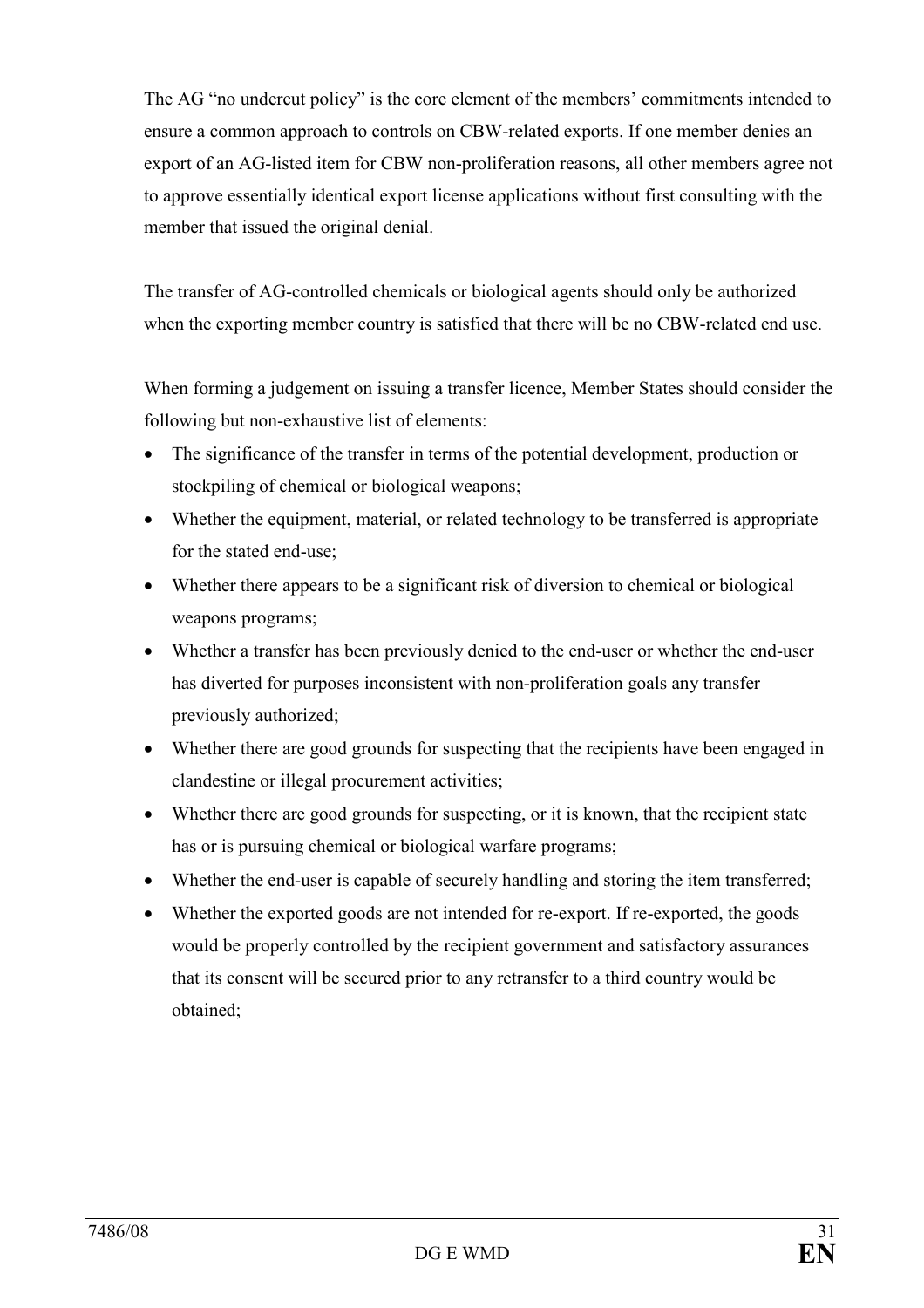The AG "no undercut policy" is the core element of the members' commitments intended to ensure a common approach to controls on CBW-related exports. If one member denies an export of an AG-listed item for CBW non-proliferation reasons, all other members agree not to approve essentially identical export license applications without first consulting with the member that issued the original denial.

The transfer of AG-controlled chemicals or biological agents should only be authorized when the exporting member country is satisfied that there will be no CBW-related end use.

When forming a judgement on issuing a transfer licence, Member States should consider the following but non-exhaustive list of elements:

- The significance of the transfer in terms of the potential development, production or stockpiling of chemical or biological weapons;
- Whether the equipment, material, or related technology to be transferred is appropriate for the stated end-use;
- Whether there appears to be a significant risk of diversion to chemical or biological weapons programs;
- Whether a transfer has been previously denied to the end-user or whether the end-user has diverted for purposes inconsistent with non-proliferation goals any transfer previously authorized;
- Whether there are good grounds for suspecting that the recipients have been engaged in clandestine or illegal procurement activities;
- Whether there are good grounds for suspecting, or it is known, that the recipient state has or is pursuing chemical or biological warfare programs;
- Whether the end-user is capable of securely handling and storing the item transferred;
- Whether the exported goods are not intended for re-export. If re-exported, the goods would be properly controlled by the recipient government and satisfactory assurances that its consent will be secured prior to any retransfer to a third country would be obtained;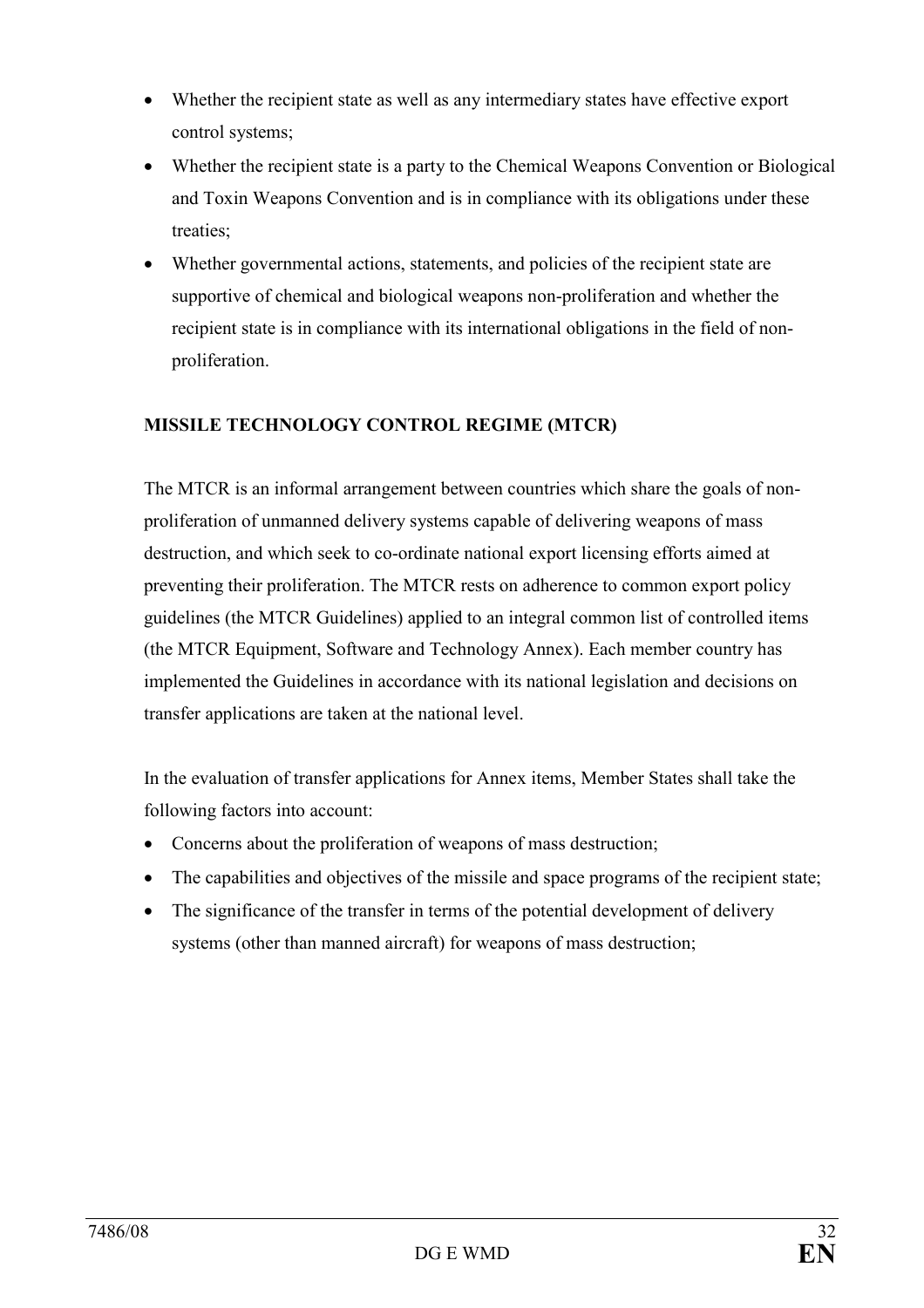- Whether the recipient state as well as any intermediary states have effective export control systems;
- Whether the recipient state is a party to the Chemical Weapons Convention or Biological and Toxin Weapons Convention and is in compliance with its obligations under these treaties;
- Whether governmental actions, statements, and policies of the recipient state are supportive of chemical and biological weapons non-proliferation and whether the recipient state is in compliance with its international obligations in the field of non-proliferation.

**MISSILE TECHNOLOGY CONTROL REGIME (MTCR)**

The MTCR is an informal arrangement between countries which share the goals of non-proliferation of unmanned delivery systems capable of delivering weapons of mass destruction, and which seek to co-ordinate national export licensing efforts aimed at preventing their proliferation. The MTCR rests on adherence to common export policy guidelines (the MTCR Guidelines) applied to an integral common list of controlled items (the MTCR Equipment, Software and Technology Annex). Each member country has implemented the Guidelines in accordance with its national legislation and decisions on transfer applications are taken at the national level.

In the evaluation of transfer applications for Annex items, Member States shall take the following factors into account:

- Concerns about the proliferation of weapons of mass destruction;
- The capabilities and objectives of the missile and space programs of the recipient state;
- The significance of the transfer in terms of the potential development of delivery systems (other than manned aircraft) for weapons of mass destruction;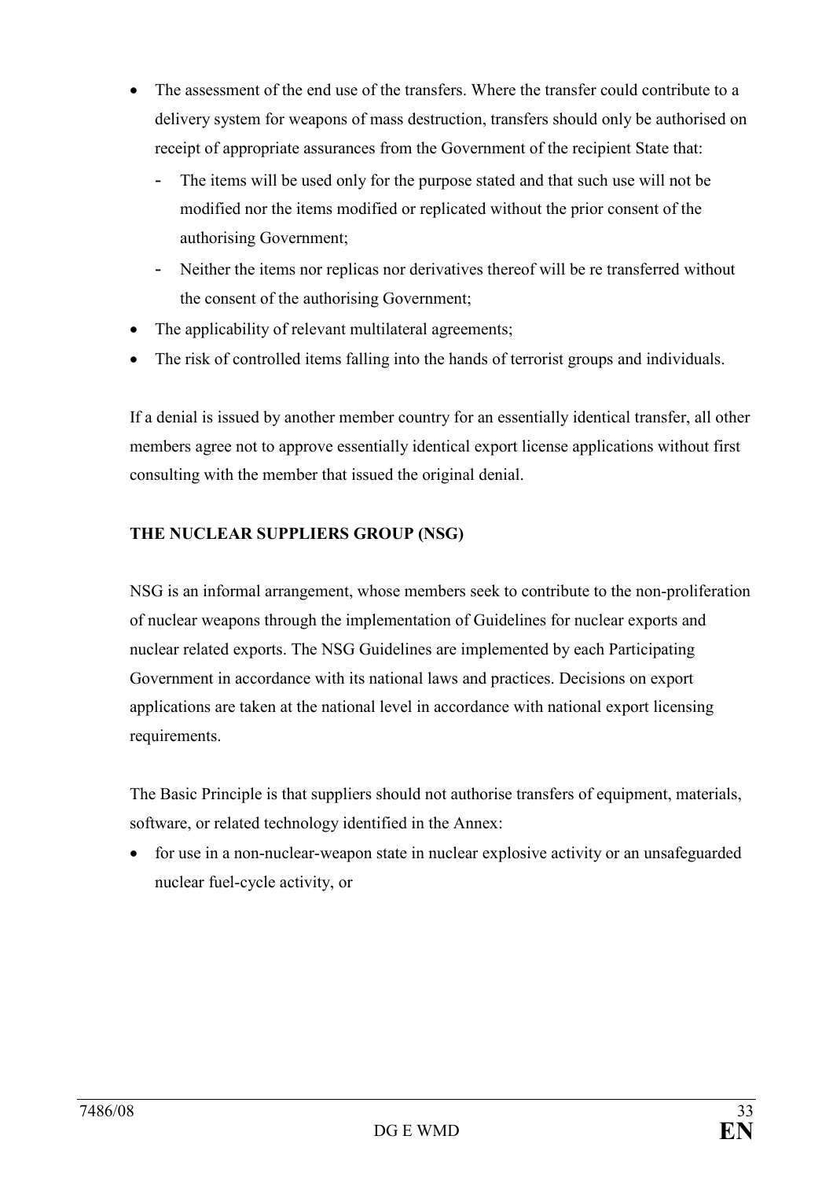- The assessment of the end use of the transfers. Where the transfer could contribute to a delivery system for weapons of mass destruction, transfers should only be authorised on receipt of appropriate assurances from the Government of the recipient State that:
  - The items will be used only for the purpose stated and that such use will not be modified nor the items modified or replicated without the prior consent of the authorising Government;
  - Neither the items nor replicas nor derivatives thereof will be re transferred without the consent of the authorising Government;
- The applicability of relevant multilateral agreements;
- The risk of controlled items falling into the hands of terrorist groups and individuals.

If a denial is issued by another member country for an essentially identical transfer, all other members agree not to approve essentially identical export license applications without first consulting with the member that issued the original denial.

**THE NUCLEAR SUPPLIERS GROUP (NSG)**

NSG is an informal arrangement, whose members seek to contribute to the non-proliferation of nuclear weapons through the implementation of Guidelines for nuclear exports and nuclear related exports. The NSG Guidelines are implemented by each Participating Government in accordance with its national laws and practices. Decisions on export applications are taken at the national level in accordance with national export licensing requirements.

The Basic Principle is that suppliers should not authorise transfers of equipment, materials, software, or related technology identified in the Annex:

- for use in a non-nuclear-weapon state in nuclear explosive activity or an unsafeguarded nuclear fuel-cycle activity, or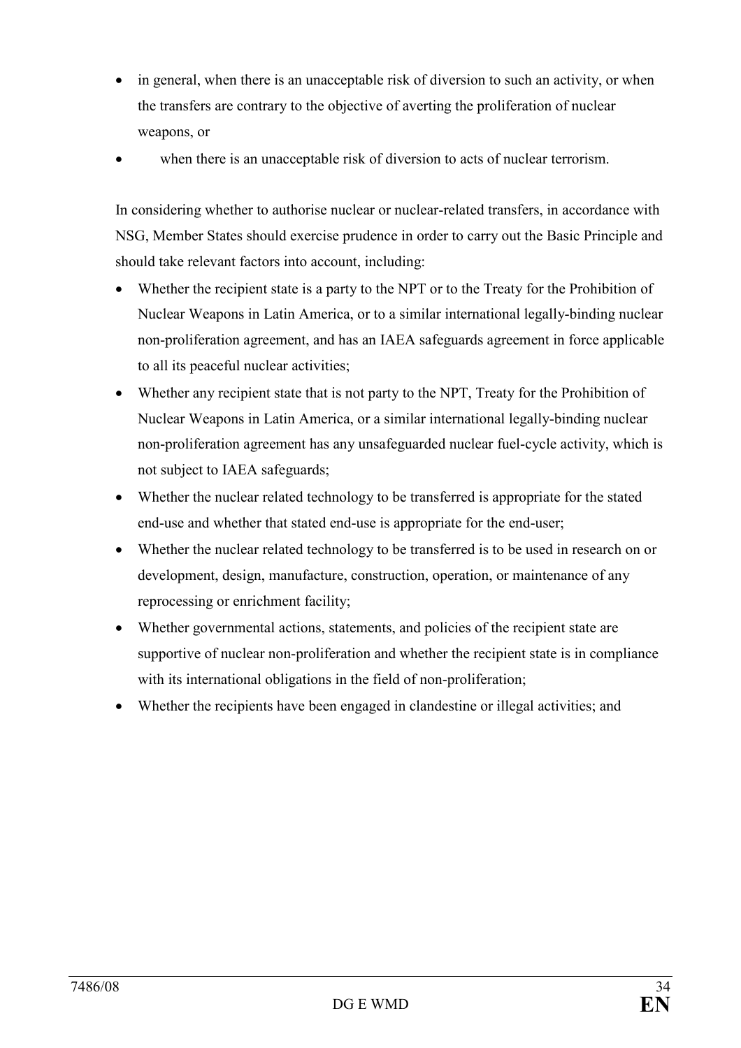- in general, when there is an unacceptable risk of diversion to such an activity, or when the transfers are contrary to the objective of averting the proliferation of nuclear weapons, or
- when there is an unacceptable risk of diversion to acts of nuclear terrorism.

In considering whether to authorise nuclear or nuclear-related transfers, in accordance with NSG, Member States should exercise prudence in order to carry out the Basic Principle and should take relevant factors into account, including:

- Whether the recipient state is a party to the NPT or to the Treaty for the Prohibition of Nuclear Weapons in Latin America, or to a similar international legally-binding nuclear non-proliferation agreement, and has an IAEA safeguards agreement in force applicable to all its peaceful nuclear activities;
- Whether any recipient state that is not party to the NPT, Treaty for the Prohibition of Nuclear Weapons in Latin America, or a similar international legally-binding nuclear non-proliferation agreement has any unsafeguarded nuclear fuel-cycle activity, which is not subject to IAEA safeguards;
- Whether the nuclear related technology to be transferred is appropriate for the stated end-use and whether that stated end-use is appropriate for the end-user;
- Whether the nuclear related technology to be transferred is to be used in research on or development, design, manufacture, construction, operation, or maintenance of any reprocessing or enrichment facility;
- Whether governmental actions, statements, and policies of the recipient state are supportive of nuclear non-proliferation and whether the recipient state is in compliance with its international obligations in the field of non-proliferation;
- Whether the recipients have been engaged in clandestine or illegal activities; and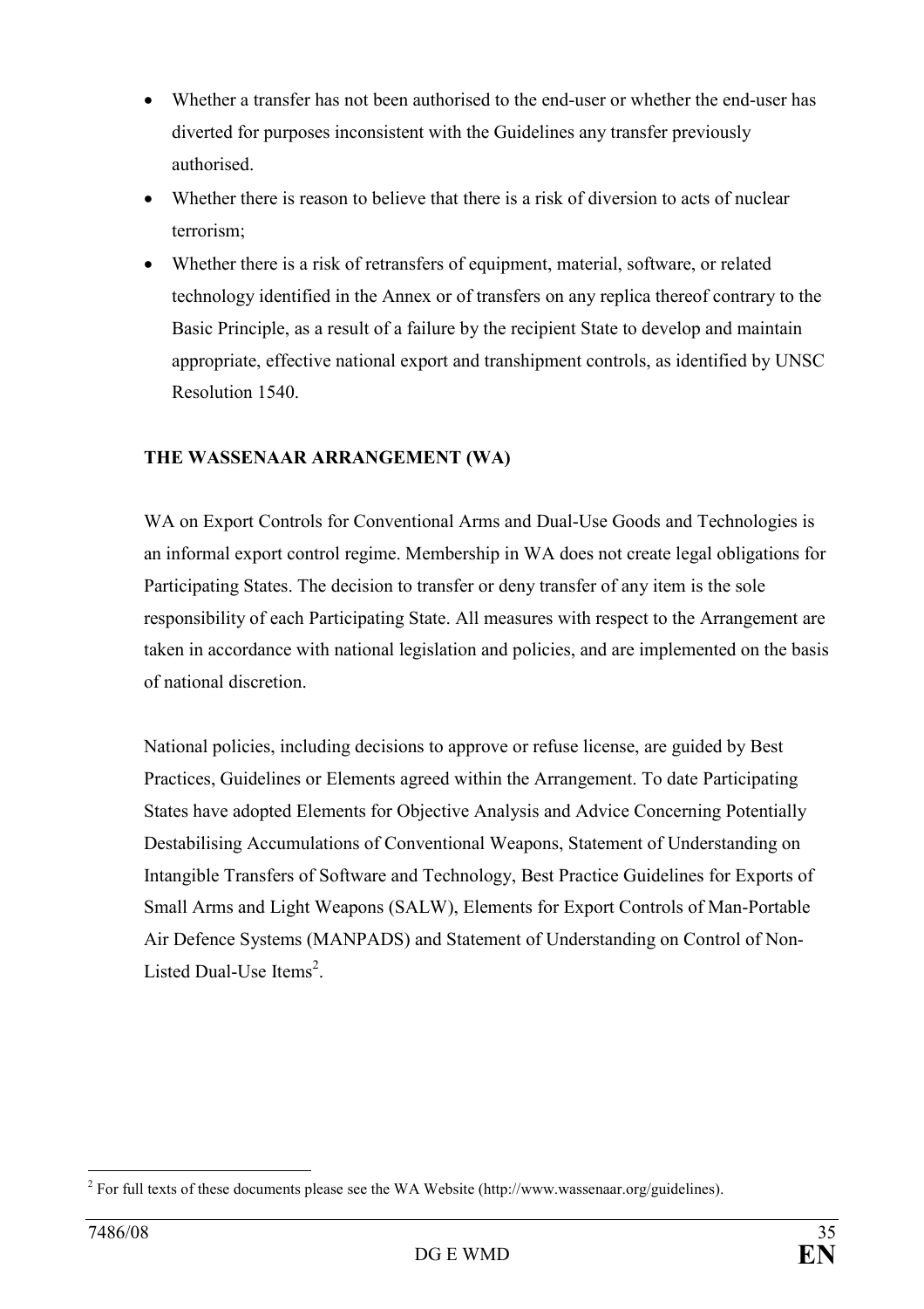- Whether a transfer has not been authorised to the end-user or whether the end-user has diverted for purposes inconsistent with the Guidelines any transfer previously authorised.
- Whether there is reason to believe that there is a risk of diversion to acts of nuclear terrorism;
- Whether there is a risk of retransfers of equipment, material, software, or related technology identified in the Annex or of transfers on any replica thereof contrary to the Basic Principle, as a result of a failure by the recipient State to develop and maintain appropriate, effective national export and transhipment controls, as identified by UNSC Resolution 1540.

**THE WASSENAAR ARRANGEMENT (WA)**

WA on Export Controls for Conventional Arms and Dual-Use Goods and Technologies is an informal export control regime. Membership in WA does not create legal obligations for Participating States. The decision to transfer or deny transfer of any item is the sole responsibility of each Participating State. All measures with respect to the Arrangement are taken in accordance with national legislation and policies, and are implemented on the basis of national discretion.

National policies, including decisions to approve or refuse license, are guided by Best Practices, Guidelines or Elements agreed within the Arrangement. To date Participating States have adopted Elements for Objective Analysis and Advice Concerning Potentially Destabilising Accumulations of Conventional Weapons, Statement of Understanding on Intangible Transfers of Software and Technology, Best Practice Guidelines for Exports of Small Arms and Light Weapons (SALW), Elements for Export Controls of Man-Portable Air Defence Systems (MANPADS) and Statement of Understanding on Control of Non-Listed Dual-Use Items[2].

[2] For full texts of these documents please see the WA Website (http://www.wassenaar.org/guidelines).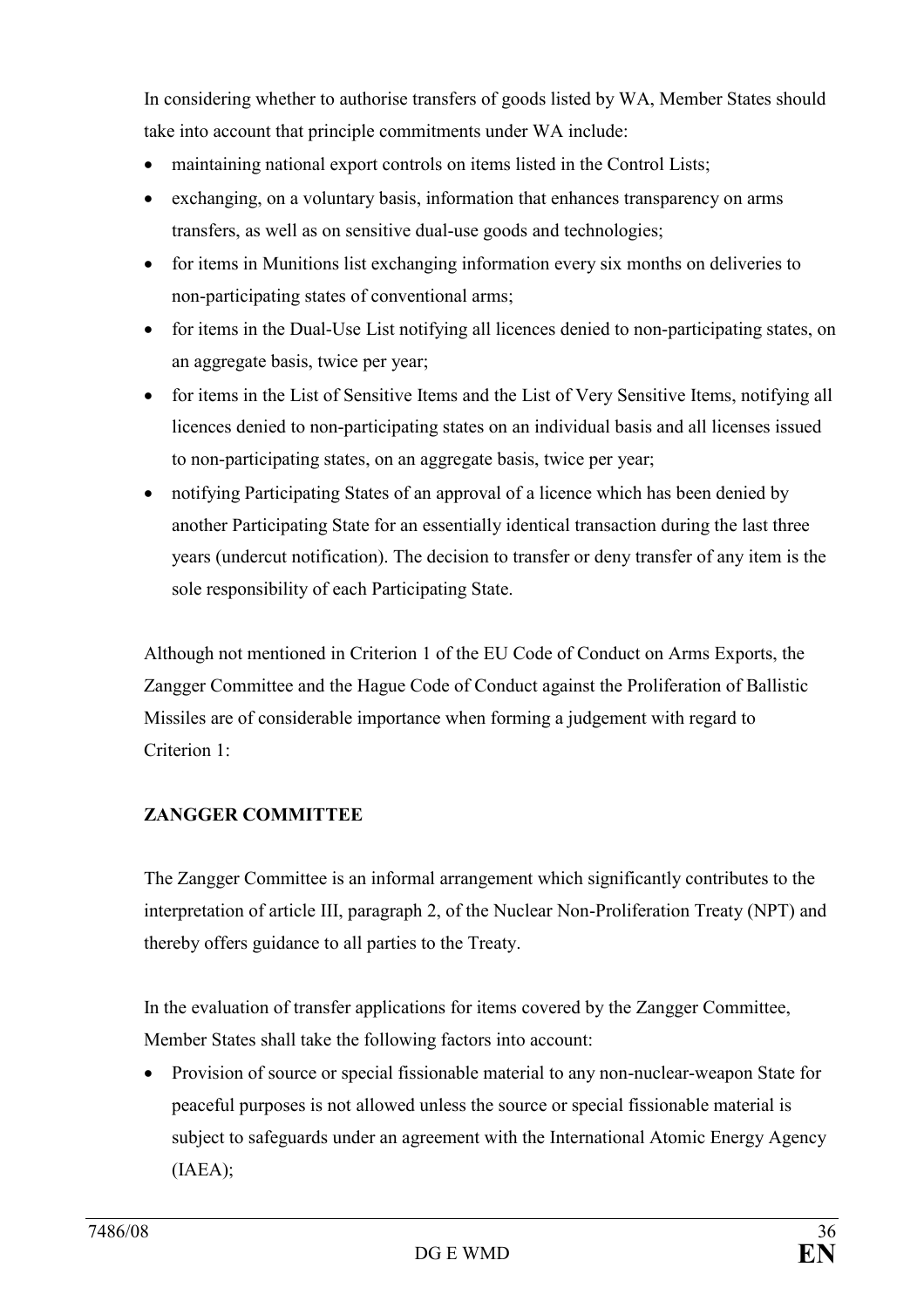In considering whether to authorise transfers of goods listed by WA, Member States should take into account that principle commitments under WA include:

- maintaining national export controls on items listed in the Control Lists;
- exchanging, on a voluntary basis, information that enhances transparency on arms transfers, as well as on sensitive dual-use goods and technologies;
- for items in Munitions list exchanging information every six months on deliveries to non-participating states of conventional arms;
- for items in the Dual-Use List notifying all licences denied to non-participating states, on an aggregate basis, twice per year;
- for items in the List of Sensitive Items and the List of Very Sensitive Items, notifying all licences denied to non-participating states on an individual basis and all licenses issued to non-participating states, on an aggregate basis, twice per year;
- notifying Participating States of an approval of a licence which has been denied by another Participating State for an essentially identical transaction during the last three years (undercut notification). The decision to transfer or deny transfer of any item is the sole responsibility of each Participating State.

Although not mentioned in Criterion 1 of the EU Code of Conduct on Arms Exports, the Zangger Committee and the Hague Code of Conduct against the Proliferation of Ballistic Missiles are of considerable importance when forming a judgement with regard to Criterion 1:

**ZANGGER COMMITTEE**

The Zangger Committee is an informal arrangement which significantly contributes to the interpretation of article III, paragraph 2, of the Nuclear Non-Proliferation Treaty (NPT) and thereby offers guidance to all parties to the Treaty.

In the evaluation of transfer applications for items covered by the Zangger Committee, Member States shall take the following factors into account:

- Provision of source or special fissionable material to any non-nuclear-weapon State for peaceful purposes is not allowed unless the source or special fissionable material is subject to safeguards under an agreement with the International Atomic Energy Agency (IAEA);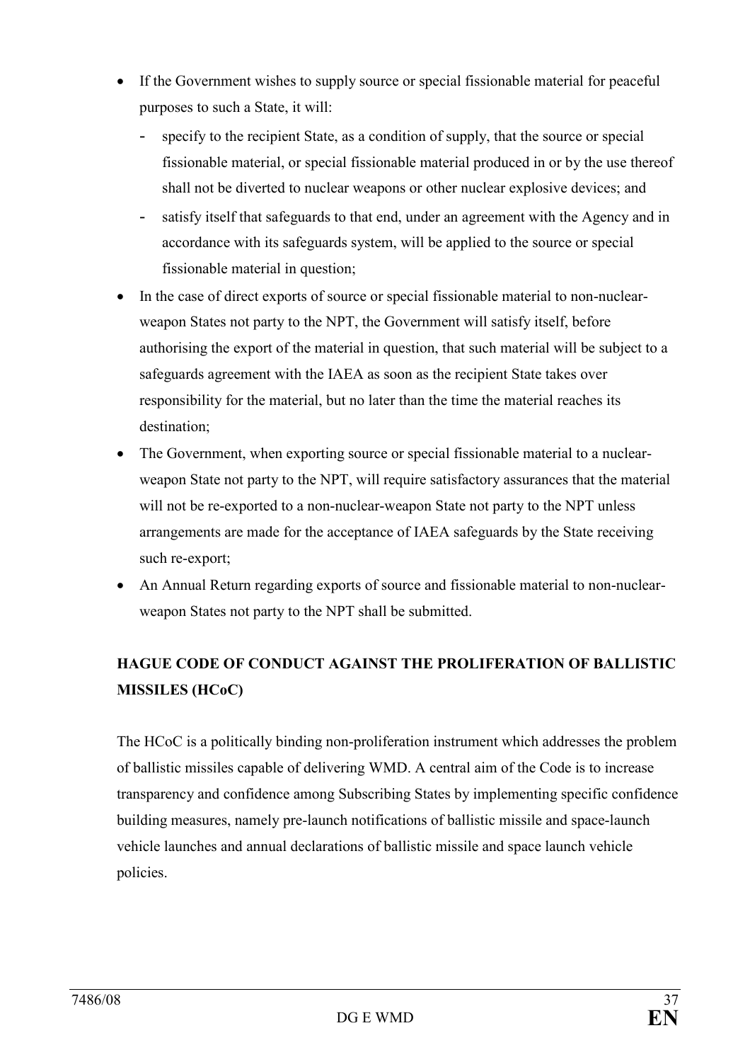- If the Government wishes to supply source or special fissionable material for peaceful purposes to such a State, it will:
  - specify to the recipient State, as a condition of supply, that the source or special fissionable material, or special fissionable material produced in or by the use thereof shall not be diverted to nuclear weapons or other nuclear explosive devices; and
  - satisfy itself that safeguards to that end, under an agreement with the Agency and in accordance with its safeguards system, will be applied to the source or special fissionable material in question;
- In the case of direct exports of source or special fissionable material to non-nuclear-weapon States not party to the NPT, the Government will satisfy itself, before authorising the export of the material in question, that such material will be subject to a safeguards agreement with the IAEA as soon as the recipient State takes over responsibility for the material, but no later than the time the material reaches its destination;
- The Government, when exporting source or special fissionable material to a nuclear-weapon State not party to the NPT, will require satisfactory assurances that the material will not be re-exported to a non-nuclear-weapon State not party to the NPT unless arrangements are made for the acceptance of IAEA safeguards by the State receiving such re-export;
- An Annual Return regarding exports of source and fissionable material to non-nuclear-weapon States not party to the NPT shall be submitted.

**HAGUE CODE OF CONDUCT AGAINST THE PROLIFERATION OF BALLISTIC MISSILES (HCoC)**

The HCoC is a politically binding non-proliferation instrument which addresses the problem of ballistic missiles capable of delivering WMD. A central aim of the Code is to increase transparency and confidence among Subscribing States by implementing specific confidence building measures, namely pre-launch notifications of ballistic missile and space-launch vehicle launches and annual declarations of ballistic missile and space launch vehicle policies.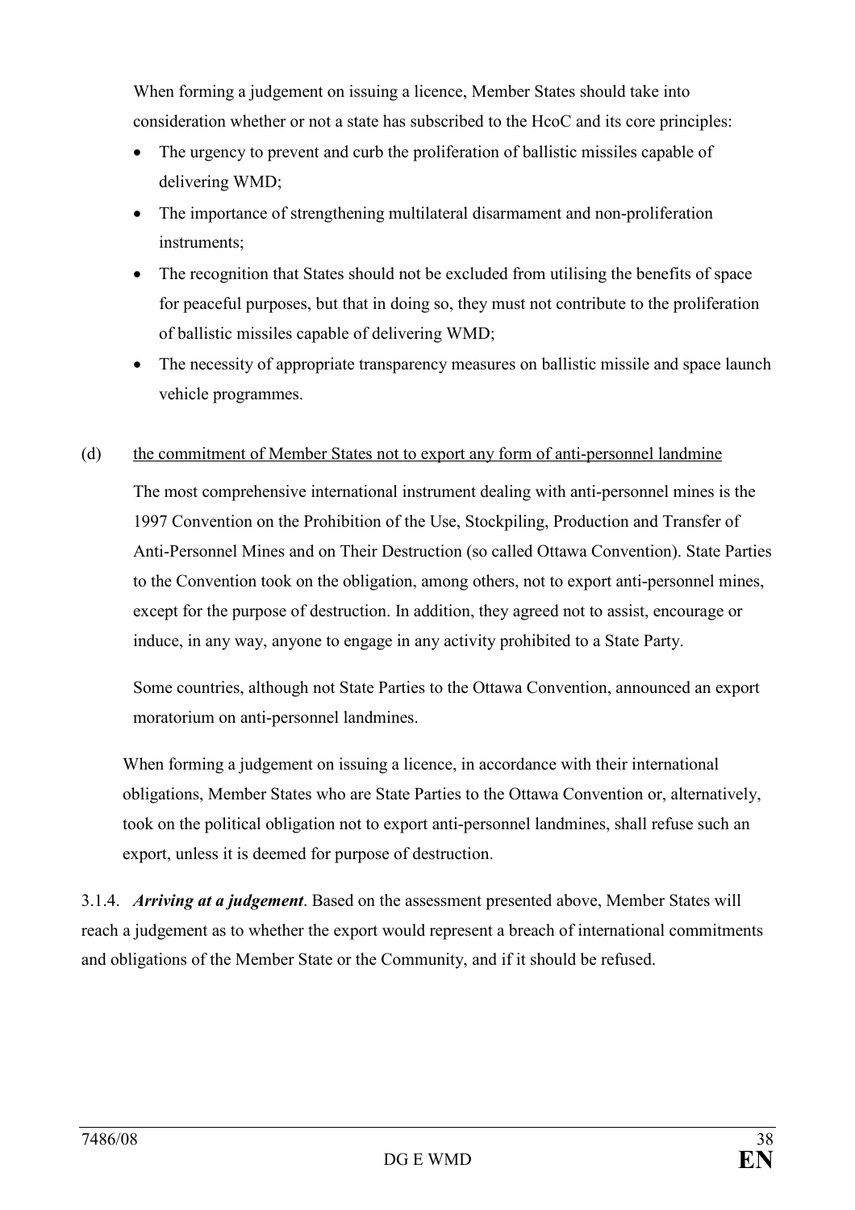When forming a judgement on issuing a licence, Member States should take into consideration whether or not a state has subscribed to the HcoC and its core principles:

- The urgency to prevent and curb the proliferation of ballistic missiles capable of delivering WMD;
- The importance of strengthening multilateral disarmament and non-proliferation instruments;
- The recognition that States should not be excluded from utilising the benefits of space for peaceful purposes, but that in doing so, they must not contribute to the proliferation of ballistic missiles capable of delivering WMD;
- The necessity of appropriate transparency measures on ballistic missile and space launch vehicle programmes.

(d) <u>the commitment of Member States not to export any form of anti-personnel landmine</u>

The most comprehensive international instrument dealing with anti-personnel mines is the 1997 Convention on the Prohibition of the Use, Stockpiling, Production and Transfer of Anti-Personnel Mines and on Their Destruction (so called Ottawa Convention). State Parties to the Convention took on the obligation, among others, not to export anti-personnel mines, except for the purpose of destruction. In addition, they agreed not to assist, encourage or induce, in any way, anyone to engage in any activity prohibited to a State Party.

Some countries, although not State Parties to the Ottawa Convention, announced an export moratorium on anti-personnel landmines.

When forming a judgement on issuing a licence, in accordance with their international obligations, Member States who are State Parties to the Ottawa Convention or, alternatively, took on the political obligation not to export anti-personnel landmines, shall refuse such an export, unless it is deemed for purpose of destruction.

3.1.4. ***Arriving at a judgement***. Based on the assessment presented above, Member States will reach a judgement as to whether the export would represent a breach of international commitments and obligations of the Member State or the Community, and if it should be refused.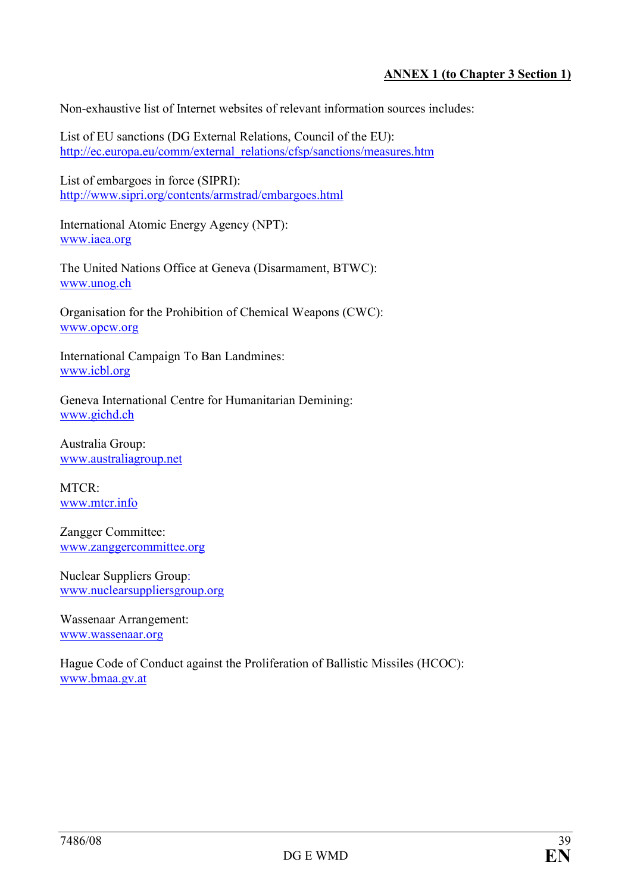**ANNEX 1 (to Chapter 3 Section 1)**

Non-exhaustive list of Internet websites of relevant information sources includes:

List of EU sanctions (DG External Relations, Council of the EU):
http://ec.europa.eu/comm/external_relations/cfsp/sanctions/measures.htm

List of embargoes in force (SIPRI):
http://www.sipri.org/contents/armstrad/embargoes.html

International Atomic Energy Agency (NPT):
www.iaea.org

The United Nations Office at Geneva (Disarmament, BTWC):
www.unog.ch

Organisation for the Prohibition of Chemical Weapons (CWC):
www.opcw.org

International Campaign To Ban Landmines:
www.icbl.org

Geneva International Centre for Humanitarian Demining:
www.gichd.ch

Australia Group:
www.australiagroup.net

MTCR:
www.mtcr.info

Zangger Committee:
www.zanggercommittee.org

Nuclear Suppliers Group:
www.nuclearsuppliersgroup.org

Wassenaar Arrangement:
www.wassenaar.org

Hague Code of Conduct against the Proliferation of Ballistic Missiles (HCOC):
www.bmaa.gv.at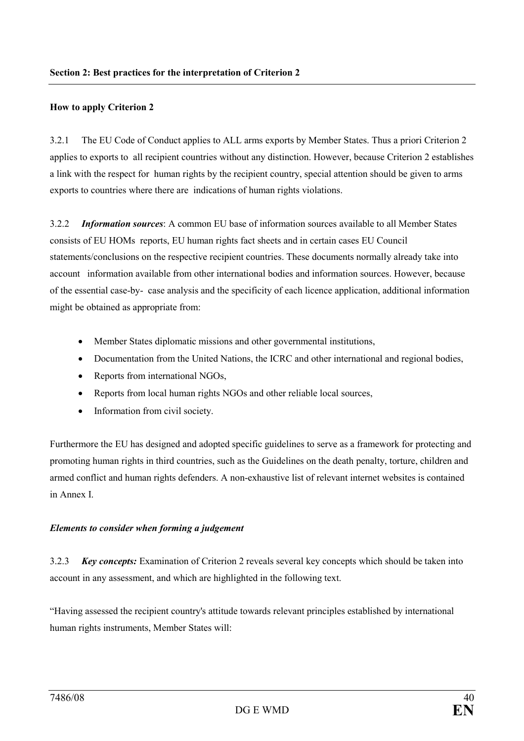**Section 2: Best practices for the interpretation of Criterion 2**

**How to apply Criterion 2**

3.2.1 The EU Code of Conduct applies to ALL arms exports by Member States. Thus a priori Criterion 2 applies to exports to all recipient countries without any distinction. However, because Criterion 2 establishes a link with the respect for human rights by the recipient country, special attention should be given to arms exports to countries where there are indications of human rights violations.

3.2.2 ***Information sources***: A common EU base of information sources available to all Member States consists of EU HOMs reports, EU human rights fact sheets and in certain cases EU Council statements/conclusions on the respective recipient countries. These documents normally already take into account information available from other international bodies and information sources. However, because of the essential case-by- case analysis and the specificity of each licence application, additional information might be obtained as appropriate from:

- Member States diplomatic missions and other governmental institutions,
- Documentation from the United Nations, the ICRC and other international and regional bodies,
- Reports from international NGOs,
- Reports from local human rights NGOs and other reliable local sources,
- Information from civil society.

Furthermore the EU has designed and adopted specific guidelines to serve as a framework for protecting and promoting human rights in third countries, such as the Guidelines on the death penalty, torture, children and armed conflict and human rights defenders. A non-exhaustive list of relevant internet websites is contained in Annex I.

***Elements to consider when forming a judgement***

3.2.3 ***Key concepts:*** Examination of Criterion 2 reveals several key concepts which should be taken into account in any assessment, and which are highlighted in the following text.

"Having assessed the recipient country's attitude towards relevant principles established by international human rights instruments, Member States will: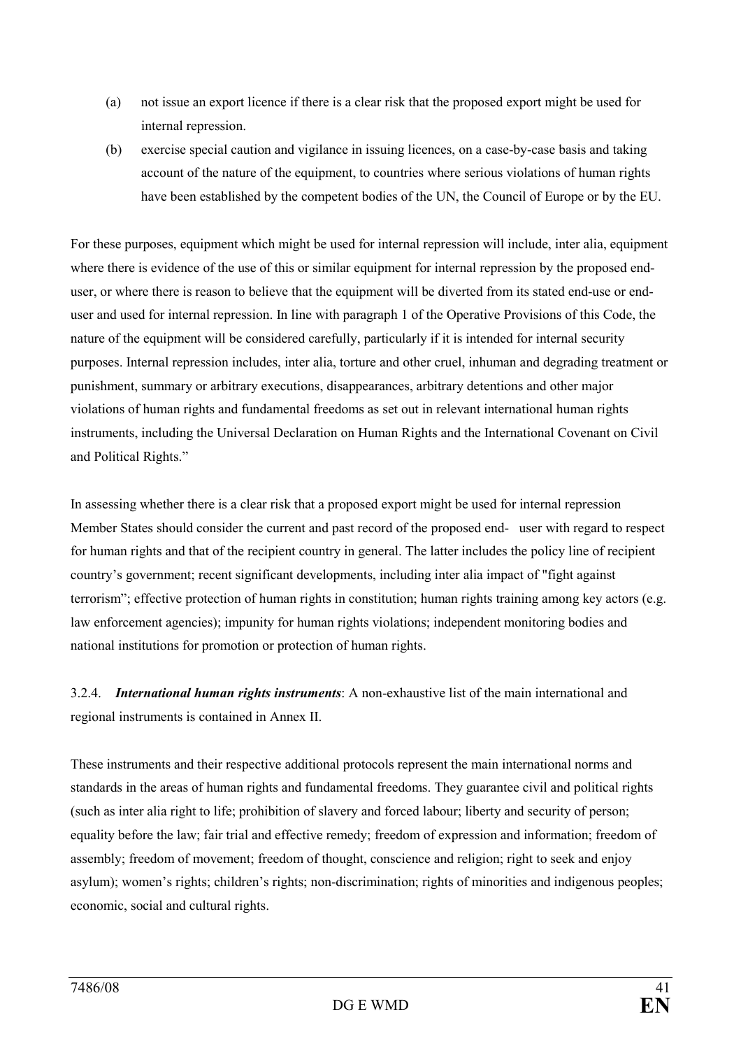(a) not issue an export licence if there is a clear risk that the proposed export might be used for internal repression.

(b) exercise special caution and vigilance in issuing licences, on a case-by-case basis and taking account of the nature of the equipment, to countries where serious violations of human rights have been established by the competent bodies of the UN, the Council of Europe or by the EU.

For these purposes, equipment which might be used for internal repression will include, inter alia, equipment where there is evidence of the use of this or similar equipment for internal repression by the proposed end-user, or where there is reason to believe that the equipment will be diverted from its stated end-use or end-user and used for internal repression. In line with paragraph 1 of the Operative Provisions of this Code, the nature of the equipment will be considered carefully, particularly if it is intended for internal security purposes. Internal repression includes, inter alia, torture and other cruel, inhuman and degrading treatment or punishment, summary or arbitrary executions, disappearances, arbitrary detentions and other major violations of human rights and fundamental freedoms as set out in relevant international human rights instruments, including the Universal Declaration on Human Rights and the International Covenant on Civil and Political Rights."

In assessing whether there is a clear risk that a proposed export might be used for internal repression Member States should consider the current and past record of the proposed end- user with regard to respect for human rights and that of the recipient country in general. The latter includes the policy line of recipient country's government; recent significant developments, including inter alia impact of "fight against terrorism"; effective protection of human rights in constitution; human rights training among key actors (e.g. law enforcement agencies); impunity for human rights violations; independent monitoring bodies and national institutions for promotion or protection of human rights.

3.2.4. ***International human rights instruments***: A non-exhaustive list of the main international and regional instruments is contained in Annex II.

These instruments and their respective additional protocols represent the main international norms and standards in the areas of human rights and fundamental freedoms. They guarantee civil and political rights (such as inter alia right to life; prohibition of slavery and forced labour; liberty and security of person; equality before the law; fair trial and effective remedy; freedom of expression and information; freedom of assembly; freedom of movement; freedom of thought, conscience and religion; right to seek and enjoy asylum); women's rights; children's rights; non-discrimination; rights of minorities and indigenous peoples; economic, social and cultural rights.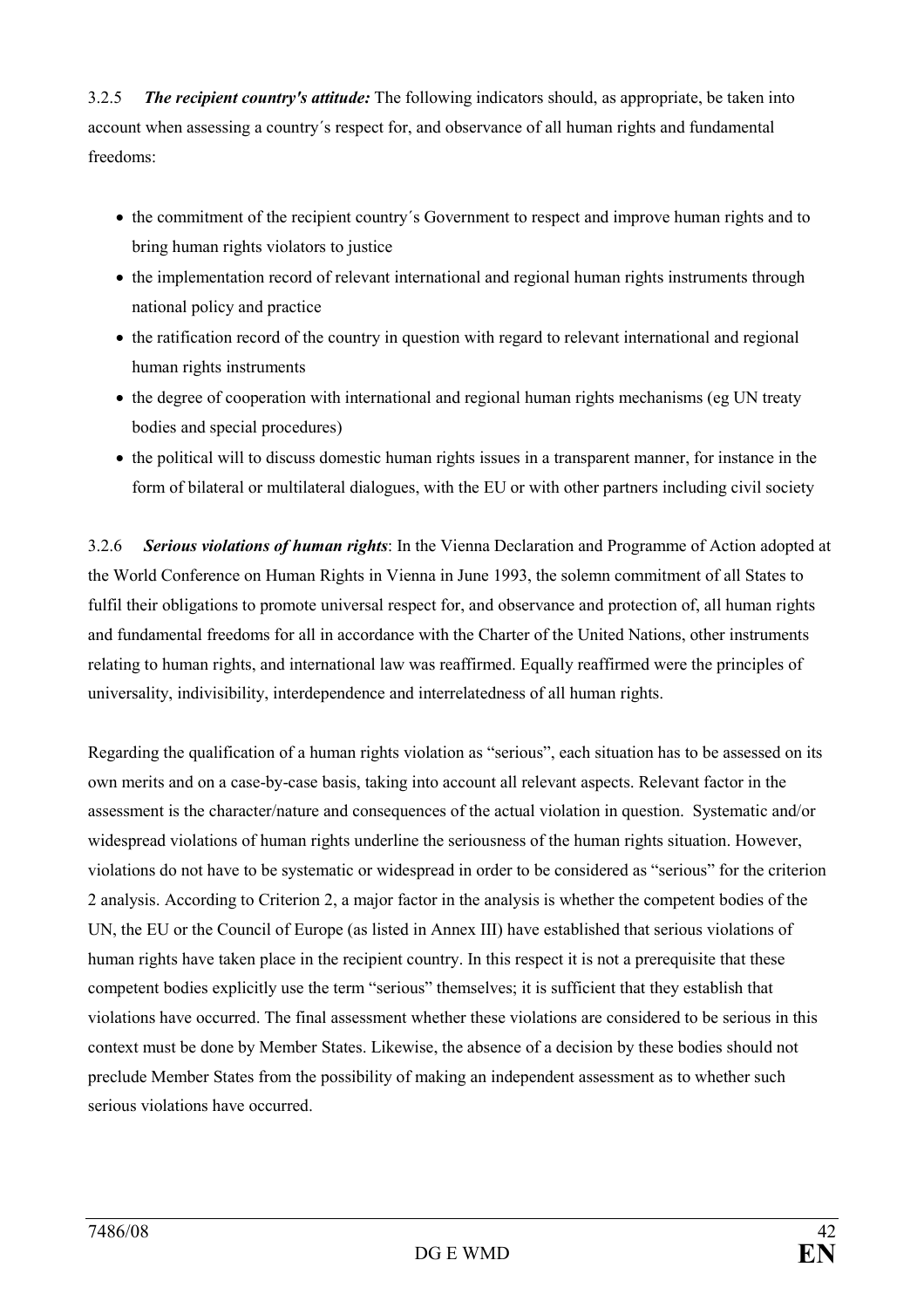3.2.5 ***The recipient country's attitude:*** The following indicators should, as appropriate, be taken into account when assessing a country´s respect for, and observance of all human rights and fundamental freedoms:

- the commitment of the recipient country´s Government to respect and improve human rights and to bring human rights violators to justice
- the implementation record of relevant international and regional human rights instruments through national policy and practice
- the ratification record of the country in question with regard to relevant international and regional human rights instruments
- the degree of cooperation with international and regional human rights mechanisms (eg UN treaty bodies and special procedures)
- the political will to discuss domestic human rights issues in a transparent manner, for instance in the form of bilateral or multilateral dialogues, with the EU or with other partners including civil society

3.2.6 ***Serious violations of human rights***: In the Vienna Declaration and Programme of Action adopted at the World Conference on Human Rights in Vienna in June 1993, the solemn commitment of all States to fulfil their obligations to promote universal respect for, and observance and protection of, all human rights and fundamental freedoms for all in accordance with the Charter of the United Nations, other instruments relating to human rights, and international law was reaffirmed. Equally reaffirmed were the principles of universality, indivisibility, interdependence and interrelatedness of all human rights.

Regarding the qualification of a human rights violation as "serious", each situation has to be assessed on its own merits and on a case-by-case basis, taking into account all relevant aspects. Relevant factor in the assessment is the character/nature and consequences of the actual violation in question. Systematic and/or widespread violations of human rights underline the seriousness of the human rights situation. However, violations do not have to be systematic or widespread in order to be considered as "serious" for the criterion 2 analysis. According to Criterion 2, a major factor in the analysis is whether the competent bodies of the UN, the EU or the Council of Europe (as listed in Annex III) have established that serious violations of human rights have taken place in the recipient country. In this respect it is not a prerequisite that these competent bodies explicitly use the term "serious" themselves; it is sufficient that they establish that violations have occurred. The final assessment whether these violations are considered to be serious in this context must be done by Member States. Likewise, the absence of a decision by these bodies should not preclude Member States from the possibility of making an independent assessment as to whether such serious violations have occurred.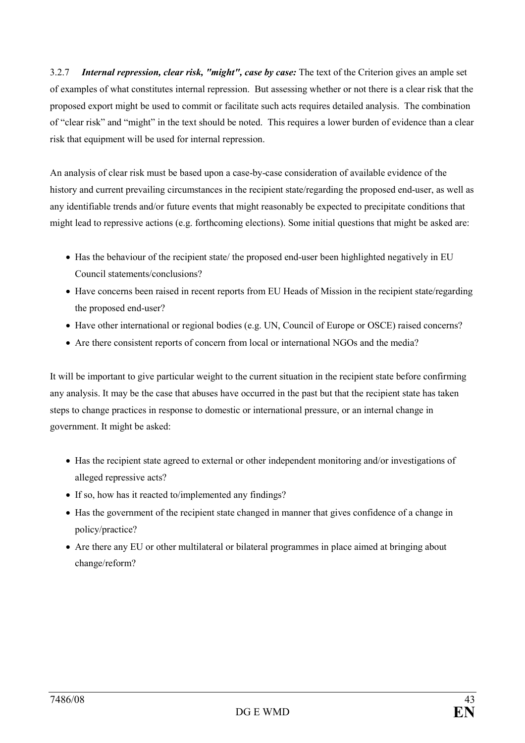3.2.7 ***Internal repression, clear risk, "might", case by case:*** The text of the Criterion gives an ample set of examples of what constitutes internal repression. But assessing whether or not there is a clear risk that the proposed export might be used to commit or facilitate such acts requires detailed analysis. The combination of "clear risk" and "might" in the text should be noted. This requires a lower burden of evidence than a clear risk that equipment will be used for internal repression.

An analysis of clear risk must be based upon a case-by-case consideration of available evidence of the history and current prevailing circumstances in the recipient state/regarding the proposed end-user, as well as any identifiable trends and/or future events that might reasonably be expected to precipitate conditions that might lead to repressive actions (e.g. forthcoming elections). Some initial questions that might be asked are:

- Has the behaviour of the recipient state/ the proposed end-user been highlighted negatively in EU Council statements/conclusions?
- Have concerns been raised in recent reports from EU Heads of Mission in the recipient state/regarding the proposed end-user?
- Have other international or regional bodies (e.g. UN, Council of Europe or OSCE) raised concerns?
- Are there consistent reports of concern from local or international NGOs and the media?

It will be important to give particular weight to the current situation in the recipient state before confirming any analysis. It may be the case that abuses have occurred in the past but that the recipient state has taken steps to change practices in response to domestic or international pressure, or an internal change in government. It might be asked:

- Has the recipient state agreed to external or other independent monitoring and/or investigations of alleged repressive acts?
- If so, how has it reacted to/implemented any findings?
- Has the government of the recipient state changed in manner that gives confidence of a change in policy/practice?
- Are there any EU or other multilateral or bilateral programmes in place aimed at bringing about change/reform?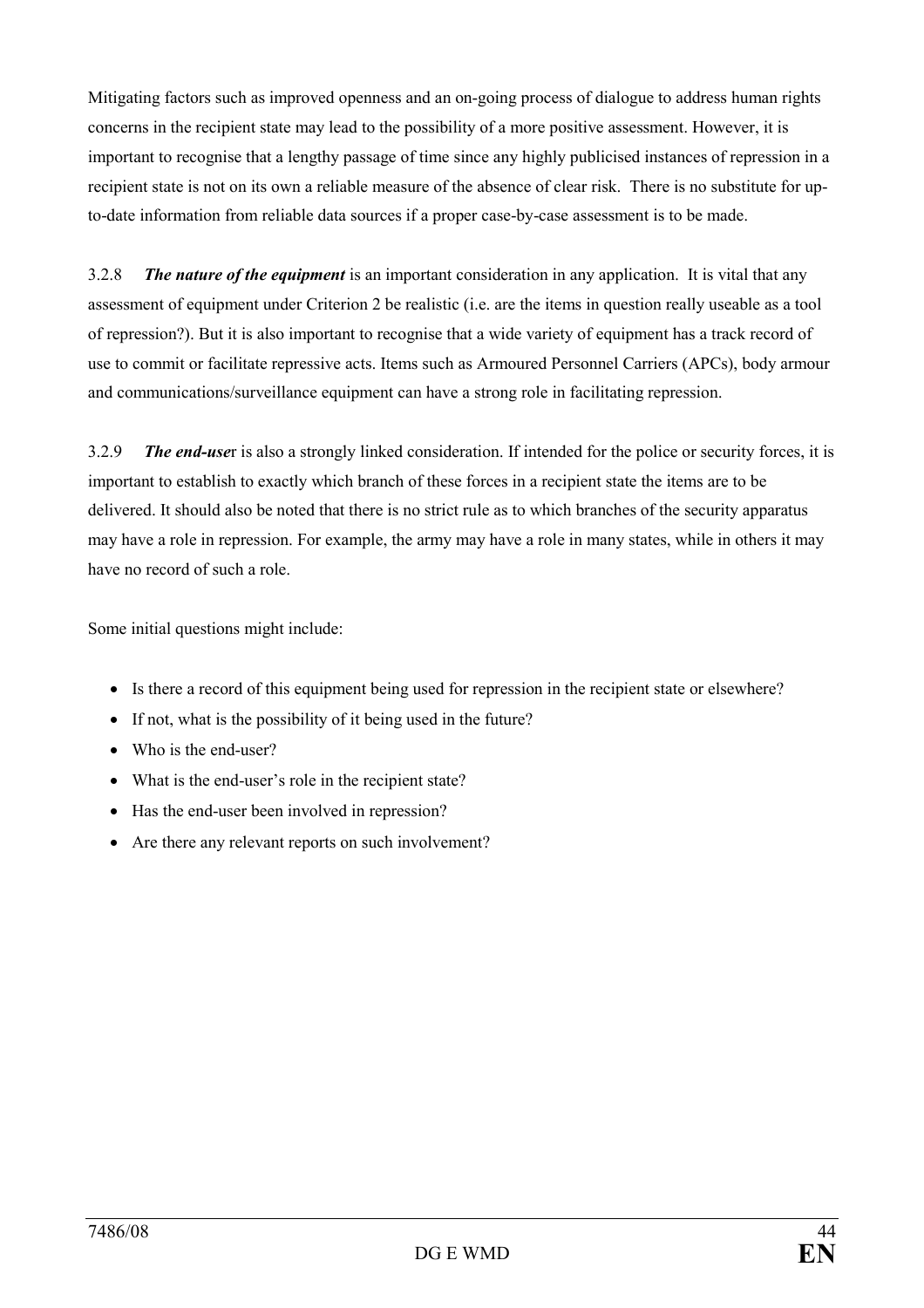Mitigating factors such as improved openness and an on-going process of dialogue to address human rights concerns in the recipient state may lead to the possibility of a more positive assessment. However, it is important to recognise that a lengthy passage of time since any highly publicised instances of repression in a recipient state is not on its own a reliable measure of the absence of clear risk. There is no substitute for up-to-date information from reliable data sources if a proper case-by-case assessment is to be made.

3.2.8 ***The nature of the equipment*** is an important consideration in any application. It is vital that any assessment of equipment under Criterion 2 be realistic (i.e. are the items in question really useable as a tool of repression?). But it is also important to recognise that a wide variety of equipment has a track record of use to commit or facilitate repressive acts. Items such as Armoured Personnel Carriers (APCs), body armour and communications/surveillance equipment can have a strong role in facilitating repression.

3.2.9 ***The end-use***r is also a strongly linked consideration. If intended for the police or security forces, it is important to establish to exactly which branch of these forces in a recipient state the items are to be delivered. It should also be noted that there is no strict rule as to which branches of the security apparatus may have a role in repression. For example, the army may have a role in many states, while in others it may have no record of such a role.

Some initial questions might include:

- Is there a record of this equipment being used for repression in the recipient state or elsewhere?
- If not, what is the possibility of it being used in the future?
- Who is the end-user?
- What is the end-user's role in the recipient state?
- Has the end-user been involved in repression?
- Are there any relevant reports on such involvement?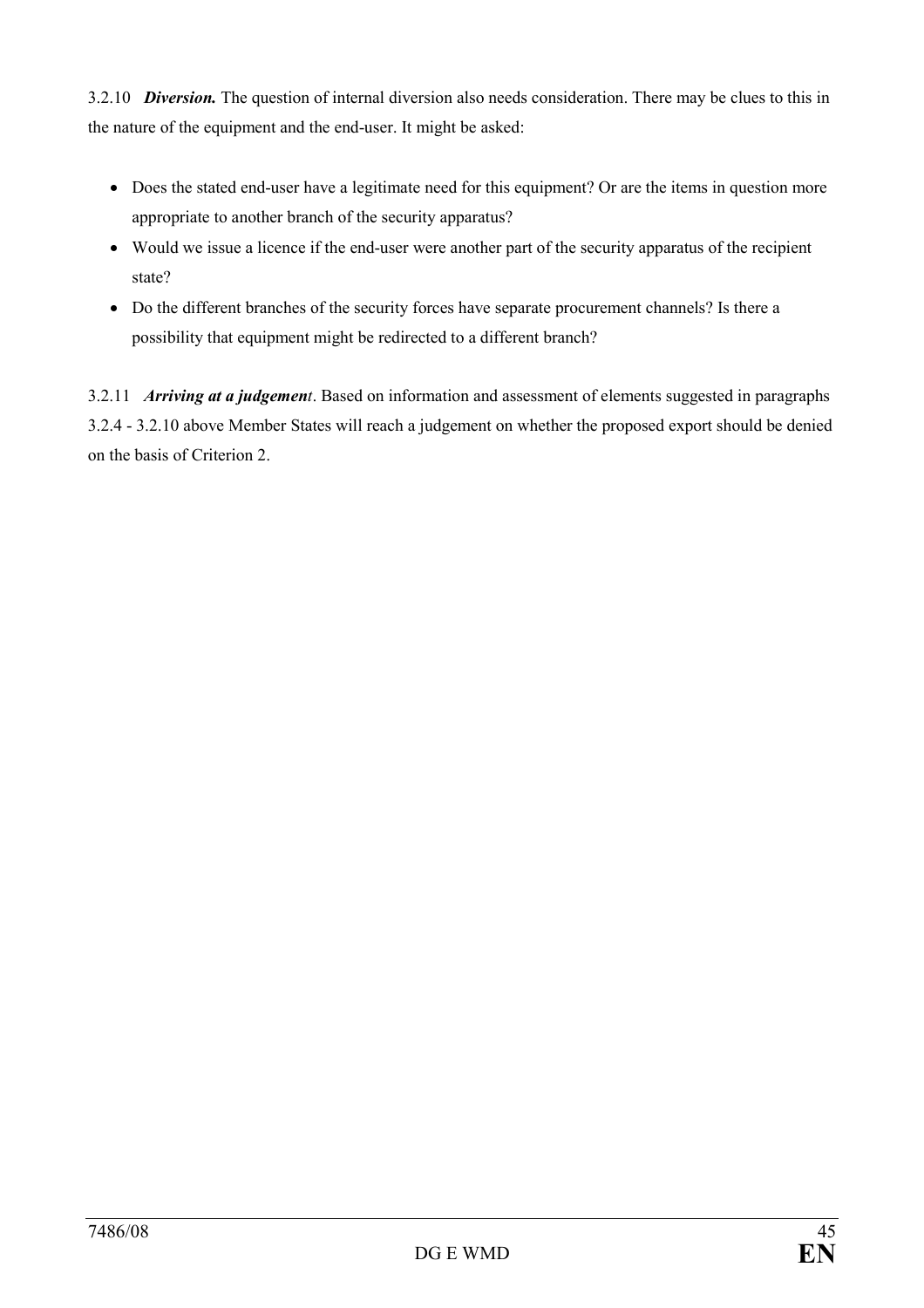3.2.10 ***Diversion.*** The question of internal diversion also needs consideration. There may be clues to this in the nature of the equipment and the end-user. It might be asked:

- Does the stated end-user have a legitimate need for this equipment? Or are the items in question more appropriate to another branch of the security apparatus?
- Would we issue a licence if the end-user were another part of the security apparatus of the recipient state?
- Do the different branches of the security forces have separate procurement channels? Is there a possibility that equipment might be redirected to a different branch?

3.2.11 ***Arriving at a judgement***. Based on information and assessment of elements suggested in paragraphs 3.2.4 - 3.2.10 above Member States will reach a judgement on whether the proposed export should be denied on the basis of Criterion 2.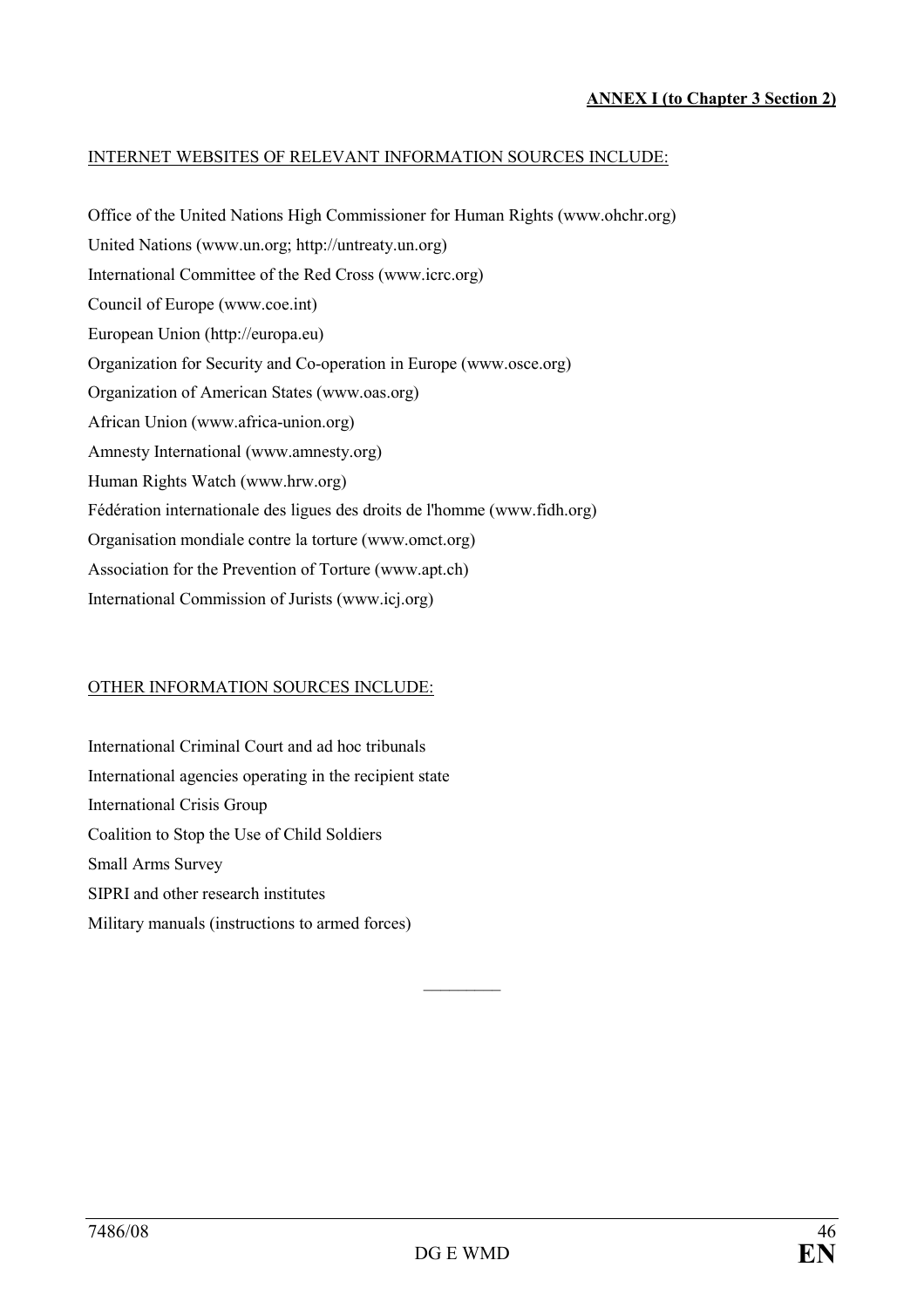**ANNEX I (to Chapter 3 Section 2)**

INTERNET WEBSITES OF RELEVANT INFORMATION SOURCES INCLUDE:

Office of the United Nations High Commissioner for Human Rights (www.ohchr.org)

United Nations (www.un.org; http://untreaty.un.org)

International Committee of the Red Cross (www.icrc.org)

Council of Europe (www.coe.int)

European Union (http://europa.eu)

Organization for Security and Co-operation in Europe (www.osce.org)

Organization of American States (www.oas.org)

African Union (www.africa-union.org)

Amnesty International (www.amnesty.org)

Human Rights Watch (www.hrw.org)

Fédération internationale des ligues des droits de l'homme (www.fidh.org)

Organisation mondiale contre la torture (www.omct.org)

Association for the Prevention of Torture (www.apt.ch)

International Commission of Jurists (www.icj.org)

OTHER INFORMATION SOURCES INCLUDE:

International Criminal Court and ad hoc tribunals

International agencies operating in the recipient state

International Crisis Group

Coalition to Stop the Use of Child Soldiers

Small Arms Survey

SIPRI and other research institutes

Military manuals (instructions to armed forces)

\_\_\_\_\_\_\_\_\_\_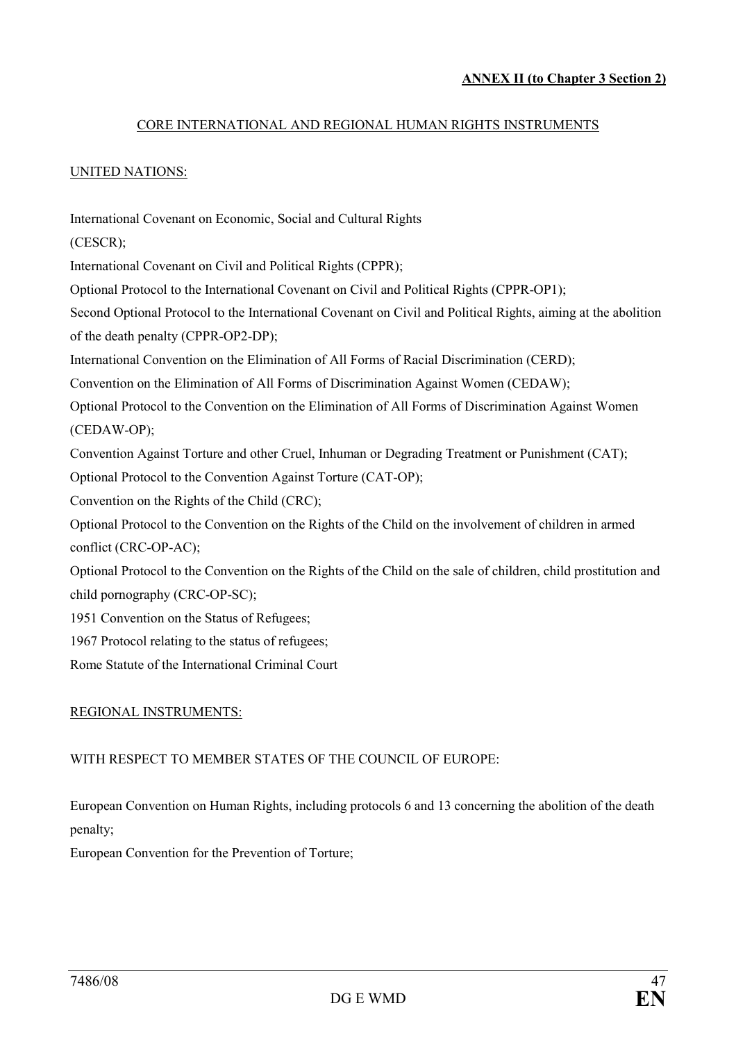**ANNEX II (to Chapter 3 Section 2)**

## CORE INTERNATIONAL AND REGIONAL HUMAN RIGHTS INSTRUMENTS

### UNITED NATIONS:

International Covenant on Economic, Social and Cultural Rights
(CESCR);
International Covenant on Civil and Political Rights (CPPR);
Optional Protocol to the International Covenant on Civil and Political Rights (CPPR-OP1);
Second Optional Protocol to the International Covenant on Civil and Political Rights, aiming at the abolition of the death penalty (CPPR-OP2-DP);
International Convention on the Elimination of All Forms of Racial Discrimination (CERD);
Convention on the Elimination of All Forms of Discrimination Against Women (CEDAW);
Optional Protocol to the Convention on the Elimination of All Forms of Discrimination Against Women (CEDAW-OP);
Convention Against Torture and other Cruel, Inhuman or Degrading Treatment or Punishment (CAT);
Optional Protocol to the Convention Against Torture (CAT-OP);
Convention on the Rights of the Child (CRC);
Optional Protocol to the Convention on the Rights of the Child on the involvement of children in armed conflict (CRC-OP-AC);
Optional Protocol to the Convention on the Rights of the Child on the sale of children, child prostitution and child pornography (CRC-OP-SC);
1951 Convention on the Status of Refugees;
1967 Protocol relating to the status of refugees;
Rome Statute of the International Criminal Court

### REGIONAL INSTRUMENTS:

WITH RESPECT TO MEMBER STATES OF THE COUNCIL OF EUROPE:

European Convention on Human Rights, including protocols 6 and 13 concerning the abolition of the death penalty;
European Convention for the Prevention of Torture;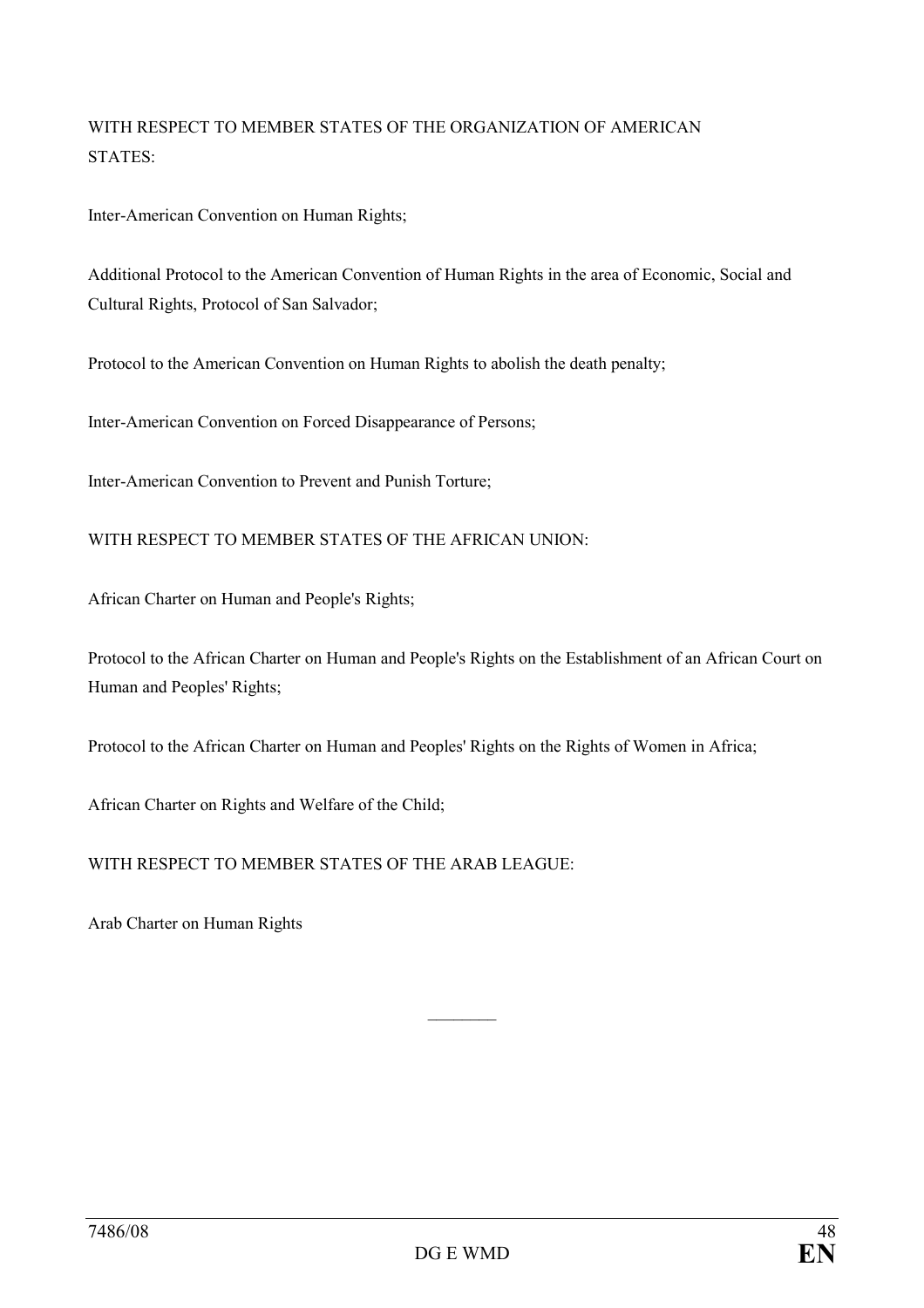WITH RESPECT TO MEMBER STATES OF THE ORGANIZATION OF AMERICAN STATES:

Inter-American Convention on Human Rights;

Additional Protocol to the American Convention of Human Rights in the area of Economic, Social and Cultural Rights, Protocol of San Salvador;

Protocol to the American Convention on Human Rights to abolish the death penalty;

Inter-American Convention on Forced Disappearance of Persons;

Inter-American Convention to Prevent and Punish Torture;

WITH RESPECT TO MEMBER STATES OF THE AFRICAN UNION:

African Charter on Human and People's Rights;

Protocol to the African Charter on Human and People's Rights on the Establishment of an African Court on Human and Peoples' Rights;

Protocol to the African Charter on Human and Peoples' Rights on the Rights of Women in Africa;

African Charter on Rights and Welfare of the Child;

WITH RESPECT TO MEMBER STATES OF THE ARAB LEAGUE:

Arab Charter on Human Rights

________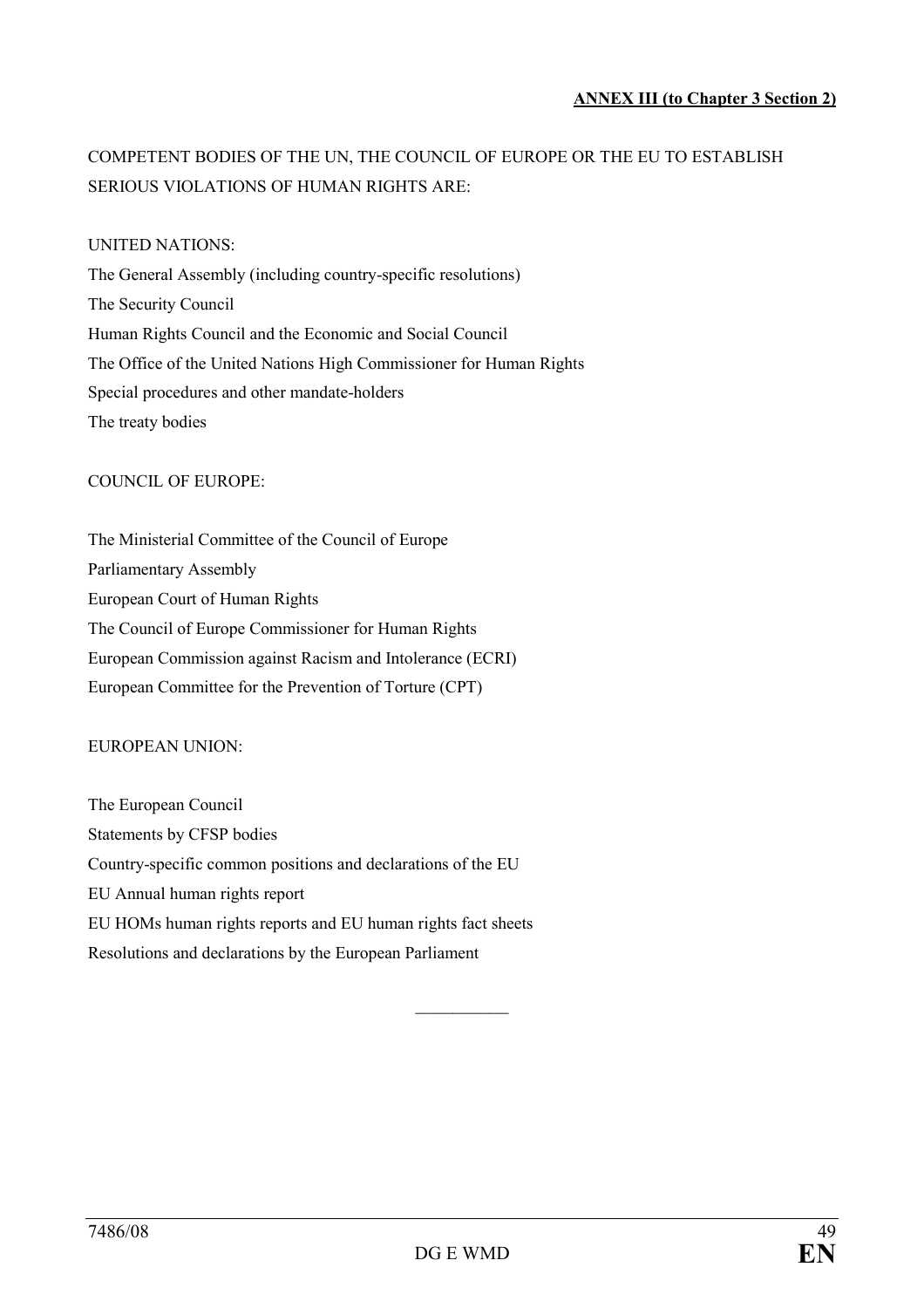**ANNEX III (to Chapter 3 Section 2)**

COMPETENT BODIES OF THE UN, THE COUNCIL OF EUROPE OR THE EU TO ESTABLISH SERIOUS VIOLATIONS OF HUMAN RIGHTS ARE:

UNITED NATIONS:

The General Assembly (including country-specific resolutions)
The Security Council
Human Rights Council and the Economic and Social Council
The Office of the United Nations High Commissioner for Human Rights
Special procedures and other mandate-holders
The treaty bodies

COUNCIL OF EUROPE:

The Ministerial Committee of the Council of Europe
Parliamentary Assembly
European Court of Human Rights
The Council of Europe Commissioner for Human Rights
European Commission against Racism and Intolerance (ECRI)
European Committee for the Prevention of Torture (CPT)

EUROPEAN UNION:

The European Council
Statements by CFSP bodies
Country-specific common positions and declarations of the EU
EU Annual human rights report
EU HOMs human rights reports and EU human rights fact sheets
Resolutions and declarations by the European Parliament

___________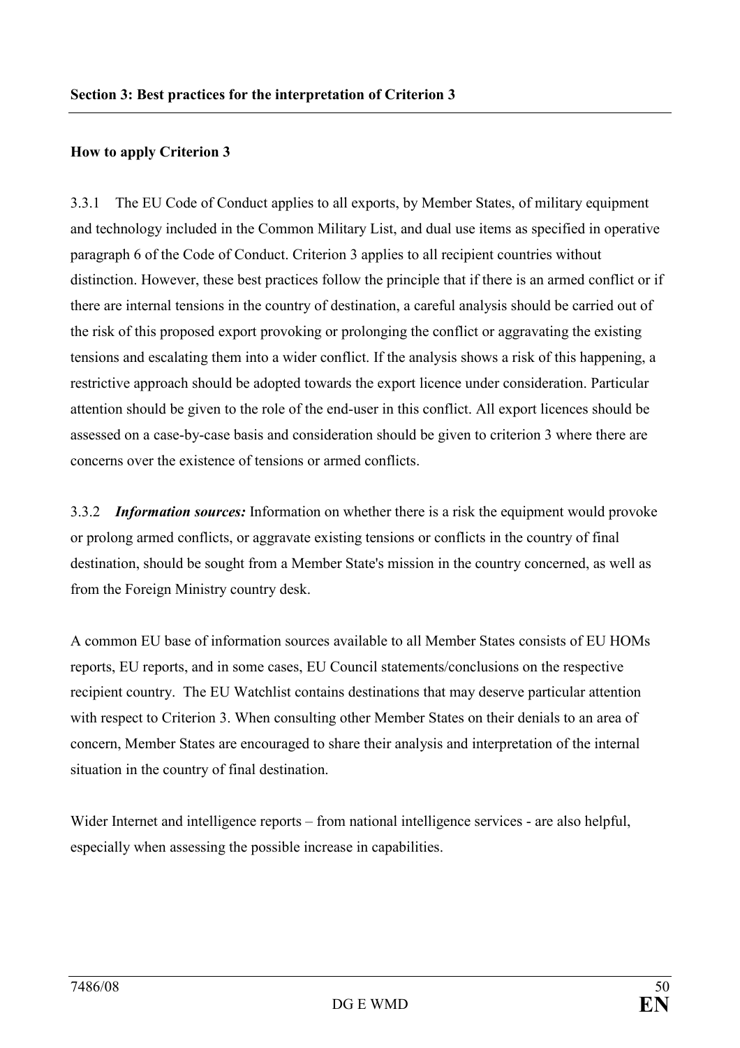## Section 3: Best practices for the interpretation of Criterion 3

### How to apply Criterion 3

3.3.1 The EU Code of Conduct applies to all exports, by Member States, of military equipment and technology included in the Common Military List, and dual use items as specified in operative paragraph 6 of the Code of Conduct. Criterion 3 applies to all recipient countries without distinction. However, these best practices follow the principle that if there is an armed conflict or if there are internal tensions in the country of destination, a careful analysis should be carried out of the risk of this proposed export provoking or prolonging the conflict or aggravating the existing tensions and escalating them into a wider conflict. If the analysis shows a risk of this happening, a restrictive approach should be adopted towards the export licence under consideration. Particular attention should be given to the role of the end-user in this conflict. All export licences should be assessed on a case-by-case basis and consideration should be given to criterion 3 where there are concerns over the existence of tensions or armed conflicts.

3.3.2 ***Information sources:*** Information on whether there is a risk the equipment would provoke or prolong armed conflicts, or aggravate existing tensions or conflicts in the country of final destination, should be sought from a Member State's mission in the country concerned, as well as from the Foreign Ministry country desk.

A common EU base of information sources available to all Member States consists of EU HOMs reports, EU reports, and in some cases, EU Council statements/conclusions on the respective recipient country. The EU Watchlist contains destinations that may deserve particular attention with respect to Criterion 3. When consulting other Member States on their denials to an area of concern, Member States are encouraged to share their analysis and interpretation of the internal situation in the country of final destination.

Wider Internet and intelligence reports – from national intelligence services - are also helpful, especially when assessing the possible increase in capabilities.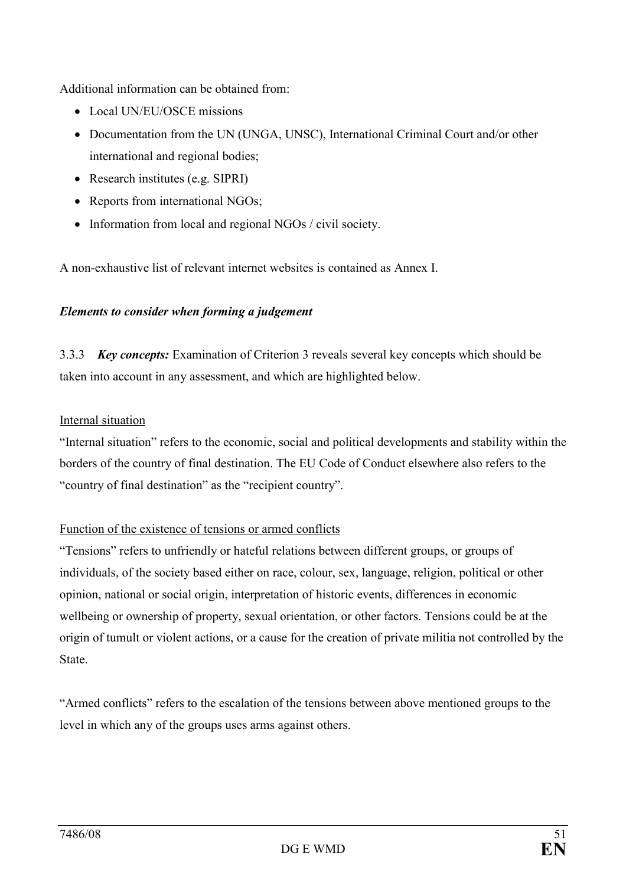Additional information can be obtained from:

- Local UN/EU/OSCE missions
- Documentation from the UN (UNGA, UNSC), International Criminal Court and/or other international and regional bodies;
- Research institutes (e.g. SIPRI)
- Reports from international NGOs;
- Information from local and regional NGOs / civil society.

A non-exhaustive list of relevant internet websites is contained as Annex I.

***Elements to consider when forming a judgement***

3.3.3 ***Key concepts:*** Examination of Criterion 3 reveals several key concepts which should be taken into account in any assessment, and which are highlighted below.

<u>Internal situation</u>

"Internal situation" refers to the economic, social and political developments and stability within the borders of the country of final destination. The EU Code of Conduct elsewhere also refers to the "country of final destination" as the "recipient country".

<u>Function of the existence of tensions or armed conflicts</u>

"Tensions" refers to unfriendly or hateful relations between different groups, or groups of individuals, of the society based either on race, colour, sex, language, religion, political or other opinion, national or social origin, interpretation of historic events, differences in economic wellbeing or ownership of property, sexual orientation, or other factors. Tensions could be at the origin of tumult or violent actions, or a cause for the creation of private militia not controlled by the State.

"Armed conflicts" refers to the escalation of the tensions between above mentioned groups to the level in which any of the groups uses arms against others.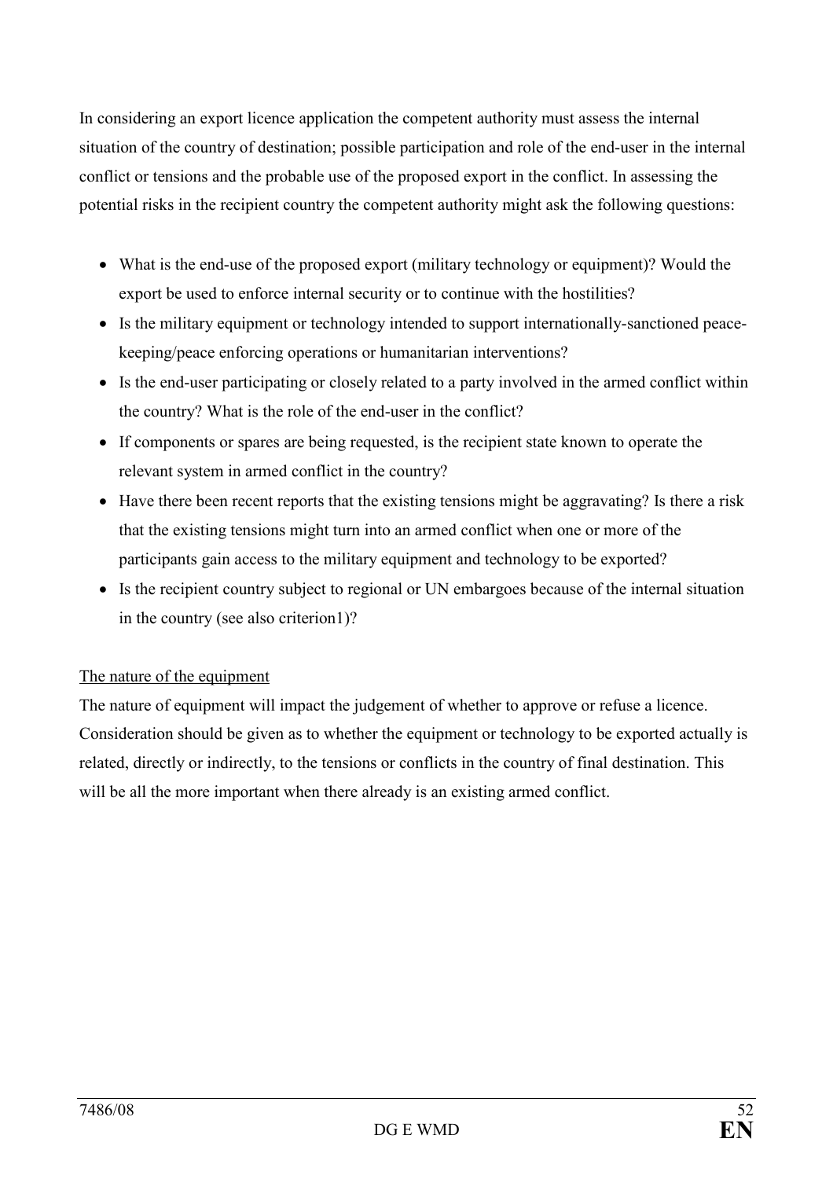In considering an export licence application the competent authority must assess the internal situation of the country of destination; possible participation and role of the end-user in the internal conflict or tensions and the probable use of the proposed export in the conflict. In assessing the potential risks in the recipient country the competent authority might ask the following questions:

- What is the end-use of the proposed export (military technology or equipment)? Would the export be used to enforce internal security or to continue with the hostilities?
- Is the military equipment or technology intended to support internationally-sanctioned peace-keeping/peace enforcing operations or humanitarian interventions?
- Is the end-user participating or closely related to a party involved in the armed conflict within the country? What is the role of the end-user in the conflict?
- If components or spares are being requested, is the recipient state known to operate the relevant system in armed conflict in the country?
- Have there been recent reports that the existing tensions might be aggravating? Is there a risk that the existing tensions might turn into an armed conflict when one or more of the participants gain access to the military equipment and technology to be exported?
- Is the recipient country subject to regional or UN embargoes because of the internal situation in the country (see also criterion1)?

The nature of the equipment

The nature of equipment will impact the judgement of whether to approve or refuse a licence. Consideration should be given as to whether the equipment or technology to be exported actually is related, directly or indirectly, to the tensions or conflicts in the country of final destination. This will be all the more important when there already is an existing armed conflict.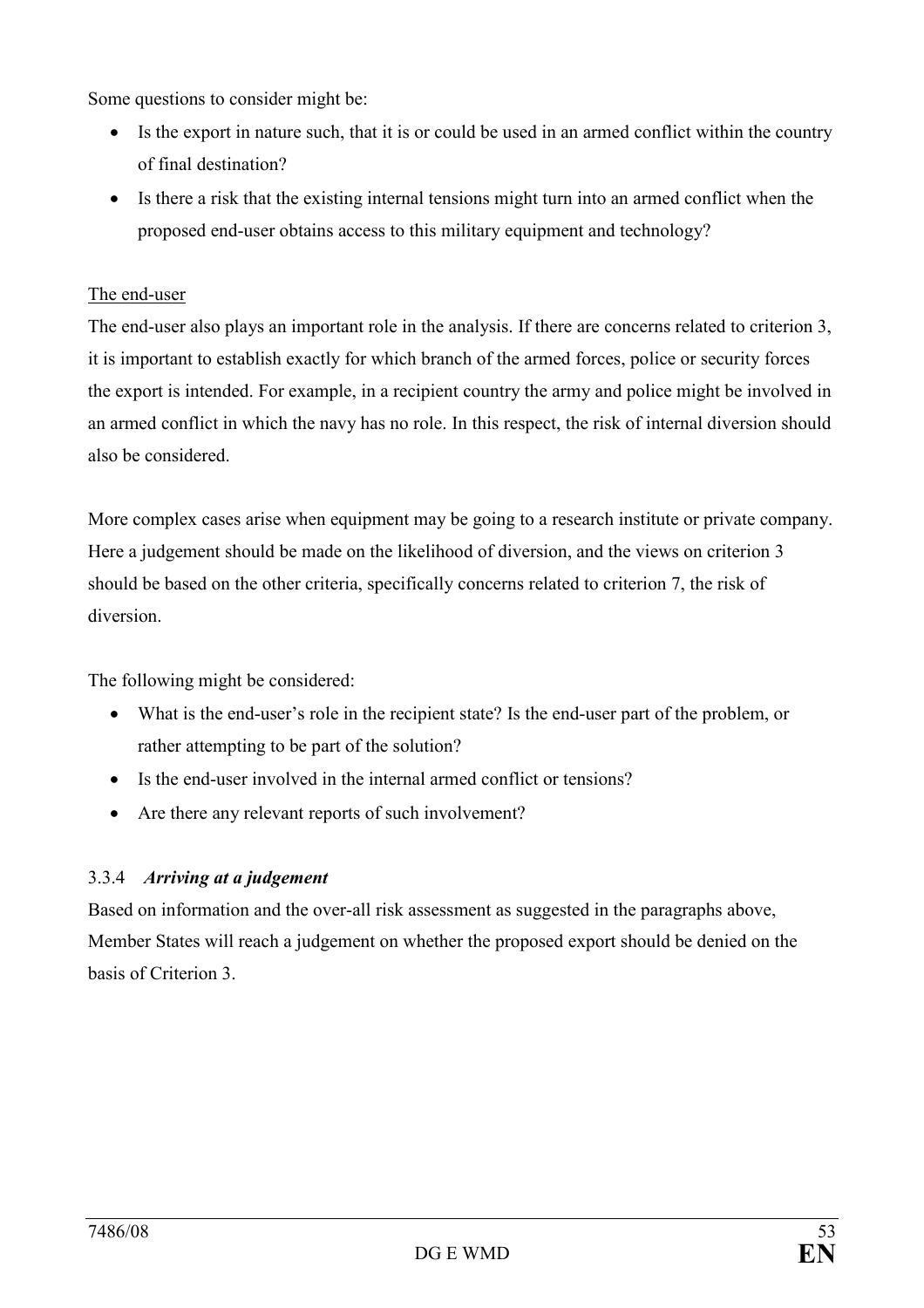Some questions to consider might be:

- Is the export in nature such, that it is or could be used in an armed conflict within the country of final destination?
- Is there a risk that the existing internal tensions might turn into an armed conflict when the proposed end-user obtains access to this military equipment and technology?

The end-user

The end-user also plays an important role in the analysis. If there are concerns related to criterion 3, it is important to establish exactly for which branch of the armed forces, police or security forces the export is intended. For example, in a recipient country the army and police might be involved in an armed conflict in which the navy has no role. In this respect, the risk of internal diversion should also be considered.

More complex cases arise when equipment may be going to a research institute or private company. Here a judgement should be made on the likelihood of diversion, and the views on criterion 3 should be based on the other criteria, specifically concerns related to criterion 7, the risk of diversion.

The following might be considered:

- What is the end-user's role in the recipient state? Is the end-user part of the problem, or rather attempting to be part of the solution?
- Is the end-user involved in the internal armed conflict or tensions?
- Are there any relevant reports of such involvement?

### 3.3.4 *Arriving at a judgement*

Based on information and the over-all risk assessment as suggested in the paragraphs above, Member States will reach a judgement on whether the proposed export should be denied on the basis of Criterion 3.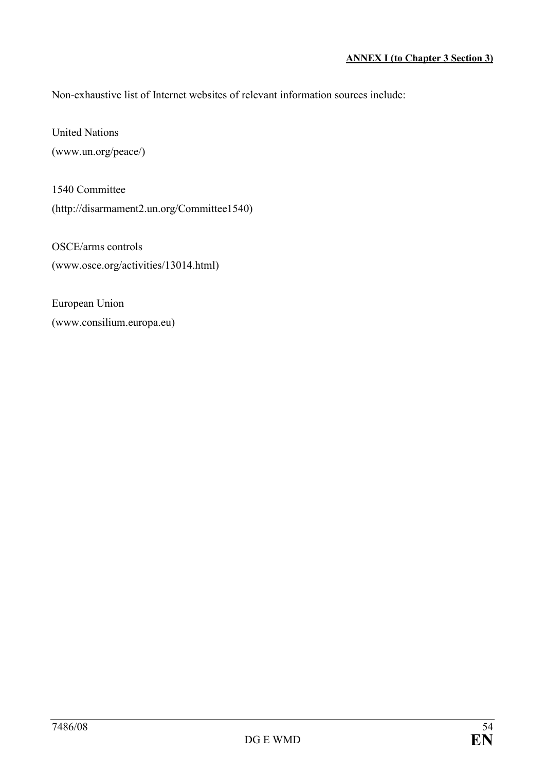**ANNEX I (to Chapter 3 Section 3)**

Non-exhaustive list of Internet websites of relevant information sources include:

United Nations
(www.un.org/peace/)

1540 Committee
(http://disarmament2.un.org/Committee1540)

OSCE/arms controls
(www.osce.org/activities/13014.html)

European Union
(www.consilium.europa.eu)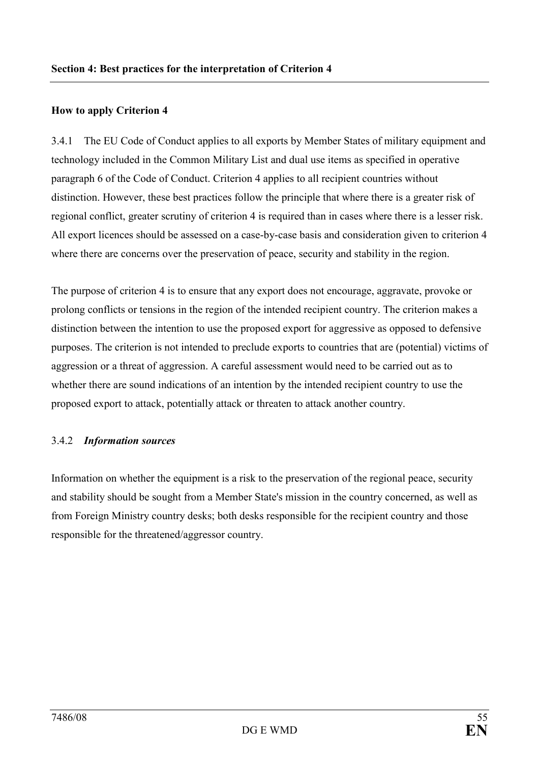## Section 4: Best practices for the interpretation of Criterion 4

### How to apply Criterion 4

3.4.1 The EU Code of Conduct applies to all exports by Member States of military equipment and technology included in the Common Military List and dual use items as specified in operative paragraph 6 of the Code of Conduct. Criterion 4 applies to all recipient countries without distinction. However, these best practices follow the principle that where there is a greater risk of regional conflict, greater scrutiny of criterion 4 is required than in cases where there is a lesser risk. All export licences should be assessed on a case-by-case basis and consideration given to criterion 4 where there are concerns over the preservation of peace, security and stability in the region.

The purpose of criterion 4 is to ensure that any export does not encourage, aggravate, provoke or prolong conflicts or tensions in the region of the intended recipient country. The criterion makes a distinction between the intention to use the proposed export for aggressive as opposed to defensive purposes. The criterion is not intended to preclude exports to countries that are (potential) victims of aggression or a threat of aggression. A careful assessment would need to be carried out as to whether there are sound indications of an intention by the intended recipient country to use the proposed export to attack, potentially attack or threaten to attack another country.

3.4.2 ***Information sources***

Information on whether the equipment is a risk to the preservation of the regional peace, security and stability should be sought from a Member State's mission in the country concerned, as well as from Foreign Ministry country desks; both desks responsible for the recipient country and those responsible for the threatened/aggressor country.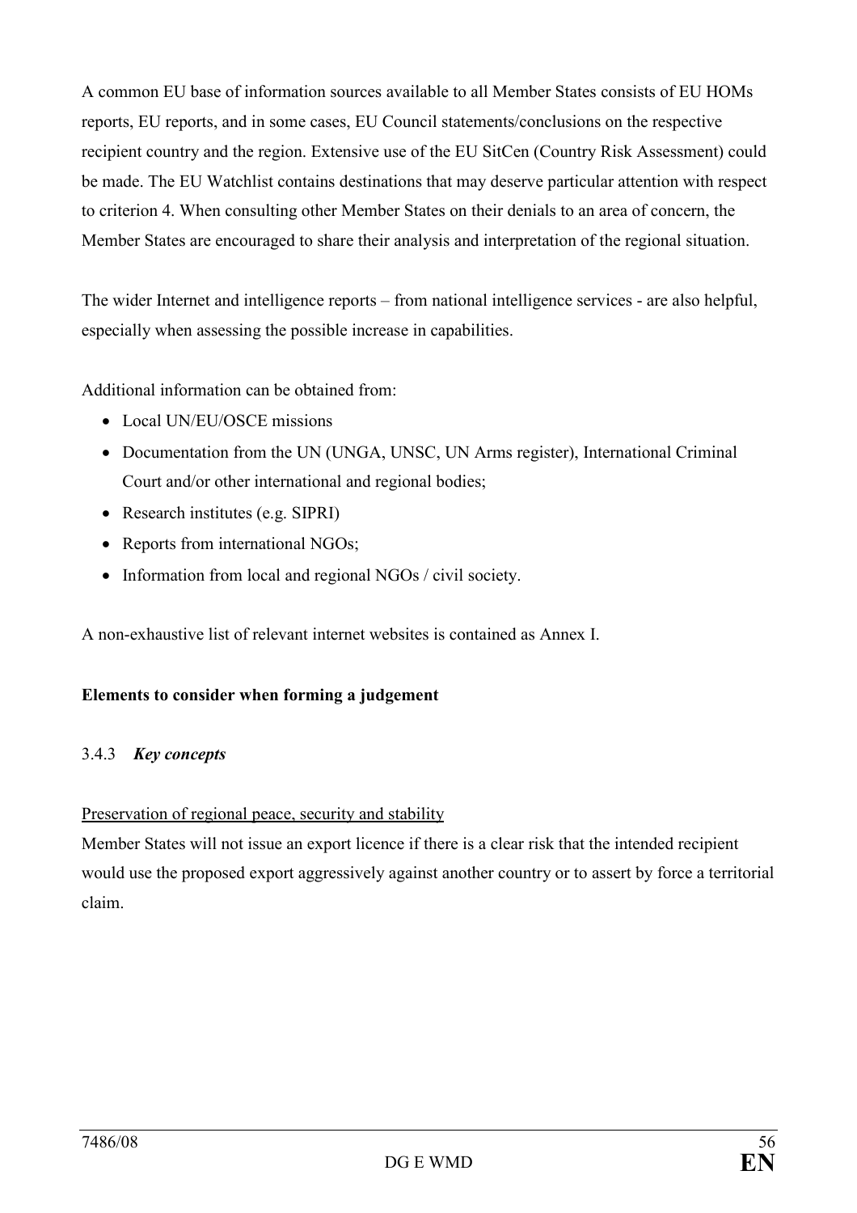A common EU base of information sources available to all Member States consists of EU HOMs reports, EU reports, and in some cases, EU Council statements/conclusions on the respective recipient country and the region. Extensive use of the EU SitCen (Country Risk Assessment) could be made. The EU Watchlist contains destinations that may deserve particular attention with respect to criterion 4. When consulting other Member States on their denials to an area of concern, the Member States are encouraged to share their analysis and interpretation of the regional situation.

The wider Internet and intelligence reports – from national intelligence services - are also helpful, especially when assessing the possible increase in capabilities.

Additional information can be obtained from:

- Local UN/EU/OSCE missions
- Documentation from the UN (UNGA, UNSC, UN Arms register), International Criminal Court and/or other international and regional bodies;
- Research institutes (e.g. SIPRI)
- Reports from international NGOs;
- Information from local and regional NGOs / civil society.

A non-exhaustive list of relevant internet websites is contained as Annex I.

**Elements to consider when forming a judgement**

### 3.4.3 ***Key concepts***

<u>Preservation of regional peace, security and stability</u>

Member States will not issue an export licence if there is a clear risk that the intended recipient would use the proposed export aggressively against another country or to assert by force a territorial claim.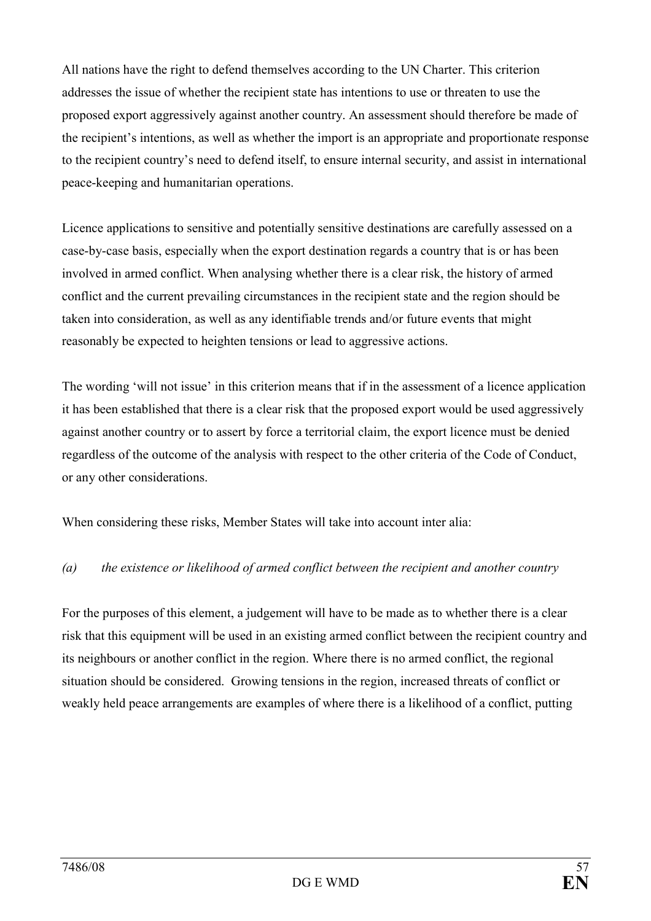All nations have the right to defend themselves according to the UN Charter. This criterion addresses the issue of whether the recipient state has intentions to use or threaten to use the proposed export aggressively against another country. An assessment should therefore be made of the recipient's intentions, as well as whether the import is an appropriate and proportionate response to the recipient country's need to defend itself, to ensure internal security, and assist in international peace-keeping and humanitarian operations.

Licence applications to sensitive and potentially sensitive destinations are carefully assessed on a case-by-case basis, especially when the export destination regards a country that is or has been involved in armed conflict. When analysing whether there is a clear risk, the history of armed conflict and the current prevailing circumstances in the recipient state and the region should be taken into consideration, as well as any identifiable trends and/or future events that might reasonably be expected to heighten tensions or lead to aggressive actions.

The wording 'will not issue' in this criterion means that if in the assessment of a licence application it has been established that there is a clear risk that the proposed export would be used aggressively against another country or to assert by force a territorial claim, the export licence must be denied regardless of the outcome of the analysis with respect to the other criteria of the Code of Conduct, or any other considerations.

When considering these risks, Member States will take into account inter alia:

*(a) the existence or likelihood of armed conflict between the recipient and another country*

For the purposes of this element, a judgement will have to be made as to whether there is a clear risk that this equipment will be used in an existing armed conflict between the recipient country and its neighbours or another conflict in the region. Where there is no armed conflict, the regional situation should be considered. Growing tensions in the region, increased threats of conflict or weakly held peace arrangements are examples of where there is a likelihood of a conflict, putting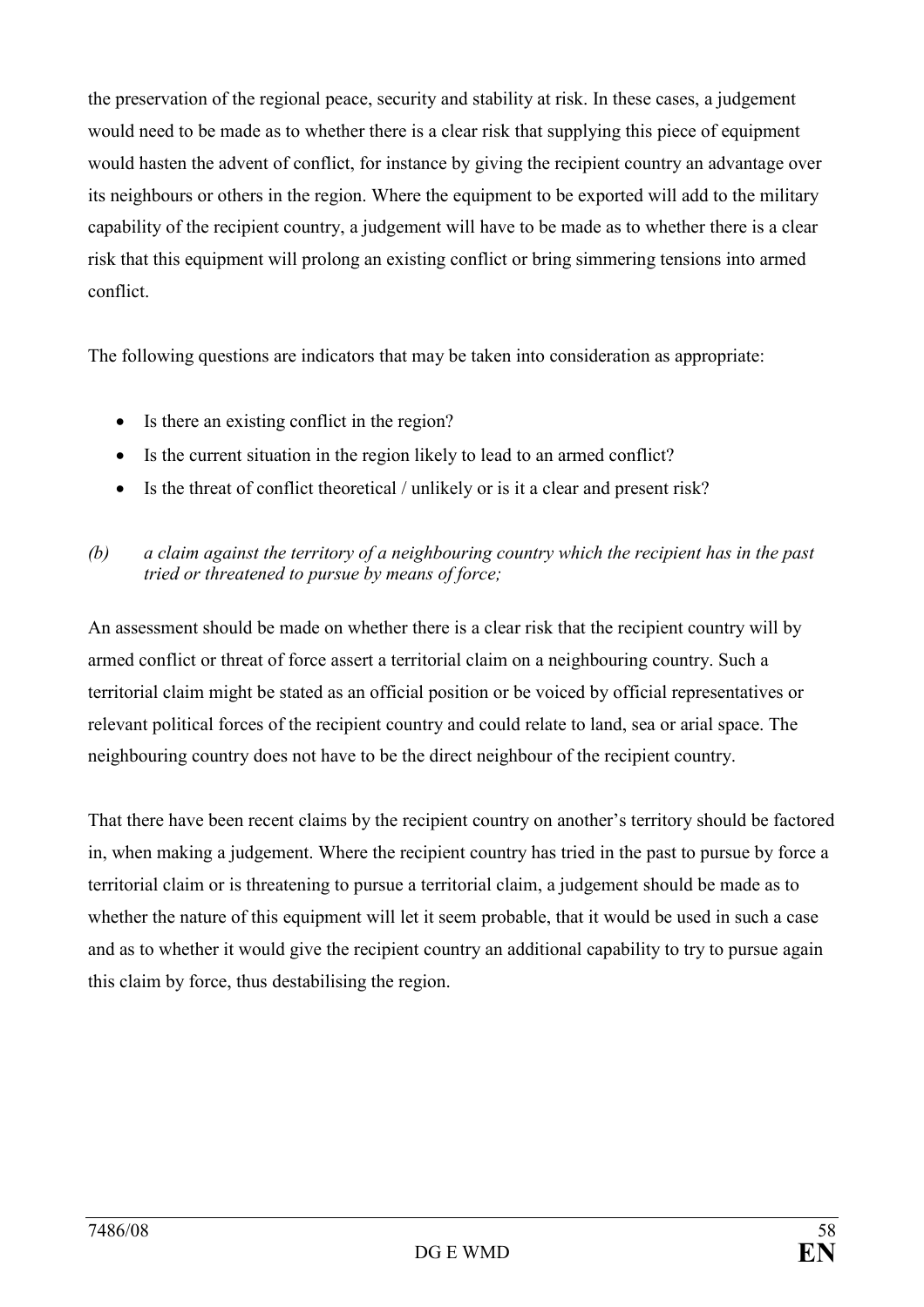the preservation of the regional peace, security and stability at risk. In these cases, a judgement would need to be made as to whether there is a clear risk that supplying this piece of equipment would hasten the advent of conflict, for instance by giving the recipient country an advantage over its neighbours or others in the region. Where the equipment to be exported will add to the military capability of the recipient country, a judgement will have to be made as to whether there is a clear risk that this equipment will prolong an existing conflict or bring simmering tensions into armed conflict.

The following questions are indicators that may be taken into consideration as appropriate:

- Is there an existing conflict in the region?
- Is the current situation in the region likely to lead to an armed conflict?
- Is the threat of conflict theoretical / unlikely or is it a clear and present risk?

*(b) a claim against the territory of a neighbouring country which the recipient has in the past tried or threatened to pursue by means of force;*

An assessment should be made on whether there is a clear risk that the recipient country will by armed conflict or threat of force assert a territorial claim on a neighbouring country. Such a territorial claim might be stated as an official position or be voiced by official representatives or relevant political forces of the recipient country and could relate to land, sea or arial space. The neighbouring country does not have to be the direct neighbour of the recipient country.

That there have been recent claims by the recipient country on another's territory should be factored in, when making a judgement. Where the recipient country has tried in the past to pursue by force a territorial claim or is threatening to pursue a territorial claim, a judgement should be made as to whether the nature of this equipment will let it seem probable, that it would be used in such a case and as to whether it would give the recipient country an additional capability to try to pursue again this claim by force, thus destabilising the region.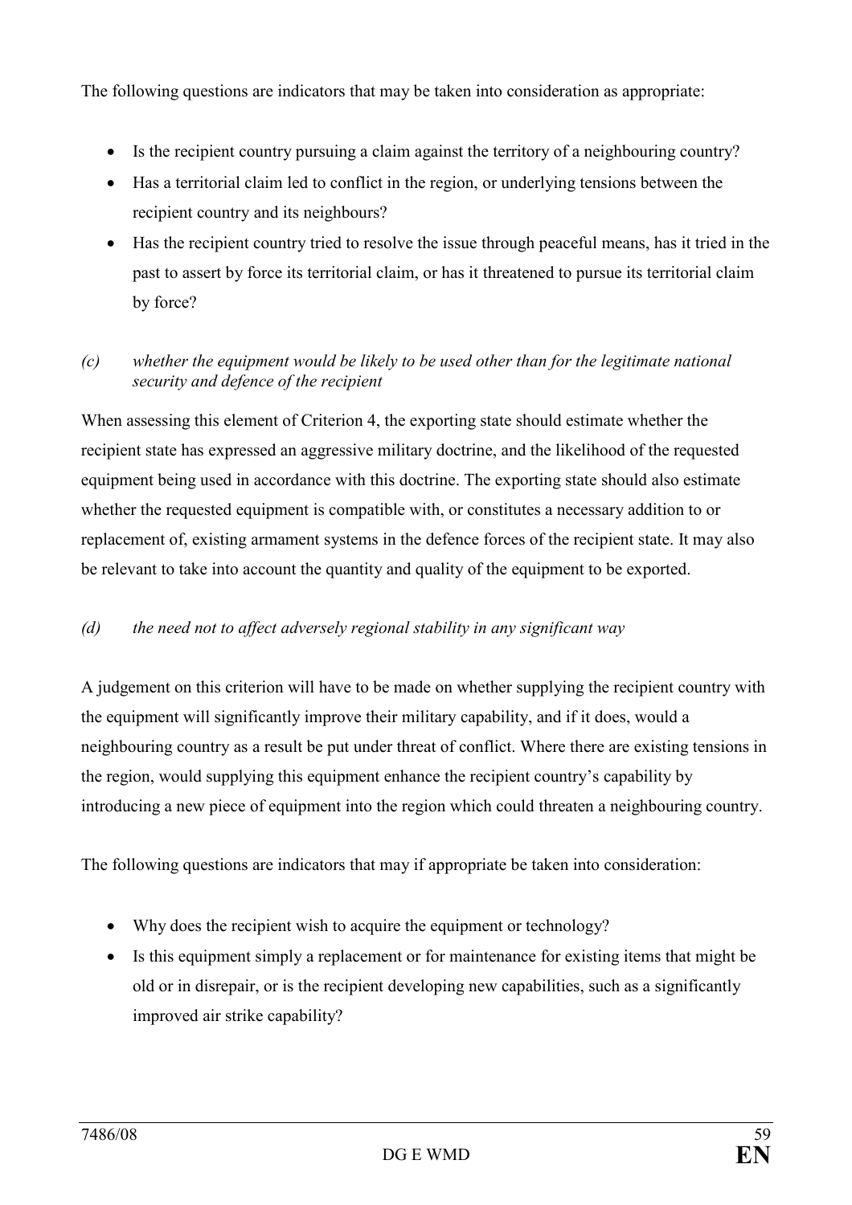The following questions are indicators that may be taken into consideration as appropriate:

- Is the recipient country pursuing a claim against the territory of a neighbouring country?
- Has a territorial claim led to conflict in the region, or underlying tensions between the recipient country and its neighbours?
- Has the recipient country tried to resolve the issue through peaceful means, has it tried in the past to assert by force its territorial claim, or has it threatened to pursue its territorial claim by force?

*(c) whether the equipment would be likely to be used other than for the legitimate national security and defence of the recipient*

When assessing this element of Criterion 4, the exporting state should estimate whether the recipient state has expressed an aggressive military doctrine, and the likelihood of the requested equipment being used in accordance with this doctrine. The exporting state should also estimate whether the requested equipment is compatible with, or constitutes a necessary addition to or replacement of, existing armament systems in the defence forces of the recipient state. It may also be relevant to take into account the quantity and quality of the equipment to be exported.

*(d) the need not to affect adversely regional stability in any significant way*

A judgement on this criterion will have to be made on whether supplying the recipient country with the equipment will significantly improve their military capability, and if it does, would a neighbouring country as a result be put under threat of conflict. Where there are existing tensions in the region, would supplying this equipment enhance the recipient country's capability by introducing a new piece of equipment into the region which could threaten a neighbouring country.

The following questions are indicators that may if appropriate be taken into consideration:

- Why does the recipient wish to acquire the equipment or technology?
- Is this equipment simply a replacement or for maintenance for existing items that might be old or in disrepair, or is the recipient developing new capabilities, such as a significantly improved air strike capability?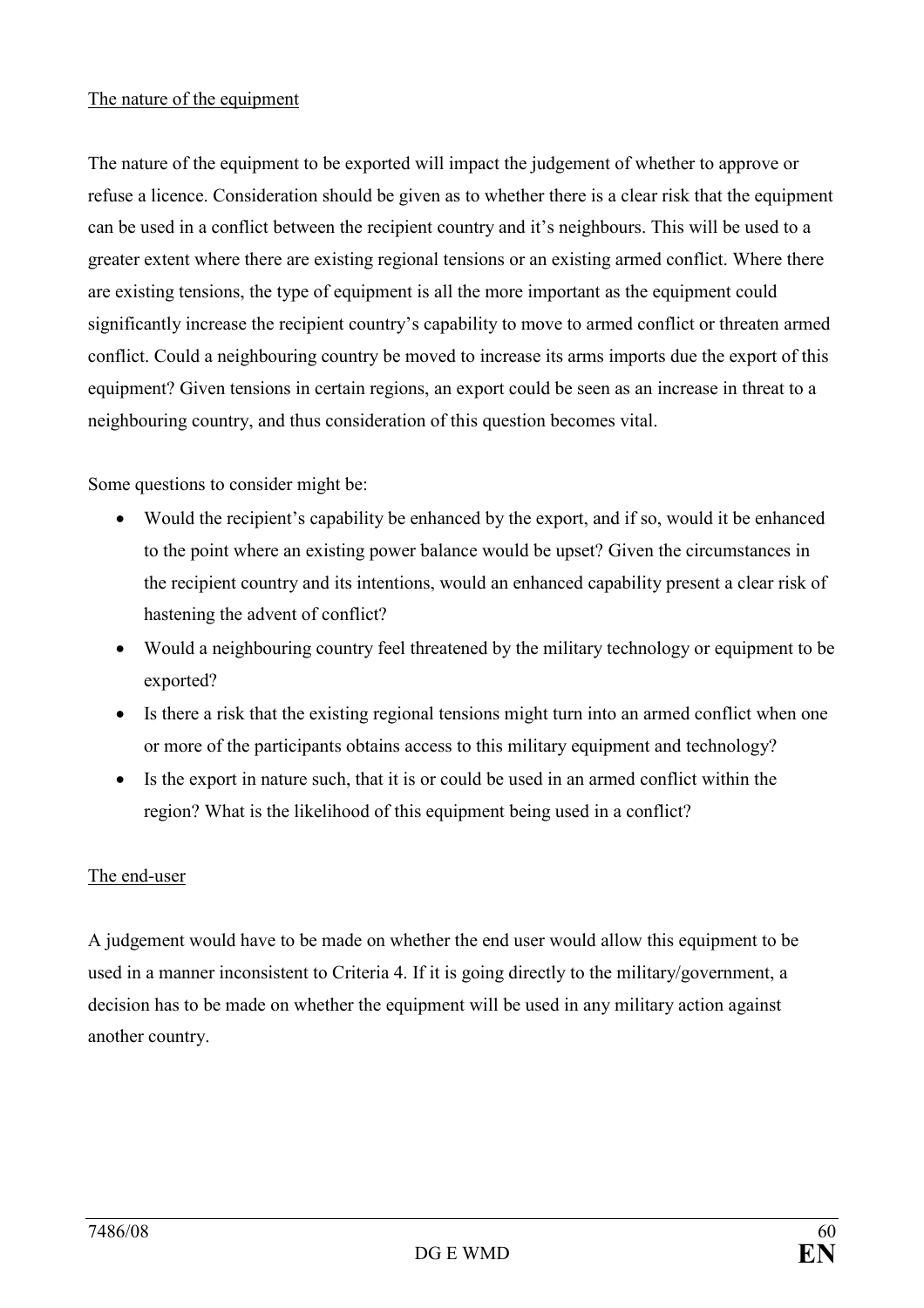The nature of the equipment

The nature of the equipment to be exported will impact the judgement of whether to approve or refuse a licence. Consideration should be given as to whether there is a clear risk that the equipment can be used in a conflict between the recipient country and it's neighbours. This will be used to a greater extent where there are existing regional tensions or an existing armed conflict. Where there are existing tensions, the type of equipment is all the more important as the equipment could significantly increase the recipient country's capability to move to armed conflict or threaten armed conflict. Could a neighbouring country be moved to increase its arms imports due the export of this equipment? Given tensions in certain regions, an export could be seen as an increase in threat to a neighbouring country, and thus consideration of this question becomes vital.

Some questions to consider might be:

- Would the recipient's capability be enhanced by the export, and if so, would it be enhanced to the point where an existing power balance would be upset? Given the circumstances in the recipient country and its intentions, would an enhanced capability present a clear risk of hastening the advent of conflict?
- Would a neighbouring country feel threatened by the military technology or equipment to be exported?
- Is there a risk that the existing regional tensions might turn into an armed conflict when one or more of the participants obtains access to this military equipment and technology?
- Is the export in nature such, that it is or could be used in an armed conflict within the region? What is the likelihood of this equipment being used in a conflict?

The end-user

A judgement would have to be made on whether the end user would allow this equipment to be used in a manner inconsistent to Criteria 4. If it is going directly to the military/government, a decision has to be made on whether the equipment will be used in any military action against another country.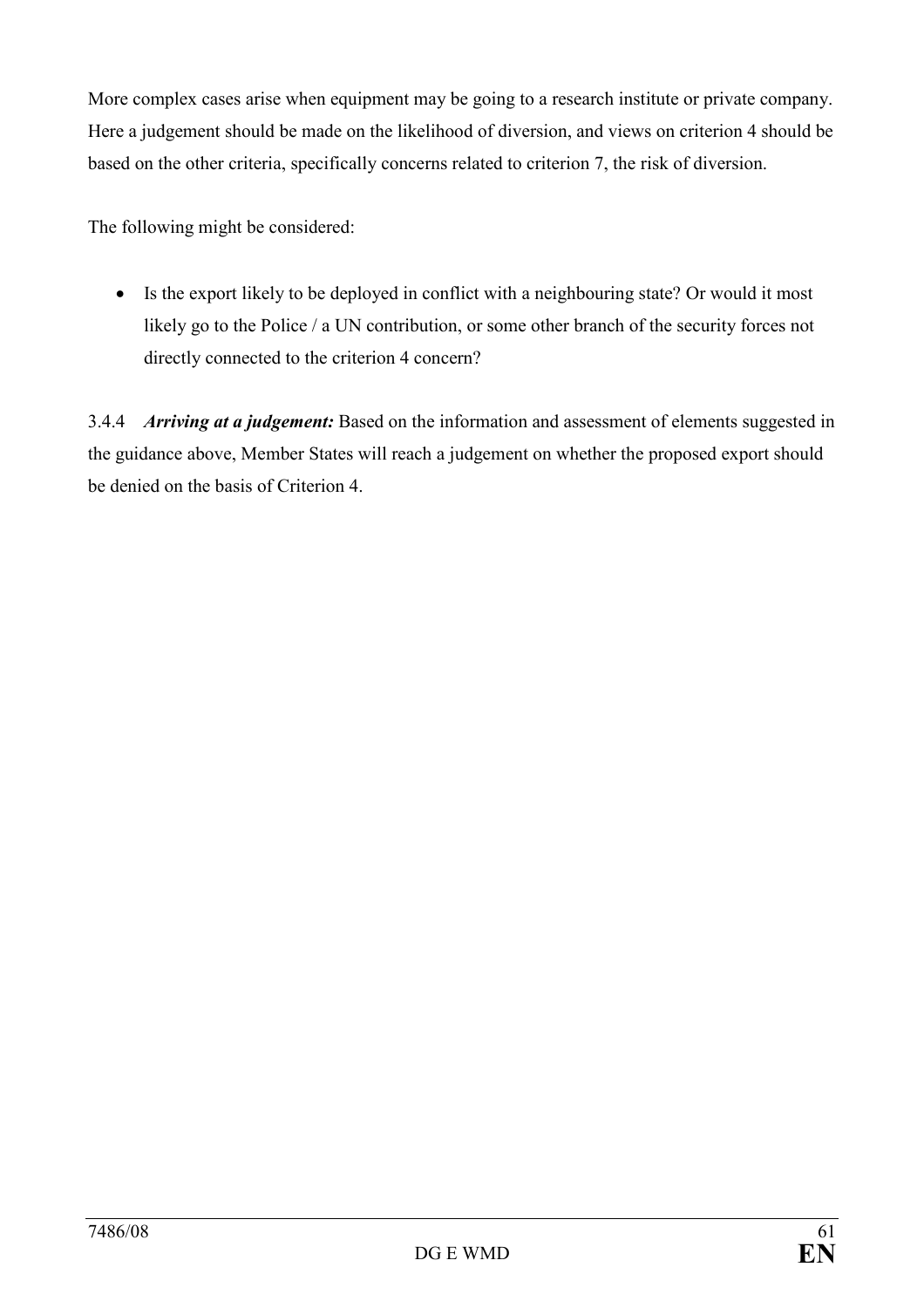More complex cases arise when equipment may be going to a research institute or private company. Here a judgement should be made on the likelihood of diversion, and views on criterion 4 should be based on the other criteria, specifically concerns related to criterion 7, the risk of diversion.

The following might be considered:

- Is the export likely to be deployed in conflict with a neighbouring state? Or would it most likely go to the Police / a UN contribution, or some other branch of the security forces not directly connected to the criterion 4 concern?

3.4.4 ***Arriving at a judgement:*** Based on the information and assessment of elements suggested in the guidance above, Member States will reach a judgement on whether the proposed export should be denied on the basis of Criterion 4.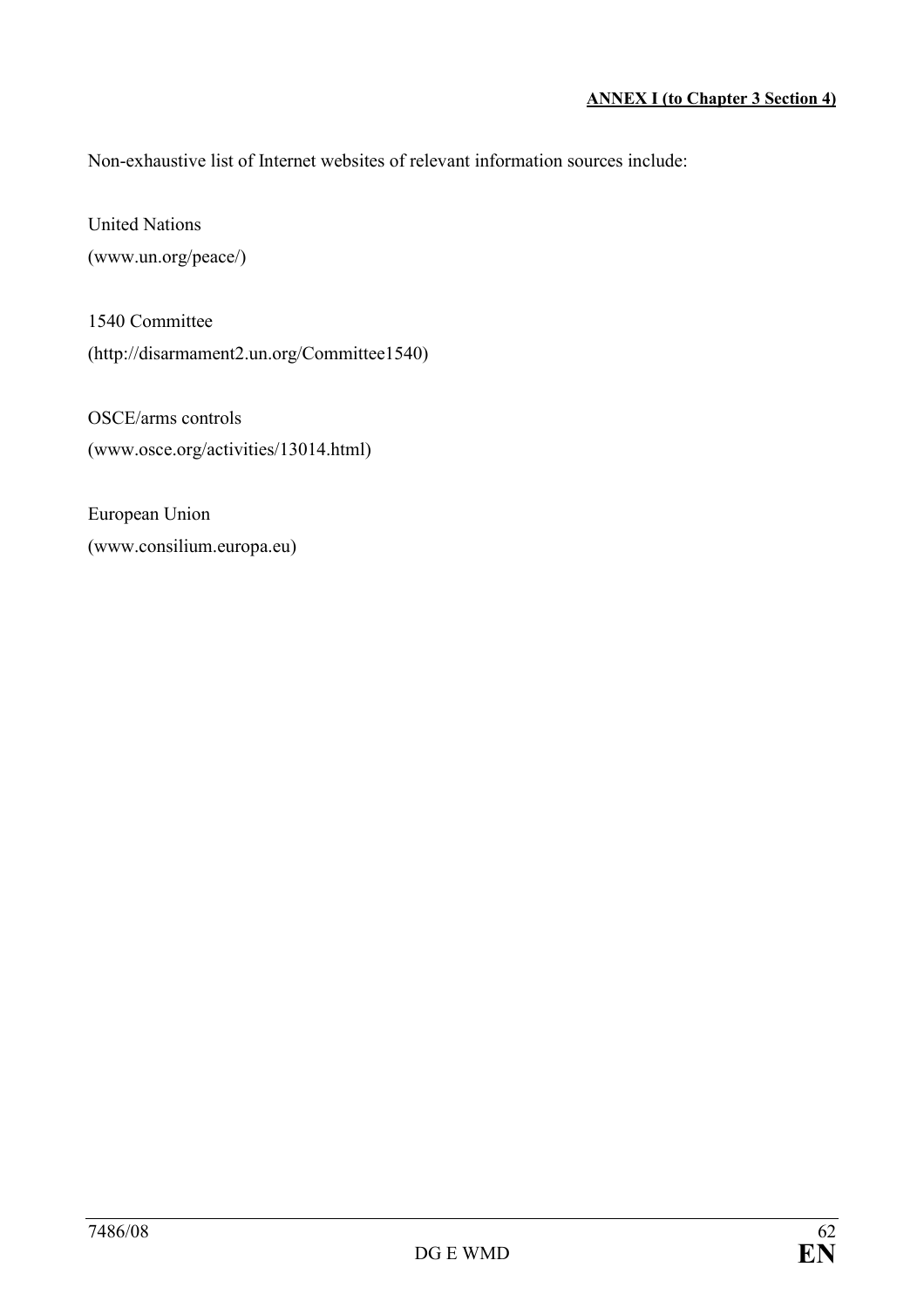**ANNEX I (to Chapter 3 Section 4)**

Non-exhaustive list of Internet websites of relevant information sources include:

United Nations
(www.un.org/peace/)

1540 Committee
(http://disarmament2.un.org/Committee1540)

OSCE/arms controls
(www.osce.org/activities/13014.html)

European Union
(www.consilium.europa.eu)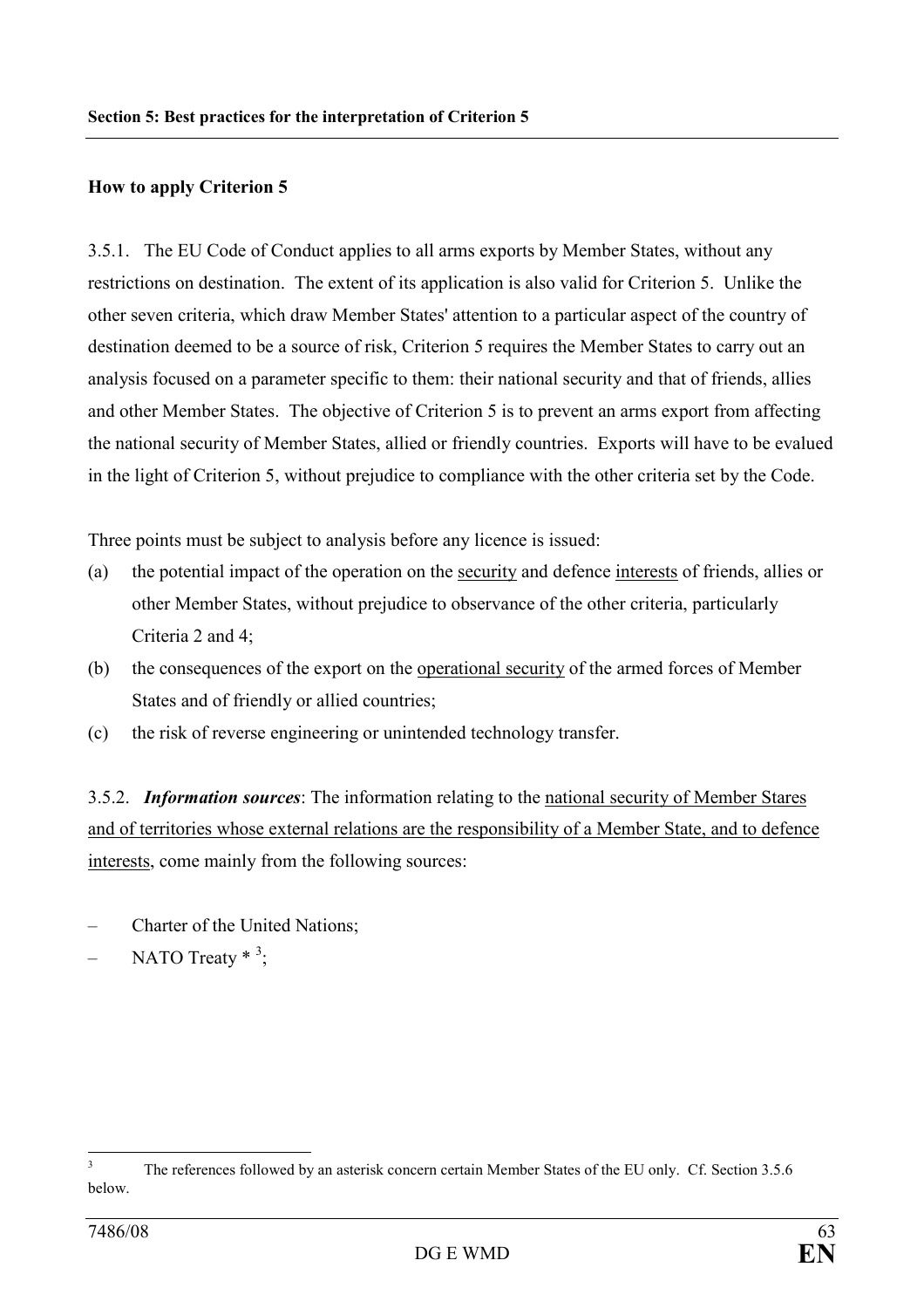**Section 5: Best practices for the interpretation of Criterion 5**

**How to apply Criterion 5**

3.5.1. The EU Code of Conduct applies to all arms exports by Member States, without any restrictions on destination. The extent of its application is also valid for Criterion 5. Unlike the other seven criteria, which draw Member States' attention to a particular aspect of the country of destination deemed to be a source of risk, Criterion 5 requires the Member States to carry out an analysis focused on a parameter specific to them: their national security and that of friends, allies and other Member States. The objective of Criterion 5 is to prevent an arms export from affecting the national security of Member States, allied or friendly countries. Exports will have to be evalued in the light of Criterion 5, without prejudice to compliance with the other criteria set by the Code.

Three points must be subject to analysis before any licence is issued:

(a) the potential impact of the operation on the <u>security</u> and defence <u>interests</u> of friends, allies or other Member States, without prejudice to observance of the other criteria, particularly Criteria 2 and 4;

(b) the consequences of the export on the <u>operational security</u> of the armed forces of Member States and of friendly or allied countries;

(c) the risk of reverse engineering or unintended technology transfer.

3.5.2. ***Information sources***: The information relating to the <u>national security of Member Stares and of territories whose external relations are the responsibility of a Member State, and to defence interests</u>, come mainly from the following sources:

– Charter of the United Nations;

– NATO Treaty * [3];

---

[3] The references followed by an asterisk concern certain Member States of the EU only. Cf. Section 3.5.6 below.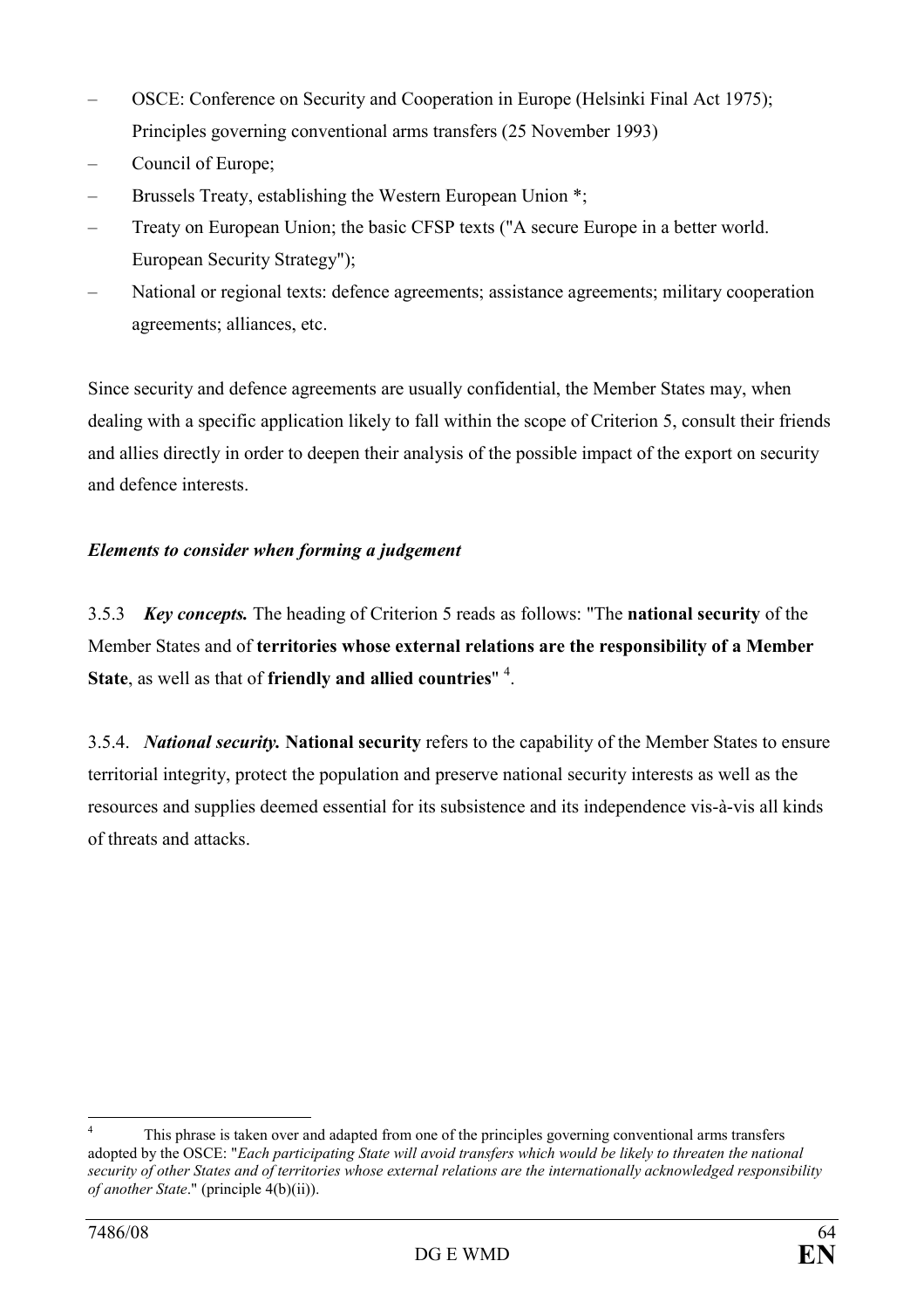- OSCE: Conference on Security and Cooperation in Europe (Helsinki Final Act 1975); Principles governing conventional arms transfers (25 November 1993)
- Council of Europe;
- Brussels Treaty, establishing the Western European Union *;
- Treaty on European Union; the basic CFSP texts ("A secure Europe in a better world. European Security Strategy");
- National or regional texts: defence agreements; assistance agreements; military cooperation agreements; alliances, etc.

Since security and defence agreements are usually confidential, the Member States may, when dealing with a specific application likely to fall within the scope of Criterion 5, consult their friends and allies directly in order to deepen their analysis of the possible impact of the export on security and defence interests.

***Elements to consider when forming a judgement***

3.5.3 ***Key concepts.*** The heading of Criterion 5 reads as follows: "The **national security** of the Member States and of **territories whose external relations are the responsibility of a Member State**, as well as that of **friendly and allied countries**" [4].

3.5.4. ***National security.*** **National security** refers to the capability of the Member States to ensure territorial integrity, protect the population and preserve national security interests as well as the resources and supplies deemed essential for its subsistence and its independence vis-à-vis all kinds of threats and attacks.

---

[4] This phrase is taken over and adapted from one of the principles governing conventional arms transfers adopted by the OSCE: "*Each participating State will avoid transfers which would be likely to threaten the national security of other States and of territories whose external relations are the internationally acknowledged responsibility of another State*." (principle 4(b)(ii)).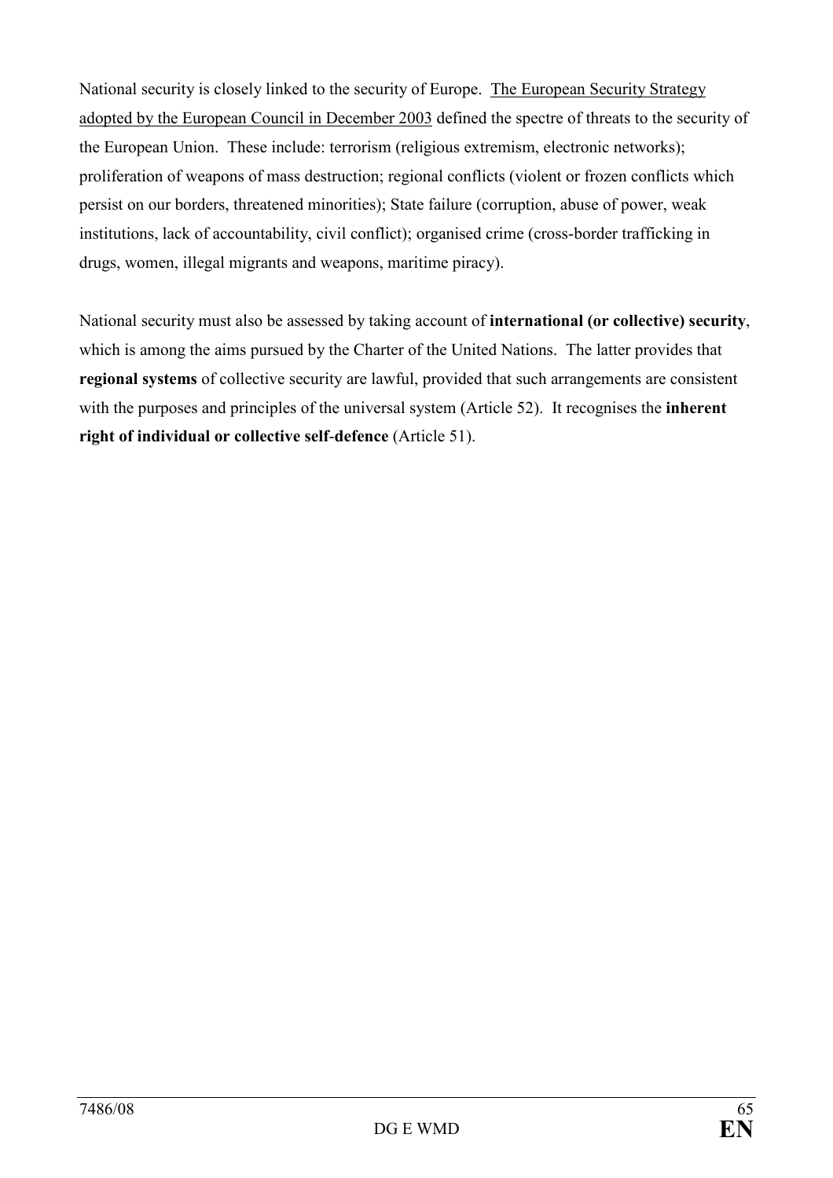National security is closely linked to the security of Europe. The European Security Strategy adopted by the European Council in December 2003 defined the spectre of threats to the security of the European Union. These include: terrorism (religious extremism, electronic networks); proliferation of weapons of mass destruction; regional conflicts (violent or frozen conflicts which persist on our borders, threatened minorities); State failure (corruption, abuse of power, weak institutions, lack of accountability, civil conflict); organised crime (cross-border trafficking in drugs, women, illegal migrants and weapons, maritime piracy).

National security must also be assessed by taking account of **international (or collective) security**, which is among the aims pursued by the Charter of the United Nations. The latter provides that **regional systems** of collective security are lawful, provided that such arrangements are consistent with the purposes and principles of the universal system (Article 52). It recognises the **inherent right of individual or collective self-defence** (Article 51).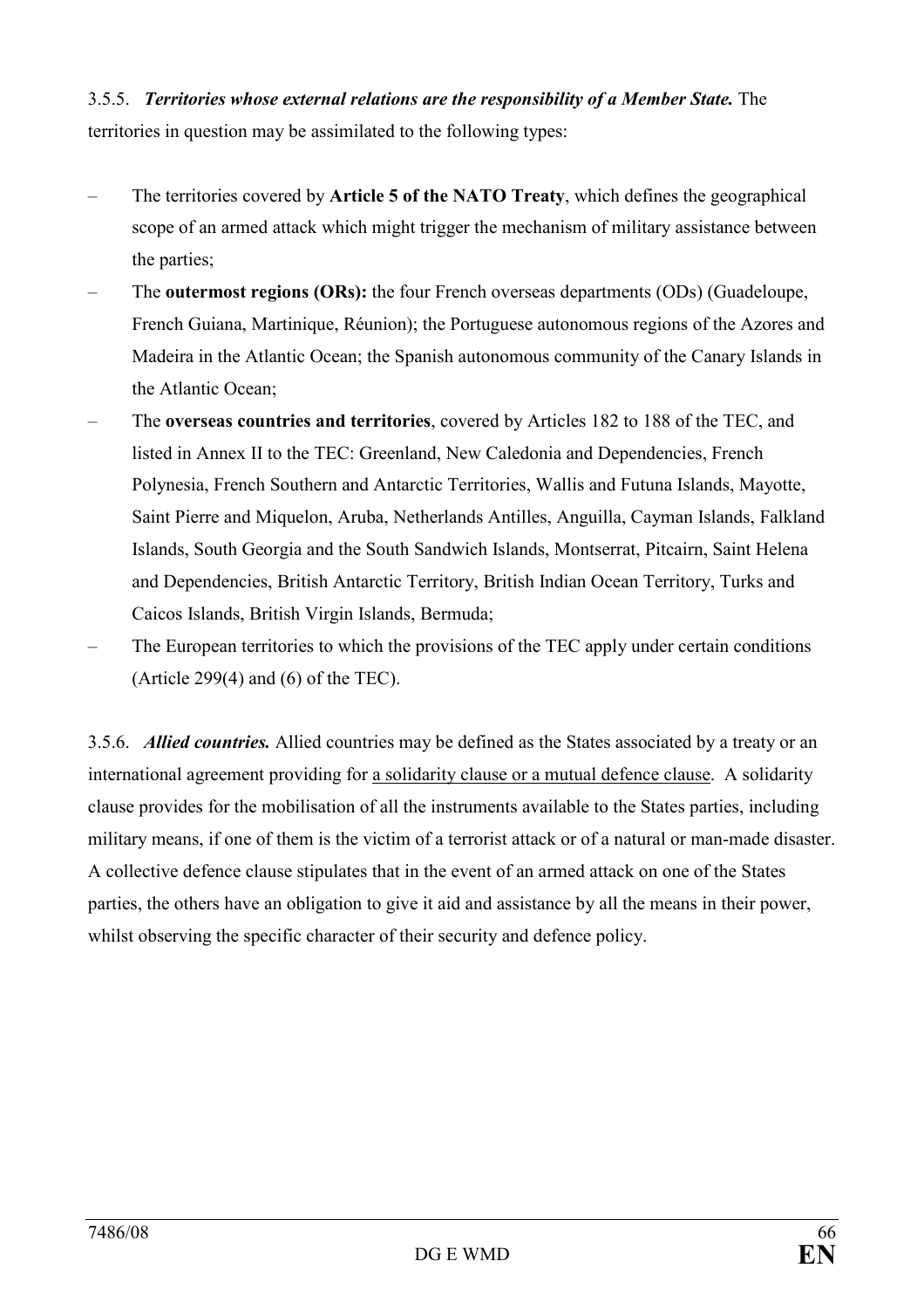3.5.5. ***Territories whose external relations are the responsibility of a Member State.*** The territories in question may be assimilated to the following types:

- The territories covered by **Article 5 of the NATO Treaty**, which defines the geographical scope of an armed attack which might trigger the mechanism of military assistance between the parties;
- The **outermost regions (ORs):** the four French overseas departments (ODs) (Guadeloupe, French Guiana, Martinique, Réunion); the Portuguese autonomous regions of the Azores and Madeira in the Atlantic Ocean; the Spanish autonomous community of the Canary Islands in the Atlantic Ocean;
- The **overseas countries and territories**, covered by Articles 182 to 188 of the TEC, and listed in Annex II to the TEC: Greenland, New Caledonia and Dependencies, French Polynesia, French Southern and Antarctic Territories, Wallis and Futuna Islands, Mayotte, Saint Pierre and Miquelon, Aruba, Netherlands Antilles, Anguilla, Cayman Islands, Falkland Islands, South Georgia and the South Sandwich Islands, Montserrat, Pitcairn, Saint Helena and Dependencies, British Antarctic Territory, British Indian Ocean Territory, Turks and Caicos Islands, British Virgin Islands, Bermuda;
- The European territories to which the provisions of the TEC apply under certain conditions (Article 299(4) and (6) of the TEC).

3.5.6. ***Allied countries.*** Allied countries may be defined as the States associated by a treaty or an international agreement providing for <u>a solidarity clause or a mutual defence clause</u>. A solidarity clause provides for the mobilisation of all the instruments available to the States parties, including military means, if one of them is the victim of a terrorist attack or of a natural or man-made disaster. A collective defence clause stipulates that in the event of an armed attack on one of the States parties, the others have an obligation to give it aid and assistance by all the means in their power, whilst observing the specific character of their security and defence policy.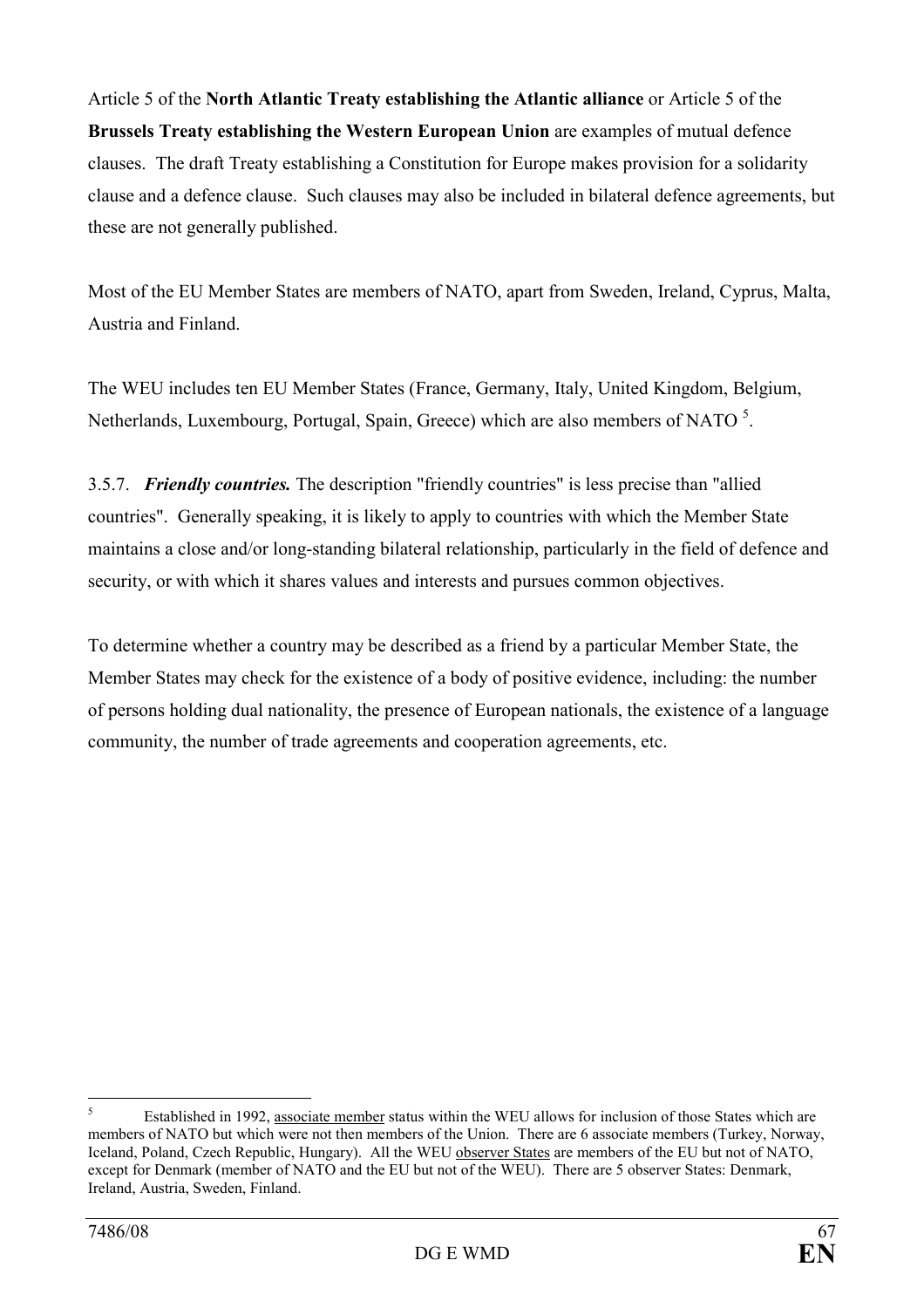Article 5 of the **North Atlantic Treaty establishing the Atlantic alliance** or Article 5 of the **Brussels Treaty establishing the Western European Union** are examples of mutual defence clauses. The draft Treaty establishing a Constitution for Europe makes provision for a solidarity clause and a defence clause. Such clauses may also be included in bilateral defence agreements, but these are not generally published.

Most of the EU Member States are members of NATO, apart from Sweden, Ireland, Cyprus, Malta, Austria and Finland.

The WEU includes ten EU Member States (France, Germany, Italy, United Kingdom, Belgium, Netherlands, Luxembourg, Portugal, Spain, Greece) which are also members of NATO [5].

3.5.7. ***Friendly countries.*** The description "friendly countries" is less precise than "allied countries". Generally speaking, it is likely to apply to countries with which the Member State maintains a close and/or long-standing bilateral relationship, particularly in the field of defence and security, or with which it shares values and interests and pursues common objectives.

To determine whether a country may be described as a friend by a particular Member State, the Member States may check for the existence of a body of positive evidence, including: the number of persons holding dual nationality, the presence of European nationals, the existence of a language community, the number of trade agreements and cooperation agreements, etc.

---

[5] Established in 1992, associate member status within the WEU allows for inclusion of those States which are members of NATO but which were not then members of the Union. There are 6 associate members (Turkey, Norway, Iceland, Poland, Czech Republic, Hungary). All the WEU observer States are members of the EU but not of NATO, except for Denmark (member of NATO and the EU but not of the WEU). There are 5 observer States: Denmark, Ireland, Austria, Sweden, Finland.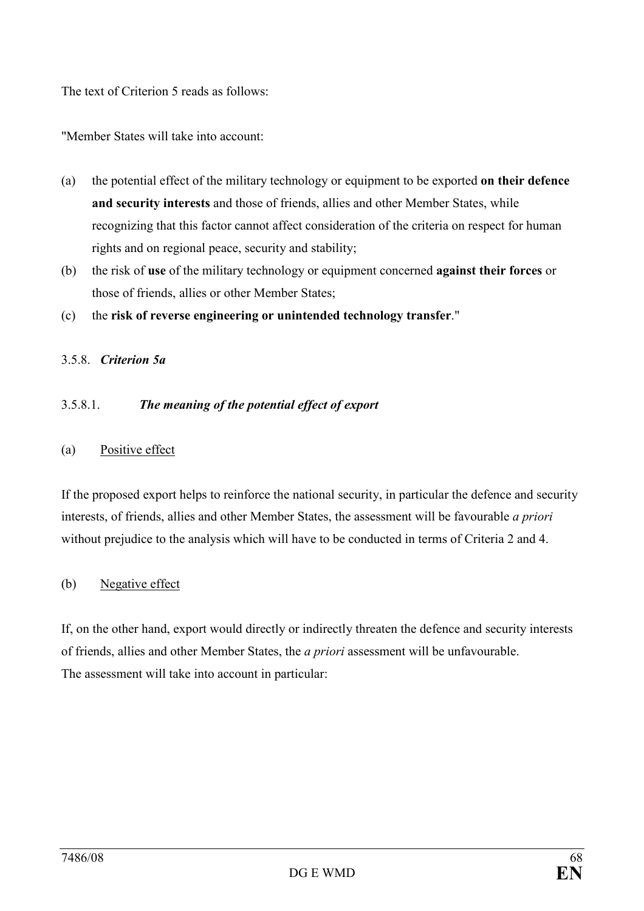The text of Criterion 5 reads as follows:

"Member States will take into account:

(a) the potential effect of the military technology or equipment to be exported **on their defence and security interests** and those of friends, allies and other Member States, while recognizing that this factor cannot affect consideration of the criteria on respect for human rights and on regional peace, security and stability;

(b) the risk of **use** of the military technology or equipment concerned **against their forces** or those of friends, allies or other Member States;

(c) the **risk of reverse engineering or unintended technology transfer**."

### 3.5.8. *Criterion 5a*

#### 3.5.8.1. *The meaning of the potential effect of export*

(a) Positive effect

If the proposed export helps to reinforce the national security, in particular the defence and security interests, of friends, allies and other Member States, the assessment will be favourable *a priori* without prejudice to the analysis which will have to be conducted in terms of Criteria 2 and 4.

(b) Negative effect

If, on the other hand, export would directly or indirectly threaten the defence and security interests of friends, allies and other Member States, the *a priori* assessment will be unfavourable.
The assessment will take into account in particular: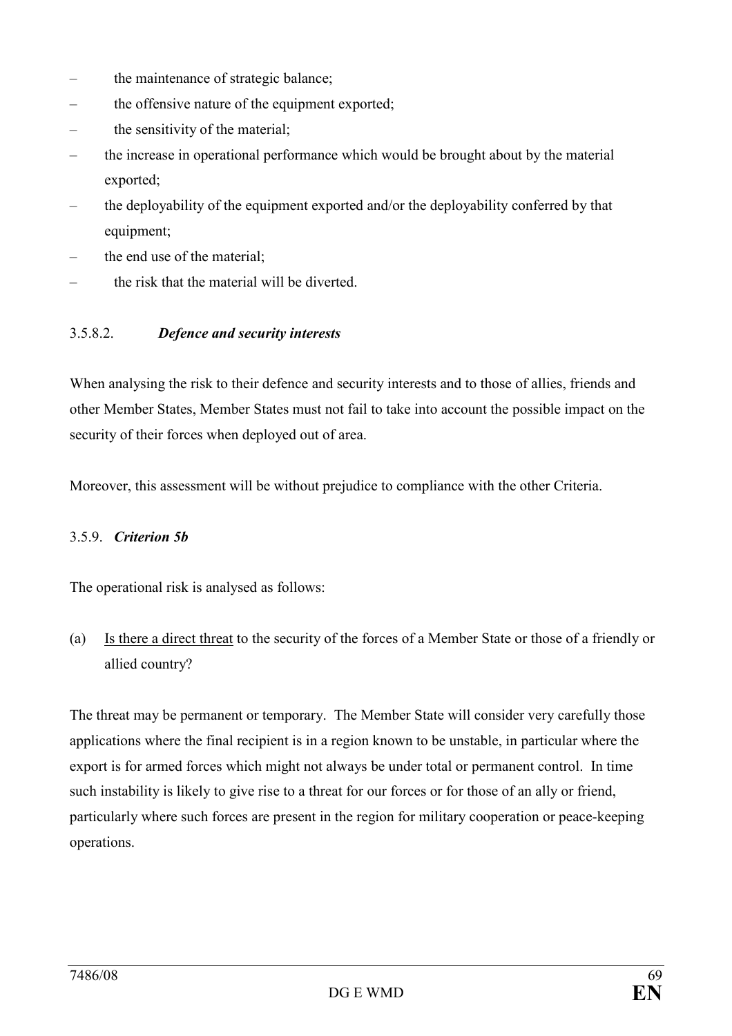- the maintenance of strategic balance;
- the offensive nature of the equipment exported;
- the sensitivity of the material;
- the increase in operational performance which would be brought about by the material exported;
- the deployability of the equipment exported and/or the deployability conferred by that equipment;
- the end use of the material;
- the risk that the material will be diverted.

#### 3.5.8.2. ***Defence and security interests***

When analysing the risk to their defence and security interests and to those of allies, friends and other Member States, Member States must not fail to take into account the possible impact on the security of their forces when deployed out of area.

Moreover, this assessment will be without prejudice to compliance with the other Criteria.

### 3.5.9. ***Criterion 5b***

The operational risk is analysed as follows:

(a) Is there a direct threat to the security of the forces of a Member State or those of a friendly or allied country?

The threat may be permanent or temporary. The Member State will consider very carefully those applications where the final recipient is in a region known to be unstable, in particular where the export is for armed forces which might not always be under total or permanent control. In time such instability is likely to give rise to a threat for our forces or for those of an ally or friend, particularly where such forces are present in the region for military cooperation or peace-keeping operations.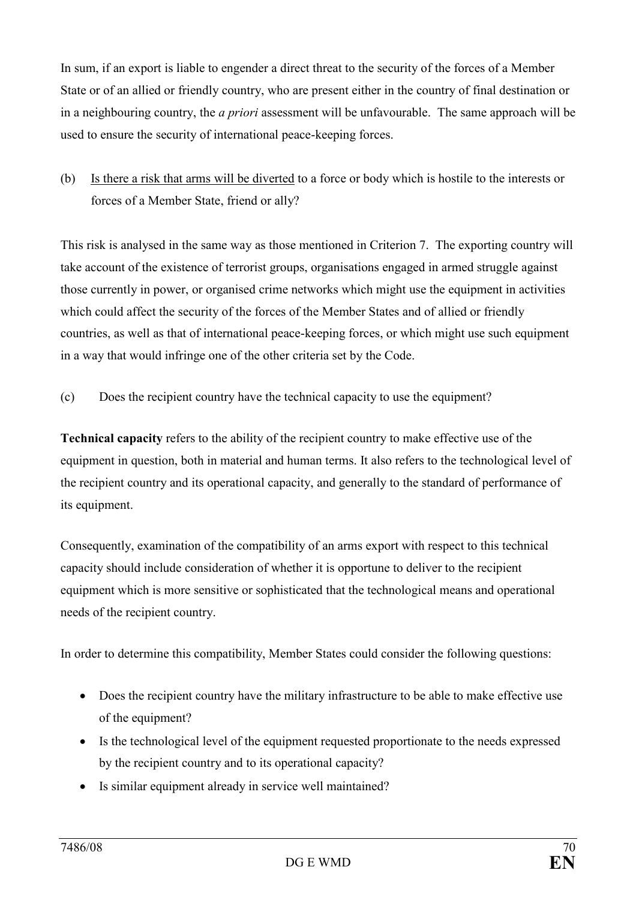In sum, if an export is liable to engender a direct threat to the security of the forces of a Member State or of an allied or friendly country, who are present either in the country of final destination or in a neighbouring country, the *a priori* assessment will be unfavourable. The same approach will be used to ensure the security of international peace-keeping forces.

(b) Is there a risk that arms will be diverted to a force or body which is hostile to the interests or forces of a Member State, friend or ally?

This risk is analysed in the same way as those mentioned in Criterion 7. The exporting country will take account of the existence of terrorist groups, organisations engaged in armed struggle against those currently in power, or organised crime networks which might use the equipment in activities which could affect the security of the forces of the Member States and of allied or friendly countries, as well as that of international peace-keeping forces, or which might use such equipment in a way that would infringe one of the other criteria set by the Code.

(c) Does the recipient country have the technical capacity to use the equipment?

**Technical capacity** refers to the ability of the recipient country to make effective use of the equipment in question, both in material and human terms. It also refers to the technological level of the recipient country and its operational capacity, and generally to the standard of performance of its equipment.

Consequently, examination of the compatibility of an arms export with respect to this technical capacity should include consideration of whether it is opportune to deliver to the recipient equipment which is more sensitive or sophisticated that the technological means and operational needs of the recipient country.

In order to determine this compatibility, Member States could consider the following questions:

- Does the recipient country have the military infrastructure to be able to make effective use of the equipment?
- Is the technological level of the equipment requested proportionate to the needs expressed by the recipient country and to its operational capacity?
- Is similar equipment already in service well maintained?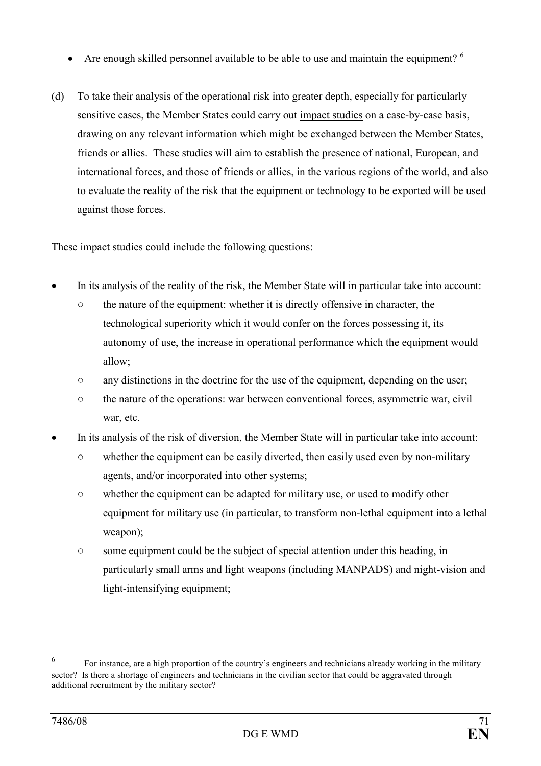- Are enough skilled personnel available to be able to use and maintain the equipment? [6]

(d) To take their analysis of the operational risk into greater depth, especially for particularly sensitive cases, the Member States could carry out impact studies on a case-by-case basis, drawing on any relevant information which might be exchanged between the Member States, friends or allies. These studies will aim to establish the presence of national, European, and international forces, and those of friends or allies, in the various regions of the world, and also to evaluate the reality of the risk that the equipment or technology to be exported will be used against those forces.

These impact studies could include the following questions:

- In its analysis of the reality of the risk, the Member State will in particular take into account:
  - the nature of the equipment: whether it is directly offensive in character, the technological superiority which it would confer on the forces possessing it, its autonomy of use, the increase in operational performance which the equipment would allow;
  - any distinctions in the doctrine for the use of the equipment, depending on the user;
  - the nature of the operations: war between conventional forces, asymmetric war, civil war, etc.
- In its analysis of the risk of diversion, the Member State will in particular take into account:
  - whether the equipment can be easily diverted, then easily used even by non-military agents, and/or incorporated into other systems;
  - whether the equipment can be adapted for military use, or used to modify other equipment for military use (in particular, to transform non-lethal equipment into a lethal weapon);
  - some equipment could be the subject of special attention under this heading, in particularly small arms and light weapons (including MANPADS) and night-vision and light-intensifying equipment;

---

[6] For instance, are a high proportion of the country's engineers and technicians already working in the military sector? Is there a shortage of engineers and technicians in the civilian sector that could be aggravated through additional recruitment by the military sector?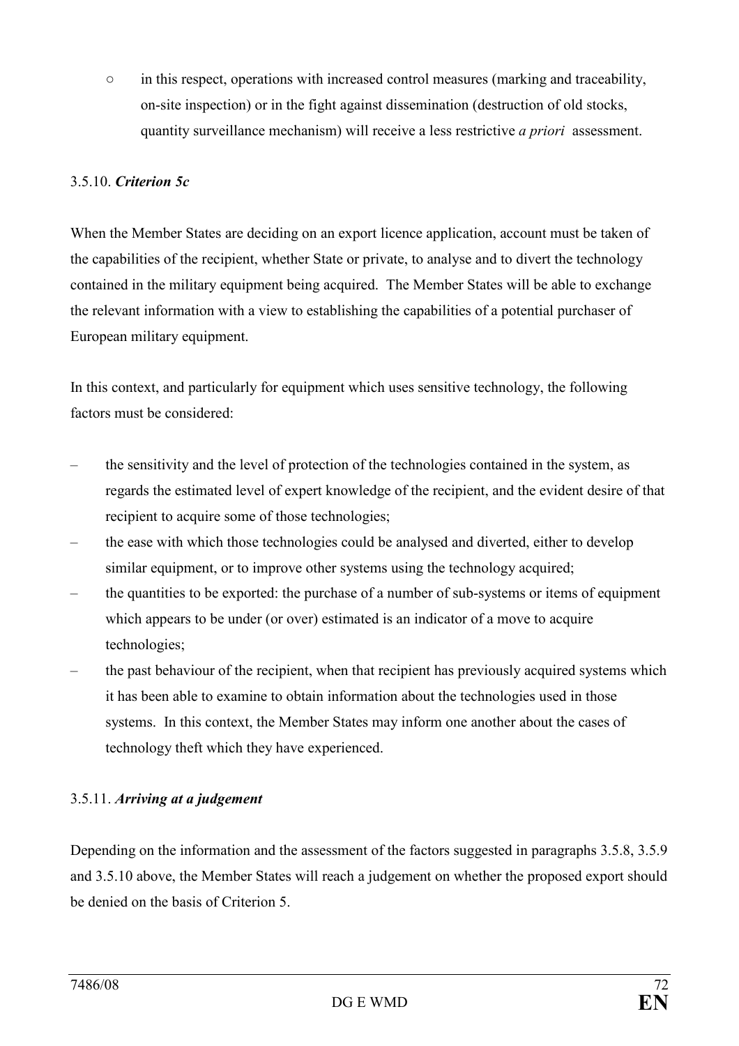- in this respect, operations with increased control measures (marking and traceability, on-site inspection) or in the fight against dissemination (destruction of old stocks, quantity surveillance mechanism) will receive a less restrictive *a priori* assessment.

### 3.5.10. *Criterion 5c*

When the Member States are deciding on an export licence application, account must be taken of the capabilities of the recipient, whether State or private, to analyse and to divert the technology contained in the military equipment being acquired. The Member States will be able to exchange the relevant information with a view to establishing the capabilities of a potential purchaser of European military equipment.

In this context, and particularly for equipment which uses sensitive technology, the following factors must be considered:

- the sensitivity and the level of protection of the technologies contained in the system, as regards the estimated level of expert knowledge of the recipient, and the evident desire of that recipient to acquire some of those technologies;
- the ease with which those technologies could be analysed and diverted, either to develop similar equipment, or to improve other systems using the technology acquired;
- the quantities to be exported: the purchase of a number of sub-systems or items of equipment which appears to be under (or over) estimated is an indicator of a move to acquire technologies;
- the past behaviour of the recipient, when that recipient has previously acquired systems which it has been able to examine to obtain information about the technologies used in those systems. In this context, the Member States may inform one another about the cases of technology theft which they have experienced.

### 3.5.11. *Arriving at a judgement*

Depending on the information and the assessment of the factors suggested in paragraphs 3.5.8, 3.5.9 and 3.5.10 above, the Member States will reach a judgement on whether the proposed export should be denied on the basis of Criterion 5.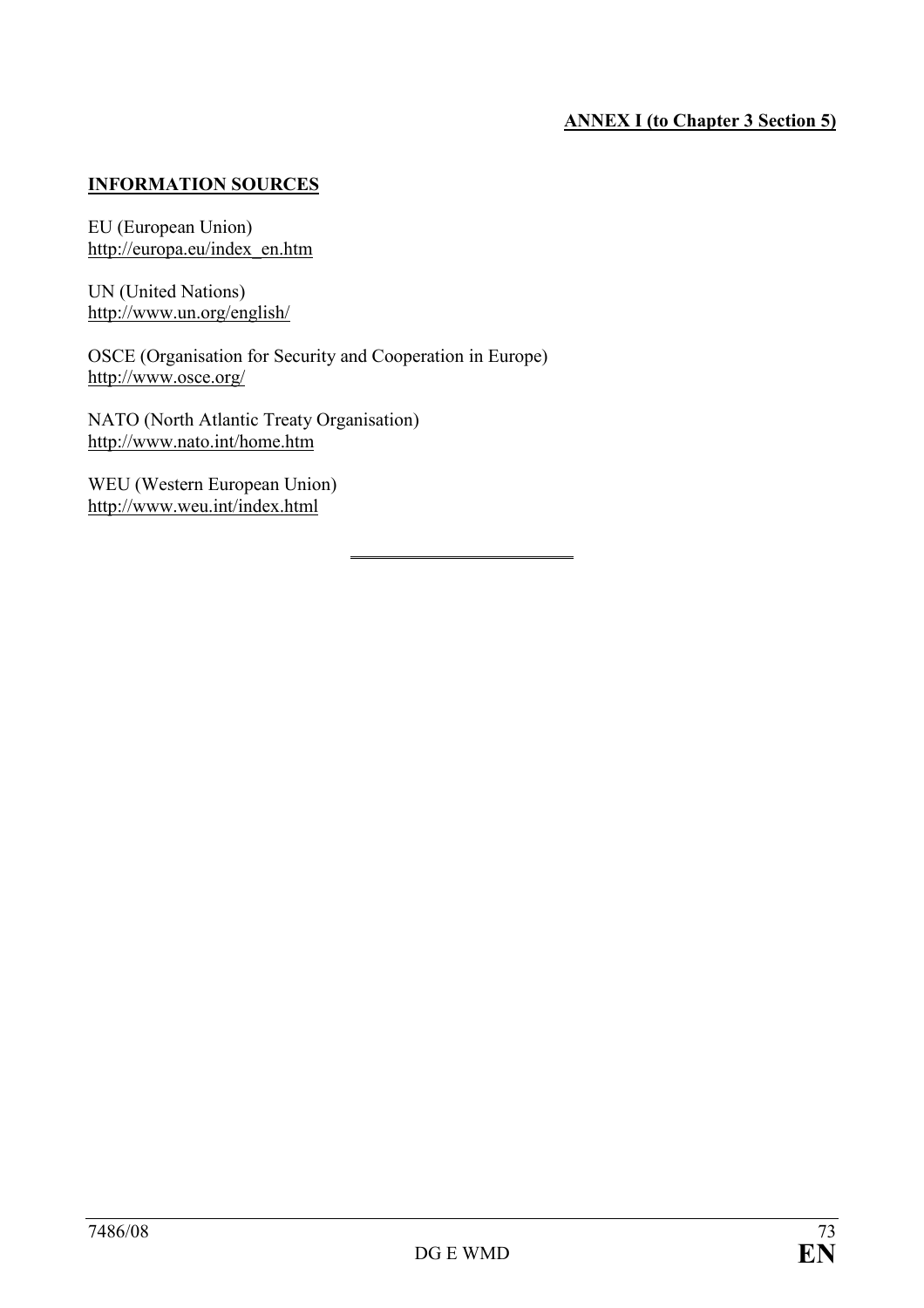**ANNEX I (to Chapter 3 Section 5)**

## INFORMATION SOURCES

EU (European Union)
http://europa.eu/index_en.htm

UN (United Nations)
http://www.un.org/english/

OSCE (Organisation for Security and Cooperation in Europe)
http://www.osce.org/

NATO (North Atlantic Treaty Organisation)
http://www.nato.int/home.htm

WEU (Western European Union)
http://www.weu.int/index.html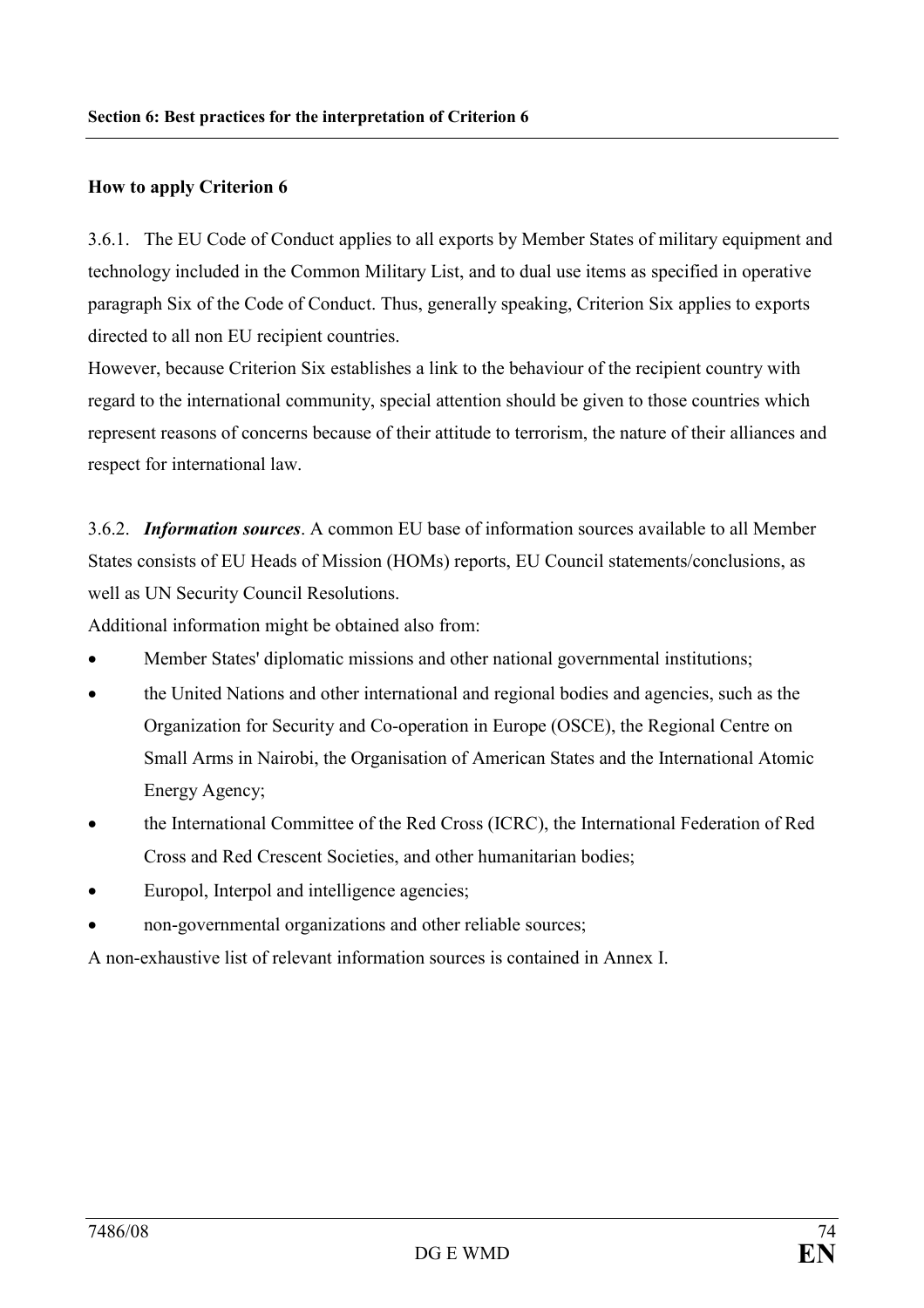**Section 6: Best practices for the interpretation of Criterion 6**

## How to apply Criterion 6

3.6.1. The EU Code of Conduct applies to all exports by Member States of military equipment and technology included in the Common Military List, and to dual use items as specified in operative paragraph Six of the Code of Conduct. Thus, generally speaking, Criterion Six applies to exports directed to all non EU recipient countries.

However, because Criterion Six establishes a link to the behaviour of the recipient country with regard to the international community, special attention should be given to those countries which represent reasons of concerns because of their attitude to terrorism, the nature of their alliances and respect for international law.

3.6.2. ***Information sources***. A common EU base of information sources available to all Member States consists of EU Heads of Mission (HOMs) reports, EU Council statements/conclusions, as well as UN Security Council Resolutions.

Additional information might be obtained also from:

- Member States' diplomatic missions and other national governmental institutions;
- the United Nations and other international and regional bodies and agencies, such as the Organization for Security and Co-operation in Europe (OSCE), the Regional Centre on Small Arms in Nairobi, the Organisation of American States and the International Atomic Energy Agency;
- the International Committee of the Red Cross (ICRC), the International Federation of Red Cross and Red Crescent Societies, and other humanitarian bodies;
- Europol, Interpol and intelligence agencies;
- non-governmental organizations and other reliable sources;

A non-exhaustive list of relevant information sources is contained in Annex I.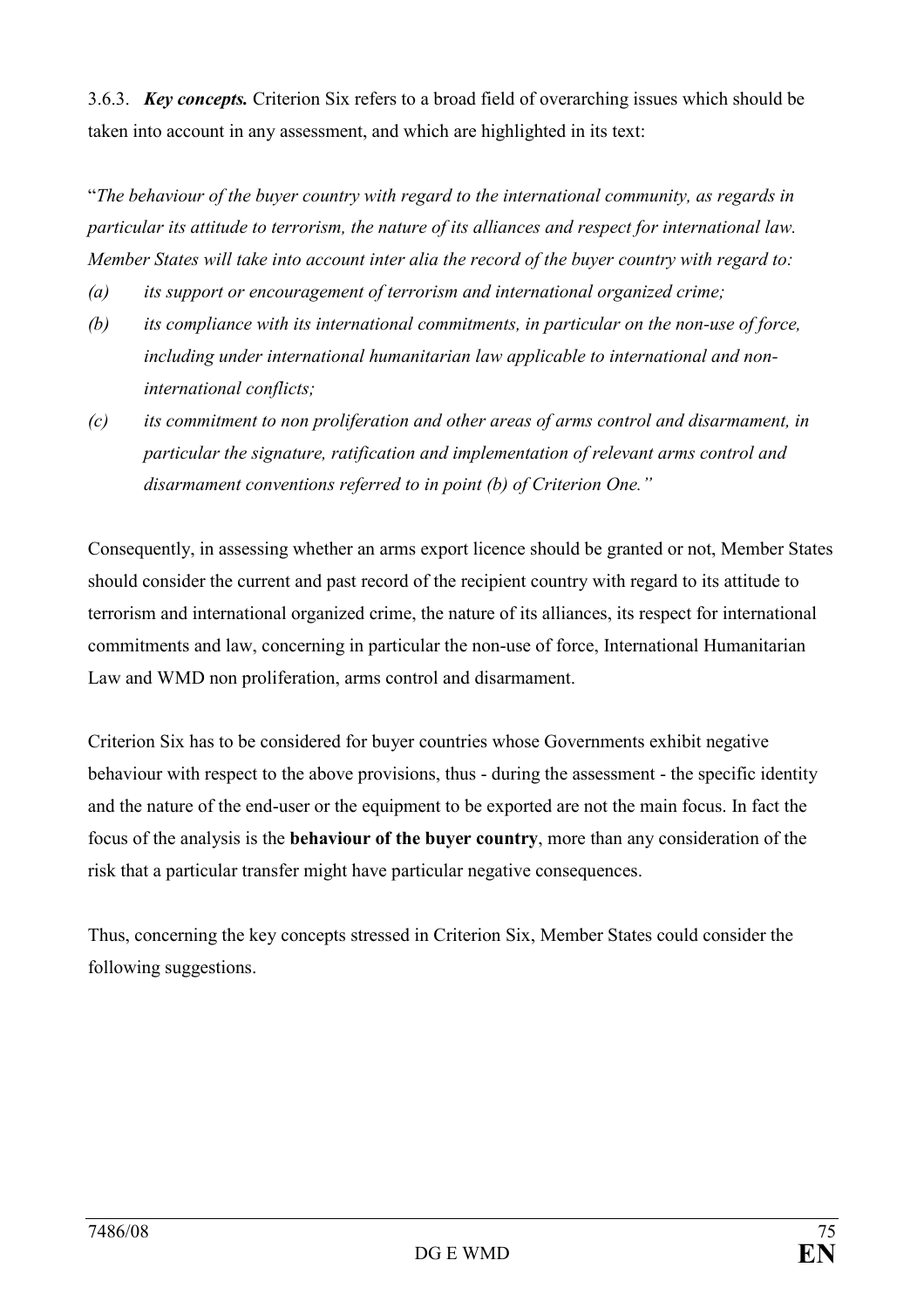3.6.3. ***Key concepts.*** Criterion Six refers to a broad field of overarching issues which should be taken into account in any assessment, and which are highlighted in its text:

"*The behaviour of the buyer country with regard to the international community, as regards in particular its attitude to terrorism, the nature of its alliances and respect for international law. Member States will take into account inter alia the record of the buyer country with regard to:*

*(a) its support or encouragement of terrorism and international organized crime;*

*(b) its compliance with its international commitments, in particular on the non-use of force, including under international humanitarian law applicable to international and non-international conflicts;*

*(c) its commitment to non proliferation and other areas of arms control and disarmament, in particular the signature, ratification and implementation of relevant arms control and disarmament conventions referred to in point (b) of Criterion One."*

Consequently, in assessing whether an arms export licence should be granted or not, Member States should consider the current and past record of the recipient country with regard to its attitude to terrorism and international organized crime, the nature of its alliances, its respect for international commitments and law, concerning in particular the non-use of force, International Humanitarian Law and WMD non proliferation, arms control and disarmament.

Criterion Six has to be considered for buyer countries whose Governments exhibit negative behaviour with respect to the above provisions, thus - during the assessment - the specific identity and the nature of the end-user or the equipment to be exported are not the main focus. In fact the focus of the analysis is the **behaviour of the buyer country**, more than any consideration of the risk that a particular transfer might have particular negative consequences.

Thus, concerning the key concepts stressed in Criterion Six, Member States could consider the following suggestions.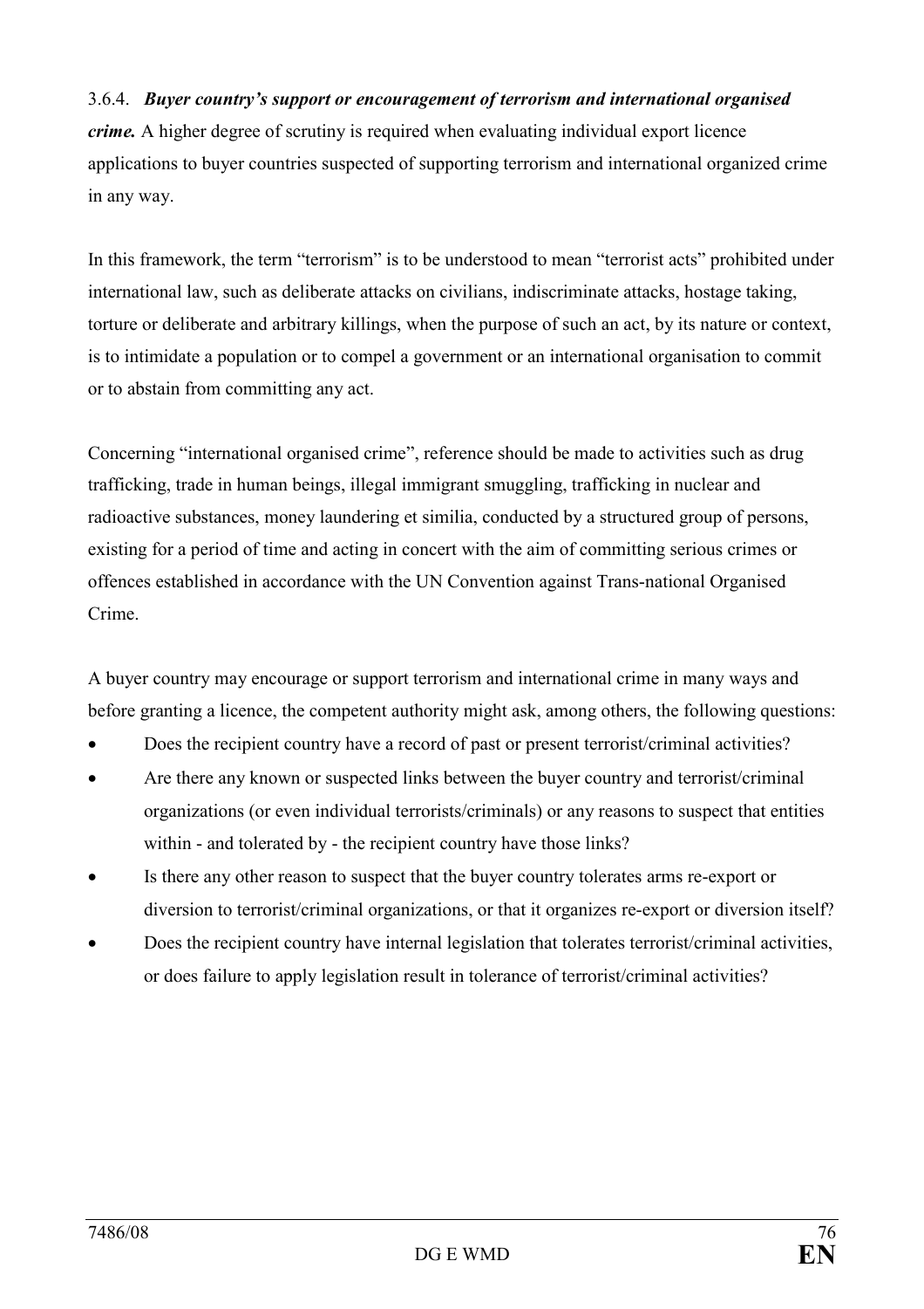3.6.4. ***Buyer country's support or encouragement of terrorism and international organised crime.*** A higher degree of scrutiny is required when evaluating individual export licence applications to buyer countries suspected of supporting terrorism and international organized crime in any way.

In this framework, the term "terrorism" is to be understood to mean "terrorist acts" prohibited under international law, such as deliberate attacks on civilians, indiscriminate attacks, hostage taking, torture or deliberate and arbitrary killings, when the purpose of such an act, by its nature or context, is to intimidate a population or to compel a government or an international organisation to commit or to abstain from committing any act.

Concerning "international organised crime", reference should be made to activities such as drug trafficking, trade in human beings, illegal immigrant smuggling, trafficking in nuclear and radioactive substances, money laundering et similia, conducted by a structured group of persons, existing for a period of time and acting in concert with the aim of committing serious crimes or offences established in accordance with the UN Convention against Trans-national Organised Crime.

A buyer country may encourage or support terrorism and international crime in many ways and before granting a licence, the competent authority might ask, among others, the following questions:

- Does the recipient country have a record of past or present terrorist/criminal activities?
- Are there any known or suspected links between the buyer country and terrorist/criminal organizations (or even individual terrorists/criminals) or any reasons to suspect that entities within - and tolerated by - the recipient country have those links?
- Is there any other reason to suspect that the buyer country tolerates arms re-export or diversion to terrorist/criminal organizations, or that it organizes re-export or diversion itself?
- Does the recipient country have internal legislation that tolerates terrorist/criminal activities, or does failure to apply legislation result in tolerance of terrorist/criminal activities?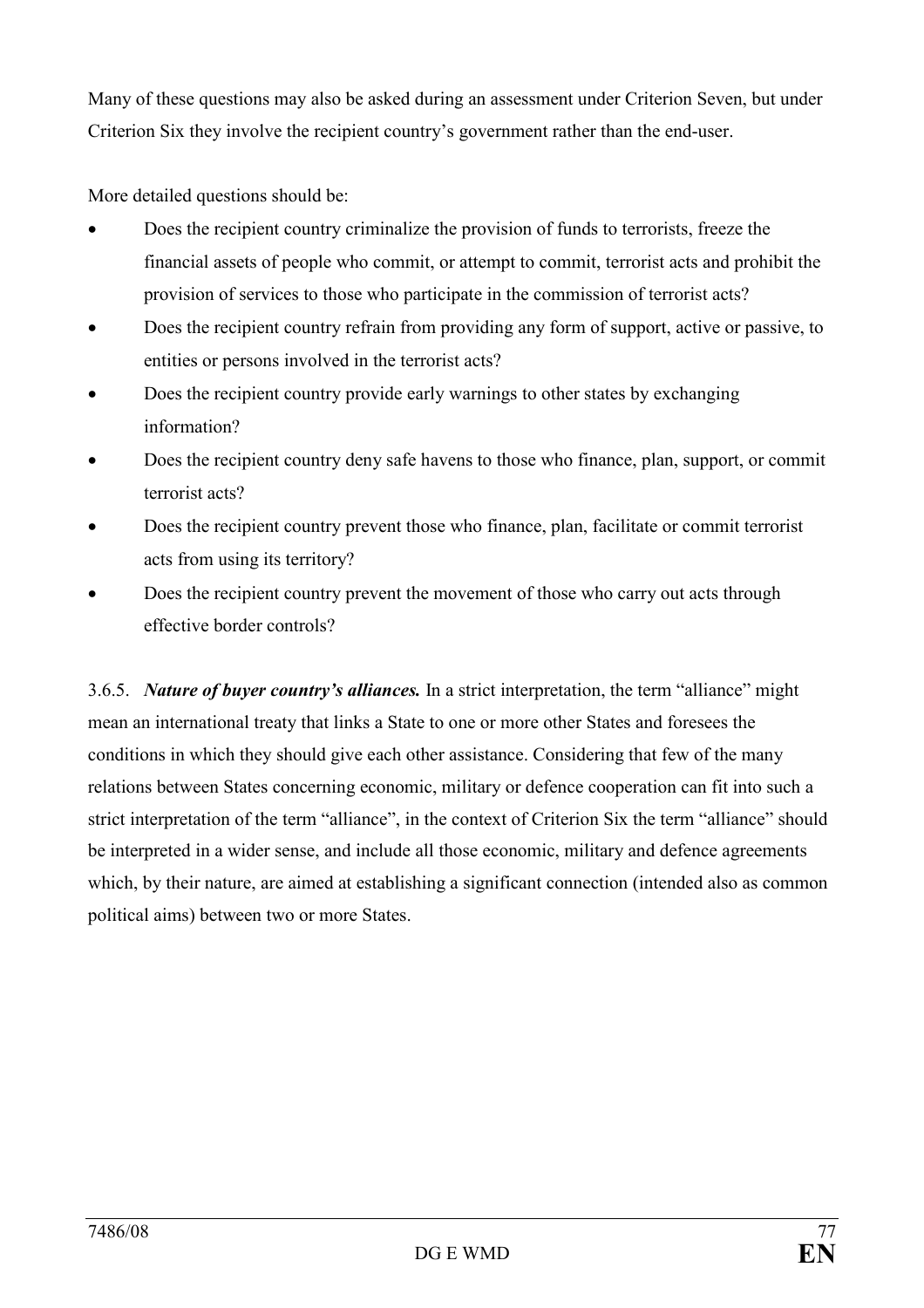Many of these questions may also be asked during an assessment under Criterion Seven, but under Criterion Six they involve the recipient country's government rather than the end-user.

More detailed questions should be:

- Does the recipient country criminalize the provision of funds to terrorists, freeze the financial assets of people who commit, or attempt to commit, terrorist acts and prohibit the provision of services to those who participate in the commission of terrorist acts?
- Does the recipient country refrain from providing any form of support, active or passive, to entities or persons involved in the terrorist acts?
- Does the recipient country provide early warnings to other states by exchanging information?
- Does the recipient country deny safe havens to those who finance, plan, support, or commit terrorist acts?
- Does the recipient country prevent those who finance, plan, facilitate or commit terrorist acts from using its territory?
- Does the recipient country prevent the movement of those who carry out acts through effective border controls?

3.6.5. ***Nature of buyer country's alliances.*** In a strict interpretation, the term "alliance" might mean an international treaty that links a State to one or more other States and foresees the conditions in which they should give each other assistance. Considering that few of the many relations between States concerning economic, military or defence cooperation can fit into such a strict interpretation of the term "alliance", in the context of Criterion Six the term "alliance" should be interpreted in a wider sense, and include all those economic, military and defence agreements which, by their nature, are aimed at establishing a significant connection (intended also as common political aims) between two or more States.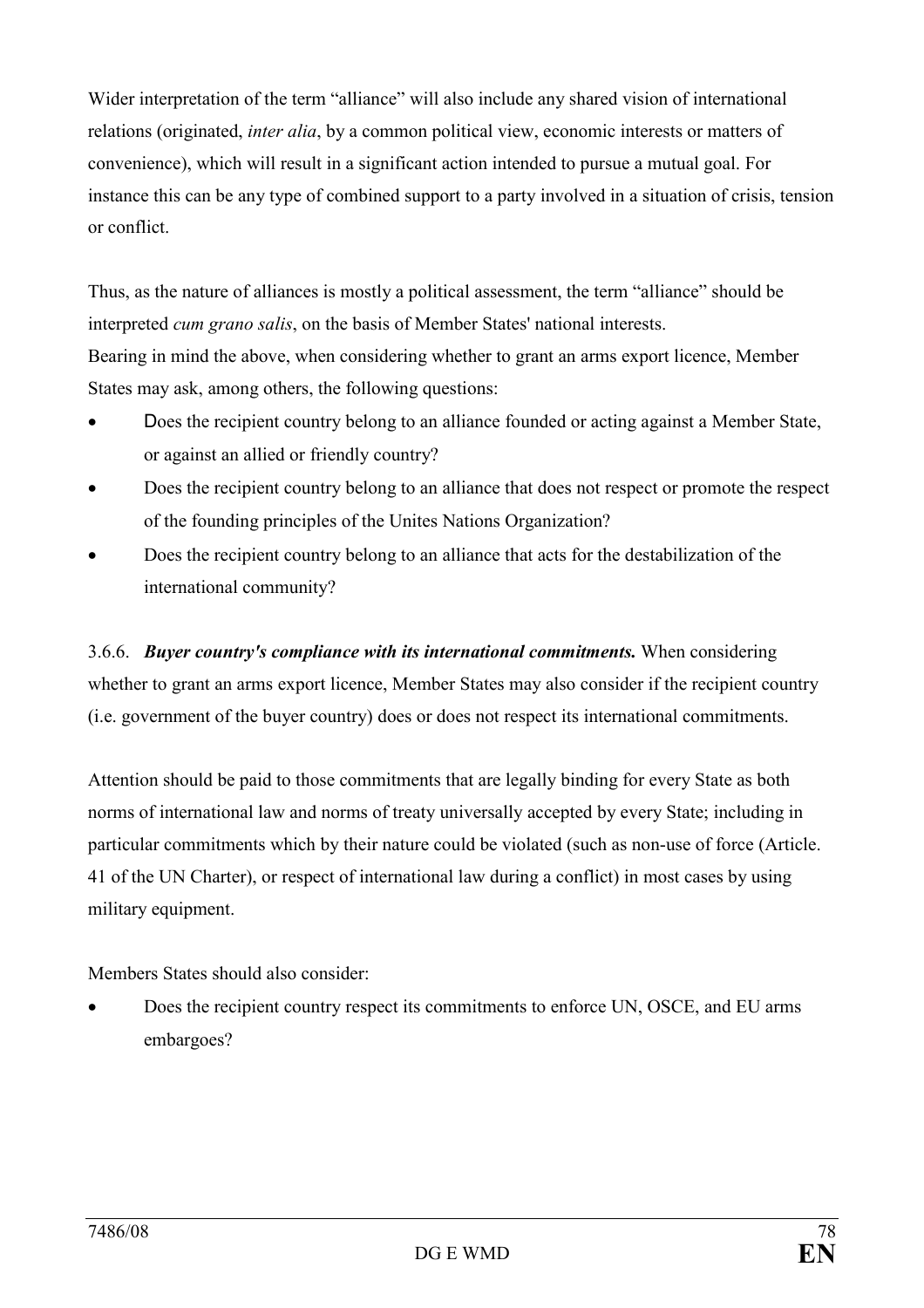Wider interpretation of the term "alliance" will also include any shared vision of international relations (originated, *inter alia*, by a common political view, economic interests or matters of convenience), which will result in a significant action intended to pursue a mutual goal. For instance this can be any type of combined support to a party involved in a situation of crisis, tension or conflict.

Thus, as the nature of alliances is mostly a political assessment, the term "alliance" should be interpreted *cum grano salis*, on the basis of Member States' national interests.
Bearing in mind the above, when considering whether to grant an arms export licence, Member States may ask, among others, the following questions:

- Does the recipient country belong to an alliance founded or acting against a Member State, or against an allied or friendly country?
- Does the recipient country belong to an alliance that does not respect or promote the respect of the founding principles of the Unites Nations Organization?
- Does the recipient country belong to an alliance that acts for the destabilization of the international community?

3.6.6. ***Buyer country's compliance with its international commitments.*** When considering whether to grant an arms export licence, Member States may also consider if the recipient country (i.e. government of the buyer country) does or does not respect its international commitments.

Attention should be paid to those commitments that are legally binding for every State as both norms of international law and norms of treaty universally accepted by every State; including in particular commitments which by their nature could be violated (such as non-use of force (Article. 41 of the UN Charter), or respect of international law during a conflict) in most cases by using military equipment.

Members States should also consider:

- Does the recipient country respect its commitments to enforce UN, OSCE, and EU arms embargoes?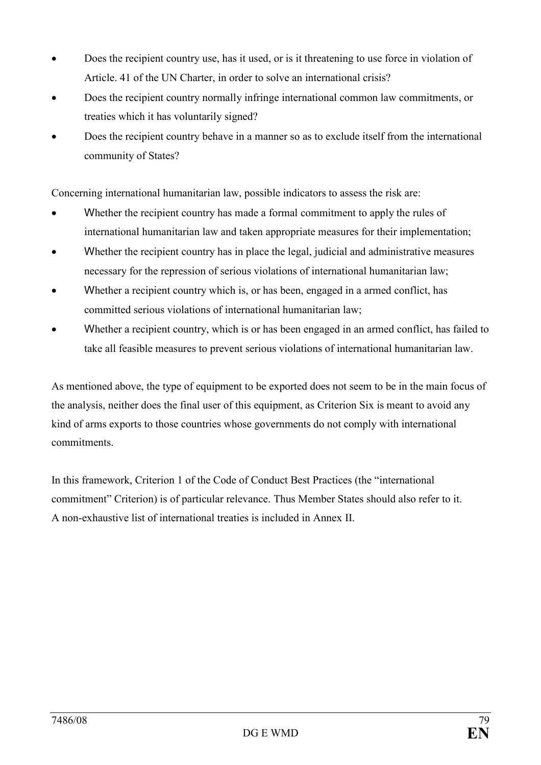- Does the recipient country use, has it used, or is it threatening to use force in violation of Article. 41 of the UN Charter, in order to solve an international crisis?
- Does the recipient country normally infringe international common law commitments, or treaties which it has voluntarily signed?
- Does the recipient country behave in a manner so as to exclude itself from the international community of States?

Concerning international humanitarian law, possible indicators to assess the risk are:

- Whether the recipient country has made a formal commitment to apply the rules of international humanitarian law and taken appropriate measures for their implementation;
- Whether the recipient country has in place the legal, judicial and administrative measures necessary for the repression of serious violations of international humanitarian law;
- Whether a recipient country which is, or has been, engaged in a armed conflict, has committed serious violations of international humanitarian law;
- Whether a recipient country, which is or has been engaged in an armed conflict, has failed to take all feasible measures to prevent serious violations of international humanitarian law.

As mentioned above, the type of equipment to be exported does not seem to be in the main focus of the analysis, neither does the final user of this equipment, as Criterion Six is meant to avoid any kind of arms exports to those countries whose governments do not comply with international commitments.

In this framework, Criterion 1 of the Code of Conduct Best Practices (the "international commitment" Criterion) is of particular relevance. Thus Member States should also refer to it. A non-exhaustive list of international treaties is included in Annex II.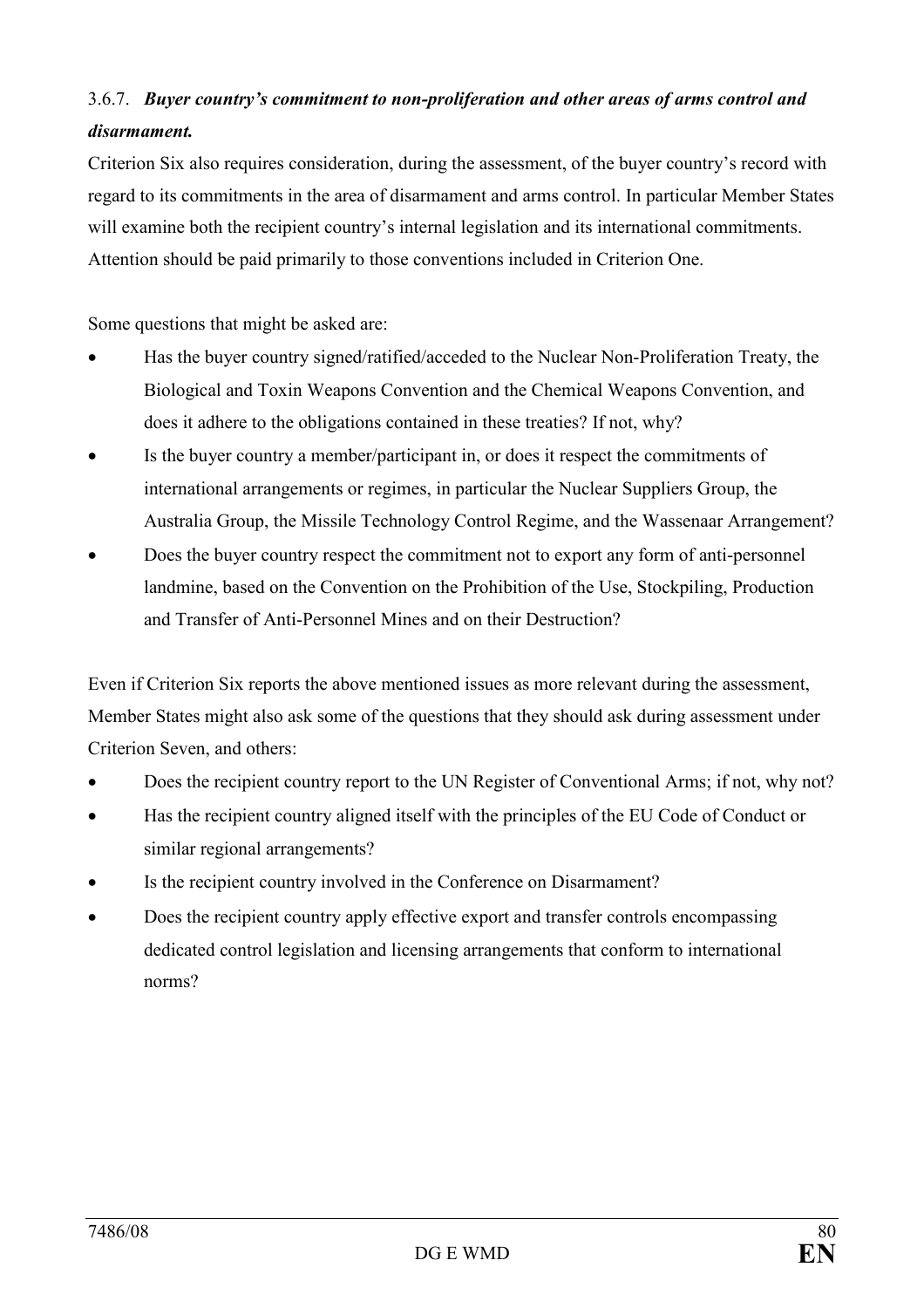### 3.6.7. *Buyer country's commitment to non-proliferation and other areas of arms control and disarmament.*

Criterion Six also requires consideration, during the assessment, of the buyer country's record with regard to its commitments in the area of disarmament and arms control. In particular Member States will examine both the recipient country's internal legislation and its international commitments. Attention should be paid primarily to those conventions included in Criterion One.

Some questions that might be asked are:

- Has the buyer country signed/ratified/acceded to the Nuclear Non-Proliferation Treaty, the Biological and Toxin Weapons Convention and the Chemical Weapons Convention, and does it adhere to the obligations contained in these treaties? If not, why?
- Is the buyer country a member/participant in, or does it respect the commitments of international arrangements or regimes, in particular the Nuclear Suppliers Group, the Australia Group, the Missile Technology Control Regime, and the Wassenaar Arrangement?
- Does the buyer country respect the commitment not to export any form of anti-personnel landmine, based on the Convention on the Prohibition of the Use, Stockpiling, Production and Transfer of Anti-Personnel Mines and on their Destruction?

Even if Criterion Six reports the above mentioned issues as more relevant during the assessment, Member States might also ask some of the questions that they should ask during assessment under Criterion Seven, and others:

- Does the recipient country report to the UN Register of Conventional Arms; if not, why not?
- Has the recipient country aligned itself with the principles of the EU Code of Conduct or similar regional arrangements?
- Is the recipient country involved in the Conference on Disarmament?
- Does the recipient country apply effective export and transfer controls encompassing dedicated control legislation and licensing arrangements that conform to international norms?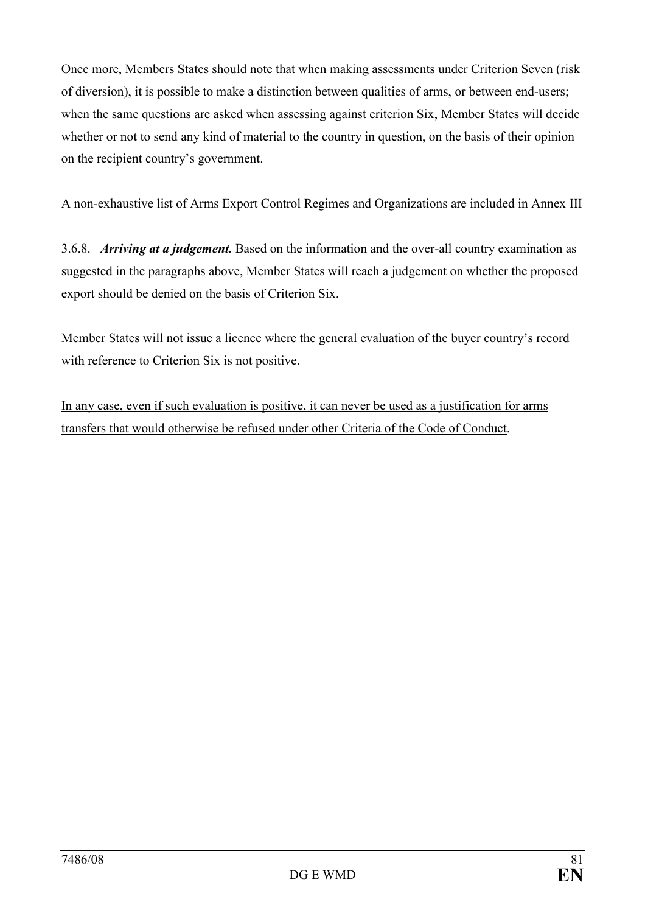Once more, Members States should note that when making assessments under Criterion Seven (risk of diversion), it is possible to make a distinction between qualities of arms, or between end-users; when the same questions are asked when assessing against criterion Six, Member States will decide whether or not to send any kind of material to the country in question, on the basis of their opinion on the recipient country's government.

A non-exhaustive list of Arms Export Control Regimes and Organizations are included in Annex III

3.6.8. ***Arriving at a judgement.*** Based on the information and the over-all country examination as suggested in the paragraphs above, Member States will reach a judgement on whether the proposed export should be denied on the basis of Criterion Six.

Member States will not issue a licence where the general evaluation of the buyer country's record with reference to Criterion Six is not positive.

<u>In any case, even if such evaluation is positive, it can never be used as a justification for arms transfers that would otherwise be refused under other Criteria of the Code of Conduct</u>.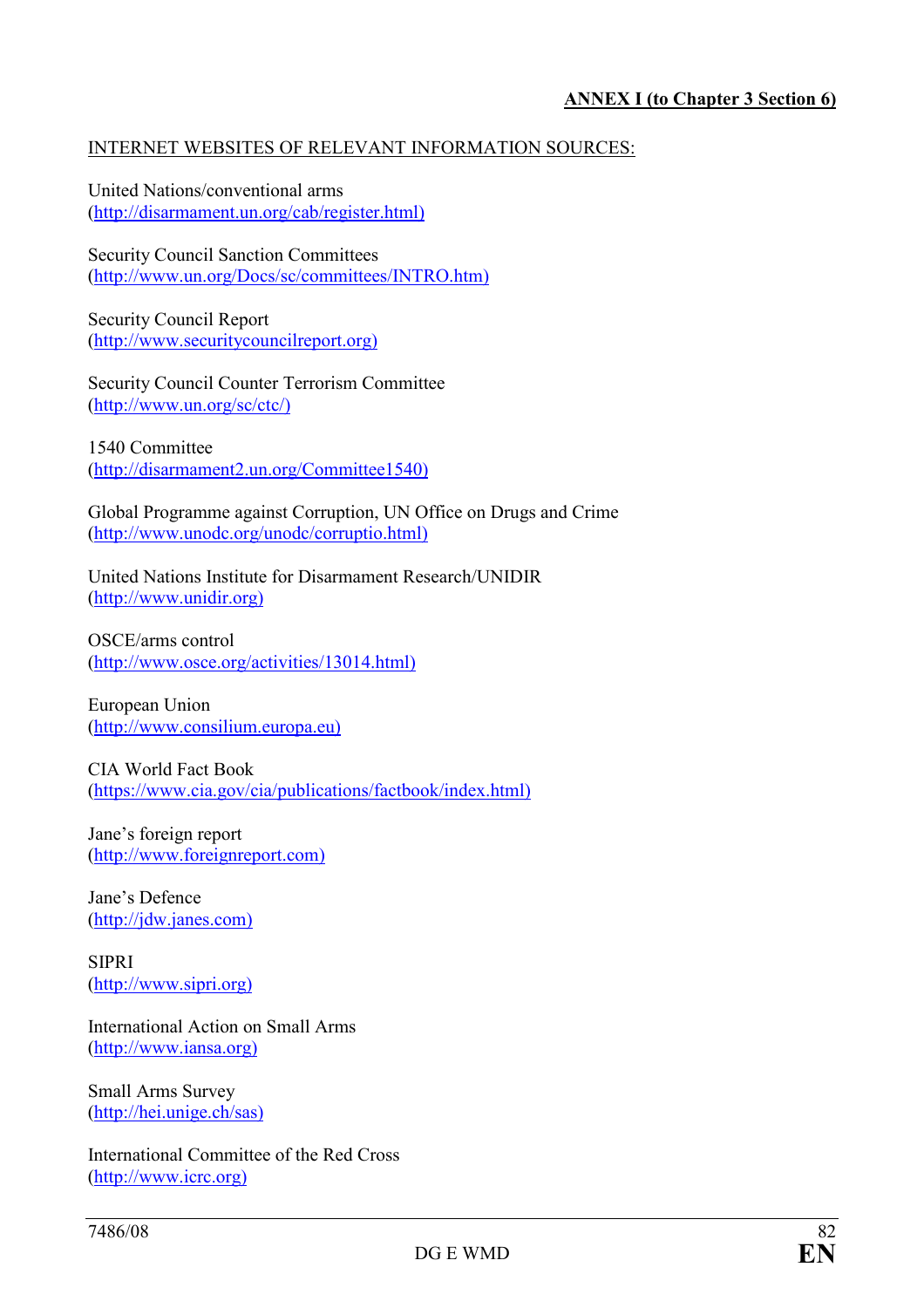**ANNEX I (to Chapter 3 Section 6)**

INTERNET WEBSITES OF RELEVANT INFORMATION SOURCES:

United Nations/conventional arms
(http://disarmament.un.org/cab/register.html)

Security Council Sanction Committees
(http://www.un.org/Docs/sc/committees/INTRO.htm)

Security Council Report
(http://www.securitycouncilreport.org)

Security Council Counter Terrorism Committee
(http://www.un.org/sc/ctc/)

1540 Committee
(http://disarmament2.un.org/Committee1540)

Global Programme against Corruption, UN Office on Drugs and Crime
(http://www.unodc.org/unodc/corruptio.html)

United Nations Institute for Disarmament Research/UNIDIR
(http://www.unidir.org)

OSCE/arms control
(http://www.osce.org/activities/13014.html)

European Union
(http://www.consilium.europa.eu)

CIA World Fact Book
(https://www.cia.gov/cia/publications/factbook/index.html)

Jane's foreign report
(http://www.foreignreport.com)

Jane's Defence
(http://jdw.janes.com)

SIPRI
(http://www.sipri.org)

International Action on Small Arms
(http://www.iansa.org)

Small Arms Survey
(http://hei.unige.ch/sas)

International Committee of the Red Cross
(http://www.icrc.org)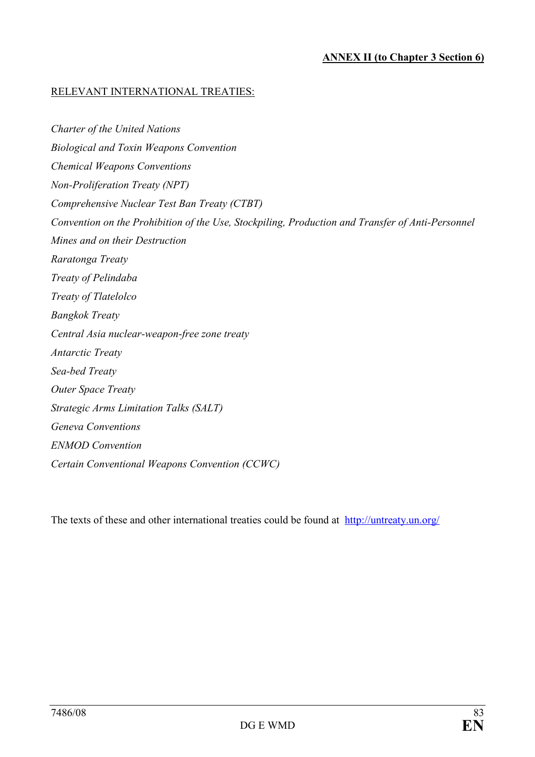**ANNEX II (to Chapter 3 Section 6)**

RELEVANT INTERNATIONAL TREATIES:

*Charter of the United Nations*
*Biological and Toxin Weapons Convention*
*Chemical Weapons Conventions*
*Non-Proliferation Treaty (NPT)*
*Comprehensive Nuclear Test Ban Treaty (CTBT)*
*Convention on the Prohibition of the Use, Stockpiling, Production and Transfer of Anti-Personnel Mines and on their Destruction*
*Raratonga Treaty*
*Treaty of Pelindaba*
*Treaty of Tlatelolco*
*Bangkok Treaty*
*Central Asia nuclear-weapon-free zone treaty*
*Antarctic Treaty*
*Sea-bed Treaty*
*Outer Space Treaty*
*Strategic Arms Limitation Talks (SALT)*
*Geneva Conventions*
*ENMOD Convention*
*Certain Conventional Weapons Convention (CCWC)*

The texts of these and other international treaties could be found at http://untreaty.un.org/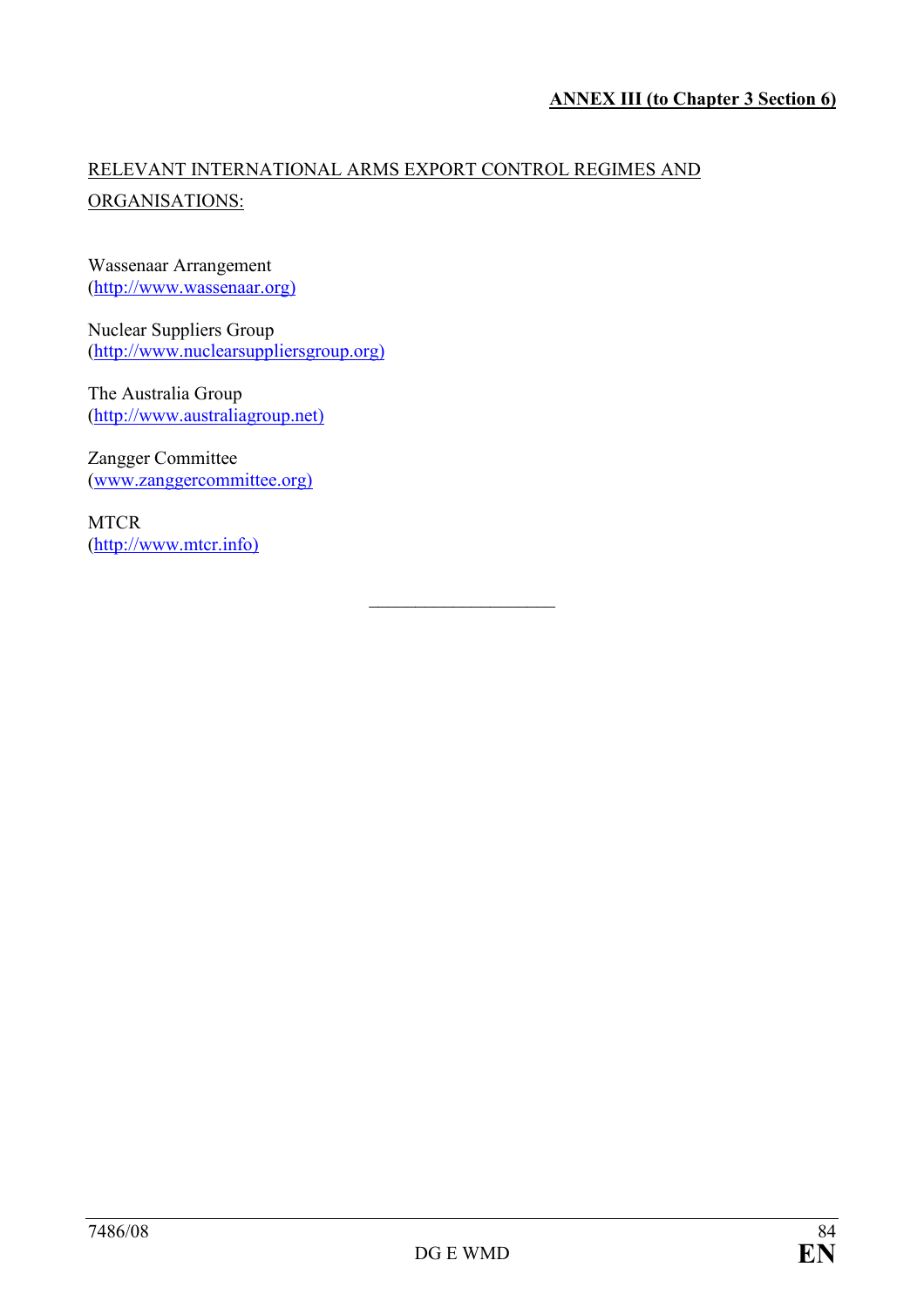**ANNEX III (to Chapter 3 Section 6)**

RELEVANT INTERNATIONAL ARMS EXPORT CONTROL REGIMES AND ORGANISATIONS:

Wassenaar Arrangement
(http://www.wassenaar.org)

Nuclear Suppliers Group
(http://www.nuclearsuppliersgroup.org)

The Australia Group
(http://www.australiagroup.net)

Zangger Committee
(www.zanggercommittee.org)

MTCR
(http://www.mtcr.info)

---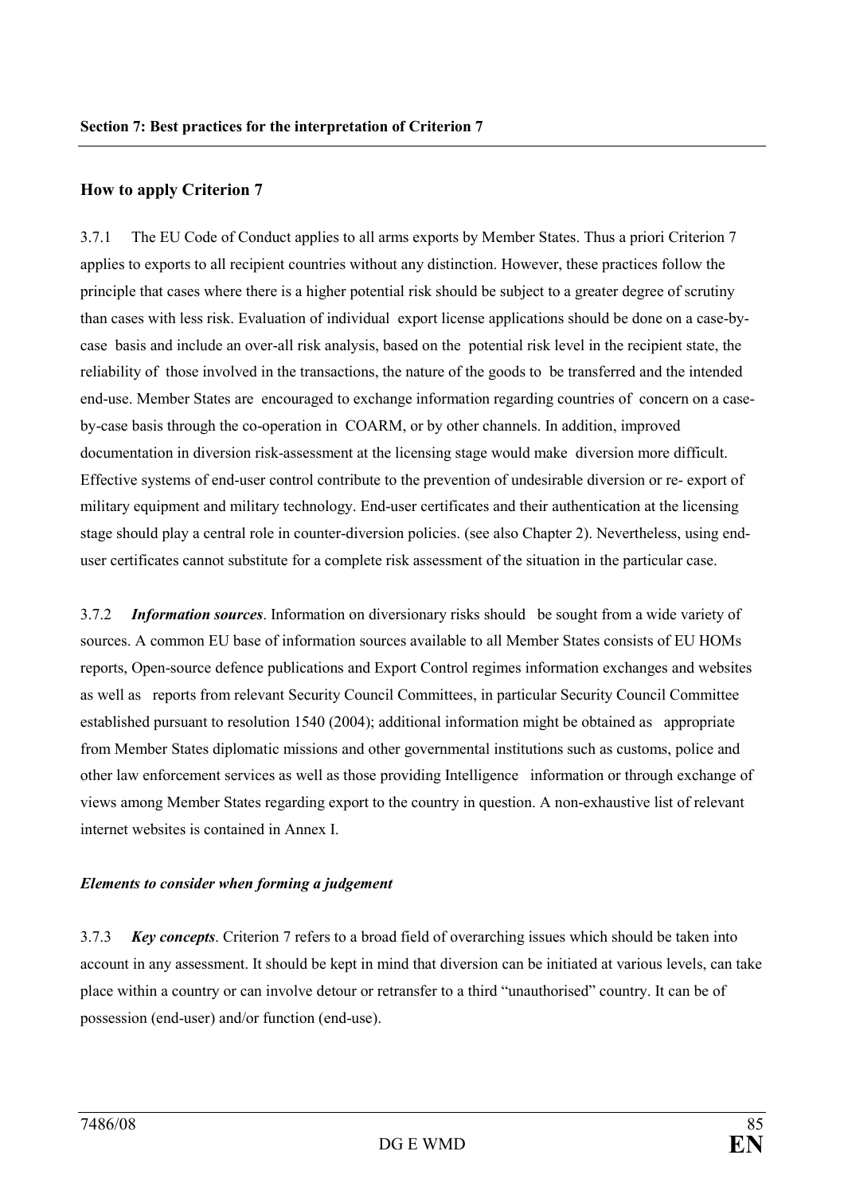**Section 7: Best practices for the interpretation of Criterion 7**

## How to apply Criterion 7

3.7.1 The EU Code of Conduct applies to all arms exports by Member States. Thus a priori Criterion 7 applies to exports to all recipient countries without any distinction. However, these practices follow the principle that cases where there is a higher potential risk should be subject to a greater degree of scrutiny than cases with less risk. Evaluation of individual export license applications should be done on a case-by-case basis and include an over-all risk analysis, based on the potential risk level in the recipient state, the reliability of those involved in the transactions, the nature of the goods to be transferred and the intended end-use. Member States are encouraged to exchange information regarding countries of concern on a case-by-case basis through the co-operation in COARM, or by other channels. In addition, improved documentation in diversion risk-assessment at the licensing stage would make diversion more difficult. Effective systems of end-user control contribute to the prevention of undesirable diversion or re- export of military equipment and military technology. End-user certificates and their authentication at the licensing stage should play a central role in counter-diversion policies. (see also Chapter 2). Nevertheless, using end-user certificates cannot substitute for a complete risk assessment of the situation in the particular case.

3.7.2 ***Information sources***. Information on diversionary risks should be sought from a wide variety of sources. A common EU base of information sources available to all Member States consists of EU HOMs reports, Open-source defence publications and Export Control regimes information exchanges and websites as well as reports from relevant Security Council Committees, in particular Security Council Committee established pursuant to resolution 1540 (2004); additional information might be obtained as appropriate from Member States diplomatic missions and other governmental institutions such as customs, police and other law enforcement services as well as those providing Intelligence information or through exchange of views among Member States regarding export to the country in question. A non-exhaustive list of relevant internet websites is contained in Annex I.

### *Elements to consider when forming a judgement*

3.7.3 ***Key concepts***. Criterion 7 refers to a broad field of overarching issues which should be taken into account in any assessment. It should be kept in mind that diversion can be initiated at various levels, can take place within a country or can involve detour or retransfer to a third "unauthorised" country. It can be of possession (end-user) and/or function (end-use).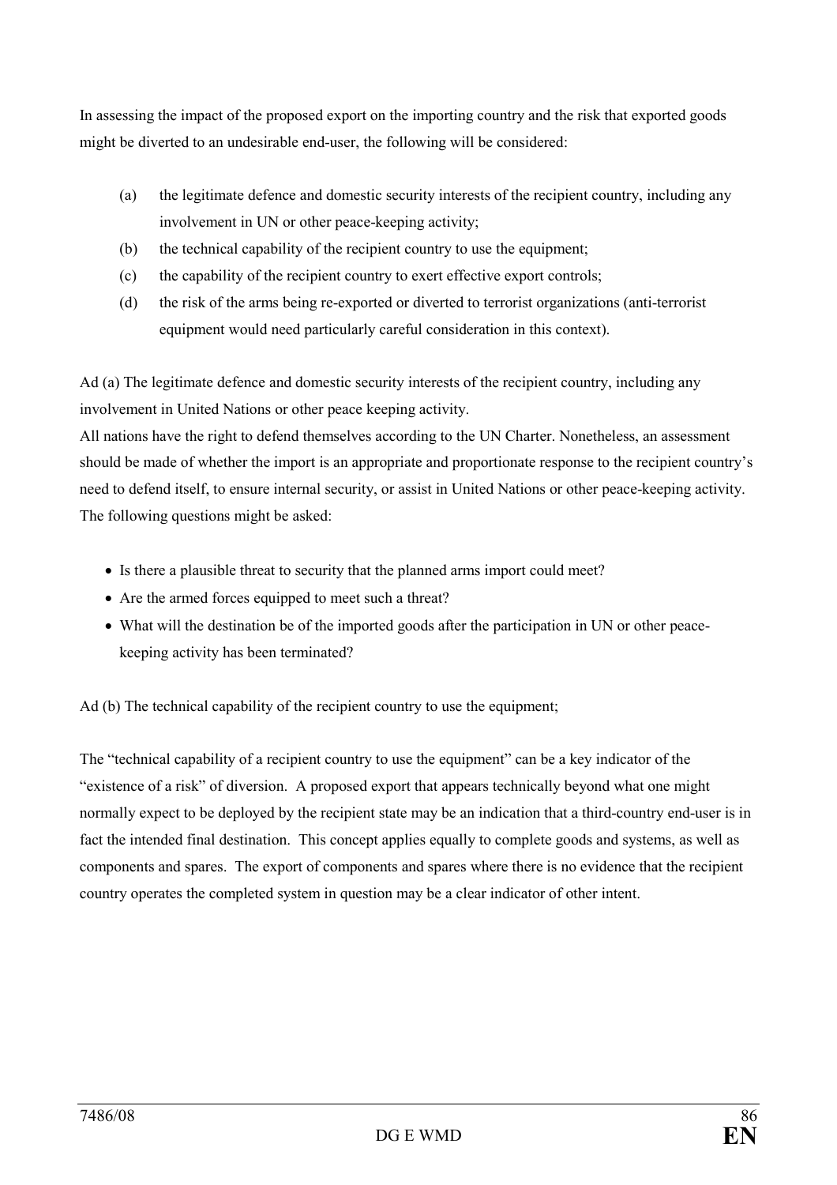In assessing the impact of the proposed export on the importing country and the risk that exported goods might be diverted to an undesirable end-user, the following will be considered:

(a) the legitimate defence and domestic security interests of the recipient country, including any involvement in UN or other peace-keeping activity;

(b) the technical capability of the recipient country to use the equipment;

(c) the capability of the recipient country to exert effective export controls;

(d) the risk of the arms being re-exported or diverted to terrorist organizations (anti-terrorist equipment would need particularly careful consideration in this context).

Ad (a) The legitimate defence and domestic security interests of the recipient country, including any involvement in United Nations or other peace keeping activity.

All nations have the right to defend themselves according to the UN Charter. Nonetheless, an assessment should be made of whether the import is an appropriate and proportionate response to the recipient country's need to defend itself, to ensure internal security, or assist in United Nations or other peace-keeping activity. The following questions might be asked:

- Is there a plausible threat to security that the planned arms import could meet?
- Are the armed forces equipped to meet such a threat?
- What will the destination be of the imported goods after the participation in UN or other peace-keeping activity has been terminated?

Ad (b) The technical capability of the recipient country to use the equipment;

The "technical capability of a recipient country to use the equipment" can be a key indicator of the "existence of a risk" of diversion. A proposed export that appears technically beyond what one might normally expect to be deployed by the recipient state may be an indication that a third-country end-user is in fact the intended final destination. This concept applies equally to complete goods and systems, as well as components and spares. The export of components and spares where there is no evidence that the recipient country operates the completed system in question may be a clear indicator of other intent.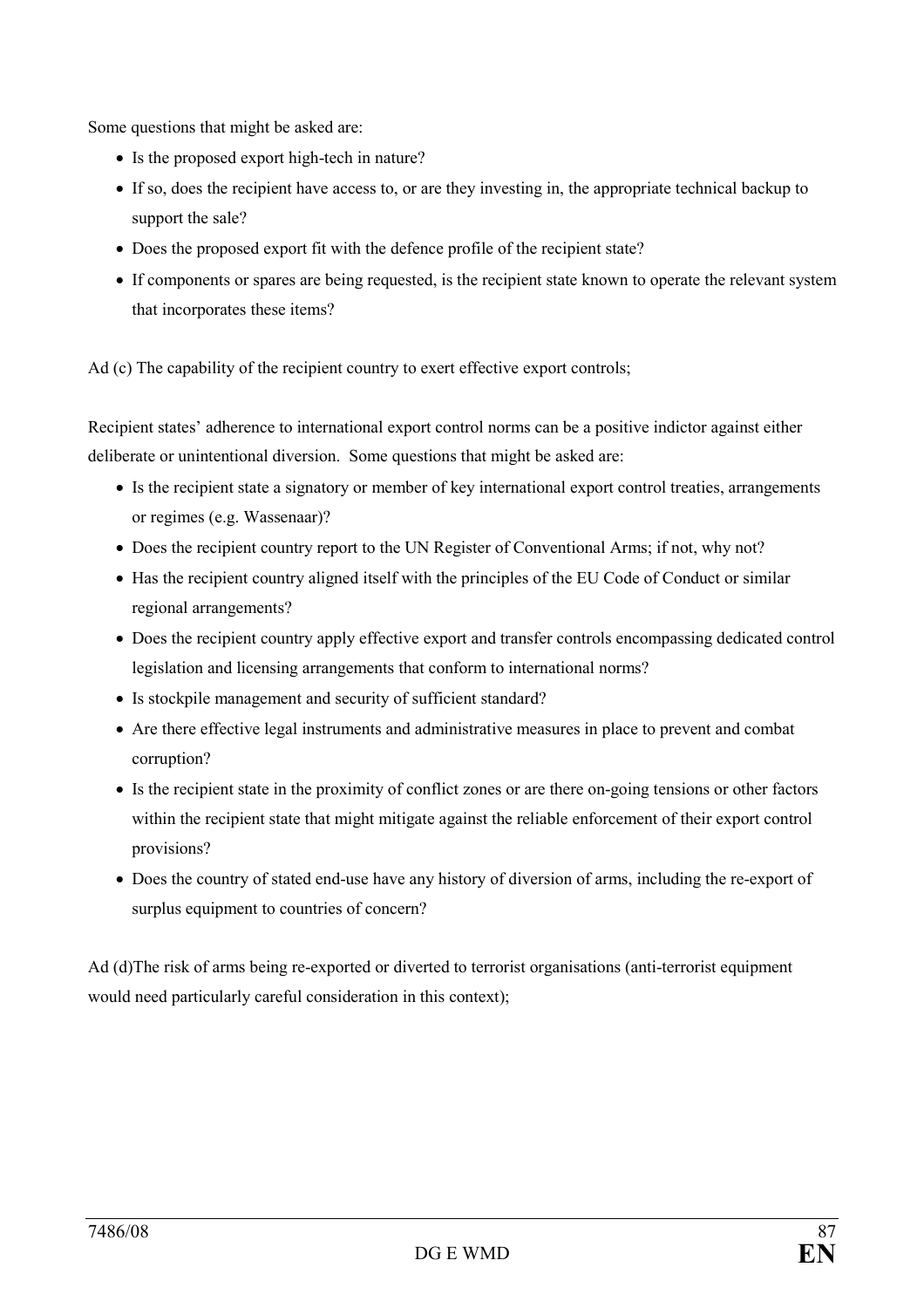Some questions that might be asked are:

- Is the proposed export high-tech in nature?
- If so, does the recipient have access to, or are they investing in, the appropriate technical backup to support the sale?
- Does the proposed export fit with the defence profile of the recipient state?
- If components or spares are being requested, is the recipient state known to operate the relevant system that incorporates these items?

Ad (c) The capability of the recipient country to exert effective export controls;

Recipient states' adherence to international export control norms can be a positive indictor against either deliberate or unintentional diversion. Some questions that might be asked are:

- Is the recipient state a signatory or member of key international export control treaties, arrangements or regimes (e.g. Wassenaar)?
- Does the recipient country report to the UN Register of Conventional Arms; if not, why not?
- Has the recipient country aligned itself with the principles of the EU Code of Conduct or similar regional arrangements?
- Does the recipient country apply effective export and transfer controls encompassing dedicated control legislation and licensing arrangements that conform to international norms?
- Is stockpile management and security of sufficient standard?
- Are there effective legal instruments and administrative measures in place to prevent and combat corruption?
- Is the recipient state in the proximity of conflict zones or are there on-going tensions or other factors within the recipient state that might mitigate against the reliable enforcement of their export control provisions?
- Does the country of stated end-use have any history of diversion of arms, including the re-export of surplus equipment to countries of concern?

Ad (d)The risk of arms being re-exported or diverted to terrorist organisations (anti-terrorist equipment would need particularly careful consideration in this context);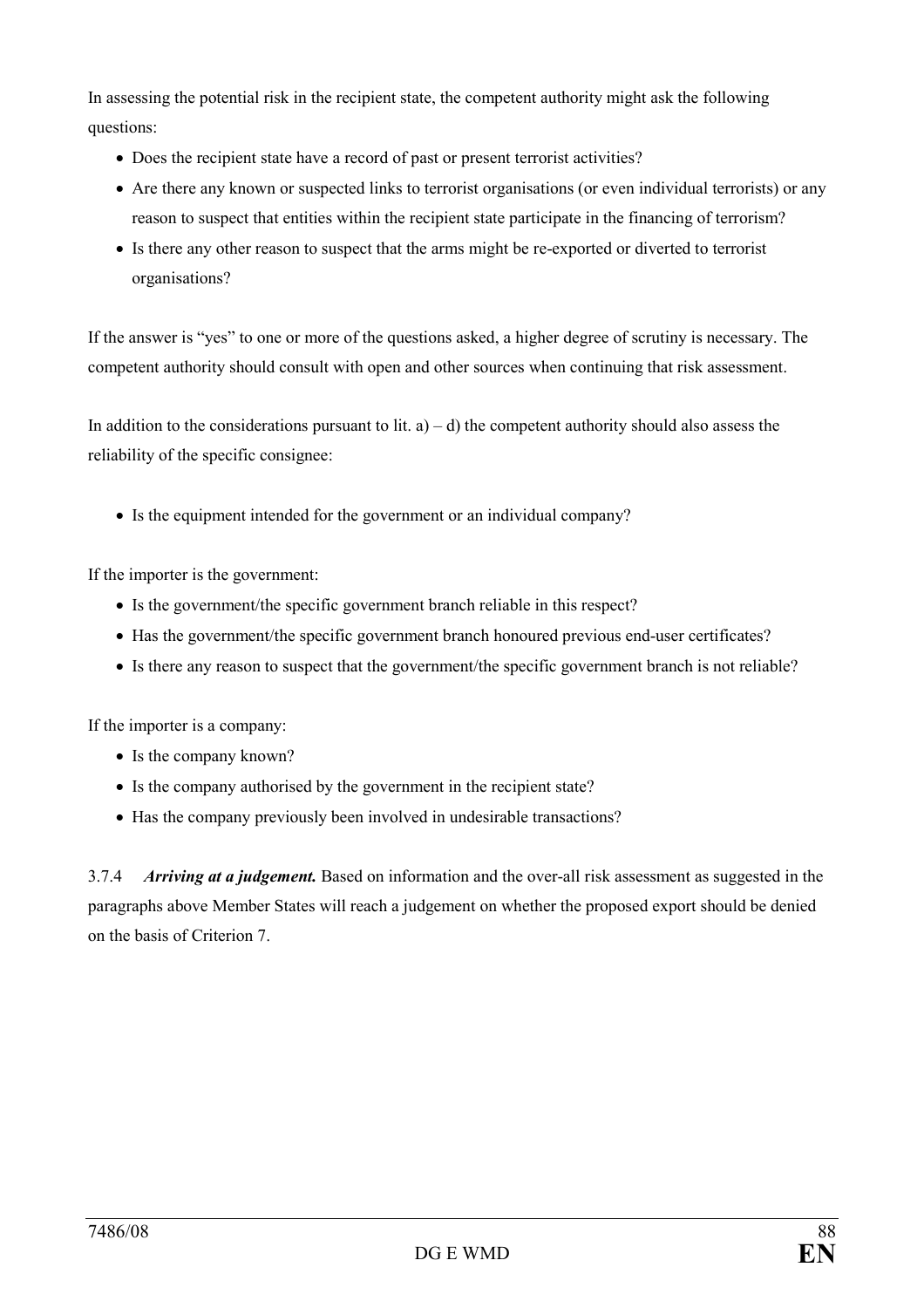In assessing the potential risk in the recipient state, the competent authority might ask the following questions:

- Does the recipient state have a record of past or present terrorist activities?
- Are there any known or suspected links to terrorist organisations (or even individual terrorists) or any reason to suspect that entities within the recipient state participate in the financing of terrorism?
- Is there any other reason to suspect that the arms might be re-exported or diverted to terrorist organisations?

If the answer is “yes” to one or more of the questions asked, a higher degree of scrutiny is necessary. The competent authority should consult with open and other sources when continuing that risk assessment.

In addition to the considerations pursuant to lit. a) – d) the competent authority should also assess the reliability of the specific consignee:

- Is the equipment intended for the government or an individual company?

If the importer is the government:

- Is the government/the specific government branch reliable in this respect?
- Has the government/the specific government branch honoured previous end-user certificates?
- Is there any reason to suspect that the government/the specific government branch is not reliable?

If the importer is a company:

- Is the company known?
- Is the company authorised by the government in the recipient state?
- Has the company previously been involved in undesirable transactions?

3.7.4 ***Arriving at a judgement.*** Based on information and the over-all risk assessment as suggested in the paragraphs above Member States will reach a judgement on whether the proposed export should be denied on the basis of Criterion 7.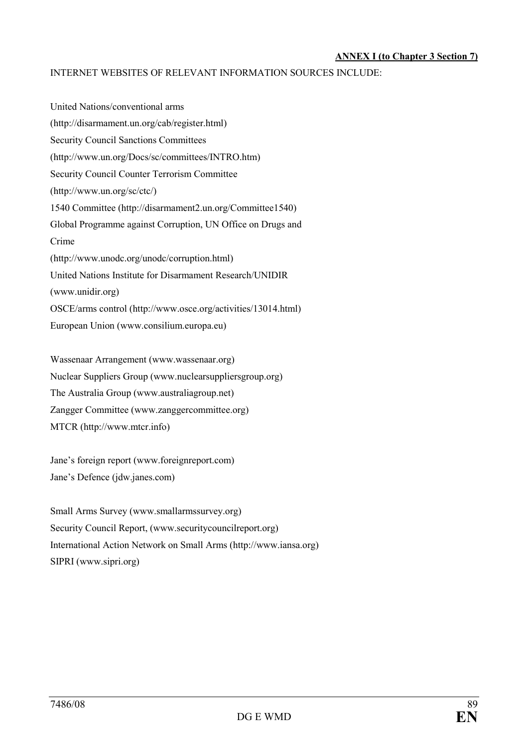**ANNEX I (to Chapter 3 Section 7)**

INTERNET WEBSITES OF RELEVANT INFORMATION SOURCES INCLUDE:

United Nations/conventional arms
(http://disarmament.un.org/cab/register.html)
Security Council Sanctions Committees
(http://www.un.org/Docs/sc/committees/INTRO.htm)
Security Council Counter Terrorism Committee
(http://www.un.org/sc/ctc/)
1540 Committee (http://disarmament2.un.org/Committee1540)
Global Programme against Corruption, UN Office on Drugs and Crime
(http://www.unodc.org/unodc/corruption.html)
United Nations Institute for Disarmament Research/UNIDIR
(www.unidir.org)
OSCE/arms control (http://www.osce.org/activities/13014.html)
European Union (www.consilium.europa.eu)

Wassenaar Arrangement (www.wassenaar.org)
Nuclear Suppliers Group (www.nuclearsuppliersgroup.org)
The Australia Group (www.australiagroup.net)
Zangger Committee (www.zanggercommittee.org)
MTCR (http://www.mtcr.info)

Jane's foreign report (www.foreignreport.com)
Jane's Defence (jdw.janes.com)

Small Arms Survey (www.smallarmssurvey.org)
Security Council Report, (www.securitycouncilreport.org)
International Action Network on Small Arms (http://www.iansa.org)
SIPRI (www.sipri.org)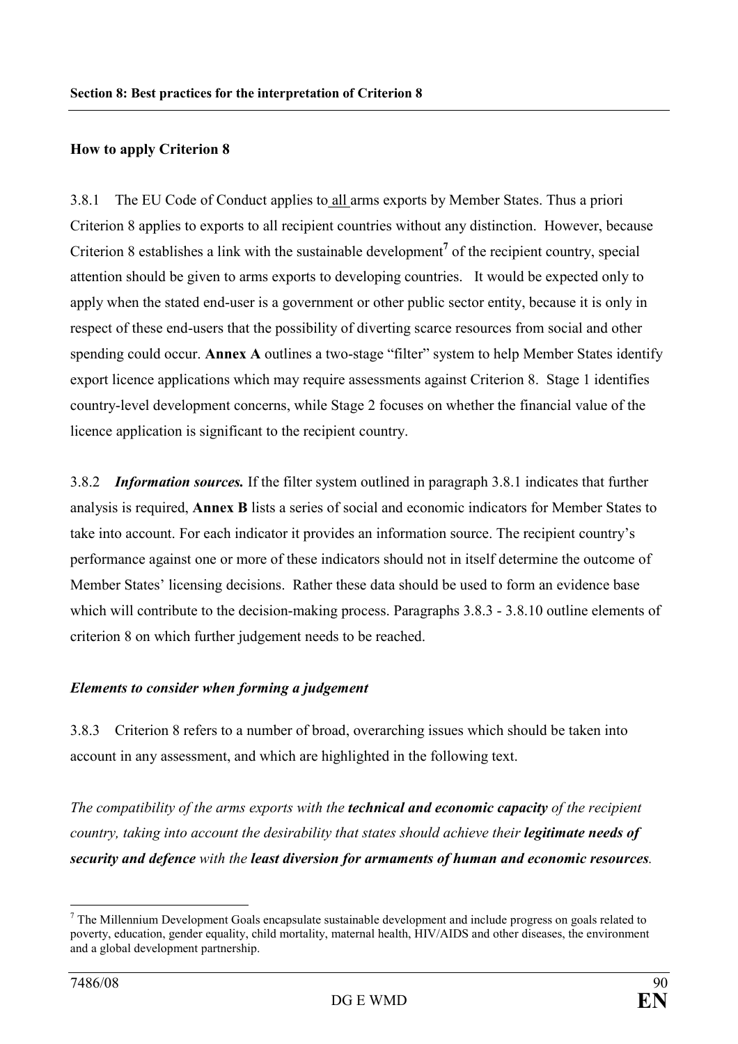**Section 8: Best practices for the interpretation of Criterion 8**

**How to apply Criterion 8**

3.8.1 The EU Code of Conduct applies to all arms exports by Member States. Thus a priori Criterion 8 applies to exports to all recipient countries without any distinction. However, because Criterion 8 establishes a link with the sustainable development[7] of the recipient country, special attention should be given to arms exports to developing countries. It would be expected only to apply when the stated end-user is a government or other public sector entity, because it is only in respect of these end-users that the possibility of diverting scarce resources from social and other spending could occur. **Annex A** outlines a two-stage "filter" system to help Member States identify export licence applications which may require assessments against Criterion 8. Stage 1 identifies country-level development concerns, while Stage 2 focuses on whether the financial value of the licence application is significant to the recipient country.

3.8.2 ***Information sources.*** If the filter system outlined in paragraph 3.8.1 indicates that further analysis is required, **Annex B** lists a series of social and economic indicators for Member States to take into account. For each indicator it provides an information source. The recipient country's performance against one or more of these indicators should not in itself determine the outcome of Member States' licensing decisions. Rather these data should be used to form an evidence base which will contribute to the decision-making process. Paragraphs 3.8.3 - 3.8.10 outline elements of criterion 8 on which further judgement needs to be reached.

***Elements to consider when forming a judgement***

3.8.3 Criterion 8 refers to a number of broad, overarching issues which should be taken into account in any assessment, and which are highlighted in the following text.

*The compatibility of the arms exports with the **technical and economic capacity** of the recipient country, taking into account the desirability that states should achieve their **legitimate needs of security and defence** with the **least diversion for armaments of human and economic resources**.*

[7] The Millennium Development Goals encapsulate sustainable development and include progress on goals related to poverty, education, gender equality, child mortality, maternal health, HIV/AIDS and other diseases, the environment and a global development partnership.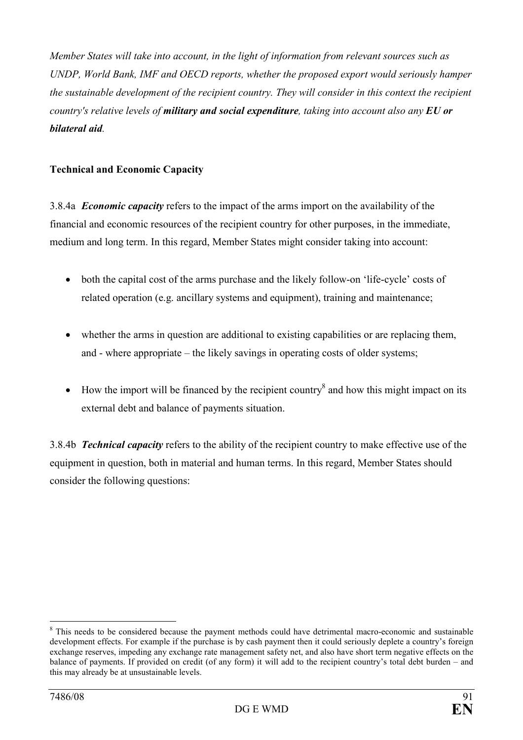*Member States will take into account, in the light of information from relevant sources such as UNDP, World Bank, IMF and OECD reports, whether the proposed export would seriously hamper the sustainable development of the recipient country. They will consider in this context the recipient country's relative levels of **military and social expenditure**, taking into account also any **EU or bilateral aid**.*

**Technical and Economic Capacity**

3.8.4a ***Economic capacity*** refers to the impact of the arms import on the availability of the financial and economic resources of the recipient country for other purposes, in the immediate, medium and long term. In this regard, Member States might consider taking into account:

- both the capital cost of the arms purchase and the likely follow-on 'life-cycle' costs of related operation (e.g. ancillary systems and equipment), training and maintenance;
- whether the arms in question are additional to existing capabilities or are replacing them, and - where appropriate – the likely savings in operating costs of older systems;
- How the import will be financed by the recipient country[8] and how this might impact on its external debt and balance of payments situation.

3.8.4b ***Technical capacity*** refers to the ability of the recipient country to make effective use of the equipment in question, both in material and human terms. In this regard, Member States should consider the following questions:

---

[8] This needs to be considered because the payment methods could have detrimental macro-economic and sustainable development effects. For example if the purchase is by cash payment then it could seriously deplete a country's foreign exchange reserves, impeding any exchange rate management safety net, and also have short term negative effects on the balance of payments. If provided on credit (of any form) it will add to the recipient country's total debt burden – and this may already be at unsustainable levels.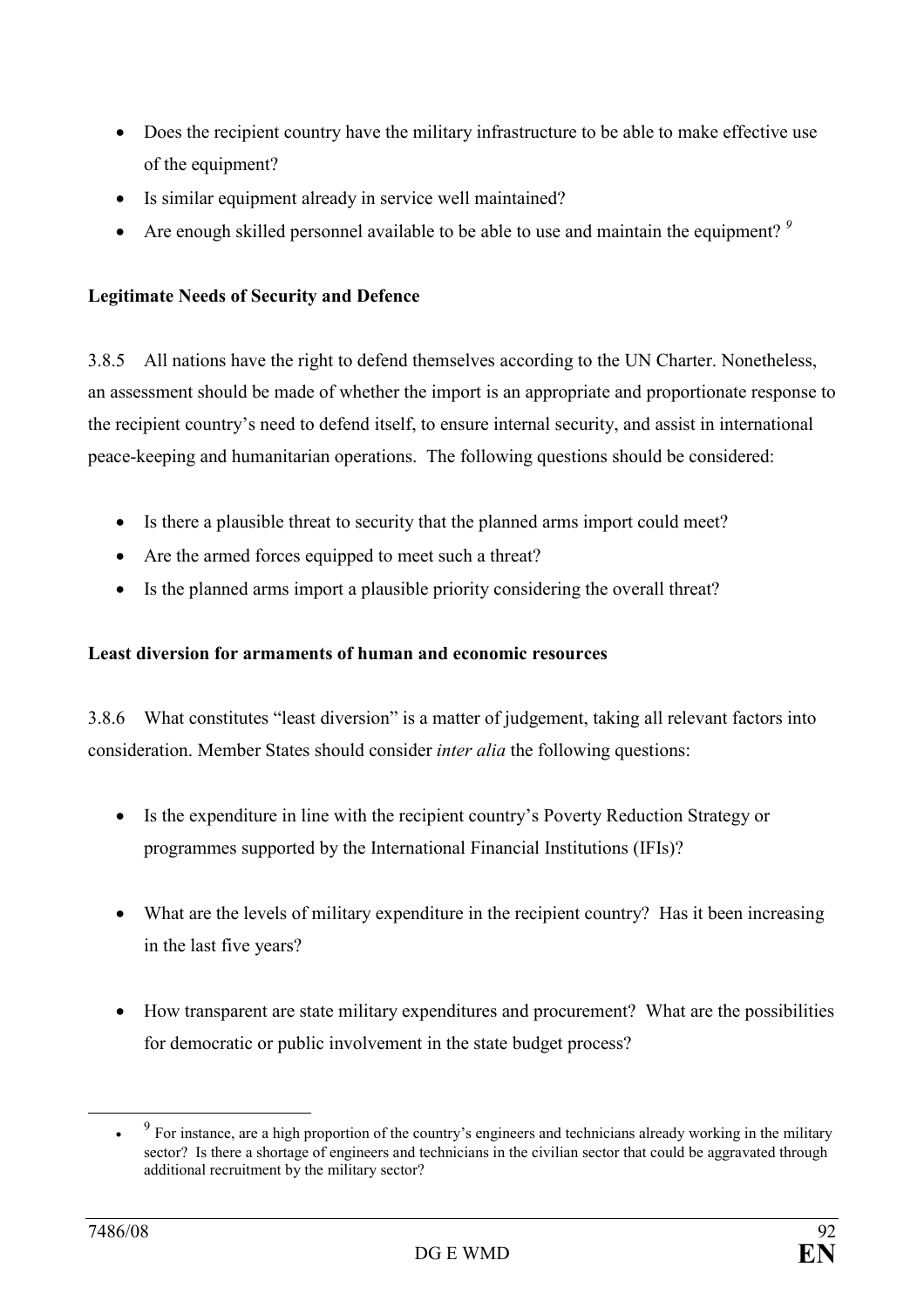- Does the recipient country have the military infrastructure to be able to make effective use of the equipment?
- Is similar equipment already in service well maintained?
- Are enough skilled personnel available to be able to use and maintain the equipment? [9]

**Legitimate Needs of Security and Defence**

3.8.5 All nations have the right to defend themselves according to the UN Charter. Nonetheless, an assessment should be made of whether the import is an appropriate and proportionate response to the recipient country's need to defend itself, to ensure internal security, and assist in international peace-keeping and humanitarian operations. The following questions should be considered:

- Is there a plausible threat to security that the planned arms import could meet?
- Are the armed forces equipped to meet such a threat?
- Is the planned arms import a plausible priority considering the overall threat?

**Least diversion for armaments of human and economic resources**

3.8.6 What constitutes "least diversion" is a matter of judgement, taking all relevant factors into consideration. Member States should consider *inter alia* the following questions:

- Is the expenditure in line with the recipient country's Poverty Reduction Strategy or programmes supported by the International Financial Institutions (IFIs)?

- What are the levels of military expenditure in the recipient country? Has it been increasing in the last five years?

- How transparent are state military expenditures and procurement? What are the possibilities for democratic or public involvement in the state budget process?

---

[9] For instance, are a high proportion of the country's engineers and technicians already working in the military sector? Is there a shortage of engineers and technicians in the civilian sector that could be aggravated through additional recruitment by the military sector?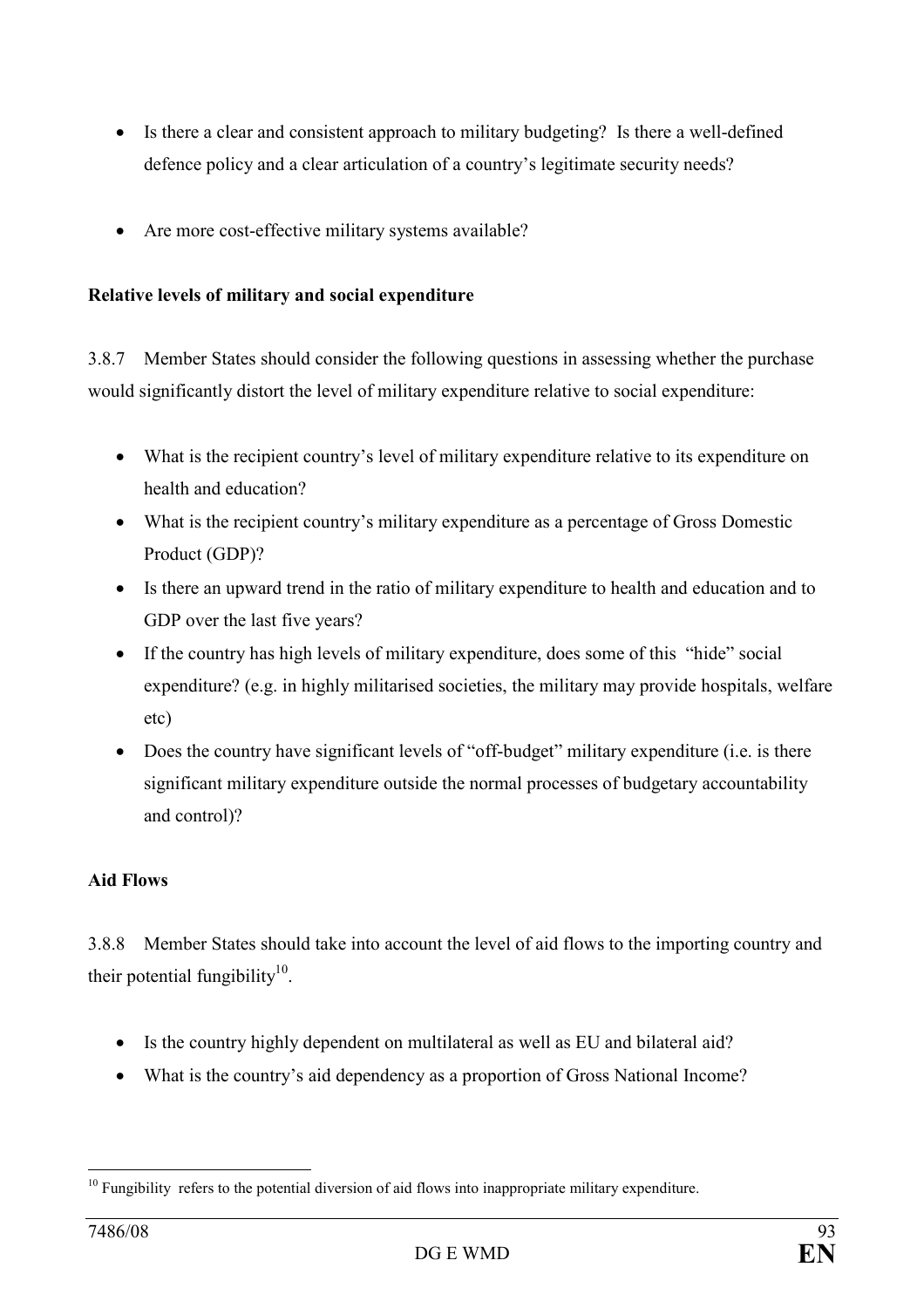- Is there a clear and consistent approach to military budgeting? Is there a well-defined defence policy and a clear articulation of a country's legitimate security needs?

- Are more cost-effective military systems available?

**Relative levels of military and social expenditure**

3.8.7 Member States should consider the following questions in assessing whether the purchase would significantly distort the level of military expenditure relative to social expenditure:

- What is the recipient country's level of military expenditure relative to its expenditure on health and education?
- What is the recipient country's military expenditure as a percentage of Gross Domestic Product (GDP)?
- Is there an upward trend in the ratio of military expenditure to health and education and to GDP over the last five years?
- If the country has high levels of military expenditure, does some of this "hide" social expenditure? (e.g. in highly militarised societies, the military may provide hospitals, welfare etc)
- Does the country have significant levels of "off-budget" military expenditure (i.e. is there significant military expenditure outside the normal processes of budgetary accountability and control)?

**Aid Flows**

3.8.8 Member States should take into account the level of aid flows to the importing country and their potential fungibility[10].

- Is the country highly dependent on multilateral as well as EU and bilateral aid?
- What is the country's aid dependency as a proportion of Gross National Income?

---

[10] Fungibility refers to the potential diversion of aid flows into inappropriate military expenditure.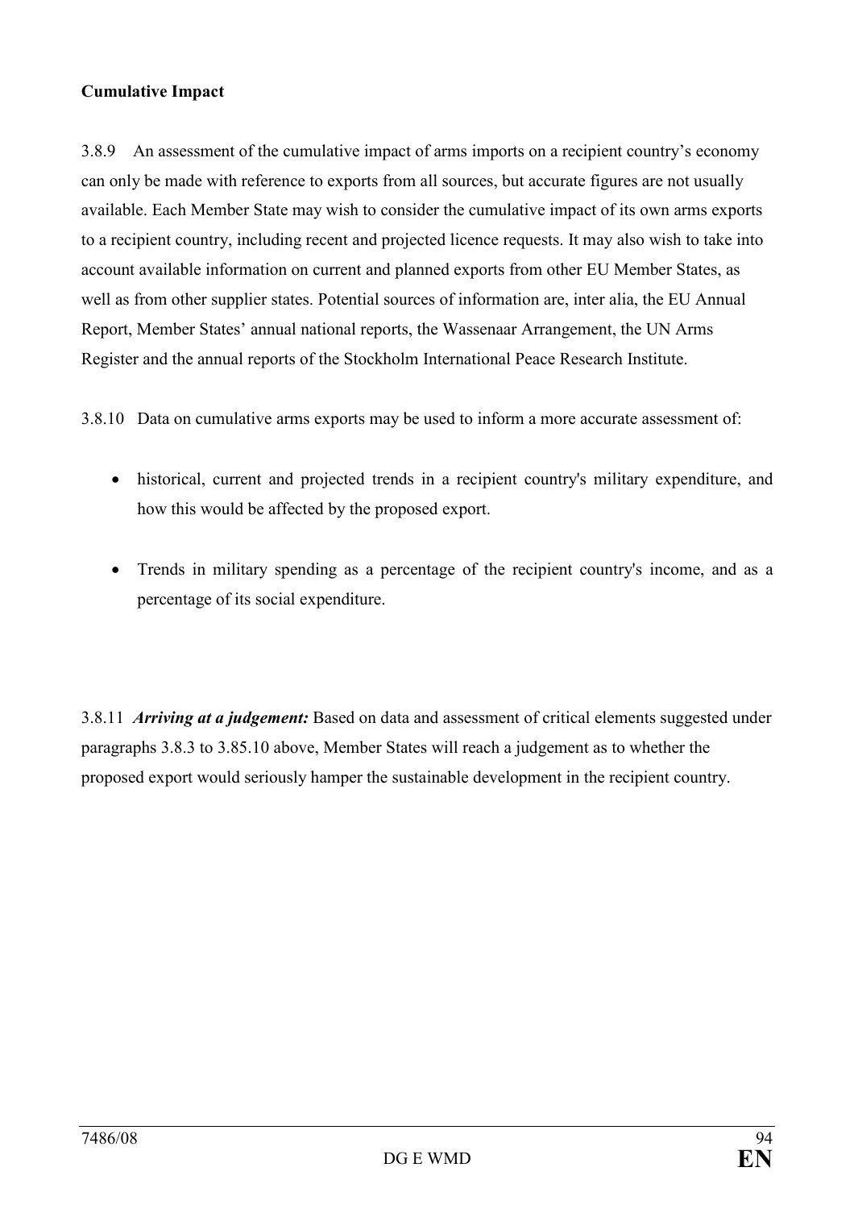**Cumulative Impact**

3.8.9 An assessment of the cumulative impact of arms imports on a recipient country's economy can only be made with reference to exports from all sources, but accurate figures are not usually available. Each Member State may wish to consider the cumulative impact of its own arms exports to a recipient country, including recent and projected licence requests. It may also wish to take into account available information on current and planned exports from other EU Member States, as well as from other supplier states. Potential sources of information are, inter alia, the EU Annual Report, Member States' annual national reports, the Wassenaar Arrangement, the UN Arms Register and the annual reports of the Stockholm International Peace Research Institute.

3.8.10 Data on cumulative arms exports may be used to inform a more accurate assessment of:

- historical, current and projected trends in a recipient country's military expenditure, and how this would be affected by the proposed export.
- Trends in military spending as a percentage of the recipient country's income, and as a percentage of its social expenditure.

3.8.11 ***Arriving at a judgement:*** Based on data and assessment of critical elements suggested under paragraphs 3.8.3 to 3.85.10 above, Member States will reach a judgement as to whether the proposed export would seriously hamper the sustainable development in the recipient country.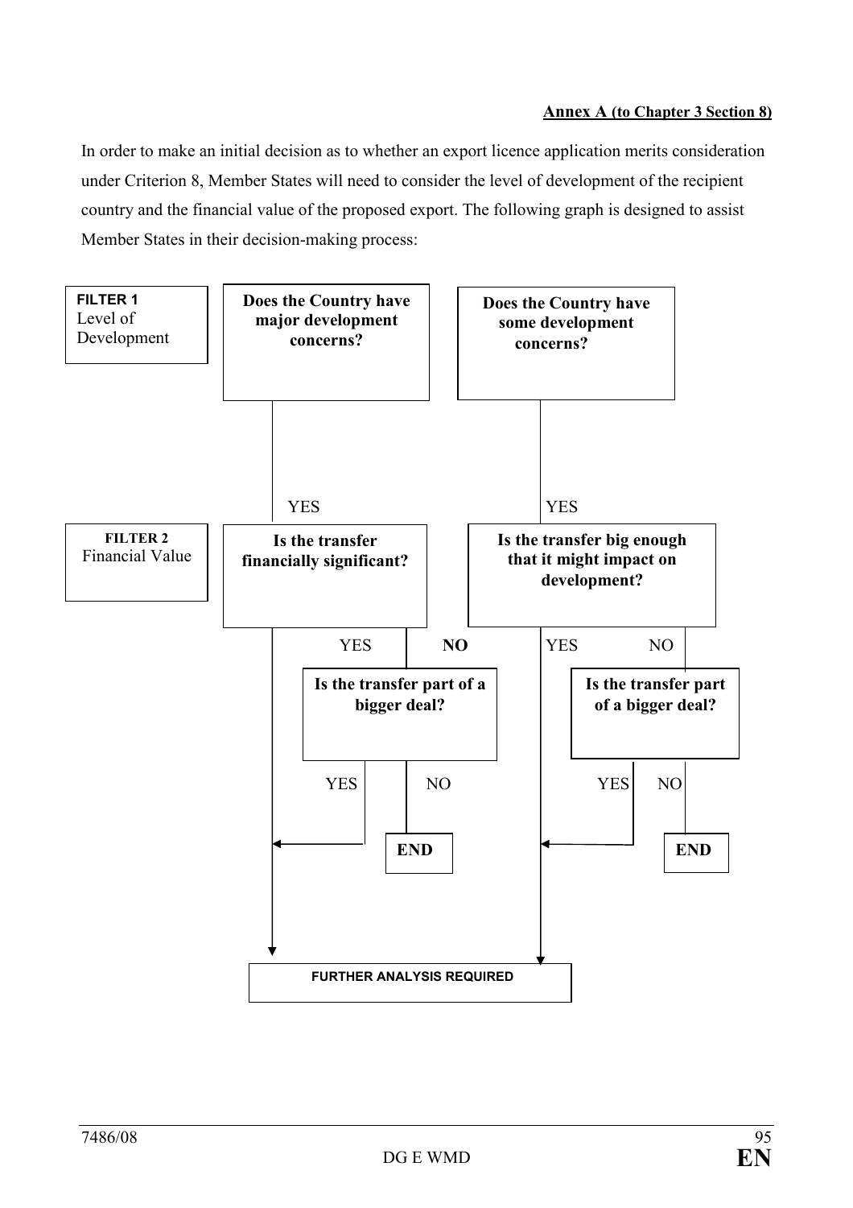**Annex A (to Chapter 3 Section 8)**

In order to make an initial decision as to whether an export licence application merits consideration under Criterion 8, Member States will need to consider the level of development of the recipient country and the financial value of the proposed export. The following graph is designed to assist Member States in their decision-making process:

**FILTER 1** Level of Development

- **Does the Country have major development concerns?**
  - YES → **FILTER 2** Financial Value: **Is the transfer financially significant?**
    - YES → FURTHER ANALYSIS REQUIRED
    - **NO** → **Is the transfer part of a bigger deal?**
      - YES → FURTHER ANALYSIS REQUIRED
      - NO → **END**

- **Does the Country have some development concerns?**
  - YES → **Is the transfer big enough that it might impact on development?**
    - YES → FURTHER ANALYSIS REQUIRED
    - NO → **Is the transfer part of a bigger deal?**
      - YES → FURTHER ANALYSIS REQUIRED
      - NO → **END**

**FURTHER ANALYSIS REQUIRED**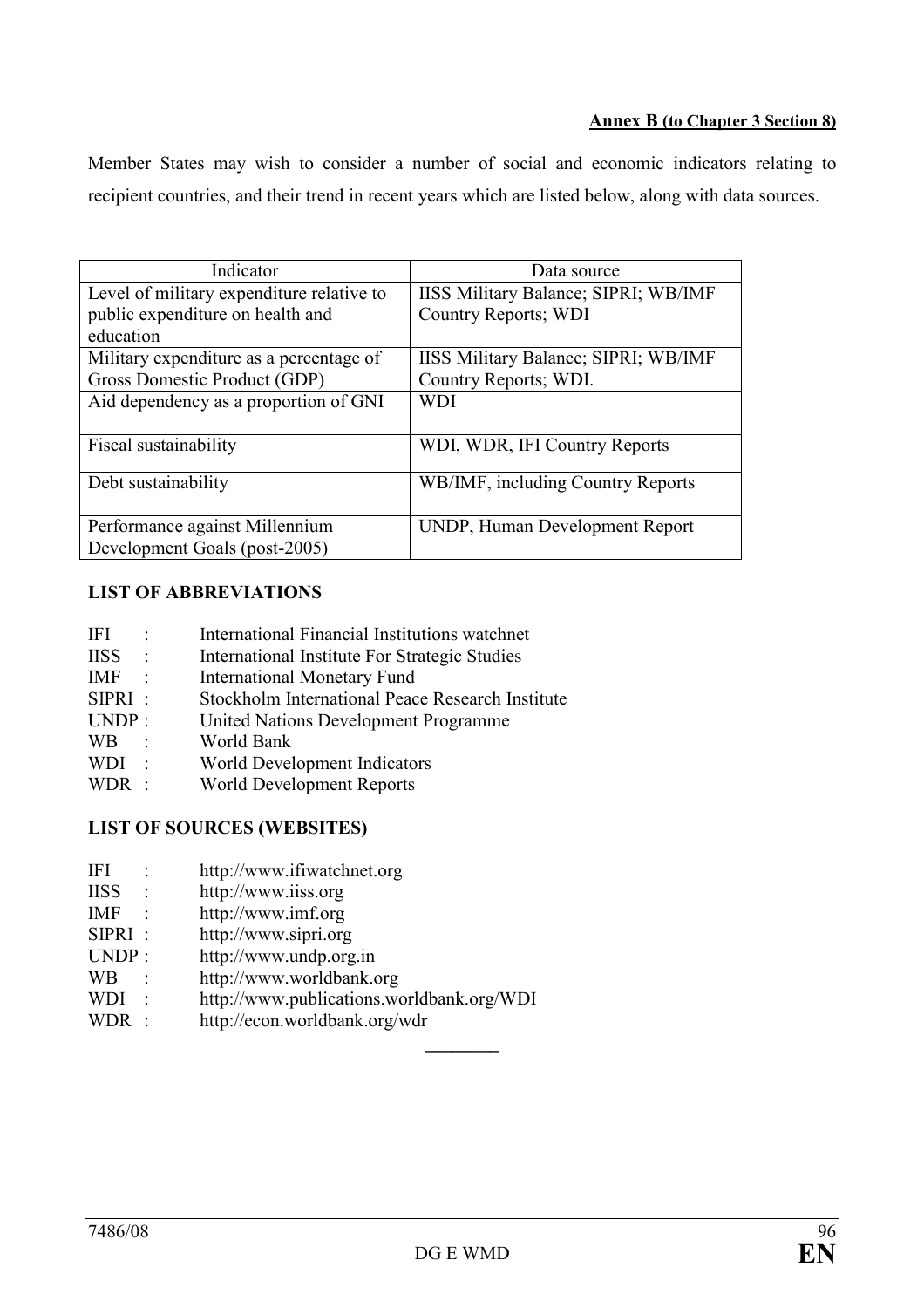**Annex B (to Chapter 3 Section 8)**

Member States may wish to consider a number of social and economic indicators relating to recipient countries, and their trend in recent years which are listed below, along with data sources.

| Indicator | Data source |
|---|---|
| Level of military expenditure relative to public expenditure on health and education | IISS Military Balance; SIPRI; WB/IMF Country Reports; WDI |
| Military expenditure as a percentage of Gross Domestic Product (GDP) | IISS Military Balance; SIPRI; WB/IMF Country Reports; WDI. |
| Aid dependency as a proportion of GNI | WDI |
| Fiscal sustainability | WDI, WDR, IFI Country Reports |
| Debt sustainability | WB/IMF, including Country Reports |
| Performance against Millennium Development Goals (post-2005) | UNDP, Human Development Report |

**LIST OF ABBREVIATIONS**

IFI : International Financial Institutions watchnet
IISS : International Institute For Strategic Studies
IMF : International Monetary Fund
SIPRI : Stockholm International Peace Research Institute
UNDP : United Nations Development Programme
WB : World Bank
WDI : World Development Indicators
WDR : World Development Reports

**LIST OF SOURCES (WEBSITES)**

IFI : http://www.ifiwatchnet.org
IISS : http://www.iiss.org
IMF : http://www.imf.org
SIPRI : http://www.sipri.org
UNDP : http://www.undp.org.in
WB : http://www.worldbank.org
WDI : http://www.publications.worldbank.org/WDI
WDR : http://econ.worldbank.org/wdr

________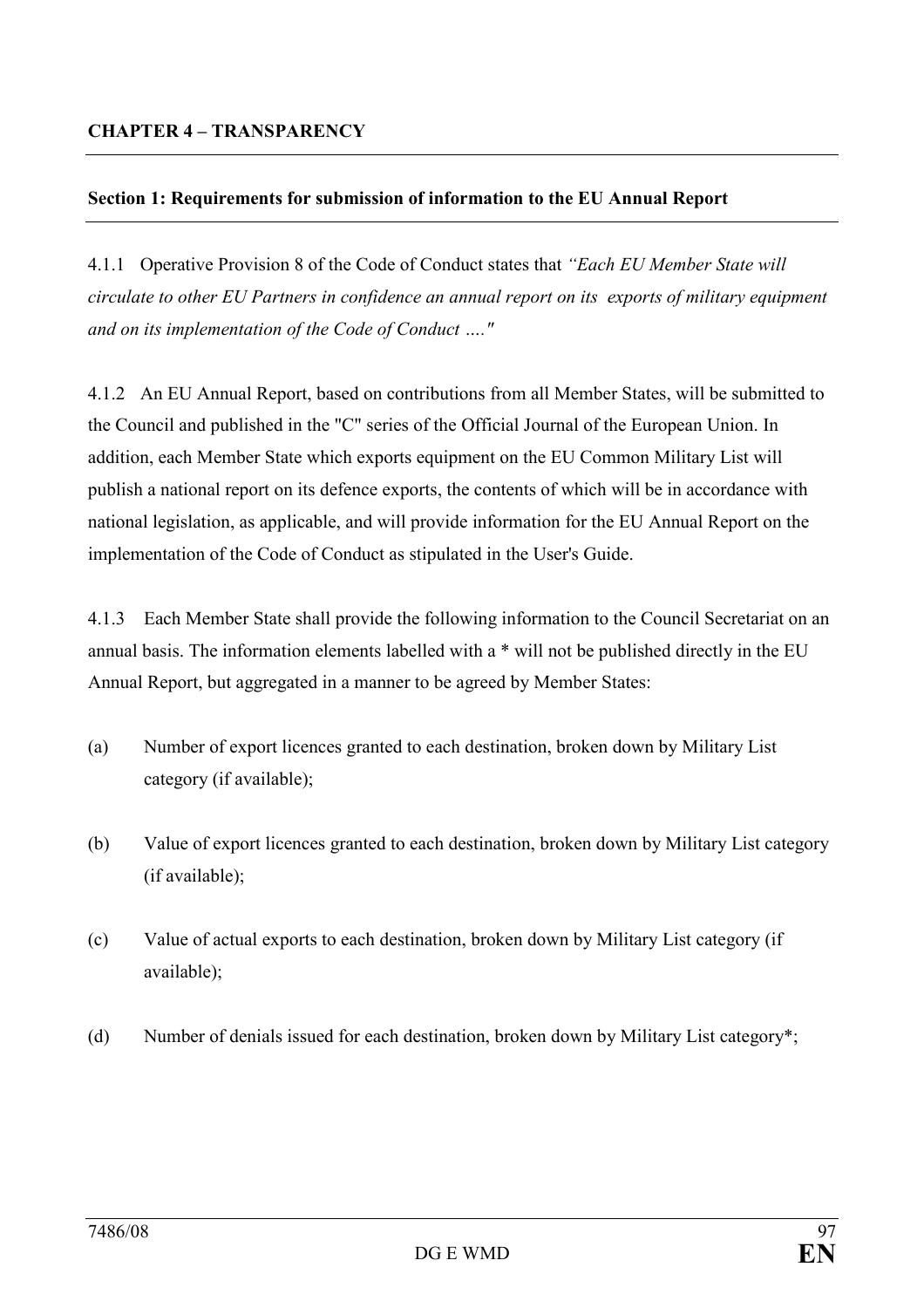## CHAPTER 4 – TRANSPARENCY

### Section 1: Requirements for submission of information to the EU Annual Report

4.1.1 Operative Provision 8 of the Code of Conduct states that *"Each EU Member State will circulate to other EU Partners in confidence an annual report on its exports of military equipment and on its implementation of the Code of Conduct …."*

4.1.2 An EU Annual Report, based on contributions from all Member States, will be submitted to the Council and published in the "C" series of the Official Journal of the European Union. In addition, each Member State which exports equipment on the EU Common Military List will publish a national report on its defence exports, the contents of which will be in accordance with national legislation, as applicable, and will provide information for the EU Annual Report on the implementation of the Code of Conduct as stipulated in the User's Guide.

4.1.3 Each Member State shall provide the following information to the Council Secretariat on an annual basis. The information elements labelled with a * will not be published directly in the EU Annual Report, but aggregated in a manner to be agreed by Member States:

(a) Number of export licences granted to each destination, broken down by Military List category (if available);

(b) Value of export licences granted to each destination, broken down by Military List category (if available);

(c) Value of actual exports to each destination, broken down by Military List category (if available);

(d) Number of denials issued for each destination, broken down by Military List category*;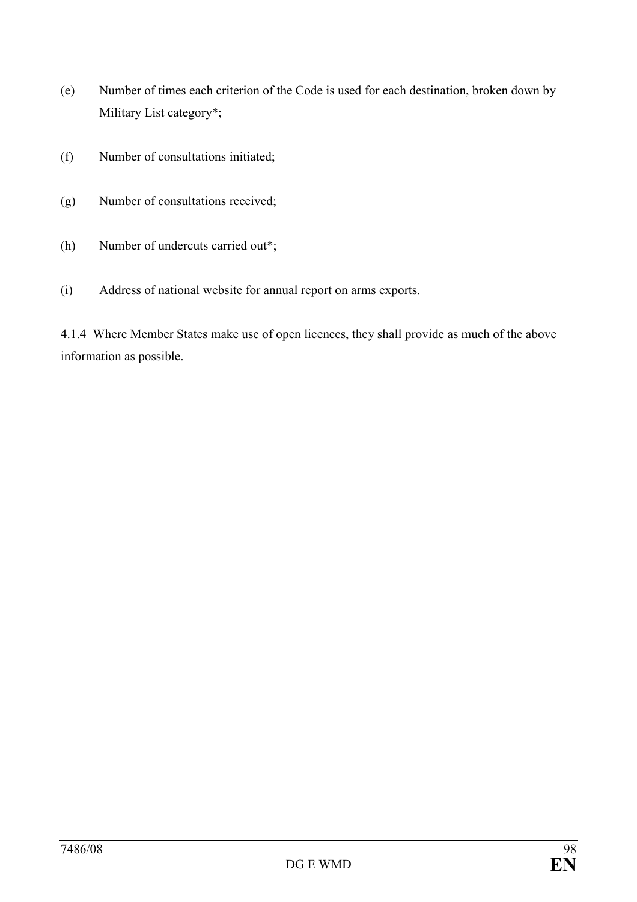(e) Number of times each criterion of the Code is used for each destination, broken down by Military List category*;

(f) Number of consultations initiated;

(g) Number of consultations received;

(h) Number of undercuts carried out*;

(i) Address of national website for annual report on arms exports.

4.1.4 Where Member States make use of open licences, they shall provide as much of the above information as possible.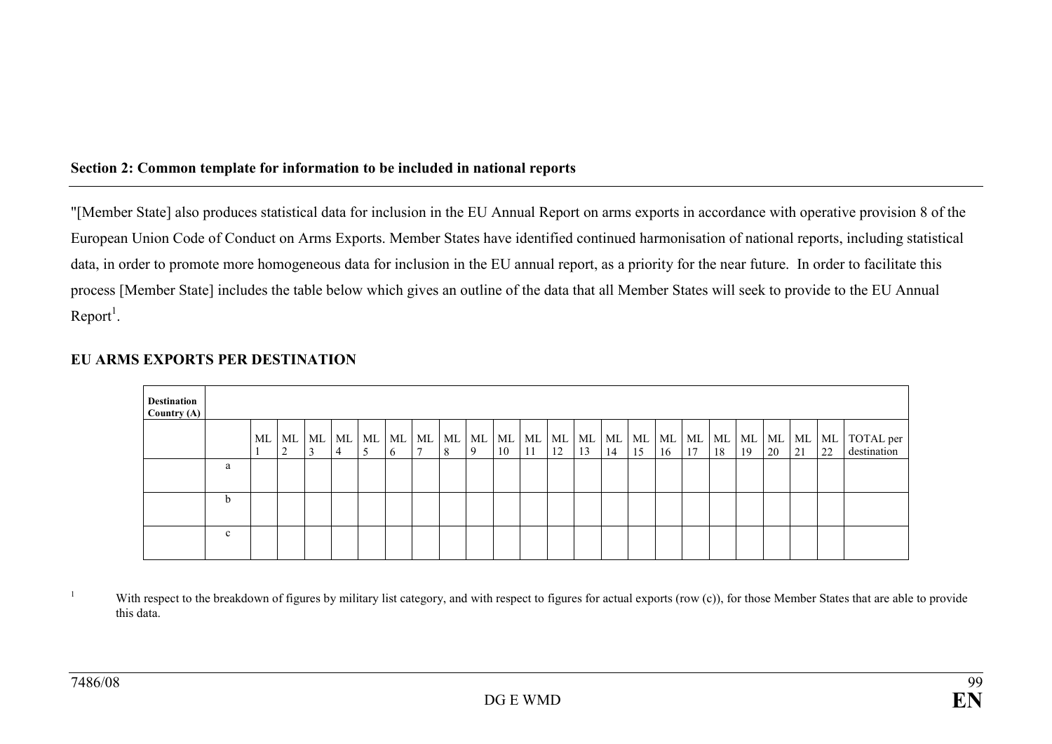**Section 2: Common template for information to be included in national reports**

"[Member State] also produces statistical data for inclusion in the EU Annual Report on arms exports in accordance with operative provision 8 of the European Union Code of Conduct on Arms Exports. Member States have identified continued harmonisation of national reports, including statistical data, in order to promote more homogeneous data for inclusion in the EU annual report, as a priority for the near future. In order to facilitate this process [Member State] includes the table below which gives an outline of the data that all Member States will seek to provide to the EU Annual Report[1].

**EU ARMS EXPORTS PER DESTINATION**

| **Destination Country (A)** | | | | | | | | | | | | | | | | | | | | | | | | |
|---|---|---|---|---|---|---|---|---|---|---|---|---|---|---|---|---|---|---|---|---|---|---|---|---|
| | | ML 1 | ML 2 | ML 3 | ML 4 | ML 5 | ML 6 | ML 7 | ML 8 | ML 9 | ML 10 | ML 11 | ML 12 | ML 13 | ML 14 | ML 15 | ML 16 | ML 17 | ML 18 | ML 19 | ML 20 | ML 21 | ML 22 | TOTAL per destination |
| | a | | | | | | | | | | | | | | | | | | | | | | | |
| | b | | | | | | | | | | | | | | | | | | | | | | | |
| | c | | | | | | | | | | | | | | | | | | | | | | | |

[1] With respect to the breakdown of figures by military list category, and with respect to figures for actual exports (row (c)), for those Member States that are able to provide this data.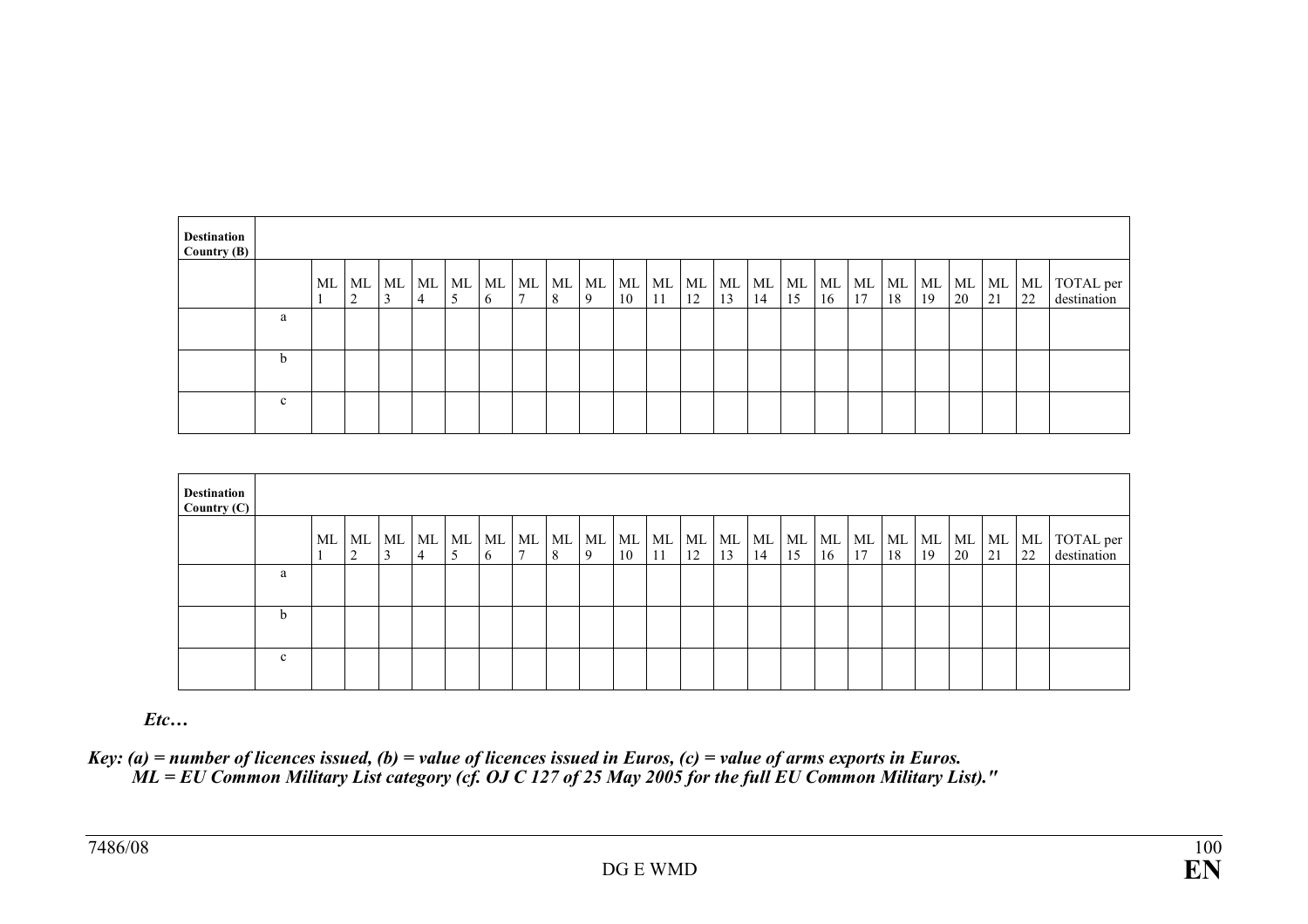| Destination Country (B) | | | | | | | | | | | | | | | | | | | | | | | | |
|---|---|---|---|---|---|---|---|---|---|---|---|---|---|---|---|---|---|---|---|---|---|---|---|---|
| | | ML 1 | ML 2 | ML 3 | ML 4 | ML 5 | ML 6 | ML 7 | ML 8 | ML 9 | ML 10 | ML 11 | ML 12 | ML 13 | ML 14 | ML 15 | ML 16 | ML 17 | ML 18 | ML 19 | ML 20 | ML 21 | ML 22 | TOTAL per destination |
| | a | | | | | | | | | | | | | | | | | | | | | | | |
| | b | | | | | | | | | | | | | | | | | | | | | | | |
| | c | | | | | | | | | | | | | | | | | | | | | | | |

| Destination Country (C) | | | | | | | | | | | | | | | | | | | | | | | | |
|---|---|---|---|---|---|---|---|---|---|---|---|---|---|---|---|---|---|---|---|---|---|---|---|---|
| | | ML 1 | ML 2 | ML 3 | ML 4 | ML 5 | ML 6 | ML 7 | ML 8 | ML 9 | ML 10 | ML 11 | ML 12 | ML 13 | ML 14 | ML 15 | ML 16 | ML 17 | ML 18 | ML 19 | ML 20 | ML 21 | ML 22 | TOTAL per destination |
| | a | | | | | | | | | | | | | | | | | | | | | | | |
| | b | | | | | | | | | | | | | | | | | | | | | | | |
| | c | | | | | | | | | | | | | | | | | | | | | | | |

***Etc…***

***Key: (a) = number of licences issued, (b) = value of licences issued in Euros, (c) = value of arms exports in Euros.***
***ML = EU Common Military List category (cf. OJ C 127 of 25 May 2005 for the full EU Common Military List)."***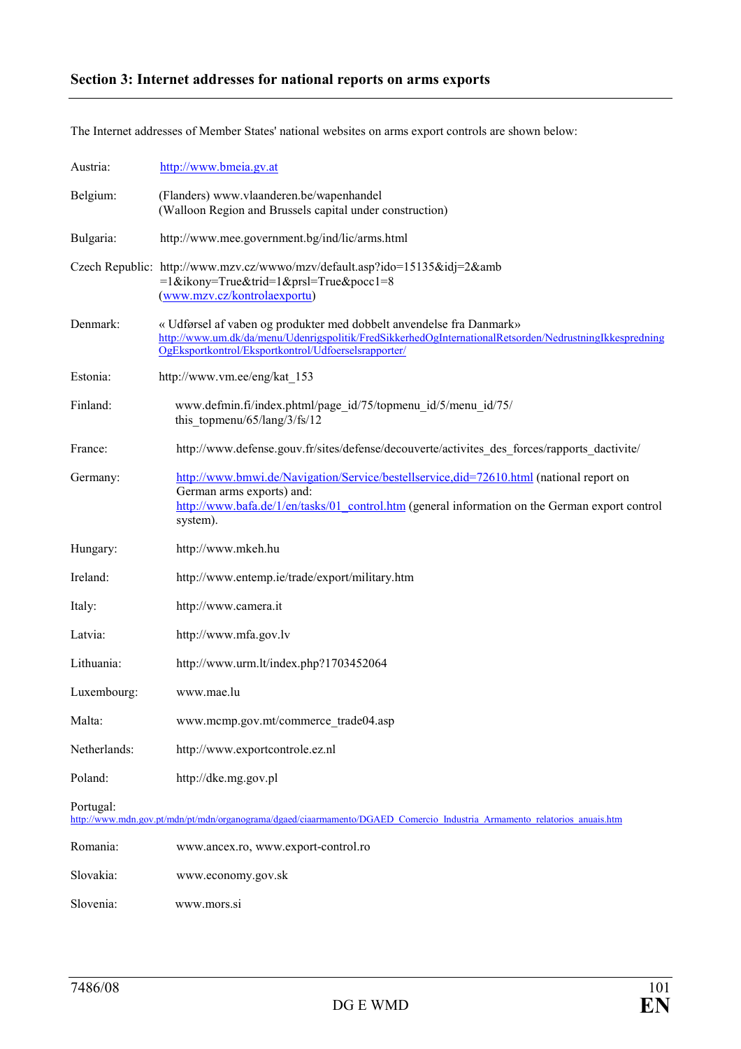## Section 3: Internet addresses for national reports on arms exports

The Internet addresses of Member States' national websites on arms export controls are shown below:

Austria: http://www.bmeia.gv.at

Belgium: (Flanders) www.vlaanderen.be/wapenhandel
(Walloon Region and Brussels capital under construction)

Bulgaria: http://www.mee.government.bg/ind/lic/arms.html

Czech Republic: http://www.mzv.cz/wwwo/mzv/default.asp?ido=15135&idj=2&amb=1&ikony=True&trid=1&prsl=True&pocc1=8
(www.mzv.cz/kontrolaexportu)

Denmark: « Udførsel af vaben og produkter med dobbelt anvendelse fra Danmark»
http://www.um.dk/da/menu/Udenrigspolitik/FredSikkerhedOgInternationalRetsorden/NedrustningIkkespredningOgEksportkontrol/Eksportkontrol/Udfoerselsrapporter/

Estonia: http://www.vm.ee/eng/kat_153

Finland: www.defmin.fi/index.phtml/page_id/75/topmenu_id/5/menu_id/75/this_topmenu/65/lang/3/fs/12

France: http://www.defense.gouv.fr/sites/defense/decouverte/activites_des_forces/rapports_dactivite/

Germany: http://www.bmwi.de/Navigation/Service/bestellservice,did=72610.html (national report on German arms exports) and:
http://www.bafa.de/1/en/tasks/01_control.htm (general information on the German export control system).

Hungary: http://www.mkeh.hu

Ireland: http://www.entemp.ie/trade/export/military.htm

Italy: http://www.camera.it

Latvia: http://www.mfa.gov.lv

Lithuania: http://www.urm.lt/index.php?1703452064

Luxembourg: www.mae.lu

Malta: www.mcmp.gov.mt/commerce_trade04.asp

Netherlands: http://www.exportcontrole.ez.nl

Poland: http://dke.mg.gov.pl

Portugal:
http://www.mdn.gov.pt/mdn/pt/mdn/organograma/dgaed/ciaarmamento/DGAED_Comercio_Industria_Armamento_relatorios_anuais.htm

Romania: www.ancex.ro, www.export-control.ro

Slovakia: www.economy.gov.sk

Slovenia: www.mors.si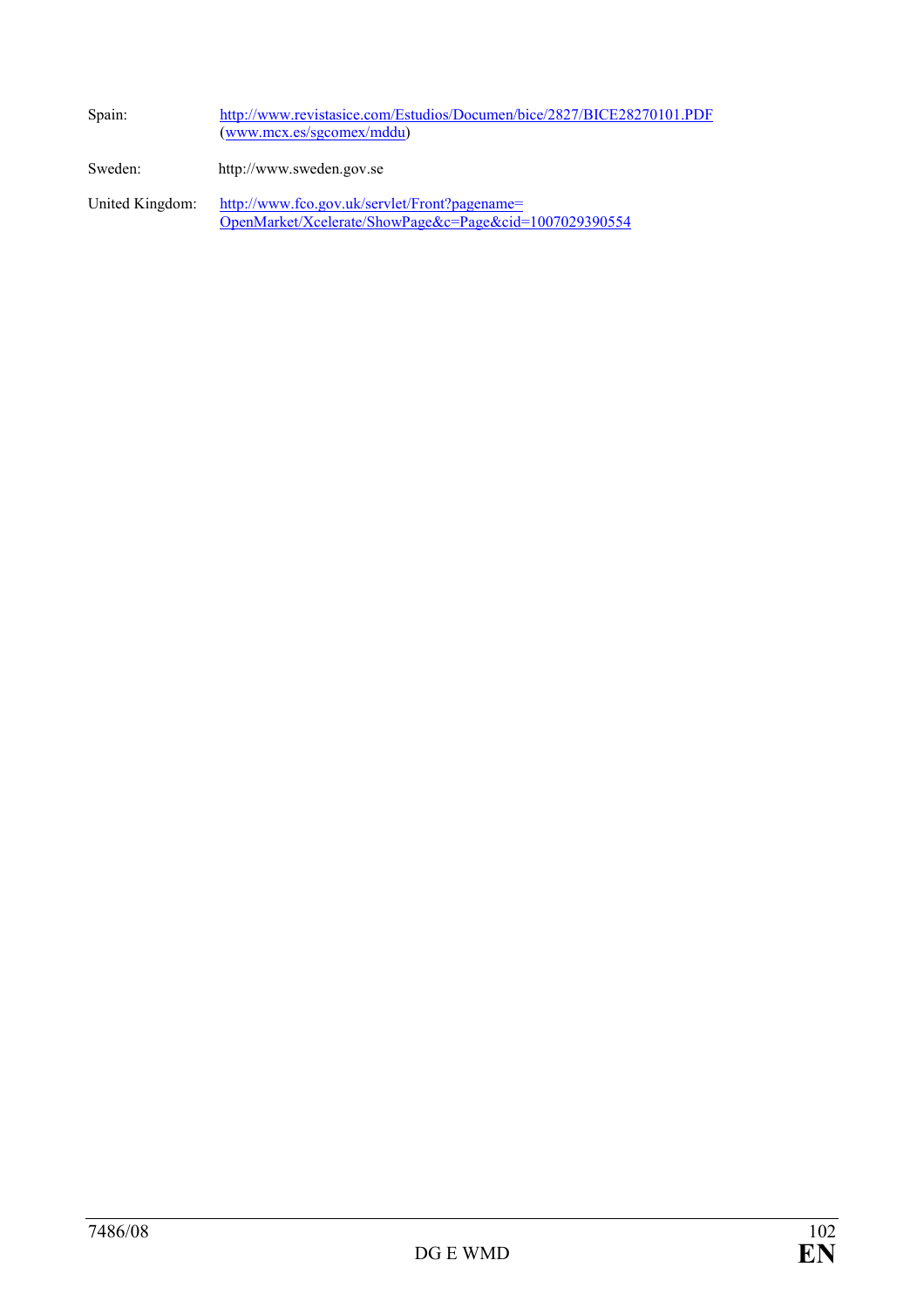Spain: http://www.revistasice.com/Estudios/Documen/bice/2827/BICE28270101.PDF (www.mcx.es/sgcomex/mddu)

Sweden: http://www.sweden.gov.se

United Kingdom: http://www.fco.gov.uk/servlet/Front?pagename=OpenMarket/Xcelerate/ShowPage&c=Page&cid=1007029390554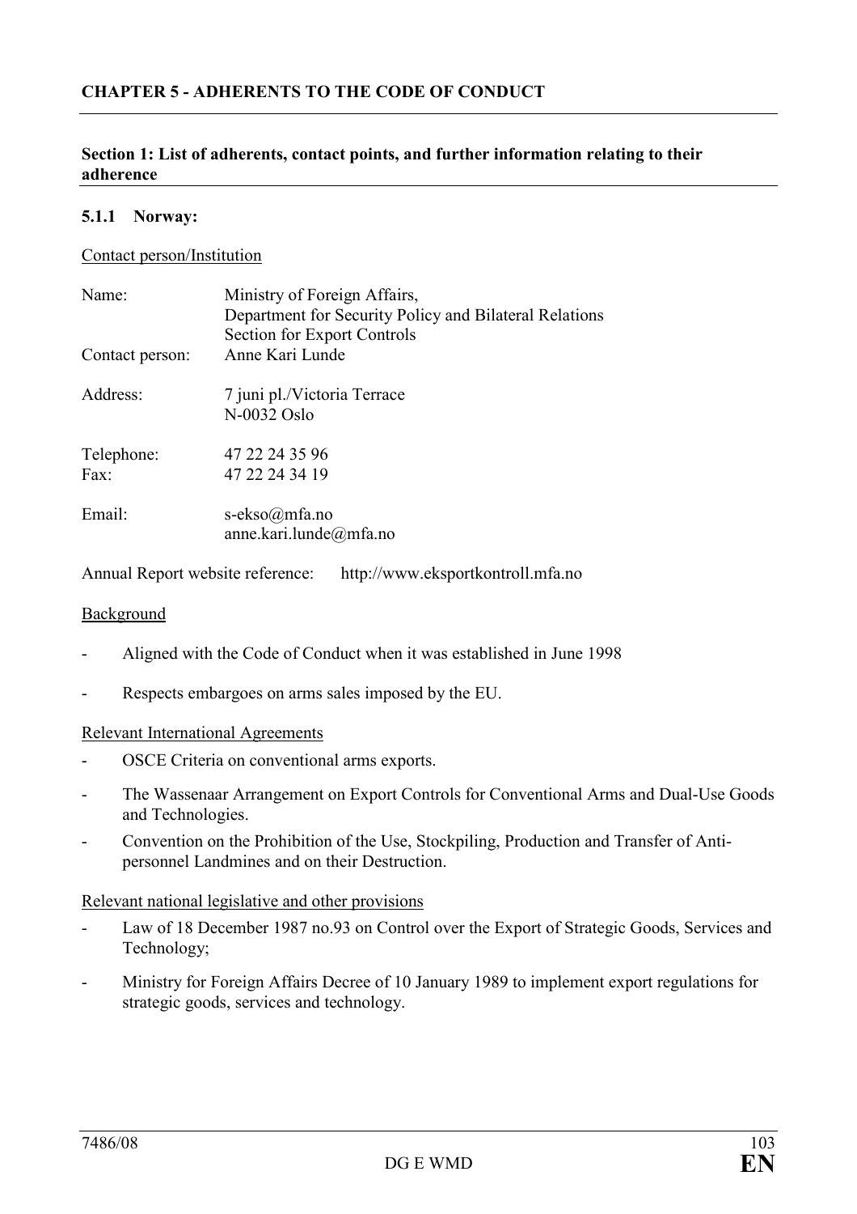## CHAPTER 5 - ADHERENTS TO THE CODE OF CONDUCT

### Section 1: List of adherents, contact points, and further information relating to their adherence

#### 5.1.1 Norway:

Contact person/Institution

| | |
|---|---|
| Name: | Ministry of Foreign Affairs, Department for Security Policy and Bilateral Relations Section for Export Controls |
| Contact person: | Anne Kari Lunde |
| Address: | 7 juni pl./Victoria Terrace N-0032 Oslo |
| Telephone: | 47 22 24 35 96 |
| Fax: | 47 22 24 34 19 |
| Email: | s-ekso@mfa.no anne.kari.lunde@mfa.no |

Annual Report website reference: http://www.eksportkontroll.mfa.no

Background

- Aligned with the Code of Conduct when it was established in June 1998
- Respects embargoes on arms sales imposed by the EU.

Relevant International Agreements

- OSCE Criteria on conventional arms exports.
- The Wassenaar Arrangement on Export Controls for Conventional Arms and Dual-Use Goods and Technologies.
- Convention on the Prohibition of the Use, Stockpiling, Production and Transfer of Anti-personnel Landmines and on their Destruction.

Relevant national legislative and other provisions

- Law of 18 December 1987 no.93 on Control over the Export of Strategic Goods, Services and Technology;
- Ministry for Foreign Affairs Decree of 10 January 1989 to implement export regulations for strategic goods, services and technology.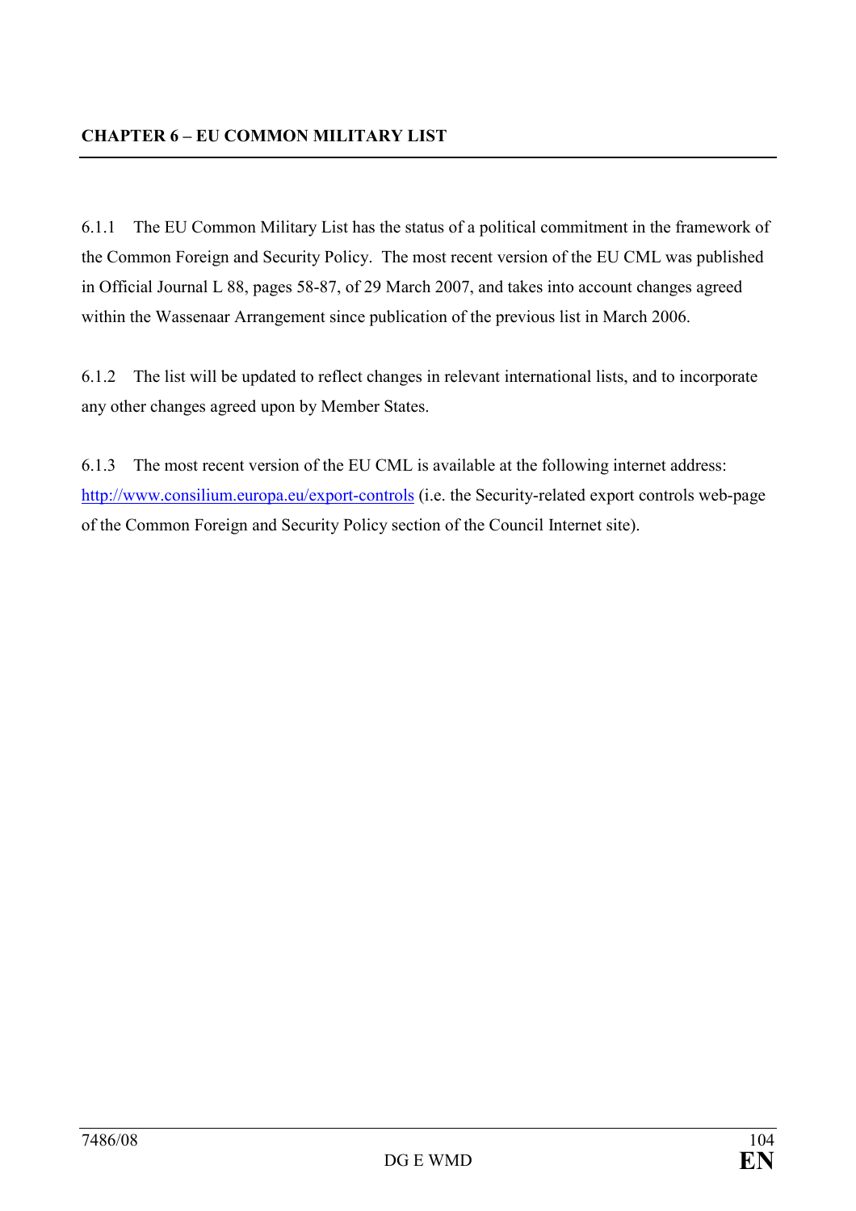## CHAPTER 6 – EU COMMON MILITARY LIST

6.1.1 The EU Common Military List has the status of a political commitment in the framework of the Common Foreign and Security Policy. The most recent version of the EU CML was published in Official Journal L 88, pages 58-87, of 29 March 2007, and takes into account changes agreed within the Wassenaar Arrangement since publication of the previous list in March 2006.

6.1.2 The list will be updated to reflect changes in relevant international lists, and to incorporate any other changes agreed upon by Member States.

6.1.3 The most recent version of the EU CML is available at the following internet address: [http://www.consilium.europa.eu/export-controls](http://www.consilium.europa.eu/export-controls) (i.e. the Security-related export controls web-page of the Common Foreign and Security Policy section of the Council Internet site).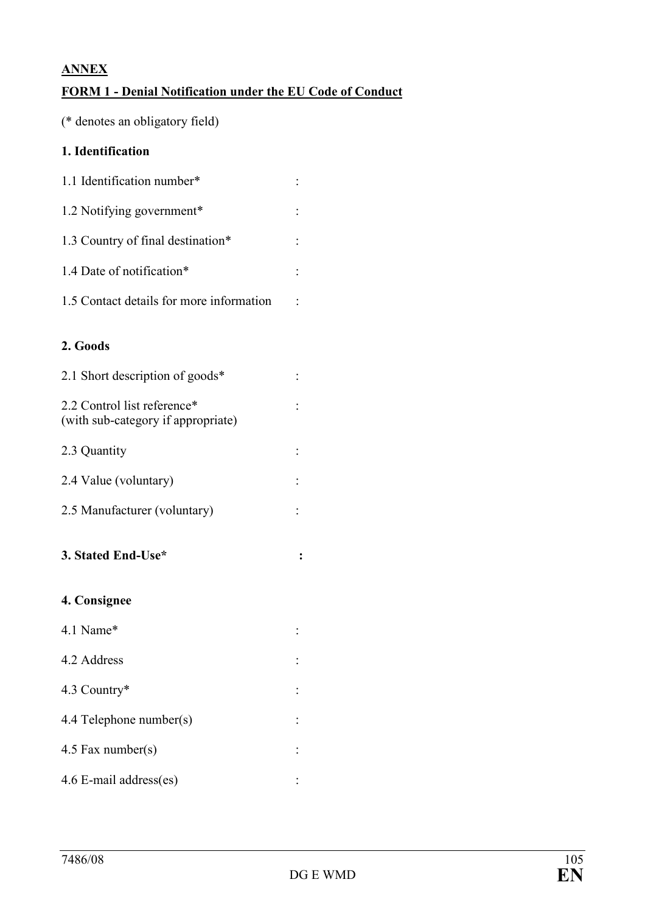**ANNEX**

**FORM 1 - Denial Notification under the EU Code of Conduct**

(* denotes an obligatory field)

**1. Identification**

1.1 Identification number* :

1.2 Notifying government* :

1.3 Country of final destination* :

1.4 Date of notification* :

1.5 Contact details for more information :

**2. Goods**

2.1 Short description of goods* :

2.2 Control list reference* :
(with sub-category if appropriate)

2.3 Quantity :

2.4 Value (voluntary) :

2.5 Manufacturer (voluntary) :

**3. Stated End-Use* :**

**4. Consignee**

4.1 Name* :

4.2 Address :

4.3 Country* :

4.4 Telephone number(s) :

4.5 Fax number(s) :

4.6 E-mail address(es) :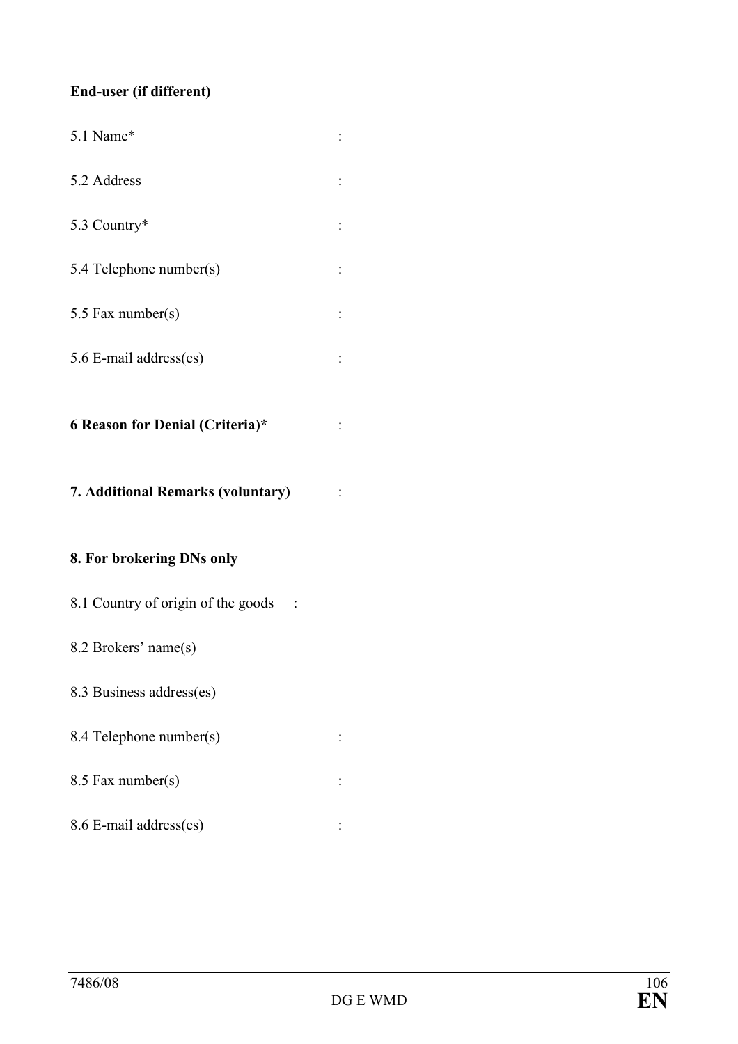**End-user (if different)**

5.1 Name* :

5.2 Address :

5.3 Country* :

5.4 Telephone number(s) :

5.5 Fax number(s) :

5.6 E-mail address(es) :

**6 Reason for Denial (Criteria)*** :

**7. Additional Remarks (voluntary)** :

**8. For brokering DNs only**

8.1 Country of origin of the goods :

8.2 Brokers' name(s)

8.3 Business address(es)

8.4 Telephone number(s) :

8.5 Fax number(s) :

8.6 E-mail address(es) :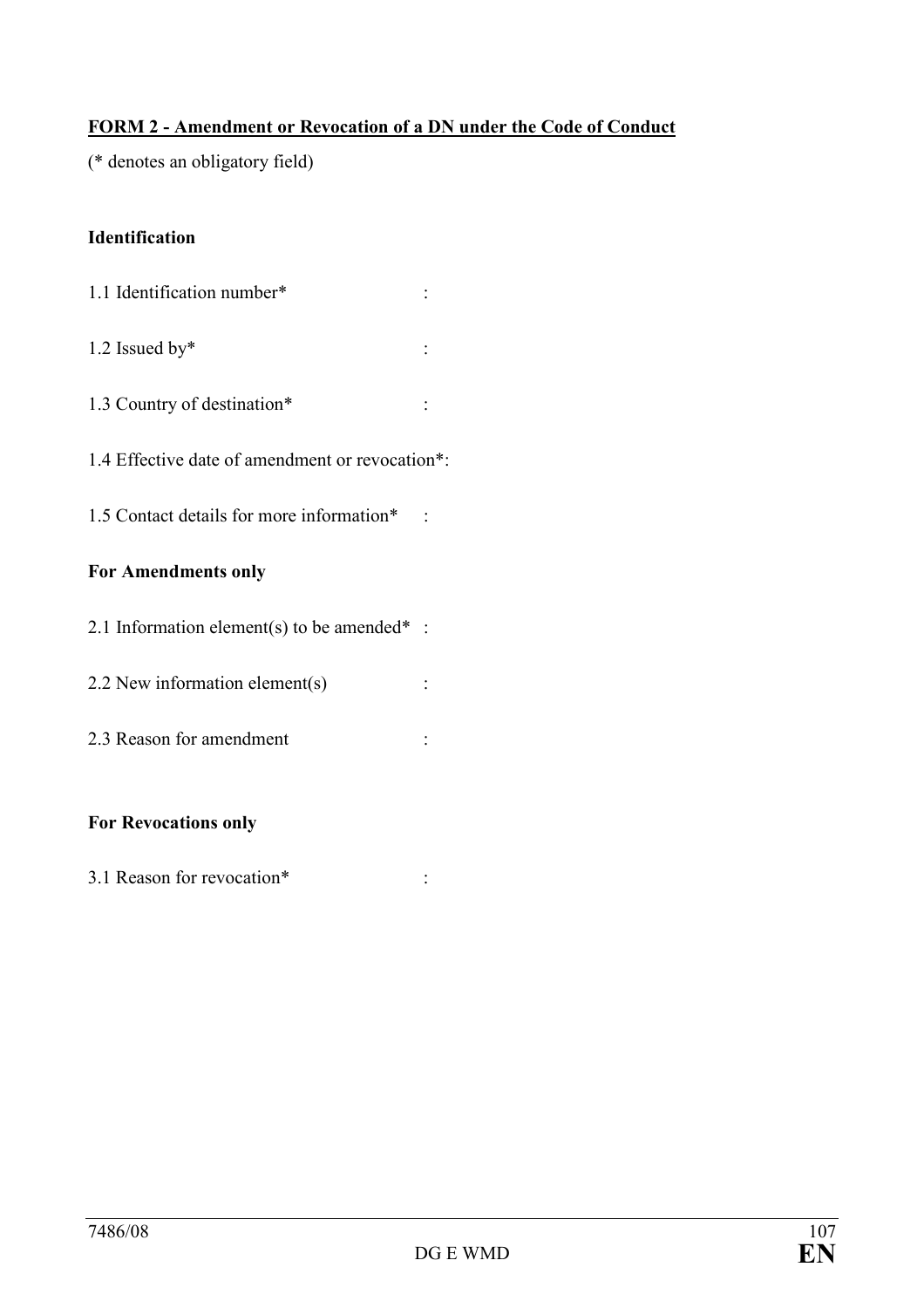**FORM 2 - Amendment or Revocation of a DN under the Code of Conduct**

(* denotes an obligatory field)

**Identification**

1.1 Identification number* :

1.2 Issued by* :

1.3 Country of destination* :

1.4 Effective date of amendment or revocation*:

1.5 Contact details for more information* :

**For Amendments only**

2.1 Information element(s) to be amended* :

2.2 New information element(s) :

2.3 Reason for amendment :

**For Revocations only**

3.1 Reason for revocation* :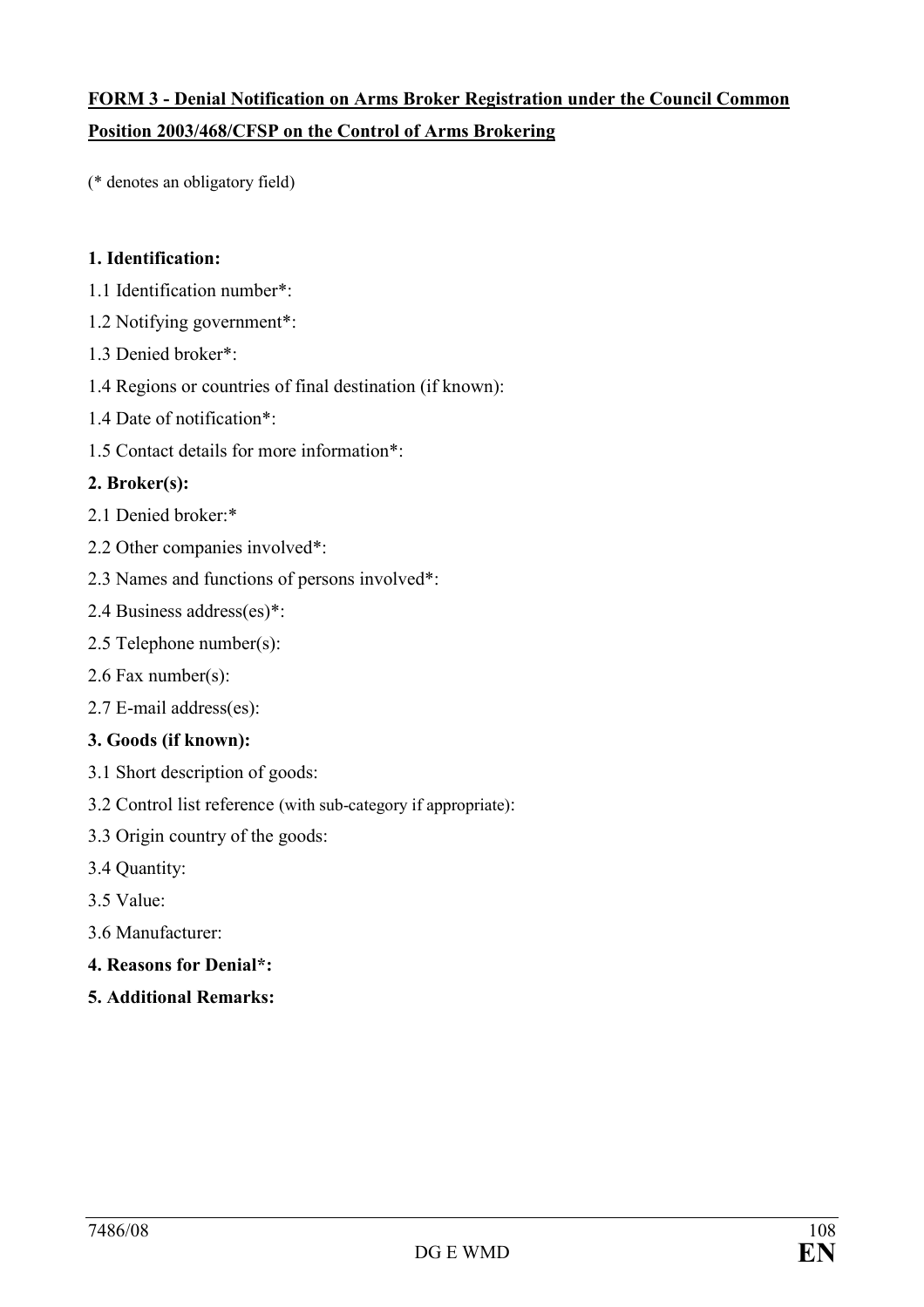**FORM 3 - Denial Notification on Arms Broker Registration under the Council Common Position 2003/468/CFSP on the Control of Arms Brokering**

(* denotes an obligatory field)

**1. Identification:**

1.1 Identification number*:

1.2 Notifying government*:

1.3 Denied broker*:

1.4 Regions or countries of final destination (if known):

1.4 Date of notification*:

1.5 Contact details for more information*:

**2. Broker(s):**

2.1 Denied broker:*

2.2 Other companies involved*:

2.3 Names and functions of persons involved*:

2.4 Business address(es)*:

2.5 Telephone number(s):

2.6 Fax number(s):

2.7 E-mail address(es):

**3. Goods (if known):**

3.1 Short description of goods:

3.2 Control list reference (with sub-category if appropriate):

3.3 Origin country of the goods:

3.4 Quantity:

3.5 Value:

3.6 Manufacturer:

**4. Reasons for Denial*:**

**5. Additional Remarks:**